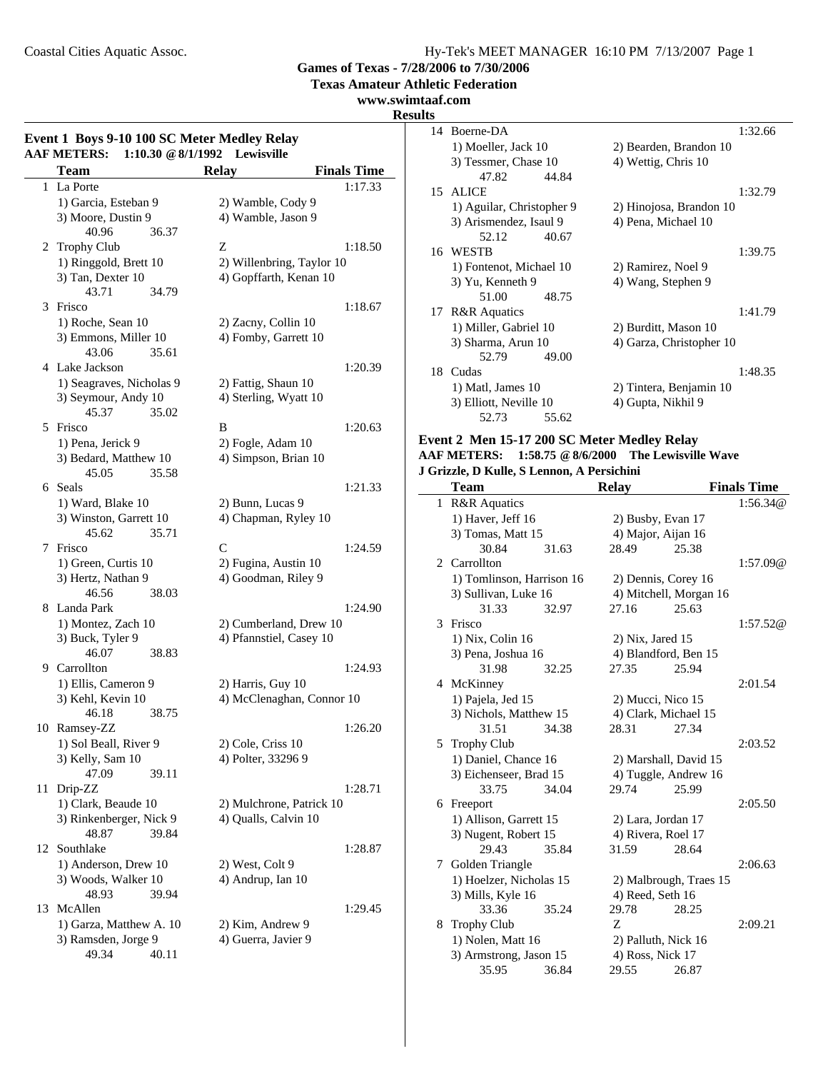**Games of Texas - 7/28/2006 to 7/30/2006**
**Texas Amateur Athletic Federation**
**www.swimtaaf.com**
**Results**

### Event 1 Boys 9-10 100 SC Meter Medley Relay

**AAF METERS: 1:10.30 @ 8/1/1992 Lewisville**

| | Team | Relay | Finals Time |
|---|---|---|---|
| 1 | La Porte | | 1:17.33 |
| | 1) Garcia, Esteban 9 | 2) Wamble, Cody 9 | |
| | 3) Moore, Dustin 9 | 4) Wamble, Jason 9 | |
| | 40.96 36.37 | | |
| 2 | Trophy Club | Z | 1:18.50 |
| | 1) Ringgold, Brett 10 | 2) Willenbring, Taylor 10 | |
| | 3) Tan, Dexter 10 | 4) Gopffarth, Kenan 10 | |
| | 43.71 34.79 | | |
| 3 | Frisco | | 1:18.67 |
| | 1) Roche, Sean 10 | 2) Zacny, Collin 10 | |
| | 3) Emmons, Miller 10 | 4) Fomby, Garrett 10 | |
| | 43.06 35.61 | | |
| 4 | Lake Jackson | | 1:20.39 |
| | 1) Seagraves, Nicholas 9 | 2) Fattig, Shaun 10 | |
| | 3) Seymour, Andy 10 | 4) Sterling, Wyatt 10 | |
| | 45.37 35.02 | | |
| 5 | Frisco | B | 1:20.63 |
| | 1) Pena, Jerick 9 | 2) Fogle, Adam 10 | |
| | 3) Bedard, Matthew 10 | 4) Simpson, Brian 10 | |
| | 45.05 35.58 | | |
| 6 | Seals | | 1:21.33 |
| | 1) Ward, Blake 10 | 2) Bunn, Lucas 9 | |
| | 3) Winston, Garrett 10 | 4) Chapman, Ryley 10 | |
| | 45.62 35.71 | | |
| 7 | Frisco | C | 1:24.59 |
| | 1) Green, Curtis 10 | 2) Fugina, Austin 10 | |
| | 3) Hertz, Nathan 9 | 4) Goodman, Riley 9 | |
| | 46.56 38.03 | | |
| 8 | Landa Park | | 1:24.90 |
| | 1) Montez, Zach 10 | 2) Cumberland, Drew 10 | |
| | 3) Buck, Tyler 9 | 4) Pfannstiel, Casey 10 | |
| | 46.07 38.83 | | |
| 9 | Carrollton | | 1:24.93 |
| | 1) Ellis, Cameron 9 | 2) Harris, Guy 10 | |
| | 3) Kehl, Kevin 10 | 4) McClenaghan, Connor 10 | |
| | 46.18 38.75 | | |
| 10 | Ramsey-ZZ | | 1:26.20 |
| | 1) Sol Beall, River 9 | 2) Cole, Criss 10 | |
| | 3) Kelly, Sam 10 | 4) Polter, 33296 9 | |
| | 47.09 39.11 | | |
| 11 | Drip-ZZ | | 1:28.71 |
| | 1) Clark, Beaude 10 | 2) Mulchrone, Patrick 10 | |
| | 3) Rinkenberger, Nick 9 | 4) Qualls, Calvin 10 | |
| | 48.87 39.84 | | |
| 12 | Southlake | | 1:28.87 |
| | 1) Anderson, Drew 10 | 2) West, Colt 9 | |
| | 3) Woods, Walker 10 | 4) Andrup, Ian 10 | |
| | 48.93 39.94 | | |
| 13 | McAllen | | 1:29.45 |
| | 1) Garza, Matthew A. 10 | 2) Kim, Andrew 9 | |
| | 3) Ramsden, Jorge 9 | 4) Guerra, Javier 9 | |
| | 49.34 40.11 | | |
| 14 | Boerne-DA | | 1:32.66 |
| | 1) Moeller, Jack 10 | 2) Bearden, Brandon 10 | |
| | 3) Tessmer, Chase 10 | 4) Wettig, Chris 10 | |
| | 47.82 44.84 | | |
| 15 | ALICE | | 1:32.79 |
| | 1) Aguilar, Christopher 9 | 2) Hinojosa, Brandon 10 | |
| | 3) Arismendez, Isaul 9 | 4) Pena, Michael 10 | |
| | 52.12 40.67 | | |
| 16 | WESTB | | 1:39.75 |
| | 1) Fontenot, Michael 10 | 2) Ramirez, Noel 9 | |
| | 3) Yu, Kenneth 9 | 4) Wang, Stephen 9 | |
| | 51.00 48.75 | | |
| 17 | R&R Aquatics | | 1:41.79 |
| | 1) Miller, Gabriel 10 | 2) Burditt, Mason 10 | |
| | 3) Sharma, Arun 10 | 4) Garza, Christopher 10 | |
| | 52.79 49.00 | | |
| 18 | Cudas | | 1:48.35 |
| | 1) Matl, James 10 | 2) Tintera, Benjamin 10 | |
| | 3) Elliott, Neville 10 | 4) Gupta, Nikhil 9 | |
| | 52.73 55.62 | | |

### Event 2 Men 15-17 200 SC Meter Medley Relay

**AAF METERS: 1:58.75 @ 8/6/2000 The Lewisville Wave**
**J Grizzle, D Kulle, S Lennon, A Persichini**

| | Team | Relay | Finals Time |
|---|---|---|---|
| 1 | R&R Aquatics | | 1:56.34@ |
| | 1) Haver, Jeff 16 | 2) Busby, Evan 17 | |
| | 3) Tomas, Matt 15 | 4) Major, Aijan 16 | |
| | 30.84 31.63 | 28.49 25.38 | |
| 2 | Carrollton | | 1:57.09@ |
| | 1) Tomlinson, Harrison 16 | 2) Dennis, Corey 16 | |
| | 3) Sullivan, Luke 16 | 4) Mitchell, Morgan 16 | |
| | 31.33 32.97 | 27.16 25.63 | |
| 3 | Frisco | | 1:57.52@ |
| | 1) Nix, Colin 16 | 2) Nix, Jared 15 | |
| | 3) Pena, Joshua 16 | 4) Blandford, Ben 15 | |
| | 31.98 32.25 | 27.35 25.94 | |
| 4 | McKinney | | 2:01.54 |
| | 1) Pajela, Jed 15 | 2) Mucci, Nico 15 | |
| | 3) Nichols, Matthew 15 | 4) Clark, Michael 15 | |
| | 31.51 34.38 | 28.31 27.34 | |
| 5 | Trophy Club | | 2:03.52 |
| | 1) Daniel, Chance 16 | 2) Marshall, David 15 | |
| | 3) Eichenseer, Brad 15 | 4) Tuggle, Andrew 16 | |
| | 33.75 34.04 | 29.74 25.99 | |
| 6 | Freeport | | 2:05.50 |
| | 1) Allison, Garrett 15 | 2) Lara, Jordan 17 | |
| | 3) Nugent, Robert 15 | 4) Rivera, Roel 17 | |
| | 29.43 35.84 | 31.59 28.64 | |
| 7 | Golden Triangle | | 2:06.63 |
| | 1) Hoelzer, Nicholas 15 | 2) Malbrough, Traes 15 | |
| | 3) Mills, Kyle 16 | 4) Reed, Seth 16 | |
| | 33.36 35.24 | 29.78 28.25 | |
| 8 | Trophy Club | Z | 2:09.21 |
| | 1) Nolen, Matt 16 | 2) Palluth, Nick 16 | |
| | 3) Armstrong, Jason 15 | 4) Ross, Nick 17 | |
| | 35.95 36.84 | 29.55 26.87 | |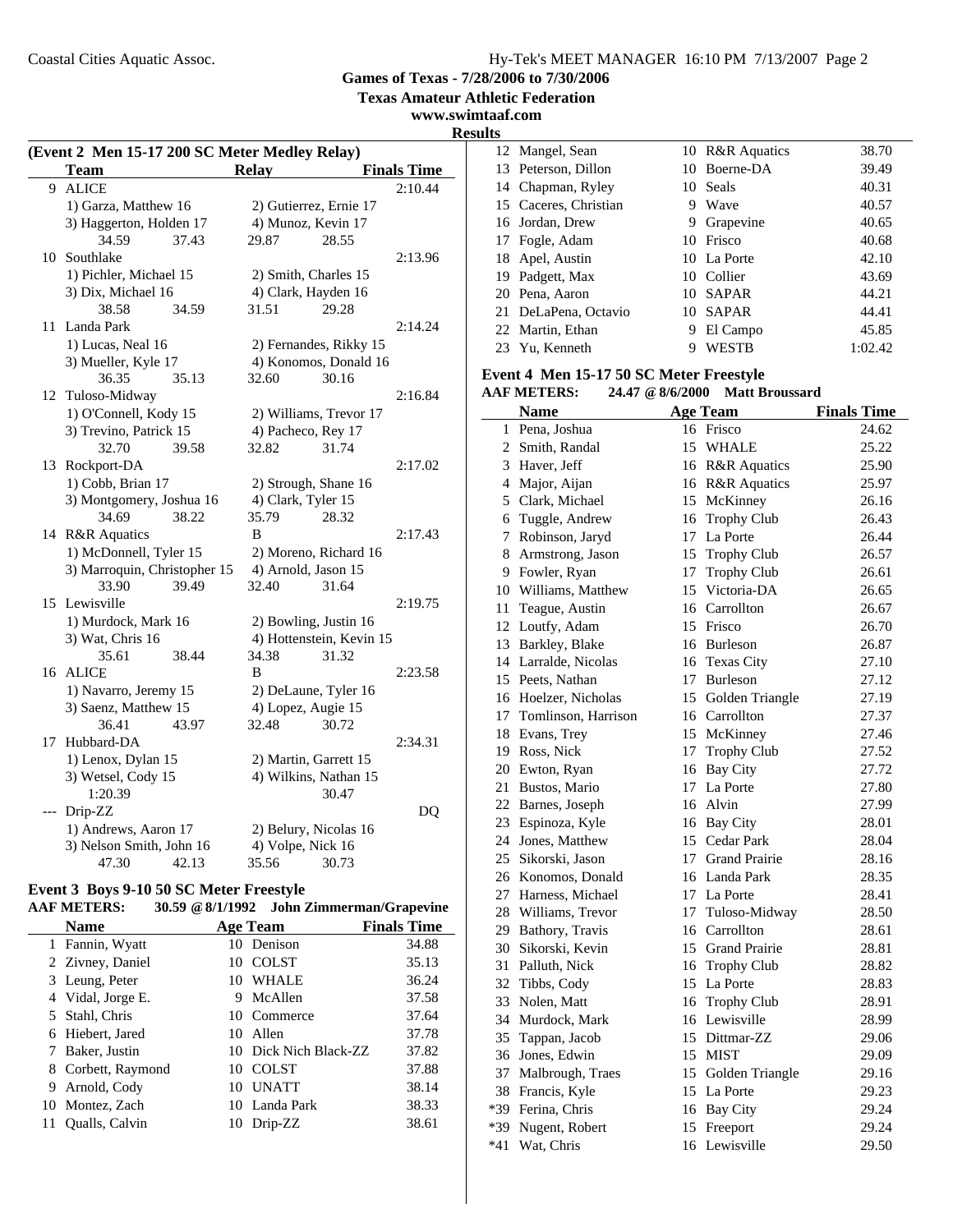Games of Texas - 7/28/2006 to 7/30/2006

Texas Amateur Athletic Federation

www.swimtaaf.com

**Results**

**(Event 2 Men 15-17 200 SC Meter Medley Relay)**

| | Team | Relay | Finals Time |
|---|---|---|---|
| 9 | ALICE | | 2:10.44 |
| | 1) Garza, Matthew 16 | 2) Gutierrez, Ernie 17 | |
| | 3) Haggerton, Holden 17 | 4) Munoz, Kevin 17 | |
| | 34.59 37.43 | 29.87 28.55 | |
| 10 | Southlake | | 2:13.96 |
| | 1) Pichler, Michael 15 | 2) Smith, Charles 15 | |
| | 3) Dix, Michael 16 | 4) Clark, Hayden 16 | |
| | 38.58 34.59 | 31.51 29.28 | |
| 11 | Landa Park | | 2:14.24 |
| | 1) Lucas, Neal 16 | 2) Fernandes, Rikky 15 | |
| | 3) Mueller, Kyle 17 | 4) Konomos, Donald 16 | |
| | 36.35 35.13 | 32.60 30.16 | |
| 12 | Tuloso-Midway | | 2:16.84 |
| | 1) O'Connell, Kody 15 | 2) Williams, Trevor 17 | |
| | 3) Trevino, Patrick 15 | 4) Pacheco, Rey 17 | |
| | 32.70 39.58 | 32.82 31.74 | |
| 13 | Rockport-DA | | 2:17.02 |
| | 1) Cobb, Brian 17 | 2) Strough, Shane 16 | |
| | 3) Montgomery, Joshua 16 | 4) Clark, Tyler 15 | |
| | 34.69 38.22 | 35.79 28.32 | |
| 14 | R&R Aquatics | B | 2:17.43 |
| | 1) McDonnell, Tyler 15 | 2) Moreno, Richard 16 | |
| | 3) Marroquin, Christopher 15 | 4) Arnold, Jason 15 | |
| | 33.90 39.49 | 32.40 31.64 | |
| 15 | Lewisville | | 2:19.75 |
| | 1) Murdock, Mark 16 | 2) Bowling, Justin 16 | |
| | 3) Wat, Chris 16 | 4) Hottenstein, Kevin 15 | |
| | 35.61 38.44 | 34.38 31.32 | |
| 16 | ALICE | B | 2:23.58 |
| | 1) Navarro, Jeremy 15 | 2) DeLaune, Tyler 16 | |
| | 3) Saenz, Matthew 15 | 4) Lopez, Augie 15 | |
| | 36.41 43.97 | 32.48 30.72 | |
| 17 | Hubbard-DA | | 2:34.31 |
| | 1) Lenox, Dylan 15 | 2) Martin, Garrett 15 | |
| | 3) Wetsel, Cody 15 | 4) Wilkins, Nathan 15 | |
| | 1:20.39 | 30.47 | |
| --- | Drip-ZZ | | DQ |
| | 1) Andrews, Aaron 17 | 2) Belury, Nicolas 16 | |
| | 3) Nelson Smith, John 16 | 4) Volpe, Nick 16 | |
| | 47.30 42.13 | 35.56 30.73 | |

**Event 3 Boys 9-10 50 SC Meter Freestyle**

**AAF METERS: 30.59 @8/1/1992 John Zimmerman/Grapevine**

| | Name | Age | Team | Finals Time |
|---|---|---|---|---|
| 1 | Fannin, Wyatt | 10 | Denison | 34.88 |
| 2 | Zivney, Daniel | 10 | COLST | 35.13 |
| 3 | Leung, Peter | 10 | WHALE | 36.24 |
| 4 | Vidal, Jorge E. | 9 | McAllen | 37.58 |
| 5 | Stahl, Chris | 10 | Commerce | 37.64 |
| 6 | Hiebert, Jared | 10 | Allen | 37.78 |
| 7 | Baker, Justin | 10 | Dick Nich Black-ZZ | 37.82 |
| 8 | Corbett, Raymond | 10 | COLST | 37.88 |
| 9 | Arnold, Cody | 10 | UNATT | 38.14 |
| 10 | Montez, Zach | 10 | Landa Park | 38.33 |
| 11 | Qualls, Calvin | 10 | Drip-ZZ | 38.61 |
| 12 | Mangel, Sean | 10 | R&R Aquatics | 38.70 |
| 13 | Peterson, Dillon | 10 | Boerne-DA | 39.49 |
| 14 | Chapman, Ryley | 10 | Seals | 40.31 |
| 15 | Caceres, Christian | 9 | Wave | 40.57 |
| 16 | Jordan, Drew | 9 | Grapevine | 40.65 |
| 17 | Fogle, Adam | 10 | Frisco | 40.68 |
| 18 | Apel, Austin | 10 | La Porte | 42.10 |
| 19 | Padgett, Max | 10 | Collier | 43.69 |
| 20 | Pena, Aaron | 10 | SAPAR | 44.21 |
| 21 | DeLaPena, Octavio | 10 | SAPAR | 44.41 |
| 22 | Martin, Ethan | 9 | El Campo | 45.85 |
| 23 | Yu, Kenneth | 9 | WESTB | 1:02.42 |

**Event 4 Men 15-17 50 SC Meter Freestyle**

**AAF METERS: 24.47 @ 8/6/2000 Matt Broussard**

| | Name | Age | Team | Finals Time |
|---|---|---|---|---|
| 1 | Pena, Joshua | 16 | Frisco | 24.62 |
| 2 | Smith, Randal | 15 | WHALE | 25.22 |
| 3 | Haver, Jeff | 16 | R&R Aquatics | 25.90 |
| 4 | Major, Aijan | 16 | R&R Aquatics | 25.97 |
| 5 | Clark, Michael | 15 | McKinney | 26.16 |
| 6 | Tuggle, Andrew | 16 | Trophy Club | 26.43 |
| 7 | Robinson, Jaryd | 17 | La Porte | 26.44 |
| 8 | Armstrong, Jason | 15 | Trophy Club | 26.57 |
| 9 | Fowler, Ryan | 17 | Trophy Club | 26.61 |
| 10 | Williams, Matthew | 15 | Victoria-DA | 26.65 |
| 11 | Teague, Austin | 16 | Carrollton | 26.67 |
| 12 | Loutfy, Adam | 15 | Frisco | 26.70 |
| 13 | Barkley, Blake | 16 | Burleson | 26.87 |
| 14 | Larralde, Nicolas | 16 | Texas City | 27.10 |
| 15 | Peets, Nathan | 17 | Burleson | 27.12 |
| 16 | Hoelzer, Nicholas | 15 | Golden Triangle | 27.19 |
| 17 | Tomlinson, Harrison | 16 | Carrollton | 27.37 |
| 18 | Evans, Trey | 15 | McKinney | 27.46 |
| 19 | Ross, Nick | 17 | Trophy Club | 27.52 |
| 20 | Ewton, Ryan | 16 | Bay City | 27.72 |
| 21 | Bustos, Mario | 17 | La Porte | 27.80 |
| 22 | Barnes, Joseph | 16 | Alvin | 27.99 |
| 23 | Espinoza, Kyle | 16 | Bay City | 28.01 |
| 24 | Jones, Matthew | 15 | Cedar Park | 28.04 |
| 25 | Sikorski, Jason | 17 | Grand Prairie | 28.16 |
| 26 | Konomos, Donald | 16 | Landa Park | 28.35 |
| 27 | Harness, Michael | 17 | La Porte | 28.41 |
| 28 | Williams, Trevor | 17 | Tuloso-Midway | 28.50 |
| 29 | Bathory, Travis | 16 | Carrollton | 28.61 |
| 30 | Sikorski, Kevin | 15 | Grand Prairie | 28.81 |
| 31 | Palluth, Nick | 16 | Trophy Club | 28.82 |
| 32 | Tibbs, Cody | 15 | La Porte | 28.83 |
| 33 | Nolen, Matt | 16 | Trophy Club | 28.91 |
| 34 | Murdock, Mark | 16 | Lewisville | 28.99 |
| 35 | Tappan, Jacob | 15 | Dittmar-ZZ | 29.06 |
| 36 | Jones, Edwin | 15 | MIST | 29.09 |
| 37 | Malbrough, Traes | 15 | Golden Triangle | 29.16 |
| 38 | Francis, Kyle | 15 | La Porte | 29.23 |
| *39 | Ferina, Chris | 16 | Bay City | 29.24 |
| *39 | Nugent, Robert | 15 | Freeport | 29.24 |
| *41 | Wat, Chris | 16 | Lewisville | 29.50 |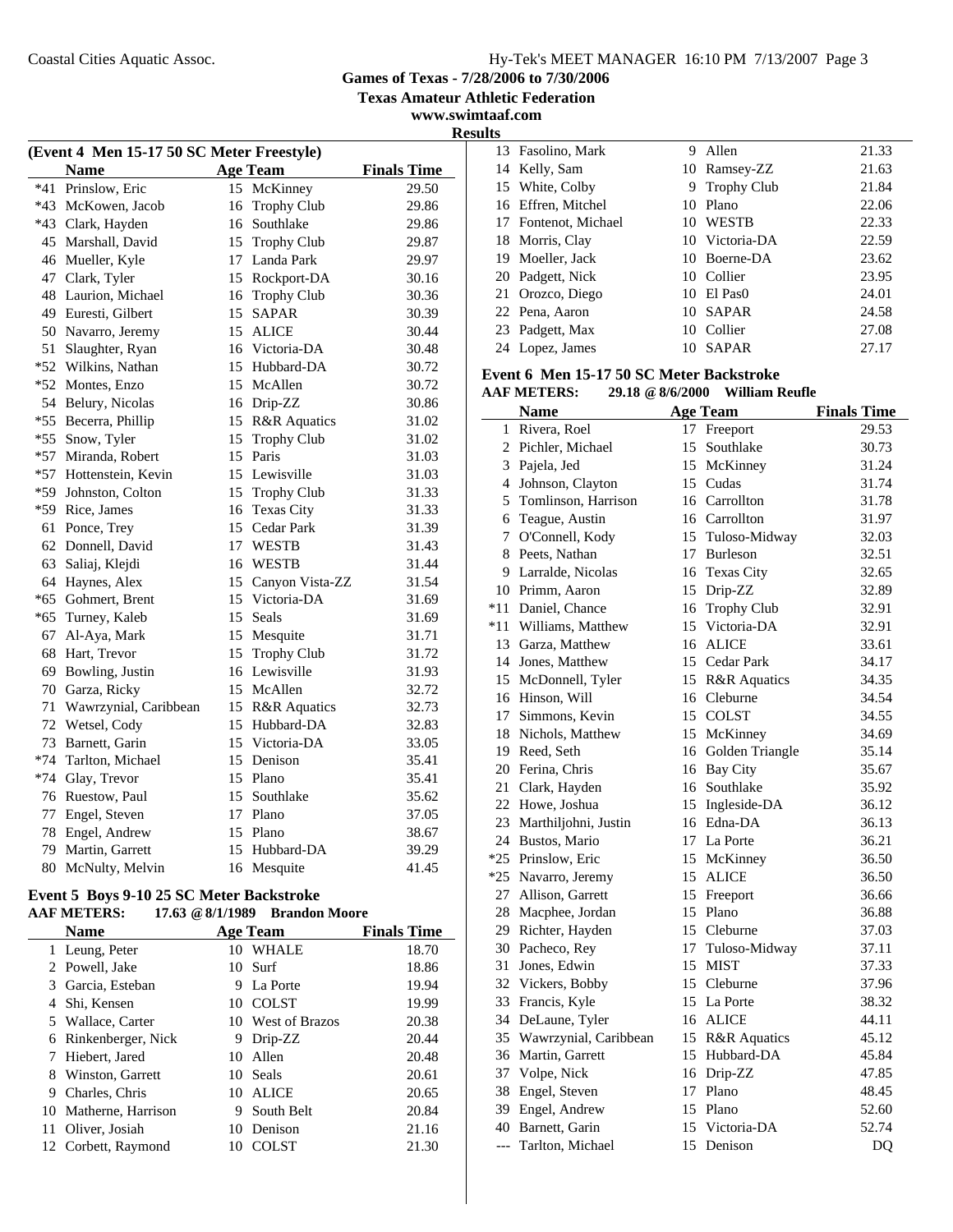## Games of Texas - 7/28/2006 to 7/30/2006

### Texas Amateur Athletic Federation

www.swimtaaf.com

### Results

#### (Event 4 Men 15-17 50 SC Meter Freestyle)

| | Name | Age | Team | Finals Time |
|---|---|---|---|---|
| *41 | Prinslow, Eric | 15 | McKinney | 29.50 |
| *43 | McKowen, Jacob | 16 | Trophy Club | 29.86 |
| *43 | Clark, Hayden | 16 | Southlake | 29.86 |
| 45 | Marshall, David | 15 | Trophy Club | 29.87 |
| 46 | Mueller, Kyle | 17 | Landa Park | 29.97 |
| 47 | Clark, Tyler | 15 | Rockport-DA | 30.16 |
| 48 | Laurion, Michael | 16 | Trophy Club | 30.36 |
| 49 | Euresti, Gilbert | 15 | SAPAR | 30.39 |
| 50 | Navarro, Jeremy | 15 | ALICE | 30.44 |
| 51 | Slaughter, Ryan | 16 | Victoria-DA | 30.48 |
| *52 | Wilkins, Nathan | 15 | Hubbard-DA | 30.72 |
| *52 | Montes, Enzo | 15 | McAllen | 30.72 |
| 54 | Belury, Nicolas | 16 | Drip-ZZ | 30.86 |
| *55 | Becerra, Phillip | 15 | R&R Aquatics | 31.02 |
| *55 | Snow, Tyler | 15 | Trophy Club | 31.02 |
| *57 | Miranda, Robert | 15 | Paris | 31.03 |
| *57 | Hottenstein, Kevin | 15 | Lewisville | 31.03 |
| *59 | Johnston, Colton | 15 | Trophy Club | 31.33 |
| *59 | Rice, James | 16 | Texas City | 31.33 |
| 61 | Ponce, Trey | 15 | Cedar Park | 31.39 |
| 62 | Donnell, David | 17 | WESTB | 31.43 |
| 63 | Saliaj, Klejdi | 16 | WESTB | 31.44 |
| 64 | Haynes, Alex | 15 | Canyon Vista-ZZ | 31.54 |
| *65 | Gohmert, Brent | 15 | Victoria-DA | 31.69 |
| *65 | Turney, Kaleb | 15 | Seals | 31.69 |
| 67 | Al-Aya, Mark | 15 | Mesquite | 31.71 |
| 68 | Hart, Trevor | 15 | Trophy Club | 31.72 |
| 69 | Bowling, Justin | 16 | Lewisville | 31.93 |
| 70 | Garza, Ricky | 15 | McAllen | 32.72 |
| 71 | Wawrzynial, Caribbean | 15 | R&R Aquatics | 32.73 |
| 72 | Wetsel, Cody | 15 | Hubbard-DA | 32.83 |
| 73 | Barnett, Garin | 15 | Victoria-DA | 33.05 |
| *74 | Tarlton, Michael | 15 | Denison | 35.41 |
| *74 | Glay, Trevor | 15 | Plano | 35.41 |
| 76 | Ruestow, Paul | 15 | Southlake | 35.62 |
| 77 | Engel, Steven | 17 | Plano | 37.05 |
| 78 | Engel, Andrew | 15 | Plano | 38.67 |
| 79 | Martin, Garrett | 15 | Hubbard-DA | 39.29 |
| 80 | McNulty, Melvin | 16 | Mesquite | 41.45 |

#### Event 5 Boys 9-10 25 SC Meter Backstroke

**AAF METERS: 17.63 @ 8/1/1989 Brandon Moore**

| | Name | Age | Team | Finals Time |
|---|---|---|---|---|
| 1 | Leung, Peter | 10 | WHALE | 18.70 |
| 2 | Powell, Jake | 10 | Surf | 18.86 |
| 3 | Garcia, Esteban | 9 | La Porte | 19.94 |
| 4 | Shi, Kensen | 10 | COLST | 19.99 |
| 5 | Wallace, Carter | 10 | West of Brazos | 20.38 |
| 6 | Rinkenberger, Nick | 9 | Drip-ZZ | 20.44 |
| 7 | Hiebert, Jared | 10 | Allen | 20.48 |
| 8 | Winston, Garrett | 10 | Seals | 20.61 |
| 9 | Charles, Chris | 10 | ALICE | 20.65 |
| 10 | Matherne, Harrison | 9 | South Belt | 20.84 |
| 11 | Oliver, Josiah | 10 | Denison | 21.16 |
| 12 | Corbett, Raymond | 10 | COLST | 21.30 |
| 13 | Fasolino, Mark | 9 | Allen | 21.33 |
| 14 | Kelly, Sam | 10 | Ramsey-ZZ | 21.63 |
| 15 | White, Colby | 9 | Trophy Club | 21.84 |
| 16 | Effren, Mitchel | 10 | Plano | 22.06 |
| 17 | Fontenot, Michael | 10 | WESTB | 22.33 |
| 18 | Morris, Clay | 10 | Victoria-DA | 22.59 |
| 19 | Moeller, Jack | 10 | Boerne-DA | 23.62 |
| 20 | Padgett, Nick | 10 | Collier | 23.95 |
| 21 | Orozco, Diego | 10 | El Pas0 | 24.01 |
| 22 | Pena, Aaron | 10 | SAPAR | 24.58 |
| 23 | Padgett, Max | 10 | Collier | 27.08 |
| 24 | Lopez, James | 10 | SAPAR | 27.17 |

#### Event 6 Men 15-17 50 SC Meter Backstroke

**AAF METERS: 29.18 @ 8/6/2000 William Reufle**

| | Name | Age | Team | Finals Time |
|---|---|---|---|---|
| 1 | Rivera, Roel | 17 | Freeport | 29.53 |
| 2 | Pichler, Michael | 15 | Southlake | 30.73 |
| 3 | Pajela, Jed | 15 | McKinney | 31.24 |
| 4 | Johnson, Clayton | 15 | Cudas | 31.74 |
| 5 | Tomlinson, Harrison | 16 | Carrollton | 31.78 |
| 6 | Teague, Austin | 16 | Carrollton | 31.97 |
| 7 | O'Connell, Kody | 15 | Tuloso-Midway | 32.03 |
| 8 | Peets, Nathan | 17 | Burleson | 32.51 |
| 9 | Larralde, Nicolas | 16 | Texas City | 32.65 |
| 10 | Primm, Aaron | 15 | Drip-ZZ | 32.89 |
| *11 | Daniel, Chance | 16 | Trophy Club | 32.91 |
| *11 | Williams, Matthew | 15 | Victoria-DA | 32.91 |
| 13 | Garza, Matthew | 16 | ALICE | 33.61 |
| 14 | Jones, Matthew | 15 | Cedar Park | 34.17 |
| 15 | McDonnell, Tyler | 15 | R&R Aquatics | 34.35 |
| 16 | Hinson, Will | 16 | Cleburne | 34.54 |
| 17 | Simmons, Kevin | 15 | COLST | 34.55 |
| 18 | Nichols, Matthew | 15 | McKinney | 34.69 |
| 19 | Reed, Seth | 16 | Golden Triangle | 35.14 |
| 20 | Ferina, Chris | 16 | Bay City | 35.67 |
| 21 | Clark, Hayden | 16 | Southlake | 35.92 |
| 22 | Howe, Joshua | 15 | Ingleside-DA | 36.12 |
| 23 | Marthiljohni, Justin | 16 | Edna-DA | 36.13 |
| 24 | Bustos, Mario | 17 | La Porte | 36.21 |
| *25 | Prinslow, Eric | 15 | McKinney | 36.50 |
| *25 | Navarro, Jeremy | 15 | ALICE | 36.50 |
| 27 | Allison, Garrett | 15 | Freeport | 36.66 |
| 28 | Macphee, Jordan | 15 | Plano | 36.88 |
| 29 | Richter, Hayden | 15 | Cleburne | 37.03 |
| 30 | Pacheco, Rey | 17 | Tuloso-Midway | 37.11 |
| 31 | Jones, Edwin | 15 | MIST | 37.33 |
| 32 | Vickers, Bobby | 15 | Cleburne | 37.96 |
| 33 | Francis, Kyle | 15 | La Porte | 38.32 |
| 34 | DeLaune, Tyler | 16 | ALICE | 44.11 |
| 35 | Wawrzynial, Caribbean | 15 | R&R Aquatics | 45.12 |
| 36 | Martin, Garrett | 15 | Hubbard-DA | 45.84 |
| 37 | Volpe, Nick | 16 | Drip-ZZ | 47.85 |
| 38 | Engel, Steven | 17 | Plano | 48.45 |
| 39 | Engel, Andrew | 15 | Plano | 52.60 |
| 40 | Barnett, Garin | 15 | Victoria-DA | 52.74 |
| --- | Tarlton, Michael | 15 | Denison | DQ |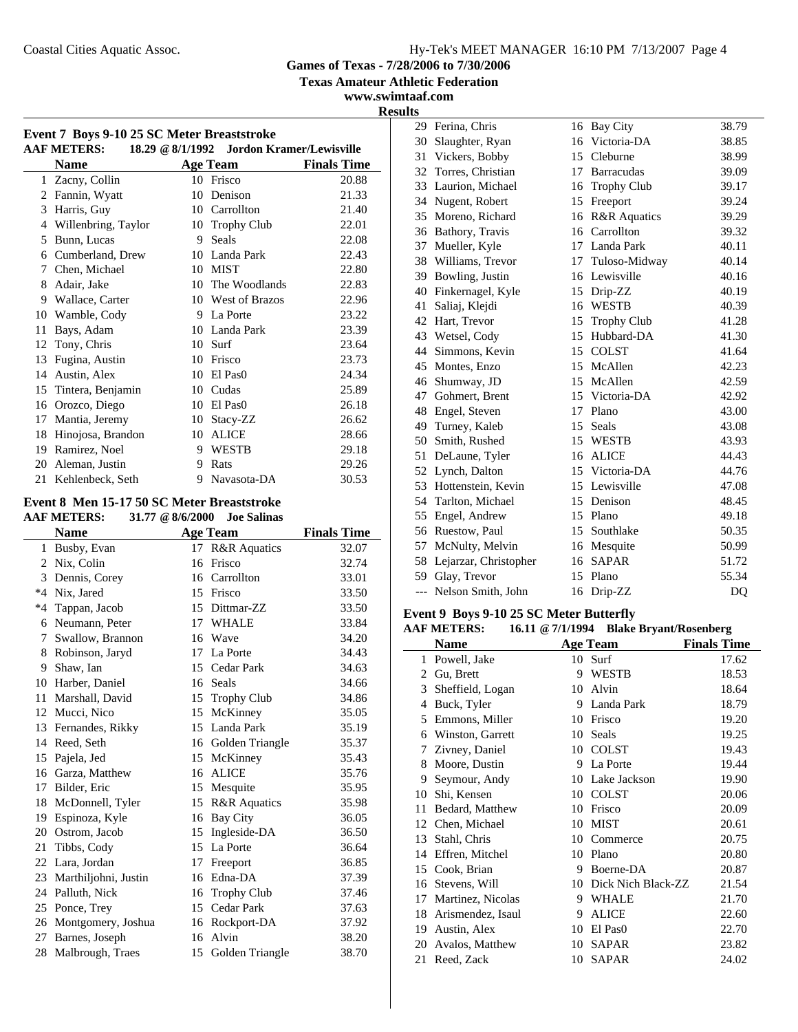Games of Texas - 7/28/2006 to 7/30/2006

Texas Amateur Athletic Federation

www.swimtaaf.com

**Results**

### Event 7 Boys 9-10 25 SC Meter Breaststroke

**AAF METERS: 18.29 @ 8/1/1992 Jordon Kramer/Lewisville**

| | Name | Age | Team | Finals Time |
|---|---|---|---|---|
| 1 | Zacny, Collin | 10 | Frisco | 20.88 |
| 2 | Fannin, Wyatt | 10 | Denison | 21.33 |
| 3 | Harris, Guy | 10 | Carrollton | 21.40 |
| 4 | Willenbring, Taylor | 10 | Trophy Club | 22.01 |
| 5 | Bunn, Lucas | 9 | Seals | 22.08 |
| 6 | Cumberland, Drew | 10 | Landa Park | 22.43 |
| 7 | Chen, Michael | 10 | MIST | 22.80 |
| 8 | Adair, Jake | 10 | The Woodlands | 22.83 |
| 9 | Wallace, Carter | 10 | West of Brazos | 22.96 |
| 10 | Wamble, Cody | 9 | La Porte | 23.22 |
| 11 | Bays, Adam | 10 | Landa Park | 23.39 |
| 12 | Tony, Chris | 10 | Surf | 23.64 |
| 13 | Fugina, Austin | 10 | Frisco | 23.73 |
| 14 | Austin, Alex | 10 | El Pas0 | 24.34 |
| 15 | Tintera, Benjamin | 10 | Cudas | 25.89 |
| 16 | Orozco, Diego | 10 | El Pas0 | 26.18 |
| 17 | Mantia, Jeremy | 10 | Stacy-ZZ | 26.62 |
| 18 | Hinojosa, Brandon | 10 | ALICE | 28.66 |
| 19 | Ramirez, Noel | 9 | WESTB | 29.18 |
| 20 | Aleman, Justin | 9 | Rats | 29.26 |
| 21 | Kehlenbeck, Seth | 9 | Navasota-DA | 30.53 |

### Event 8 Men 15-17 50 SC Meter Breaststroke

**AAF METERS: 31.77 @ 8/6/2000 Joe Salinas**

| | Name | Age | Team | Finals Time |
|---|---|---|---|---|
| 1 | Busby, Evan | 17 | R&R Aquatics | 32.07 |
| 2 | Nix, Colin | 16 | Frisco | 32.74 |
| 3 | Dennis, Corey | 16 | Carrollton | 33.01 |
| *4 | Nix, Jared | 15 | Frisco | 33.50 |
| *4 | Tappan, Jacob | 15 | Dittmar-ZZ | 33.50 |
| 6 | Neumann, Peter | 17 | WHALE | 33.84 |
| 7 | Swallow, Brannon | 16 | Wave | 34.20 |
| 8 | Robinson, Jaryd | 17 | La Porte | 34.43 |
| 9 | Shaw, Ian | 15 | Cedar Park | 34.63 |
| 10 | Harber, Daniel | 16 | Seals | 34.66 |
| 11 | Marshall, David | 15 | Trophy Club | 34.86 |
| 12 | Mucci, Nico | 15 | McKinney | 35.05 |
| 13 | Fernandes, Rikky | 15 | Landa Park | 35.19 |
| 14 | Reed, Seth | 16 | Golden Triangle | 35.37 |
| 15 | Pajela, Jed | 15 | McKinney | 35.43 |
| 16 | Garza, Matthew | 16 | ALICE | 35.76 |
| 17 | Bilder, Eric | 15 | Mesquite | 35.95 |
| 18 | McDonnell, Tyler | 15 | R&R Aquatics | 35.98 |
| 19 | Espinoza, Kyle | 16 | Bay City | 36.05 |
| 20 | Ostrom, Jacob | 15 | Ingleside-DA | 36.50 |
| 21 | Tibbs, Cody | 15 | La Porte | 36.64 |
| 22 | Lara, Jordan | 17 | Freeport | 36.85 |
| 23 | Marthiljohni, Justin | 16 | Edna-DA | 37.39 |
| 24 | Palluth, Nick | 16 | Trophy Club | 37.46 |
| 25 | Ponce, Trey | 15 | Cedar Park | 37.63 |
| 26 | Montgomery, Joshua | 16 | Rockport-DA | 37.92 |
| 27 | Barnes, Joseph | 16 | Alvin | 38.20 |
| 28 | Malbrough, Traes | 15 | Golden Triangle | 38.70 |
| 29 | Ferina, Chris | 16 | Bay City | 38.79 |
| 30 | Slaughter, Ryan | 16 | Victoria-DA | 38.85 |
| 31 | Vickers, Bobby | 15 | Cleburne | 38.99 |
| 32 | Torres, Christian | 17 | Barracudas | 39.09 |
| 33 | Laurion, Michael | 16 | Trophy Club | 39.17 |
| 34 | Nugent, Robert | 15 | Freeport | 39.24 |
| 35 | Moreno, Richard | 16 | R&R Aquatics | 39.29 |
| 36 | Bathory, Travis | 16 | Carrollton | 39.32 |
| 37 | Mueller, Kyle | 17 | Landa Park | 40.11 |
| 38 | Williams, Trevor | 17 | Tuloso-Midway | 40.14 |
| 39 | Bowling, Justin | 16 | Lewisville | 40.16 |
| 40 | Finkernagel, Kyle | 15 | Drip-ZZ | 40.19 |
| 41 | Saliaj, Klejdi | 16 | WESTB | 40.39 |
| 42 | Hart, Trevor | 15 | Trophy Club | 41.28 |
| 43 | Wetsel, Cody | 15 | Hubbard-DA | 41.30 |
| 44 | Simmons, Kevin | 15 | COLST | 41.64 |
| 45 | Montes, Enzo | 15 | McAllen | 42.23 |
| 46 | Shumway, JD | 15 | McAllen | 42.59 |
| 47 | Gohmert, Brent | 15 | Victoria-DA | 42.92 |
| 48 | Engel, Steven | 17 | Plano | 43.00 |
| 49 | Turney, Kaleb | 15 | Seals | 43.08 |
| 50 | Smith, Rushed | 15 | WESTB | 43.93 |
| 51 | DeLaune, Tyler | 16 | ALICE | 44.43 |
| 52 | Lynch, Dalton | 15 | Victoria-DA | 44.76 |
| 53 | Hottenstein, Kevin | 15 | Lewisville | 47.08 |
| 54 | Tarlton, Michael | 15 | Denison | 48.45 |
| 55 | Engel, Andrew | 15 | Plano | 49.18 |
| 56 | Ruestow, Paul | 15 | Southlake | 50.35 |
| 57 | McNulty, Melvin | 16 | Mesquite | 50.99 |
| 58 | Lejarzar, Christopher | 16 | SAPAR | 51.72 |
| 59 | Glay, Trevor | 15 | Plano | 55.34 |
| --- | Nelson Smith, John | 16 | Drip-ZZ | DQ |

### Event 9 Boys 9-10 25 SC Meter Butterfly

**AAF METERS: 16.11 @ 7/1/1994 Blake Bryant/Rosenberg**

| | Name | Age | Team | Finals Time |
|---|---|---|---|---|
| 1 | Powell, Jake | 10 | Surf | 17.62 |
| 2 | Gu, Brett | 9 | WESTB | 18.53 |
| 3 | Sheffield, Logan | 10 | Alvin | 18.64 |
| 4 | Buck, Tyler | 9 | Landa Park | 18.79 |
| 5 | Emmons, Miller | 10 | Frisco | 19.20 |
| 6 | Winston, Garrett | 10 | Seals | 19.25 |
| 7 | Zivney, Daniel | 10 | COLST | 19.43 |
| 8 | Moore, Dustin | 9 | La Porte | 19.44 |
| 9 | Seymour, Andy | 10 | Lake Jackson | 19.90 |
| 10 | Shi, Kensen | 10 | COLST | 20.06 |
| 11 | Bedard, Matthew | 10 | Frisco | 20.09 |
| 12 | Chen, Michael | 10 | MIST | 20.61 |
| 13 | Stahl, Chris | 10 | Commerce | 20.75 |
| 14 | Effren, Mitchel | 10 | Plano | 20.80 |
| 15 | Cook, Brian | 9 | Boerne-DA | 20.87 |
| 16 | Stevens, Will | 10 | Dick Nich Black-ZZ | 21.54 |
| 17 | Martinez, Nicolas | 9 | WHALE | 21.70 |
| 18 | Arismendez, Isaul | 9 | ALICE | 22.60 |
| 19 | Austin, Alex | 10 | El Pas0 | 22.70 |
| 20 | Avalos, Matthew | 10 | SAPAR | 23.82 |
| 21 | Reed, Zack | 10 | SAPAR | 24.02 |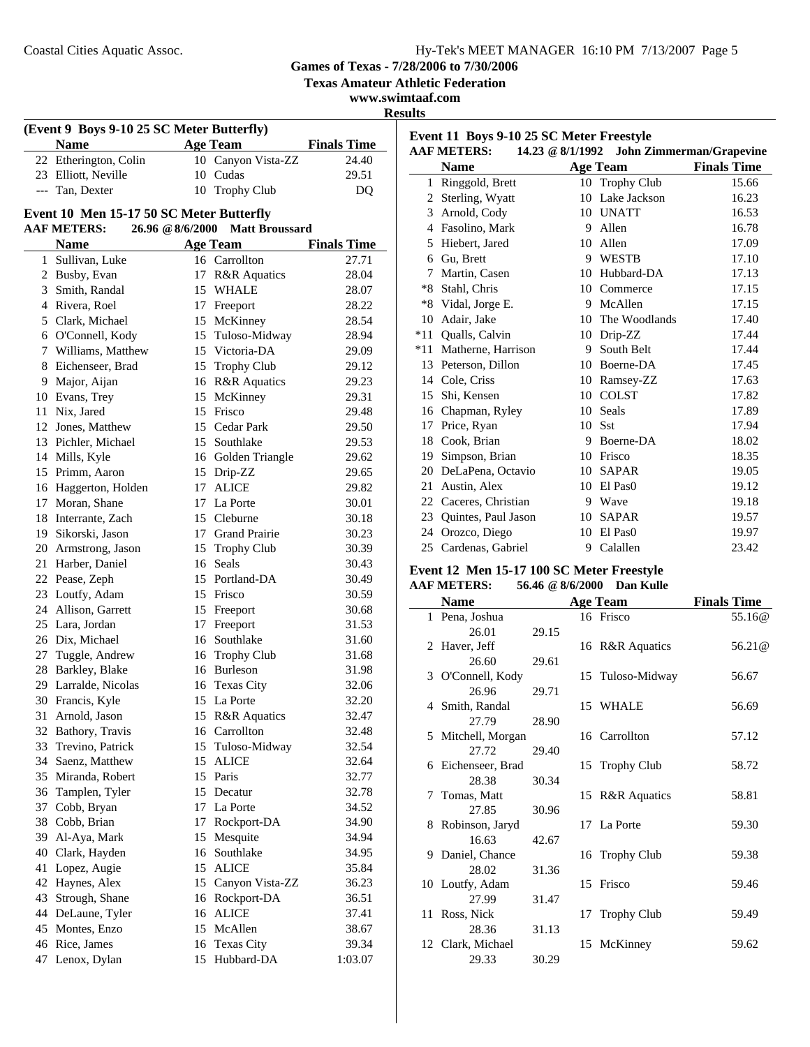## Games of Texas - 7/28/2006 to 7/30/2006

### Texas Amateur Athletic Federation

www.swimtaaf.com

### Results

**(Event 9 Boys 9-10 25 SC Meter Butterfly)**

| | Name | Age | Team | Finals Time |
|---|---|---|---|---|
| 22 | Etherington, Colin | 10 | Canyon Vista-ZZ | 24.40 |
| 23 | Elliott, Neville | 10 | Cudas | 29.51 |
| --- | Tan, Dexter | 10 | Trophy Club | DQ |

**Event 10 Men 15-17 50 SC Meter Butterfly**

AAF METERS: 26.96 @ 8/6/2000 Matt Broussard

| | Name | Age | Team | Finals Time |
|---|---|---|---|---|
| 1 | Sullivan, Luke | 16 | Carrollton | 27.71 |
| 2 | Busby, Evan | 17 | R&R Aquatics | 28.04 |
| 3 | Smith, Randal | 15 | WHALE | 28.07 |
| 4 | Rivera, Roel | 17 | Freeport | 28.22 |
| 5 | Clark, Michael | 15 | McKinney | 28.54 |
| 6 | O'Connell, Kody | 15 | Tuloso-Midway | 28.94 |
| 7 | Williams, Matthew | 15 | Victoria-DA | 29.09 |
| 8 | Eichenseer, Brad | 15 | Trophy Club | 29.12 |
| 9 | Major, Aijan | 16 | R&R Aquatics | 29.23 |
| 10 | Evans, Trey | 15 | McKinney | 29.31 |
| 11 | Nix, Jared | 15 | Frisco | 29.48 |
| 12 | Jones, Matthew | 15 | Cedar Park | 29.50 |
| 13 | Pichler, Michael | 15 | Southlake | 29.53 |
| 14 | Mills, Kyle | 16 | Golden Triangle | 29.62 |
| 15 | Primm, Aaron | 15 | Drip-ZZ | 29.65 |
| 16 | Haggerton, Holden | 17 | ALICE | 29.82 |
| 17 | Moran, Shane | 17 | La Porte | 30.01 |
| 18 | Interrante, Zach | 15 | Cleburne | 30.18 |
| 19 | Sikorski, Jason | 17 | Grand Prairie | 30.23 |
| 20 | Armstrong, Jason | 15 | Trophy Club | 30.39 |
| 21 | Harber, Daniel | 16 | Seals | 30.43 |
| 22 | Pease, Zeph | 15 | Portland-DA | 30.49 |
| 23 | Loutfy, Adam | 15 | Frisco | 30.59 |
| 24 | Allison, Garrett | 15 | Freeport | 30.68 |
| 25 | Lara, Jordan | 17 | Freeport | 31.53 |
| 26 | Dix, Michael | 16 | Southlake | 31.60 |
| 27 | Tuggle, Andrew | 16 | Trophy Club | 31.68 |
| 28 | Barkley, Blake | 16 | Burleson | 31.98 |
| 29 | Larralde, Nicolas | 16 | Texas City | 32.06 |
| 30 | Francis, Kyle | 15 | La Porte | 32.20 |
| 31 | Arnold, Jason | 15 | R&R Aquatics | 32.47 |
| 32 | Bathory, Travis | 16 | Carrollton | 32.48 |
| 33 | Trevino, Patrick | 15 | Tuloso-Midway | 32.54 |
| 34 | Saenz, Matthew | 15 | ALICE | 32.64 |
| 35 | Miranda, Robert | 15 | Paris | 32.77 |
| 36 | Tamplen, Tyler | 15 | Decatur | 32.78 |
| 37 | Cobb, Bryan | 17 | La Porte | 34.52 |
| 38 | Cobb, Brian | 17 | Rockport-DA | 34.90 |
| 39 | Al-Aya, Mark | 15 | Mesquite | 34.94 |
| 40 | Clark, Hayden | 16 | Southlake | 34.95 |
| 41 | Lopez, Augie | 15 | ALICE | 35.84 |
| 42 | Haynes, Alex | 15 | Canyon Vista-ZZ | 36.23 |
| 43 | Strough, Shane | 16 | Rockport-DA | 36.51 |
| 44 | DeLaune, Tyler | 16 | ALICE | 37.41 |
| 45 | Montes, Enzo | 15 | McAllen | 38.67 |
| 46 | Rice, James | 16 | Texas City | 39.34 |
| 47 | Lenox, Dylan | 15 | Hubbard-DA | 1:03.07 |

**Event 11 Boys 9-10 25 SC Meter Freestyle**

AAF METERS: 14.23 @ 8/1/1992 John Zimmerman/Grapevine

| | Name | Age | Team | Finals Time |
|---|---|---|---|---|
| 1 | Ringgold, Brett | 10 | Trophy Club | 15.66 |
| 2 | Sterling, Wyatt | 10 | Lake Jackson | 16.23 |
| 3 | Arnold, Cody | 10 | UNATT | 16.53 |
| 4 | Fasolino, Mark | 9 | Allen | 16.78 |
| 5 | Hiebert, Jared | 10 | Allen | 17.09 |
| 6 | Gu, Brett | 9 | WESTB | 17.10 |
| 7 | Martin, Casen | 10 | Hubbard-DA | 17.13 |
| *8 | Stahl, Chris | 10 | Commerce | 17.15 |
| *8 | Vidal, Jorge E. | 9 | McAllen | 17.15 |
| 10 | Adair, Jake | 10 | The Woodlands | 17.40 |
| *11 | Qualls, Calvin | 10 | Drip-ZZ | 17.44 |
| *11 | Matherne, Harrison | 9 | South Belt | 17.44 |
| 13 | Peterson, Dillon | 10 | Boerne-DA | 17.45 |
| 14 | Cole, Criss | 10 | Ramsey-ZZ | 17.63 |
| 15 | Shi, Kensen | 10 | COLST | 17.82 |
| 16 | Chapman, Ryley | 10 | Seals | 17.89 |
| 17 | Price, Ryan | 10 | Sst | 17.94 |
| 18 | Cook, Brian | 9 | Boerne-DA | 18.02 |
| 19 | Simpson, Brian | 10 | Frisco | 18.35 |
| 20 | DeLaPena, Octavio | 10 | SAPAR | 19.05 |
| 21 | Austin, Alex | 10 | El Pas0 | 19.12 |
| 22 | Caceres, Christian | 9 | Wave | 19.18 |
| 23 | Quintes, Paul Jason | 10 | SAPAR | 19.57 |
| 24 | Orozco, Diego | 10 | El Pas0 | 19.97 |
| 25 | Cardenas, Gabriel | 9 | Calallen | 23.42 |

**Event 12 Men 15-17 100 SC Meter Freestyle**

AAF METERS: 56.46 @ 8/6/2000 Dan Kulle

| | Name | Age | Team | Finals Time |
|---|---|---|---|---|
| 1 | Pena, Joshua | 16 | Frisco | 55.16@ |
| | 26.01 29.15 | | | |
| 2 | Haver, Jeff | 16 | R&R Aquatics | 56.21@ |
| | 26.60 29.61 | | | |
| 3 | O'Connell, Kody | 15 | Tuloso-Midway | 56.67 |
| | 26.96 29.71 | | | |
| 4 | Smith, Randal | 15 | WHALE | 56.69 |
| | 27.79 28.90 | | | |
| 5 | Mitchell, Morgan | 16 | Carrollton | 57.12 |
| | 27.72 29.40 | | | |
| 6 | Eichenseer, Brad | 15 | Trophy Club | 58.72 |
| | 28.38 30.34 | | | |
| 7 | Tomas, Matt | 15 | R&R Aquatics | 58.81 |
| | 27.85 30.96 | | | |
| 8 | Robinson, Jaryd | 17 | La Porte | 59.30 |
| | 16.63 42.67 | | | |
| 9 | Daniel, Chance | 16 | Trophy Club | 59.38 |
| | 28.02 31.36 | | | |
| 10 | Loutfy, Adam | 15 | Frisco | 59.46 |
| | 27.99 31.47 | | | |
| 11 | Ross, Nick | 17 | Trophy Club | 59.49 |
| | 28.36 31.13 | | | |
| 12 | Clark, Michael | 15 | McKinney | 59.62 |
| | 29.33 30.29 | | | |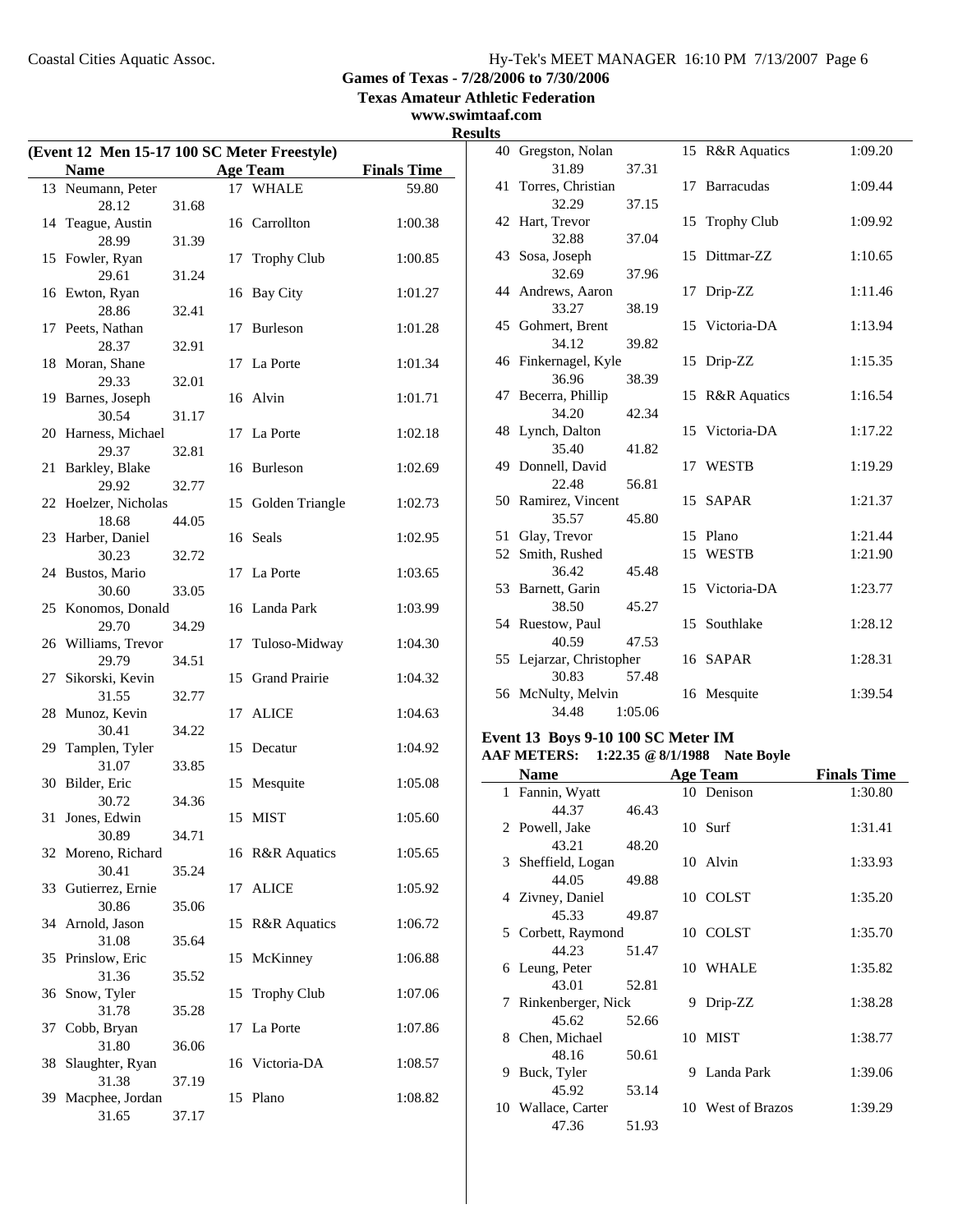**Games of Texas - 7/28/2006 to 7/30/2006**

**Texas Amateur Athletic Federation**

**www.swimtaaf.com**

**Results**

**(Event 12 Men 15-17 100 SC Meter Freestyle)**

| | Name | Age | Team | Finals Time |
|---|---|---|---|---|
| 13 | Neumann, Peter | 17 | WHALE | 59.80 |
| | 28.12 31.68 | | | |
| 14 | Teague, Austin | 16 | Carrollton | 1:00.38 |
| | 28.99 31.39 | | | |
| 15 | Fowler, Ryan | 17 | Trophy Club | 1:00.85 |
| | 29.61 31.24 | | | |
| 16 | Ewton, Ryan | 16 | Bay City | 1:01.27 |
| | 28.86 32.41 | | | |
| 17 | Peets, Nathan | 17 | Burleson | 1:01.28 |
| | 28.37 32.91 | | | |
| 18 | Moran, Shane | 17 | La Porte | 1:01.34 |
| | 29.33 32.01 | | | |
| 19 | Barnes, Joseph | 16 | Alvin | 1:01.71 |
| | 30.54 31.17 | | | |
| 20 | Harness, Michael | 17 | La Porte | 1:02.18 |
| | 29.37 32.81 | | | |
| 21 | Barkley, Blake | 16 | Burleson | 1:02.69 |
| | 29.92 32.77 | | | |
| 22 | Hoelzer, Nicholas | 15 | Golden Triangle | 1:02.73 |
| | 18.68 44.05 | | | |
| 23 | Harber, Daniel | 16 | Seals | 1:02.95 |
| | 30.23 32.72 | | | |
| 24 | Bustos, Mario | 17 | La Porte | 1:03.65 |
| | 30.60 33.05 | | | |
| 25 | Konomos, Donald | 16 | Landa Park | 1:03.99 |
| | 29.70 34.29 | | | |
| 26 | Williams, Trevor | 17 | Tuloso-Midway | 1:04.30 |
| | 29.79 34.51 | | | |
| 27 | Sikorski, Kevin | 15 | Grand Prairie | 1:04.32 |
| | 31.55 32.77 | | | |
| 28 | Munoz, Kevin | 17 | ALICE | 1:04.63 |
| | 30.41 34.22 | | | |
| 29 | Tamplen, Tyler | 15 | Decatur | 1:04.92 |
| | 31.07 33.85 | | | |
| 30 | Bilder, Eric | 15 | Mesquite | 1:05.08 |
| | 30.72 34.36 | | | |
| 31 | Jones, Edwin | 15 | MIST | 1:05.60 |
| | 30.89 34.71 | | | |
| 32 | Moreno, Richard | 16 | R&R Aquatics | 1:05.65 |
| | 30.41 35.24 | | | |
| 33 | Gutierrez, Ernie | 17 | ALICE | 1:05.92 |
| | 30.86 35.06 | | | |
| 34 | Arnold, Jason | 15 | R&R Aquatics | 1:06.72 |
| | 31.08 35.64 | | | |
| 35 | Prinslow, Eric | 15 | McKinney | 1:06.88 |
| | 31.36 35.52 | | | |
| 36 | Snow, Tyler | 15 | Trophy Club | 1:07.06 |
| | 31.78 35.28 | | | |
| 37 | Cobb, Bryan | 17 | La Porte | 1:07.86 |
| | 31.80 36.06 | | | |
| 38 | Slaughter, Ryan | 16 | Victoria-DA | 1:08.57 |
| | 31.38 37.19 | | | |
| 39 | Macphee, Jordan | 15 | Plano | 1:08.82 |
| | 31.65 37.17 | | | |
| 40 | Gregston, Nolan | 15 | R&R Aquatics | 1:09.20 |
| | 31.89 37.31 | | | |
| 41 | Torres, Christian | 17 | Barracudas | 1:09.44 |
| | 32.29 37.15 | | | |
| 42 | Hart, Trevor | 15 | Trophy Club | 1:09.92 |
| | 32.88 37.04 | | | |
| 43 | Sosa, Joseph | 15 | Dittmar-ZZ | 1:10.65 |
| | 32.69 37.96 | | | |
| 44 | Andrews, Aaron | 17 | Drip-ZZ | 1:11.46 |
| | 33.27 38.19 | | | |
| 45 | Gohmert, Brent | 15 | Victoria-DA | 1:13.94 |
| | 34.12 39.82 | | | |
| 46 | Finkernagel, Kyle | 15 | Drip-ZZ | 1:15.35 |
| | 36.96 38.39 | | | |
| 47 | Becerra, Phillip | 15 | R&R Aquatics | 1:16.54 |
| | 34.20 42.34 | | | |
| 48 | Lynch, Dalton | 15 | Victoria-DA | 1:17.22 |
| | 35.40 41.82 | | | |
| 49 | Donnell, David | 17 | WESTB | 1:19.29 |
| | 22.48 56.81 | | | |
| 50 | Ramirez, Vincent | 15 | SAPAR | 1:21.37 |
| | 35.57 45.80 | | | |
| 51 | Glay, Trevor | 15 | Plano | 1:21.44 |
| 52 | Smith, Rushed | 15 | WESTB | 1:21.90 |
| | 36.42 45.48 | | | |
| 53 | Barnett, Garin | 15 | Victoria-DA | 1:23.77 |
| | 38.50 45.27 | | | |
| 54 | Ruestow, Paul | 15 | Southlake | 1:28.12 |
| | 40.59 47.53 | | | |
| 55 | Lejarzar, Christopher | 16 | SAPAR | 1:28.31 |
| | 30.83 57.48 | | | |
| 56 | McNulty, Melvin | 16 | Mesquite | 1:39.54 |
| | 34.48 1:05.06 | | | |

**Event 13 Boys 9-10 100 SC Meter IM**

**AAF METERS: 1:22.35 @ 8/1/1988 Nate Boyle**

| | Name | Age | Team | Finals Time |
|---|---|---|---|---|
| 1 | Fannin, Wyatt | 10 | Denison | 1:30.80 |
| | 44.37 46.43 | | | |
| 2 | Powell, Jake | 10 | Surf | 1:31.41 |
| | 43.21 48.20 | | | |
| 3 | Sheffield, Logan | 10 | Alvin | 1:33.93 |
| | 44.05 49.88 | | | |
| 4 | Zivney, Daniel | 10 | COLST | 1:35.20 |
| | 45.33 49.87 | | | |
| 5 | Corbett, Raymond | 10 | COLST | 1:35.70 |
| | 44.23 51.47 | | | |
| 6 | Leung, Peter | 10 | WHALE | 1:35.82 |
| | 43.01 52.81 | | | |
| 7 | Rinkenberger, Nick | 9 | Drip-ZZ | 1:38.28 |
| | 45.62 52.66 | | | |
| 8 | Chen, Michael | 10 | MIST | 1:38.77 |
| | 48.16 50.61 | | | |
| 9 | Buck, Tyler | 9 | Landa Park | 1:39.06 |
| | 45.92 53.14 | | | |
| 10 | Wallace, Carter | 10 | West of Brazos | 1:39.29 |
| | 47.36 51.93 | | | |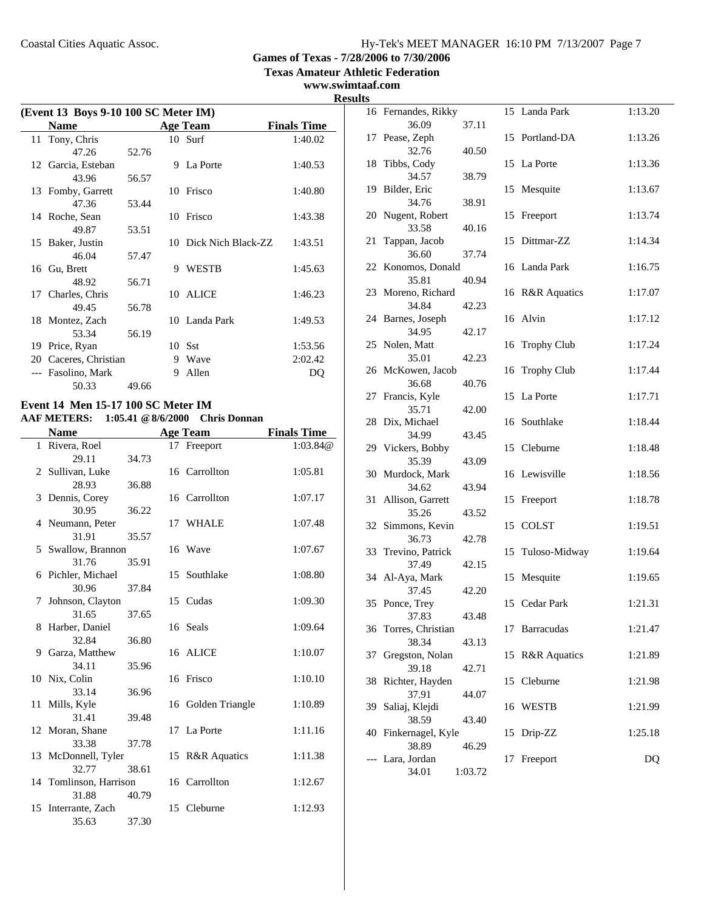Games of Texas - 7/28/2006 to 7/30/2006
Texas Amateur Athletic Federation
www.swimtaaf.com

**Results**

### (Event 13 Boys 9-10 100 SC Meter IM)

| | Name | Age | Team | Finals Time |
|---|---|---|---|---|
| 11 | Tony, Chris | 10 | Surf | 1:40.02 |
| | 47.26 52.76 | | | |
| 12 | Garcia, Esteban | 9 | La Porte | 1:40.53 |
| | 43.96 56.57 | | | |
| 13 | Fomby, Garrett | 10 | Frisco | 1:40.80 |
| | 47.36 53.44 | | | |
| 14 | Roche, Sean | 10 | Frisco | 1:43.38 |
| | 49.87 53.51 | | | |
| 15 | Baker, Justin | 10 | Dick Nich Black-ZZ | 1:43.51 |
| | 46.04 57.47 | | | |
| 16 | Gu, Brett | 9 | WESTB | 1:45.63 |
| | 48.92 56.71 | | | |
| 17 | Charles, Chris | 10 | ALICE | 1:46.23 |
| | 49.45 56.78 | | | |
| 18 | Montez, Zach | 10 | Landa Park | 1:49.53 |
| | 53.34 56.19 | | | |
| 19 | Price, Ryan | 10 | Sst | 1:53.56 |
| 20 | Caceres, Christian | 9 | Wave | 2:02.42 |
| --- | Fasolino, Mark | 9 | Allen | DQ |
| | 50.33 49.66 | | | |

### Event 14 Men 15-17 100 SC Meter IM

**AAF METERS: 1:05.41 @8/6/2000 Chris Donnan**

| | Name | Age | Team | Finals Time |
|---|---|---|---|---|
| 1 | Rivera, Roel | 17 | Freeport | 1:03.84@ |
| | 29.11 34.73 | | | |
| 2 | Sullivan, Luke | 16 | Carrollton | 1:05.81 |
| | 28.93 36.88 | | | |
| 3 | Dennis, Corey | 16 | Carrollton | 1:07.17 |
| | 30.95 36.22 | | | |
| 4 | Neumann, Peter | 17 | WHALE | 1:07.48 |
| | 31.91 35.57 | | | |
| 5 | Swallow, Brannon | 16 | Wave | 1:07.67 |
| | 31.76 35.91 | | | |
| 6 | Pichler, Michael | 15 | Southlake | 1:08.80 |
| | 30.96 37.84 | | | |
| 7 | Johnson, Clayton | 15 | Cudas | 1:09.30 |
| | 31.65 37.65 | | | |
| 8 | Harber, Daniel | 16 | Seals | 1:09.64 |
| | 32.84 36.80 | | | |
| 9 | Garza, Matthew | 16 | ALICE | 1:10.07 |
| | 34.11 35.96 | | | |
| 10 | Nix, Colin | 16 | Frisco | 1:10.10 |
| | 33.14 36.96 | | | |
| 11 | Mills, Kyle | 16 | Golden Triangle | 1:10.89 |
| | 31.41 39.48 | | | |
| 12 | Moran, Shane | 17 | La Porte | 1:11.16 |
| | 33.38 37.78 | | | |
| 13 | McDonnell, Tyler | 15 | R&R Aquatics | 1:11.38 |
| | 32.77 38.61 | | | |
| 14 | Tomlinson, Harrison | 16 | Carrollton | 1:12.67 |
| | 31.88 40.79 | | | |
| 15 | Interrante, Zach | 15 | Cleburne | 1:12.93 |
| | 35.63 37.30 | | | |
| 16 | Fernandes, Rikky | 15 | Landa Park | 1:13.20 |
| | 36.09 37.11 | | | |
| 17 | Pease, Zeph | 15 | Portland-DA | 1:13.26 |
| | 32.76 40.50 | | | |
| 18 | Tibbs, Cody | 15 | La Porte | 1:13.36 |
| | 34.57 38.79 | | | |
| 19 | Bilder, Eric | 15 | Mesquite | 1:13.67 |
| | 34.76 38.91 | | | |
| 20 | Nugent, Robert | 15 | Freeport | 1:13.74 |
| | 33.58 40.16 | | | |
| 21 | Tappan, Jacob | 15 | Dittmar-ZZ | 1:14.34 |
| | 36.60 37.74 | | | |
| 22 | Konomos, Donald | 16 | Landa Park | 1:16.75 |
| | 35.81 40.94 | | | |
| 23 | Moreno, Richard | 16 | R&R Aquatics | 1:17.07 |
| | 34.84 42.23 | | | |
| 24 | Barnes, Joseph | 16 | Alvin | 1:17.12 |
| | 34.95 42.17 | | | |
| 25 | Nolen, Matt | 16 | Trophy Club | 1:17.24 |
| | 35.01 42.23 | | | |
| 26 | McKowen, Jacob | 16 | Trophy Club | 1:17.44 |
| | 36.68 40.76 | | | |
| 27 | Francis, Kyle | 15 | La Porte | 1:17.71 |
| | 35.71 42.00 | | | |
| 28 | Dix, Michael | 16 | Southlake | 1:18.44 |
| | 34.99 43.45 | | | |
| 29 | Vickers, Bobby | 15 | Cleburne | 1:18.48 |
| | 35.39 43.09 | | | |
| 30 | Murdock, Mark | 16 | Lewisville | 1:18.56 |
| | 34.62 43.94 | | | |
| 31 | Allison, Garrett | 15 | Freeport | 1:18.78 |
| | 35.26 43.52 | | | |
| 32 | Simmons, Kevin | 15 | COLST | 1:19.51 |
| | 36.73 42.78 | | | |
| 33 | Trevino, Patrick | 15 | Tuloso-Midway | 1:19.64 |
| | 37.49 42.15 | | | |
| 34 | Al-Aya, Mark | 15 | Mesquite | 1:19.65 |
| | 37.45 42.20 | | | |
| 35 | Ponce, Trey | 15 | Cedar Park | 1:21.31 |
| | 37.83 43.48 | | | |
| 36 | Torres, Christian | 17 | Barracudas | 1:21.47 |
| | 38.34 43.13 | | | |
| 37 | Gregston, Nolan | 15 | R&R Aquatics | 1:21.89 |
| | 39.18 42.71 | | | |
| 38 | Richter, Hayden | 15 | Cleburne | 1:21.98 |
| | 37.91 44.07 | | | |
| 39 | Saliaj, Klejdi | 16 | WESTB | 1:21.99 |
| | 38.59 43.40 | | | |
| 40 | Finkernagel, Kyle | 15 | Drip-ZZ | 1:25.18 |
| | 38.89 46.29 | | | |
| --- | Lara, Jordan | 17 | Freeport | DQ |
| | 34.01 1:03.72 | | | |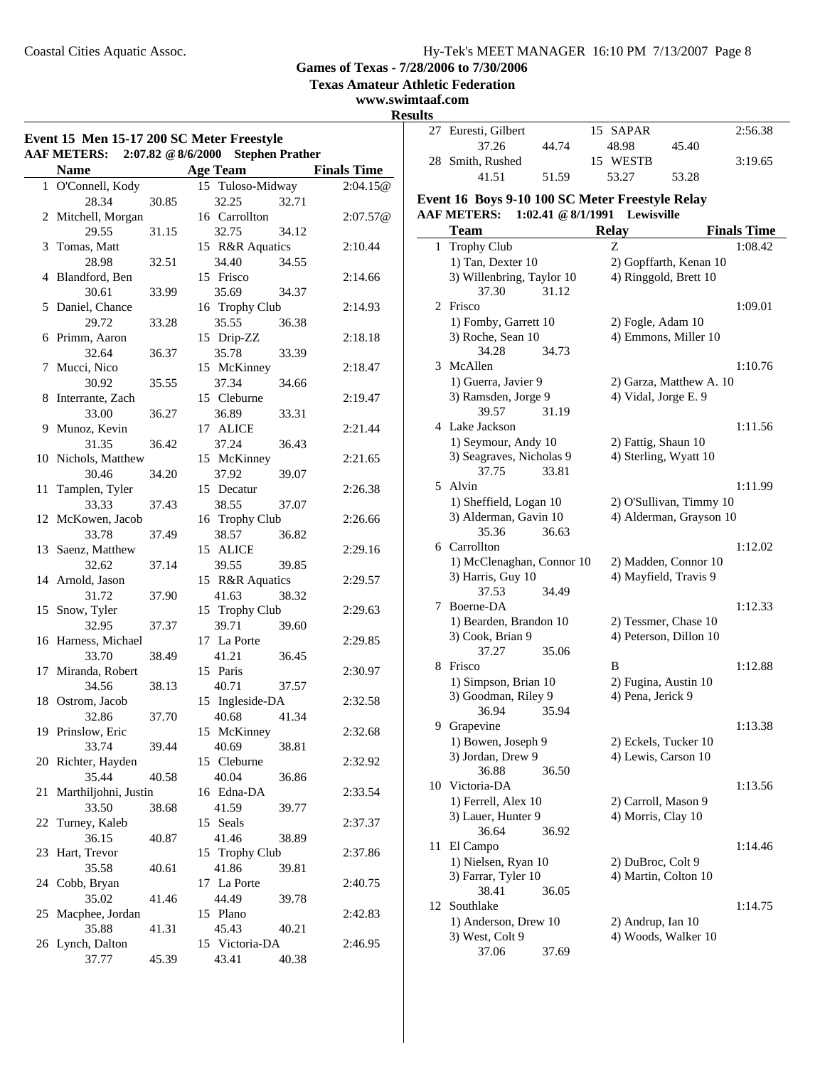Games of Texas - 7/28/2006 to 7/30/2006

Texas Amateur Athletic Federation

www.swimtaaf.com

Results

### Event 15 Men 15-17 200 SC Meter Freestyle

AAF METERS: 2:07.82 @ 8/6/2000 Stephen Prather

| | Name | Age | Team | Finals Time |
|---|---|---|---|---|
| 1 | O'Connell, Kody | 15 | Tuloso-Midway | 2:04.15@ |
| | 28.34 30.85 32.25 32.71 | | | |
| 2 | Mitchell, Morgan | 16 | Carrollton | 2:07.57@ |
| | 29.55 31.15 32.75 34.12 | | | |
| 3 | Tomas, Matt | 15 | R&R Aquatics | 2:10.44 |
| | 28.98 32.51 34.40 34.55 | | | |
| 4 | Blandford, Ben | 15 | Frisco | 2:14.66 |
| | 30.61 33.99 35.69 34.37 | | | |
| 5 | Daniel, Chance | 16 | Trophy Club | 2:14.93 |
| | 29.72 33.28 35.55 36.38 | | | |
| 6 | Primm, Aaron | 15 | Drip-ZZ | 2:18.18 |
| | 32.64 36.37 35.78 33.39 | | | |
| 7 | Mucci, Nico | 15 | McKinney | 2:18.47 |
| | 30.92 35.55 37.34 34.66 | | | |
| 8 | Interrante, Zach | 15 | Cleburne | 2:19.47 |
| | 33.00 36.27 36.89 33.31 | | | |
| 9 | Munoz, Kevin | 17 | ALICE | 2:21.44 |
| | 31.35 36.42 37.24 36.43 | | | |
| 10 | Nichols, Matthew | 15 | McKinney | 2:21.65 |
| | 30.46 34.20 37.92 39.07 | | | |
| 11 | Tamplen, Tyler | 15 | Decatur | 2:26.38 |
| | 33.33 37.43 38.55 37.07 | | | |
| 12 | McKowen, Jacob | 16 | Trophy Club | 2:26.66 |
| | 33.78 37.49 38.57 36.82 | | | |
| 13 | Saenz, Matthew | 15 | ALICE | 2:29.16 |
| | 32.62 37.14 39.55 39.85 | | | |
| 14 | Arnold, Jason | 15 | R&R Aquatics | 2:29.57 |
| | 31.72 37.90 41.63 38.32 | | | |
| 15 | Snow, Tyler | 15 | Trophy Club | 2:29.63 |
| | 32.95 37.37 39.71 39.60 | | | |
| 16 | Harness, Michael | 17 | La Porte | 2:29.85 |
| | 33.70 38.49 41.21 36.45 | | | |
| 17 | Miranda, Robert | 15 | Paris | 2:30.97 |
| | 34.56 38.13 40.71 37.57 | | | |
| 18 | Ostrom, Jacob | 15 | Ingleside-DA | 2:32.58 |
| | 32.86 37.70 40.68 41.34 | | | |
| 19 | Prinslow, Eric | 15 | McKinney | 2:32.68 |
| | 33.74 39.44 40.69 38.81 | | | |
| 20 | Richter, Hayden | 15 | Cleburne | 2:32.92 |
| | 35.44 40.58 40.04 36.86 | | | |
| 21 | Marthiljohni, Justin | 16 | Edna-DA | 2:33.54 |
| | 33.50 38.68 41.59 39.77 | | | |
| 22 | Turney, Kaleb | 15 | Seals | 2:37.37 |
| | 36.15 40.87 41.46 38.89 | | | |
| 23 | Hart, Trevor | 15 | Trophy Club | 2:37.86 |
| | 35.58 40.61 41.86 39.81 | | | |
| 24 | Cobb, Bryan | 17 | La Porte | 2:40.75 |
| | 35.02 41.46 44.49 39.78 | | | |
| 25 | Macphee, Jordan | 15 | Plano | 2:42.83 |
| | 35.88 41.31 45.43 40.21 | | | |
| 26 | Lynch, Dalton | 15 | Victoria-DA | 2:46.95 |
| | 37.77 45.39 43.41 40.38 | | | |
| 27 | Eurest, Gilbert | 15 | SAPAR | 2:56.38 |
| | 37.26 44.74 48.98 45.40 | | | |
| 28 | Smith, Rushed | 15 | WESTB | 3:19.65 |
| | 41.51 51.59 53.27 53.28 | | | |

### Event 16 Boys 9-10 100 SC Meter Freestyle Relay

AAF METERS: 1:02.41 @ 8/1/1991 Lewisville

| | Team | Relay | Finals Time |
|---|---|---|---|
| 1 | Trophy Club | Z | 1:08.42 |
| | 1) Tan, Dexter 10; 2) Gopffarth, Kenan 10; 3) Willenbring, Taylor 10; 4) Ringgold, Brett 10 | | |
| | 37.30 31.12 | | |
| 2 | Frisco | | 1:09.01 |
| | 1) Fomby, Garrett 10; 2) Fogle, Adam 10; 3) Roche, Sean 10; 4) Emmons, Miller 10 | | |
| | 34.28 34.73 | | |
| 3 | McAllen | | 1:10.76 |
| | 1) Guerra, Javier 9; 2) Garza, Matthew A. 10; 3) Ramsden, Jorge 9; 4) Vidal, Jorge E. 9 | | |
| | 39.57 31.19 | | |
| 4 | Lake Jackson | | 1:11.56 |
| | 1) Seymour, Andy 10; 2) Fattig, Shaun 10; 3) Seagraves, Nicholas 9; 4) Sterling, Wyatt 10 | | |
| | 37.75 33.81 | | |
| 5 | Alvin | | 1:11.99 |
| | 1) Sheffield, Logan 10; 2) O'Sullivan, Timmy 10; 3) Alderman, Gavin 10; 4) Alderman, Grayson 10 | | |
| | 35.36 36.63 | | |
| 6 | Carrollton | | 1:12.02 |
| | 1) McClenaghan, Connor 10; 2) Madden, Connor 10; 3) Harris, Guy 10; 4) Mayfield, Travis 9 | | |
| | 37.53 34.49 | | |
| 7 | Boerne-DA | | 1:12.33 |
| | 1) Bearden, Brandon 10; 2) Tessmer, Chase 10; 3) Cook, Brian 9; 4) Peterson, Dillon 10 | | |
| | 37.27 35.06 | | |
| 8 | Frisco | B | 1:12.88 |
| | 1) Simpson, Brian 10; 2) Fugina, Austin 10; 3) Goodman, Riley 9; 4) Pena, Jerick 9 | | |
| | 36.94 35.94 | | |
| 9 | Grapevine | | 1:13.38 |
| | 1) Bowen, Joseph 9; 2) Eckels, Tucker 10; 3) Jordan, Drew 9; 4) Lewis, Carson 10 | | |
| | 36.88 36.50 | | |
| 10 | Victoria-DA | | 1:13.56 |
| | 1) Ferrell, Alex 10; 2) Carroll, Mason 9; 3) Lauer, Hunter 9; 4) Morris, Clay 10 | | |
| | 36.64 36.92 | | |
| 11 | El Campo | | 1:14.46 |
| | 1) Nielsen, Ryan 10; 2) DuBroc, Colt 9; 3) Farrar, Tyler 10; 4) Martin, Colton 10 | | |
| | 38.41 36.05 | | |
| 12 | Southlake | | 1:14.75 |
| | 1) Anderson, Drew 10; 2) Andrup, Ian 10; 3) West, Colt 9; 4) Woods, Walker 10 | | |
| | 37.06 37.69 | | |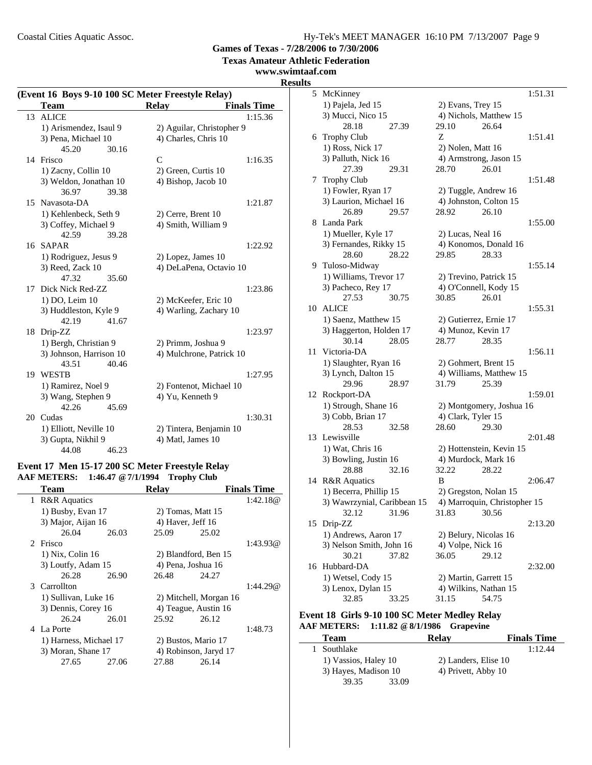**Games of Texas - 7/28/2006 to 7/30/2006**
**Texas Amateur Athletic Federation**
**www.swimtaaf.com**
**Results**

## (Event 16 Boys 9-10 100 SC Meter Freestyle Relay)

| | Team | Relay | Finals Time |
|---|---|---|---|
| 13 | ALICE | | 1:15.36 |
| | 1) Arismendez, Isaul 9 | 2) Aguilar, Christopher 9 | |
| | 3) Pena, Michael 10 | 4) Charles, Chris 10 | |
| | 45.20 30.16 | | |
| 14 | Frisco | C | 1:16.35 |
| | 1) Zacny, Collin 10 | 2) Green, Curtis 10 | |
| | 3) Weldon, Jonathan 10 | 4) Bishop, Jacob 10 | |
| | 36.97 39.38 | | |
| 15 | Navasota-DA | | 1:21.87 |
| | 1) Kehlenbeck, Seth 9 | 2) Cerre, Brent 10 | |
| | 3) Coffey, Michael 9 | 4) Smith, William 9 | |
| | 42.59 39.28 | | |
| 16 | SAPAR | | 1:22.92 |
| | 1) Rodriguez, Jesus 9 | 2) Lopez, James 10 | |
| | 3) Reed, Zack 10 | 4) DeLaPena, Octavio 10 | |
| | 47.32 35.60 | | |
| 17 | Dick Nick Red-ZZ | | 1:23.86 |
| | 1) DO, Leim 10 | 2) McKeefer, Eric 10 | |
| | 3) Huddleston, Kyle 9 | 4) Warling, Zachary 10 | |
| | 42.19 41.67 | | |
| 18 | Drip-ZZ | | 1:23.97 |
| | 1) Bergh, Christian 9 | 2) Primm, Joshua 9 | |
| | 3) Johnson, Harrison 10 | 4) Mulchrone, Patrick 10 | |
| | 43.51 40.46 | | |
| 19 | WESTB | | 1:27.95 |
| | 1) Ramirez, Noel 9 | 2) Fontenot, Michael 10 | |
| | 3) Wang, Stephen 9 | 4) Yu, Kenneth 9 | |
| | 42.26 45.69 | | |
| 20 | Cudas | | 1:30.31 |
| | 1) Elliott, Neville 10 | 2) Tintera, Benjamin 10 | |
| | 3) Gupta, Nikhil 9 | 4) Matl, James 10 | |
| | 44.08 46.23 | | |

## Event 17 Men 15-17 200 SC Meter Freestyle Relay

**AAF METERS: 1:46.47 @ 7/1/1994 Trophy Club**

| | Team | Relay | Finals Time |
|---|---|---|---|
| 1 | R&R Aquatics | | 1:42.18@ |
| | 1) Busby, Evan 17 | 2) Tomas, Matt 15 | |
| | 3) Major, Aijan 16 | 4) Haver, Jeff 16 | |
| | 26.04 26.03 | 25.09 25.02 | |
| 2 | Frisco | | 1:43.93@ |
| | 1) Nix, Colin 16 | 2) Blandford, Ben 15 | |
| | 3) Loutfy, Adam 15 | 4) Pena, Joshua 16 | |
| | 26.28 26.90 | 26.48 24.27 | |
| 3 | Carrollton | | 1:44.29@ |
| | 1) Sullivan, Luke 16 | 2) Mitchell, Morgan 16 | |
| | 3) Dennis, Corey 16 | 4) Teague, Austin 16 | |
| | 26.24 26.01 | 25.92 26.12 | |
| 4 | La Porte | | 1:48.73 |
| | 1) Harness, Michael 17 | 2) Bustos, Mario 17 | |
| | 3) Moran, Shane 17 | 4) Robinson, Jaryd 17 | |
| | 27.65 27.06 | 27.88 26.14 | |
| 5 | McKinney | | 1:51.31 |
| | 1) Pajela, Jed 15 | 2) Evans, Trey 15 | |
| | 3) Mucci, Nico 15 | 4) Nichols, Matthew 15 | |
| | 28.18 27.39 | 29.10 26.64 | |
| 6 | Trophy Club | Z | 1:51.41 |
| | 1) Ross, Nick 17 | 2) Nolen, Matt 16 | |
| | 3) Palluth, Nick 16 | 4) Armstrong, Jason 15 | |
| | 27.39 29.31 | 28.70 26.01 | |
| 7 | Trophy Club | | 1:51.48 |
| | 1) Fowler, Ryan 17 | 2) Tuggle, Andrew 16 | |
| | 3) Laurion, Michael 16 | 4) Johnston, Colton 15 | |
| | 26.89 29.57 | 28.92 26.10 | |
| 8 | Landa Park | | 1:55.00 |
| | 1) Mueller, Kyle 17 | 2) Lucas, Neal 16 | |
| | 3) Fernandes, Rikky 15 | 4) Konomos, Donald 16 | |
| | 28.60 28.22 | 29.85 28.33 | |
| 9 | Tuloso-Midway | | 1:55.14 |
| | 1) Williams, Trevor 17 | 2) Trevino, Patrick 15 | |
| | 3) Pacheco, Rey 17 | 4) O'Connell, Kody 15 | |
| | 27.53 30.75 | 30.85 26.01 | |
| 10 | ALICE | | 1:55.31 |
| | 1) Saenz, Matthew 15 | 2) Gutierrez, Ernie 17 | |
| | 3) Haggerton, Holden 17 | 4) Munoz, Kevin 17 | |
| | 30.14 28.05 | 28.77 28.35 | |
| 11 | Victoria-DA | | 1:56.11 |
| | 1) Slaughter, Ryan 16 | 2) Gohmert, Brent 15 | |
| | 3) Lynch, Dalton 15 | 4) Williams, Matthew 15 | |
| | 29.96 28.97 | 31.79 25.39 | |
| 12 | Rockport-DA | | 1:59.01 |
| | 1) Strough, Shane 16 | 2) Montgomery, Joshua 16 | |
| | 3) Cobb, Brian 17 | 4) Clark, Tyler 15 | |
| | 28.53 32.58 | 28.60 29.30 | |
| 13 | Lewisville | | 2:01.48 |
| | 1) Wat, Chris 16 | 2) Hottenstein, Kevin 15 | |
| | 3) Bowling, Justin 16 | 4) Murdock, Mark 16 | |
| | 28.88 32.16 | 32.22 28.22 | |
| 14 | R&R Aquatics | B | 2:06.47 |
| | 1) Becerra, Phillip 15 | 2) Gregston, Nolan 15 | |
| | 3) Wawrzynial, Caribbean 15 | 4) Marroquin, Christopher 15 | |
| | 32.12 31.96 | 31.83 30.56 | |
| 15 | Drip-ZZ | | 2:13.20 |
| | 1) Andrews, Aaron 17 | 2) Belury, Nicolas 16 | |
| | 3) Nelson Smith, John 16 | 4) Volpe, Nick 16 | |
| | 30.21 37.82 | 36.05 29.12 | |
| 16 | Hubbard-DA | | 2:32.00 |
| | 1) Wetsel, Cody 15 | 2) Martin, Garrett 15 | |
| | 3) Lenox, Dylan 15 | 4) Wilkins, Nathan 15 | |
| | 32.85 33.25 | 31.15 54.75 | |

## Event 18 Girls 9-10 100 SC Meter Medley Relay

**AAF METERS: 1:11.82 @ 8/1/1986 Grapevine**

| | Team | Relay | Finals Time |
|---|---|---|---|
| 1 | Southlake | | 1:12.44 |
| | 1) Vassios, Haley 10 | 2) Landers, Elise 10 | |
| | 3) Hayes, Madison 10 | 4) Privett, Abby 10 | |
| | 39.35 33.09 | | |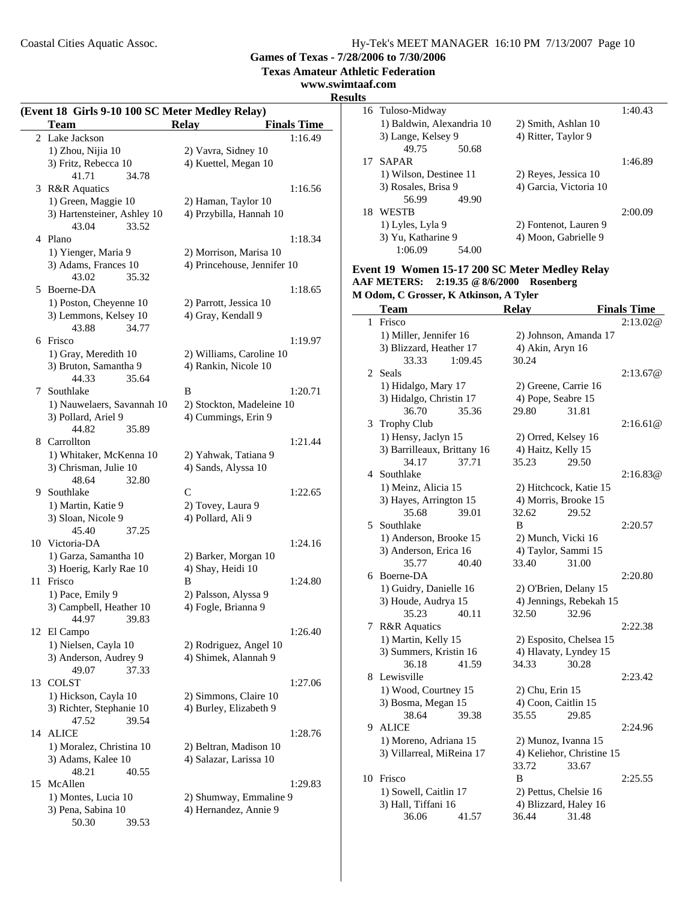**Games of Texas - 7/28/2006 to 7/30/2006**

**Texas Amateur Athletic Federation**

**www.swimtaaf.com**

**Results**

### (Event 18 Girls 9-10 100 SC Meter Medley Relay)

| | Team | Relay | Finals Time |
|---|---|---|---|
| 2 | Lake Jackson | | 1:16.49 |
| | 1) Zhou, Nijia 10 | 2) Vavra, Sidney 10 | |
| | 3) Fritz, Rebecca 10 | 4) Kuettel, Megan 10 | |
| | 41.71 34.78 | | |
| 3 | R&R Aquatics | | 1:16.56 |
| | 1) Green, Maggie 10 | 2) Haman, Taylor 10 | |
| | 3) Hartensteiner, Ashley 10 | 4) Przybilla, Hannah 10 | |
| | 43.04 33.52 | | |
| 4 | Plano | | 1:18.34 |
| | 1) Yienger, Maria 9 | 2) Morrison, Marisa 10 | |
| | 3) Adams, Frances 10 | 4) Princehouse, Jennifer 10 | |
| | 43.02 35.32 | | |
| 5 | Boerne-DA | | 1:18.65 |
| | 1) Poston, Cheyenne 10 | 2) Parrott, Jessica 10 | |
| | 3) Lemmons, Kelsey 10 | 4) Gray, Kendall 9 | |
| | 43.88 34.77 | | |
| 6 | Frisco | | 1:19.97 |
| | 1) Gray, Meredith 10 | 2) Williams, Caroline 10 | |
| | 3) Bruton, Samantha 9 | 4) Rankin, Nicole 10 | |
| | 44.33 35.64 | | |
| 7 | Southlake | B | 1:20.71 |
| | 1) Nauwelaers, Savannah 10 | 2) Stockton, Madeleine 10 | |
| | 3) Pollard, Ariel 9 | 4) Cummings, Erin 9 | |
| | 44.82 35.89 | | |
| 8 | Carrollton | | 1:21.44 |
| | 1) Whitaker, McKenna 10 | 2) Yahwak, Tatiana 9 | |
| | 3) Chrisman, Julie 10 | 4) Sands, Alyssa 10 | |
| | 48.64 32.80 | | |
| 9 | Southlake | C | 1:22.65 |
| | 1) Martin, Katie 9 | 2) Tovey, Laura 9 | |
| | 3) Sloan, Nicole 9 | 4) Pollard, Ali 9 | |
| | 45.40 37.25 | | |
| 10 | Victoria-DA | | 1:24.16 |
| | 1) Garza, Samantha 10 | 2) Barker, Morgan 10 | |
| | 3) Hoerig, Karly Rae 10 | 4) Shay, Heidi 10 | |
| 11 | Frisco | B | 1:24.80 |
| | 1) Pace, Emily 9 | 2) Palsson, Alyssa 9 | |
| | 3) Campbell, Heather 10 | 4) Fogle, Brianna 9 | |
| | 44.97 39.83 | | |
| 12 | El Campo | | 1:26.40 |
| | 1) Nielsen, Cayla 10 | 2) Rodriguez, Angel 10 | |
| | 3) Anderson, Audrey 9 | 4) Shimek, Alannah 9 | |
| | 49.07 37.33 | | |
| 13 | COLST | | 1:27.06 |
| | 1) Hickson, Cayla 10 | 2) Simmons, Claire 10 | |
| | 3) Richter, Stephanie 10 | 4) Burley, Elizabeth 9 | |
| | 47.52 39.54 | | |
| 14 | ALICE | | 1:28.76 |
| | 1) Moralez, Christina 10 | 2) Beltran, Madison 10 | |
| | 3) Adams, Kalee 10 | 4) Salazar, Larissa 10 | |
| | 48.21 40.55 | | |
| 15 | McAllen | | 1:29.83 |
| | 1) Montes, Lucia 10 | 2) Shumway, Emmaline 9 | |
| | 3) Pena, Sabina 10 | 4) Hernandez, Annie 9 | |
| | 50.30 39.53 | | |
| 16 | Tuloso-Midway | | 1:40.43 |
| | 1) Baldwin, Alexandria 10 | 2) Smith, Ashlan 10 | |
| | 3) Lange, Kelsey 9 | 4) Ritter, Taylor 9 | |
| | 49.75 50.68 | | |
| 17 | SAPAR | | 1:46.89 |
| | 1) Wilson, Destinee 11 | 2) Reyes, Jessica 10 | |
| | 3) Rosales, Brisa 9 | 4) Garcia, Victoria 10 | |
| | 56.99 49.90 | | |
| 18 | WESTB | | 2:00.09 |
| | 1) Lyles, Lyla 9 | 2) Fontenot, Lauren 9 | |
| | 3) Yu, Katharine 9 | 4) Moon, Gabrielle 9 | |
| | 1:06.09 54.00 | | |

### Event 19 Women 15-17 200 SC Meter Medley Relay

**AAF METERS: 2:19.35 @ 8/6/2000 Rosenberg**

**M Odom, C Grosser, K Atkinson, A Tyler**

| | Team | Relay | Finals Time |
|---|---|---|---|
| 1 | Frisco | | 2:13.02@ |
| | 1) Miller, Jennifer 16 | 2) Johnson, Amanda 17 | |
| | 3) Blizzard, Heather 17 | 4) Akin, Aryn 16 | |
| | 33.33 1:09.45 | 30.24 | |
| 2 | Seals | | 2:13.67@ |
| | 1) Hidalgo, Mary 17 | 2) Greene, Carrie 16 | |
| | 3) Hidalgo, Christin 17 | 4) Pope, Seabre 15 | |
| | 36.70 35.36 | 29.80 31.81 | |
| 3 | Trophy Club | | 2:16.61@ |
| | 1) Hensy, Jaclyn 15 | 2) Orred, Kelsey 16 | |
| | 3) Barrilleaux, Brittany 16 | 4) Haitz, Kelly 15 | |
| | 34.17 37.71 | 35.23 29.50 | |
| 4 | Southlake | | 2:16.83@ |
| | 1) Meinz, Alicia 15 | 2) Hitchcock, Katie 15 | |
| | 3) Hayes, Arrington 15 | 4) Morris, Brooke 15 | |
| | 35.68 39.01 | 32.62 29.52 | |
| 5 | Southlake | B | 2:20.57 |
| | 1) Anderson, Brooke 15 | 2) Munch, Vicki 16 | |
| | 3) Anderson, Erica 16 | 4) Taylor, Sammi 15 | |
| | 35.77 40.40 | 33.40 31.00 | |
| 6 | Boerne-DA | | 2:20.80 |
| | 1) Guidry, Danielle 16 | 2) O'Brien, Delany 15 | |
| | 3) Houde, Audrya 15 | 4) Jennings, Rebekah 15 | |
| | 35.23 40.11 | 32.50 32.96 | |
| 7 | R&R Aquatics | | 2:22.38 |
| | 1) Martin, Kelly 15 | 2) Esposito, Chelsea 15 | |
| | 3) Summers, Kristin 16 | 4) Hlavaty, Lyndey 15 | |
| | 36.18 41.59 | 34.33 30.28 | |
| 8 | Lewisville | | 2:23.42 |
| | 1) Wood, Courtney 15 | 2) Chu, Erin 15 | |
| | 3) Bosma, Megan 15 | 4) Coon, Caitlin 15 | |
| | 38.64 39.38 | 35.55 29.85 | |
| 9 | ALICE | | 2:24.96 |
| | 1) Moreno, Adriana 15 | 2) Munoz, Ivanna 15 | |
| | 3) Villarreal, MiReina 17 | 4) Keliehor, Christine 15 | |
| | | 33.72 33.67 | |
| 10 | Frisco | B | 2:25.55 |
| | 1) Sowell, Caitlin 17 | 2) Pettus, Chelsie 16 | |
| | 3) Hall, Tiffani 16 | 4) Blizzard, Haley 16 | |
| | 36.06 41.57 | 36.44 31.48 | |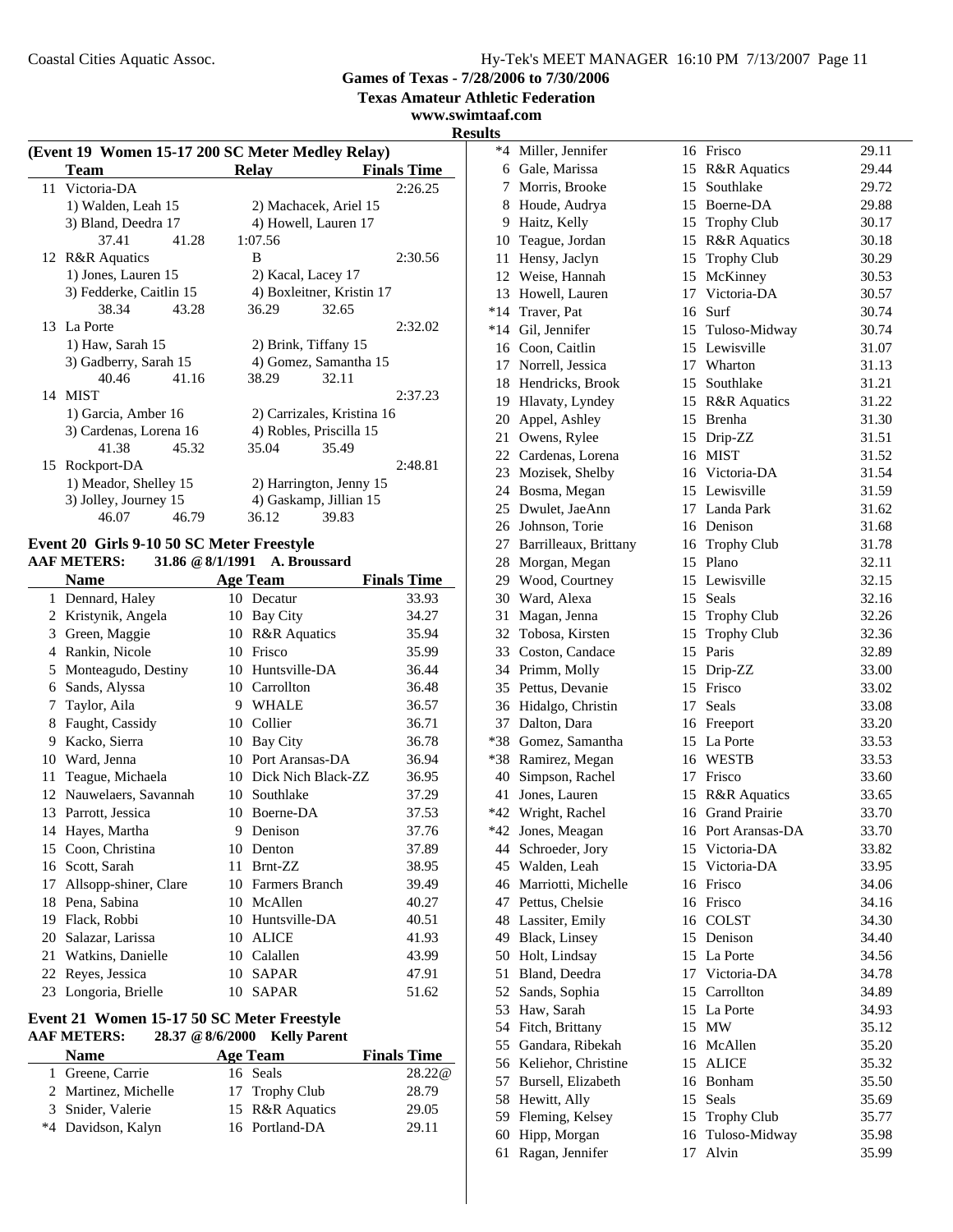# Games of Texas - 7/28/2006 to 7/30/2006

**Texas Amateur Athletic Federation**

**www.swimtaaf.com**

**Results**

### (Event 19 Women 15-17 200 SC Meter Medley Relay)

| | Team | Relay | Finals Time |
|---|---|---|---|
| 11 | Victoria-DA | | 2:26.25 |
| | 1) Walden, Leah 15 | 2) Machacek, Ariel 15 | |
| | 3) Bland, Deedra 17 | 4) Howell, Lauren 17 | |
| | 37.41 41.28 | 1:07.56 | |
| 12 | R&R Aquatics | B | 2:30.56 |
| | 1) Jones, Lauren 15 | 2) Kacal, Lacey 17 | |
| | 3) Fedderke, Caitlin 15 | 4) Boxleitner, Kristin 17 | |
| | 38.34 43.28 | 36.29 32.65 | |
| 13 | La Porte | | 2:32.02 |
| | 1) Haw, Sarah 15 | 2) Brink, Tiffany 15 | |
| | 3) Gadberry, Sarah 15 | 4) Gomez, Samantha 15 | |
| | 40.46 41.16 | 38.29 32.11 | |
| 14 | MIST | | 2:37.23 |
| | 1) Garcia, Amber 16 | 2) Carrizales, Kristina 16 | |
| | 3) Cardenas, Lorena 16 | 4) Robles, Priscilla 15 | |
| | 41.38 45.32 | 35.04 35.49 | |
| 15 | Rockport-DA | | 2:48.81 |
| | 1) Meador, Shelley 15 | 2) Harrington, Jenny 15 | |
| | 3) Jolley, Journey 15 | 4) Gaskamp, Jillian 15 | |
| | 46.07 46.79 | 36.12 39.83 | |

### Event 20 Girls 9-10 50 SC Meter Freestyle

**AAF METERS: 31.86 @8/1/1991 A. Broussard**

| | Name | Age | Team | Finals Time |
|---|---|---|---|---|
| 1 | Dennard, Haley | 10 | Decatur | 33.93 |
| 2 | Kristynik, Angela | 10 | Bay City | 34.27 |
| 3 | Green, Maggie | 10 | R&R Aquatics | 35.94 |
| 4 | Rankin, Nicole | 10 | Frisco | 35.99 |
| 5 | Monteagudo, Destiny | 10 | Huntsville-DA | 36.44 |
| 6 | Sands, Alyssa | 10 | Carrollton | 36.48 |
| 7 | Taylor, Aila | 9 | WHALE | 36.57 |
| 8 | Faught, Cassidy | 10 | Collier | 36.71 |
| 9 | Kacko, Sierra | 10 | Bay City | 36.78 |
| 10 | Ward, Jenna | 10 | Port Aransas-DA | 36.94 |
| 11 | Teague, Michaela | 10 | Dick Nich Black-ZZ | 36.95 |
| 12 | Nauwelaers, Savannah | 10 | Southlake | 37.29 |
| 13 | Parrott, Jessica | 10 | Boerne-DA | 37.53 |
| 14 | Hayes, Martha | 9 | Denison | 37.76 |
| 15 | Coon, Christina | 10 | Denton | 37.89 |
| 16 | Scott, Sarah | 11 | Brnt-ZZ | 38.95 |
| 17 | Allsopp-shiner, Clare | 10 | Farmers Branch | 39.49 |
| 18 | Pena, Sabina | 10 | McAllen | 40.27 |
| 19 | Flack, Robbi | 10 | Huntsville-DA | 40.51 |
| 20 | Salazar, Larissa | 10 | ALICE | 41.93 |
| 21 | Watkins, Danielle | 10 | Calallen | 43.99 |
| 22 | Reyes, Jessica | 10 | SAPAR | 47.91 |
| 23 | Longoria, Brielle | 10 | SAPAR | 51.62 |

### Event 21 Women 15-17 50 SC Meter Freestyle

**AAF METERS: 28.37 @8/6/2000 Kelly Parent**

| | Name | Age | Team | Finals Time |
|---|---|---|---|---|
| 1 | Greene, Carrie | 16 | Seals | 28.22@ |
| 2 | Martinez, Michelle | 17 | Trophy Club | 28.79 |
| 3 | Snider, Valerie | 15 | R&R Aquatics | 29.05 |
| *4 | Davidson, Kalyn | 16 | Portland-DA | 29.11 |
| *4 | Miller, Jennifer | 16 | Frisco | 29.11 |
| 6 | Gale, Marissa | 15 | R&R Aquatics | 29.44 |
| 7 | Morris, Brooke | 15 | Southlake | 29.72 |
| 8 | Houde, Audrya | 15 | Boerne-DA | 29.88 |
| 9 | Haitz, Kelly | 15 | Trophy Club | 30.17 |
| 10 | Teague, Jordan | 15 | R&R Aquatics | 30.18 |
| 11 | Hensy, Jaclyn | 15 | Trophy Club | 30.29 |
| 12 | Weise, Hannah | 15 | McKinney | 30.53 |
| 13 | Howell, Lauren | 17 | Victoria-DA | 30.57 |
| *14 | Traver, Pat | 16 | Surf | 30.74 |
| *14 | Gil, Jennifer | 15 | Tuloso-Midway | 30.74 |
| 16 | Coon, Caitlin | 15 | Lewisville | 31.07 |
| 17 | Norrell, Jessica | 17 | Wharton | 31.13 |
| 18 | Hendricks, Brook | 15 | Southlake | 31.21 |
| 19 | Hlavaty, Lyndey | 15 | R&R Aquatics | 31.22 |
| 20 | Appel, Ashley | 15 | Brenha | 31.30 |
| 21 | Owens, Rylee | 15 | Drip-ZZ | 31.51 |
| 22 | Cardenas, Lorena | 16 | MIST | 31.52 |
| 23 | Mozisek, Shelby | 16 | Victoria-DA | 31.54 |
| 24 | Bosma, Megan | 15 | Lewisville | 31.59 |
| 25 | Dwulet, JaeAnn | 17 | Landa Park | 31.62 |
| 26 | Johnson, Torie | 16 | Denison | 31.68 |
| 27 | Barrilleaux, Brittany | 16 | Trophy Club | 31.78 |
| 28 | Morgan, Megan | 15 | Plano | 32.11 |
| 29 | Wood, Courtney | 15 | Lewisville | 32.15 |
| 30 | Ward, Alexa | 15 | Seals | 32.16 |
| 31 | Magan, Jenna | 15 | Trophy Club | 32.26 |
| 32 | Tobosa, Kirsten | 15 | Trophy Club | 32.36 |
| 33 | Coston, Candace | 15 | Paris | 32.89 |
| 34 | Primm, Molly | 15 | Drip-ZZ | 33.00 |
| 35 | Pettus, Devanie | 15 | Frisco | 33.02 |
| 36 | Hidalgo, Christin | 17 | Seals | 33.08 |
| 37 | Dalton, Dara | 16 | Freeport | 33.20 |
| *38 | Gomez, Samantha | 15 | La Porte | 33.53 |
| *38 | Ramirez, Megan | 16 | WESTB | 33.53 |
| 40 | Simpson, Rachel | 17 | Frisco | 33.60 |
| 41 | Jones, Lauren | 15 | R&R Aquatics | 33.65 |
| *42 | Wright, Rachel | 16 | Grand Prairie | 33.70 |
| *42 | Jones, Meagan | 16 | Port Aransas-DA | 33.70 |
| 44 | Schroeder, Jory | 15 | Victoria-DA | 33.82 |
| 45 | Walden, Leah | 15 | Victoria-DA | 33.95 |
| 46 | Marriotti, Michelle | 16 | Frisco | 34.06 |
| 47 | Pettus, Chelsie | 16 | Frisco | 34.16 |
| 48 | Lassiter, Emily | 16 | COLST | 34.30 |
| 49 | Black, Linsey | 15 | Denison | 34.40 |
| 50 | Holt, Lindsay | 15 | La Porte | 34.56 |
| 51 | Bland, Deedra | 17 | Victoria-DA | 34.78 |
| 52 | Sands, Sophia | 15 | Carrollton | 34.89 |
| 53 | Haw, Sarah | 15 | La Porte | 34.93 |
| 54 | Fitch, Brittany | 15 | MW | 35.12 |
| 55 | Gandara, Ribekah | 16 | McAllen | 35.20 |
| 56 | Keliehor, Christine | 15 | ALICE | 35.32 |
| 57 | Bursell, Elizabeth | 16 | Bonham | 35.50 |
| 58 | Hewitt, Ally | 15 | Seals | 35.69 |
| 59 | Fleming, Kelsey | 15 | Trophy Club | 35.77 |
| 60 | Hipp, Morgan | 16 | Tuloso-Midway | 35.98 |
| 61 | Ragan, Jennifer | 17 | Alvin | 35.99 |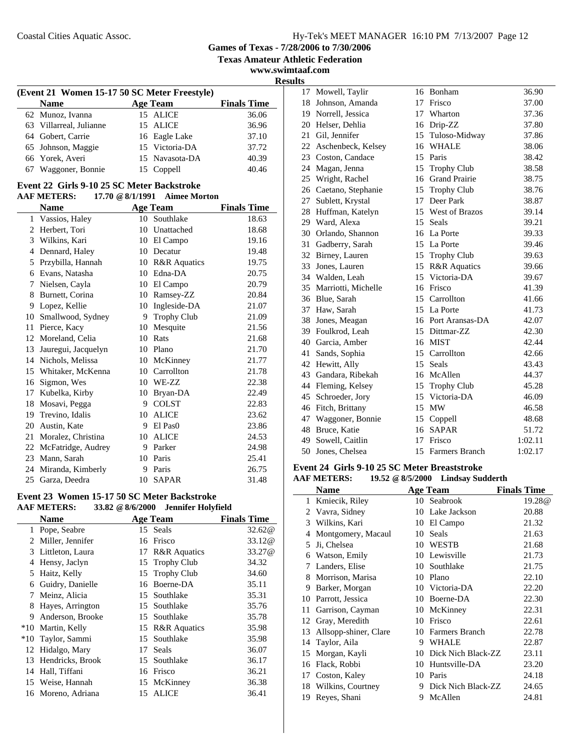Games of Texas - 7/28/2006 to 7/30/2006

Texas Amateur Athletic Federation

www.swimtaaf.com

Results

## (Event 21 Women 15-17 50 SC Meter Freestyle)

| | Name | Age | Team | Finals Time |
|---|---|---|---|---|
| 62 | Munoz, Ivanna | 15 | ALICE | 36.06 |
| 63 | Villarreal, Julianne | 15 | ALICE | 36.96 |
| 64 | Gobert, Carrie | 16 | Eagle Lake | 37.10 |
| 65 | Johnson, Maggie | 15 | Victoria-DA | 37.72 |
| 66 | Yorek, Averi | 15 | Navasota-DA | 40.39 |
| 67 | Waggoner, Bonnie | 15 | Coppell | 40.46 |

## Event 22 Girls 9-10 25 SC Meter Backstroke

**AAF METERS: 17.70 @ 8/1/1991 Aimee Morton**

| | Name | Age | Team | Finals Time |
|---|---|---|---|---|
| 1 | Vassios, Haley | 10 | Southlake | 18.63 |
| 2 | Herbert, Tori | 10 | Unattached | 18.68 |
| 3 | Wilkins, Kari | 10 | El Campo | 19.16 |
| 4 | Dennard, Haley | 10 | Decatur | 19.48 |
| 5 | Przybilla, Hannah | 10 | R&R Aquatics | 19.75 |
| 6 | Evans, Natasha | 10 | Edna-DA | 20.75 |
| 7 | Nielsen, Cayla | 10 | El Campo | 20.79 |
| 8 | Burnett, Corina | 10 | Ramsey-ZZ | 20.84 |
| 9 | Lopez, Kellie | 10 | Ingleside-DA | 21.07 |
| 10 | Smallwood, Sydney | 9 | Trophy Club | 21.09 |
| 11 | Pierce, Kacy | 10 | Mesquite | 21.56 |
| 12 | Moreland, Celia | 10 | Rats | 21.68 |
| 13 | Jauregui, Jacquelyn | 10 | Plano | 21.70 |
| 14 | Nichols, Melissa | 10 | McKinney | 21.77 |
| 15 | Whitaker, McKenna | 10 | Carrollton | 21.78 |
| 16 | Sigmon, Wes | 10 | WE-ZZ | 22.38 |
| 17 | Kubelka, Kirby | 10 | Bryan-DA | 22.49 |
| 18 | Mosavi, Pegga | 9 | COLST | 22.83 |
| 19 | Trevino, Idalis | 10 | ALICE | 23.62 |
| 20 | Austin, Kate | 9 | El Pas0 | 23.86 |
| 21 | Moralez, Christina | 10 | ALICE | 24.53 |
| 22 | McFatridge, Audrey | 9 | Parker | 24.98 |
| 23 | Mann, Sarah | 10 | Paris | 25.41 |
| 24 | Miranda, Kimberly | 9 | Paris | 26.75 |
| 25 | Garza, Deedra | 10 | SAPAR | 31.48 |

## Event 23 Women 15-17 50 SC Meter Backstroke

**AAF METERS: 33.82 @ 8/6/2000 Jennifer Holyfield**

| | Name | Age | Team | Finals Time |
|---|---|---|---|---|
| 1 | Pope, Seabre | 15 | Seals | 32.62@ |
| 2 | Miller, Jennifer | 16 | Frisco | 33.12@ |
| 3 | Littleton, Laura | 17 | R&R Aquatics | 33.27@ |
| 4 | Hensy, Jaclyn | 15 | Trophy Club | 34.32 |
| 5 | Haitz, Kelly | 15 | Trophy Club | 34.60 |
| 6 | Guidry, Danielle | 16 | Boerne-DA | 35.11 |
| 7 | Meinz, Alicia | 15 | Southlake | 35.31 |
| 8 | Hayes, Arrington | 15 | Southlake | 35.76 |
| 9 | Anderson, Brooke | 15 | Southlake | 35.78 |
| *10 | Martin, Kelly | 15 | R&R Aquatics | 35.98 |
| *10 | Taylor, Sammi | 15 | Southlake | 35.98 |
| 12 | Hidalgo, Mary | 17 | Seals | 36.07 |
| 13 | Hendricks, Brook | 15 | Southlake | 36.17 |
| 14 | Hall, Tiffani | 16 | Frisco | 36.21 |
| 15 | Weise, Hannah | 15 | McKinney | 36.38 |
| 16 | Moreno, Adriana | 15 | ALICE | 36.41 |
| 17 | Mowell, Taylir | 16 | Bonham | 36.90 |
| 18 | Johnson, Amanda | 17 | Frisco | 37.00 |
| 19 | Norrell, Jessica | 17 | Wharton | 37.36 |
| 20 | Helser, Dehlia | 16 | Drip-ZZ | 37.80 |
| 21 | Gil, Jennifer | 15 | Tuloso-Midway | 37.86 |
| 22 | Aschenbeck, Kelsey | 16 | WHALE | 38.06 |
| 23 | Coston, Candace | 15 | Paris | 38.42 |
| 24 | Magan, Jenna | 15 | Trophy Club | 38.58 |
| 25 | Wright, Rachel | 16 | Grand Prairie | 38.75 |
| 26 | Caetano, Stephanie | 15 | Trophy Club | 38.76 |
| 27 | Sublett, Krystal | 17 | Deer Park | 38.87 |
| 28 | Huffman, Katelyn | 15 | West of Brazos | 39.14 |
| 29 | Ward, Alexa | 15 | Seals | 39.21 |
| 30 | Orlando, Shannon | 16 | La Porte | 39.33 |
| 31 | Gadberry, Sarah | 15 | La Porte | 39.46 |
| 32 | Birney, Lauren | 15 | Trophy Club | 39.63 |
| 33 | Jones, Lauren | 15 | R&R Aquatics | 39.66 |
| 34 | Walden, Leah | 15 | Victoria-DA | 39.67 |
| 35 | Marriotti, Michelle | 16 | Frisco | 41.39 |
| 36 | Blue, Sarah | 15 | Carrollton | 41.66 |
| 37 | Haw, Sarah | 15 | La Porte | 41.73 |
| 38 | Jones, Meagan | 16 | Port Aransas-DA | 42.07 |
| 39 | Foulkrod, Leah | 15 | Dittmar-ZZ | 42.30 |
| 40 | Garcia, Amber | 16 | MIST | 42.44 |
| 41 | Sands, Sophia | 15 | Carrollton | 42.66 |
| 42 | Hewitt, Ally | 15 | Seals | 43.43 |
| 43 | Gandara, Ribekah | 16 | McAllen | 44.37 |
| 44 | Fleming, Kelsey | 15 | Trophy Club | 45.28 |
| 45 | Schroeder, Jory | 15 | Victoria-DA | 46.09 |
| 46 | Fitch, Brittany | 15 | MW | 46.58 |
| 47 | Waggoner, Bonnie | 15 | Coppell | 48.68 |
| 48 | Bruce, Katie | 16 | SAPAR | 51.72 |
| 49 | Sowell, Caitlin | 17 | Frisco | 1:02.11 |
| 50 | Jones, Chelsea | 15 | Farmers Branch | 1:02.17 |

## Event 24 Girls 9-10 25 SC Meter Breaststroke

**AAF METERS: 19.52 @ 8/5/2000 Lindsay Sudderth**

| | Name | Age | Team | Finals Time |
|---|---|---|---|---|
| 1 | Kmiecik, Riley | 10 | Seabrook | 19.28@ |
| 2 | Vavra, Sidney | 10 | Lake Jackson | 20.88 |
| 3 | Wilkins, Kari | 10 | El Campo | 21.32 |
| 4 | Montgomery, Macaul | 10 | Seals | 21.63 |
| 5 | Ji, Chelsea | 10 | WESTB | 21.68 |
| 6 | Watson, Emily | 10 | Lewisville | 21.73 |
| 7 | Landers, Elise | 10 | Southlake | 21.75 |
| 8 | Morrison, Marisa | 10 | Plano | 22.10 |
| 9 | Barker, Morgan | 10 | Victoria-DA | 22.20 |
| 10 | Parrott, Jessica | 10 | Boerne-DA | 22.30 |
| 11 | Garrison, Cayman | 10 | McKinney | 22.31 |
| 12 | Gray, Meredith | 10 | Frisco | 22.61 |
| 13 | Allsopp-shiner, Clare | 10 | Farmers Branch | 22.78 |
| 14 | Taylor, Aila | 9 | WHALE | 22.87 |
| 15 | Morgan, Kayli | 10 | Dick Nich Black-ZZ | 23.11 |
| 16 | Flack, Robbi | 10 | Huntsville-DA | 23.20 |
| 17 | Coston, Kaley | 10 | Paris | 24.18 |
| 18 | Wilkins, Courtney | 9 | Dick Nich Black-ZZ | 24.65 |
| 19 | Reyes, Shani | 9 | McAllen | 24.81 |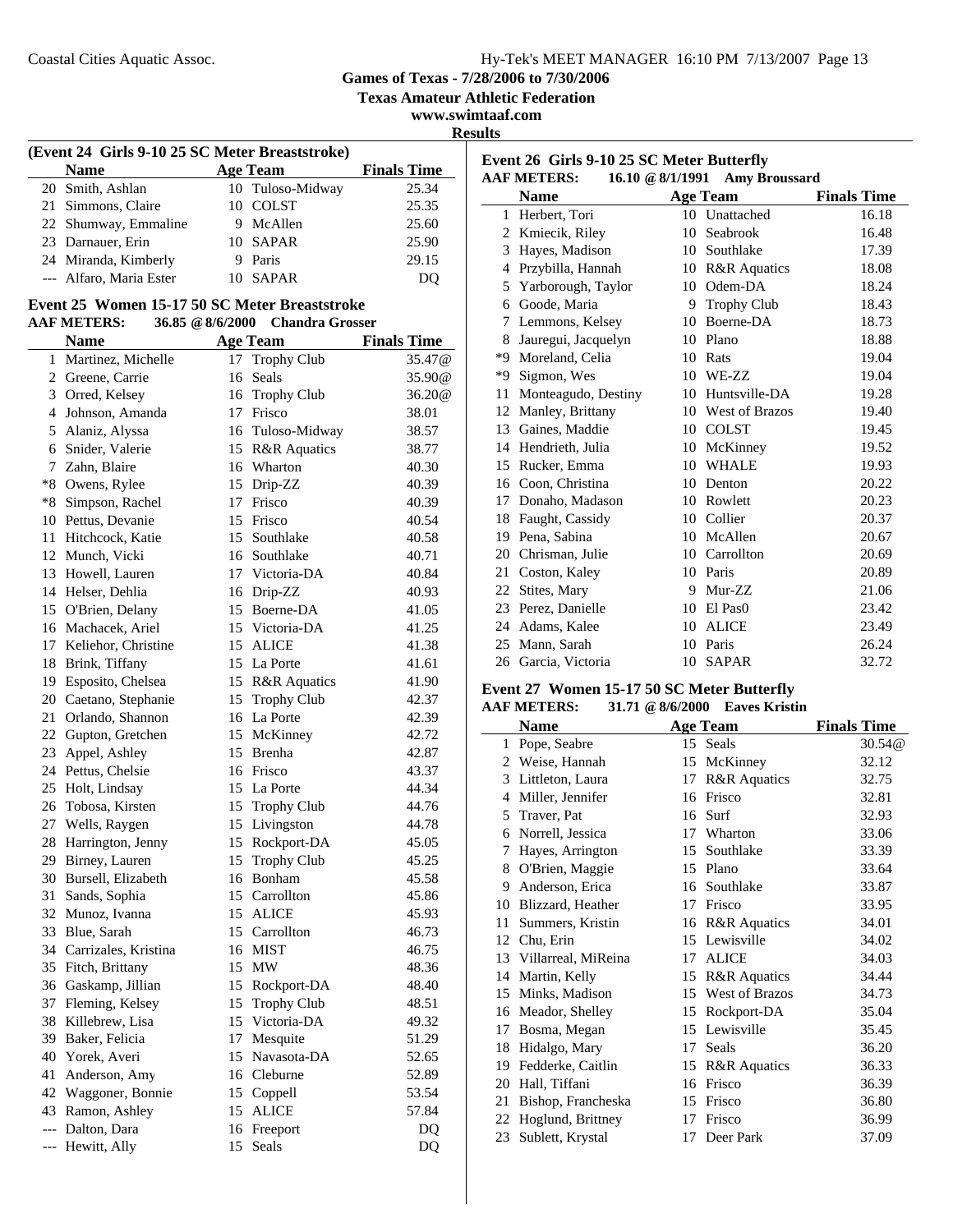Games of Texas - 7/28/2006 to 7/30/2006

Texas Amateur Athletic Federation

www.swimtaaf.com

Results

### (Event 24 Girls 9-10 25 SC Meter Breaststroke)

| | Name | Age | Team | Finals Time |
|---|---|---|---|---|
| 20 | Smith, Ashlan | 10 | Tuloso-Midway | 25.34 |
| 21 | Simmons, Claire | 10 | COLST | 25.35 |
| 22 | Shumway, Emmaline | 9 | McAllen | 25.60 |
| 23 | Darnauer, Erin | 10 | SAPAR | 25.90 |
| 24 | Miranda, Kimberly | 9 | Paris | 29.15 |
| --- | Alfaro, Maria Ester | 10 | SAPAR | DQ |

### Event 25 Women 15-17 50 SC Meter Breaststroke

AAF METERS: 36.85 @ 8/6/2000 Chandra Grosser

| | Name | Age | Team | Finals Time |
|---|---|---|---|---|
| 1 | Martinez, Michelle | 17 | Trophy Club | 35.47@ |
| 2 | Greene, Carrie | 16 | Seals | 35.90@ |
| 3 | Orred, Kelsey | 16 | Trophy Club | 36.20@ |
| 4 | Johnson, Amanda | 17 | Frisco | 38.01 |
| 5 | Alaniz, Alyssa | 16 | Tuloso-Midway | 38.57 |
| 6 | Snider, Valerie | 15 | R&R Aquatics | 38.77 |
| 7 | Zahn, Blaire | 16 | Wharton | 40.30 |
| *8 | Owens, Rylee | 15 | Drip-ZZ | 40.39 |
| *8 | Simpson, Rachel | 17 | Frisco | 40.39 |
| 10 | Pettus, Devanie | 15 | Frisco | 40.54 |
| 11 | Hitchcock, Katie | 15 | Southlake | 40.58 |
| 12 | Munch, Vicki | 16 | Southlake | 40.71 |
| 13 | Howell, Lauren | 17 | Victoria-DA | 40.84 |
| 14 | Helser, Dehlia | 16 | Drip-ZZ | 40.93 |
| 15 | O'Brien, Delany | 15 | Boerne-DA | 41.05 |
| 16 | Machacek, Ariel | 15 | Victoria-DA | 41.25 |
| 17 | Keliehor, Christine | 15 | ALICE | 41.38 |
| 18 | Brink, Tiffany | 15 | La Porte | 41.61 |
| 19 | Esposito, Chelsea | 15 | R&R Aquatics | 41.90 |
| 20 | Caetano, Stephanie | 15 | Trophy Club | 42.37 |
| 21 | Orlando, Shannon | 16 | La Porte | 42.39 |
| 22 | Gupton, Gretchen | 15 | McKinney | 42.72 |
| 23 | Appel, Ashley | 15 | Brenha | 42.87 |
| 24 | Pettus, Chelsie | 16 | Frisco | 43.37 |
| 25 | Holt, Lindsay | 15 | La Porte | 44.34 |
| 26 | Tobosa, Kirsten | 15 | Trophy Club | 44.76 |
| 27 | Wells, Raygen | 15 | Livingston | 44.78 |
| 28 | Harrington, Jenny | 15 | Rockport-DA | 45.05 |
| 29 | Birney, Lauren | 15 | Trophy Club | 45.25 |
| 30 | Bursell, Elizabeth | 16 | Bonham | 45.58 |
| 31 | Sands, Sophia | 15 | Carrollton | 45.86 |
| 32 | Munoz, Ivanna | 15 | ALICE | 45.93 |
| 33 | Blue, Sarah | 15 | Carrollton | 46.73 |
| 34 | Carrizales, Kristina | 16 | MIST | 46.75 |
| 35 | Fitch, Brittany | 15 | MW | 48.36 |
| 36 | Gaskamp, Jillian | 15 | Rockport-DA | 48.40 |
| 37 | Fleming, Kelsey | 15 | Trophy Club | 48.51 |
| 38 | Killebrew, Lisa | 15 | Victoria-DA | 49.32 |
| 39 | Baker, Felicia | 17 | Mesquite | 51.29 |
| 40 | Yorek, Averi | 15 | Navasota-DA | 52.65 |
| 41 | Anderson, Amy | 16 | Cleburne | 52.89 |
| 42 | Waggoner, Bonnie | 15 | Coppell | 53.54 |
| 43 | Ramon, Ashley | 15 | ALICE | 57.84 |
| --- | Dalton, Dara | 16 | Freeport | DQ |
| --- | Hewitt, Ally | 15 | Seals | DQ |

### Event 26 Girls 9-10 25 SC Meter Butterfly

AAF METERS: 16.10 @ 8/1/1991 Amy Broussard

| | Name | Age | Team | Finals Time |
|---|---|---|---|---|
| 1 | Herbert, Tori | 10 | Unattached | 16.18 |
| 2 | Kmiecik, Riley | 10 | Seabrook | 16.48 |
| 3 | Hayes, Madison | 10 | Southlake | 17.39 |
| 4 | Przybilla, Hannah | 10 | R&R Aquatics | 18.08 |
| 5 | Yarborough, Taylor | 10 | Odem-DA | 18.24 |
| 6 | Goode, Maria | 9 | Trophy Club | 18.43 |
| 7 | Lemmons, Kelsey | 10 | Boerne-DA | 18.73 |
| 8 | Jauregui, Jacquelyn | 10 | Plano | 18.88 |
| *9 | Moreland, Celia | 10 | Rats | 19.04 |
| *9 | Sigmon, Wes | 10 | WE-ZZ | 19.04 |
| 11 | Monteagudo, Destiny | 10 | Huntsville-DA | 19.28 |
| 12 | Manley, Brittany | 10 | West of Brazos | 19.40 |
| 13 | Gaines, Maddie | 10 | COLST | 19.45 |
| 14 | Hendrieth, Julia | 10 | McKinney | 19.52 |
| 15 | Rucker, Emma | 10 | WHALE | 19.93 |
| 16 | Coon, Christina | 10 | Denton | 20.22 |
| 17 | Donaho, Madason | 10 | Rowlett | 20.23 |
| 18 | Faught, Cassidy | 10 | Collier | 20.37 |
| 19 | Pena, Sabina | 10 | McAllen | 20.67 |
| 20 | Chrisman, Julie | 10 | Carrollton | 20.69 |
| 21 | Coston, Kaley | 10 | Paris | 20.89 |
| 22 | Stites, Mary | 9 | Mur-ZZ | 21.06 |
| 23 | Perez, Danielle | 10 | El Pas0 | 23.42 |
| 24 | Adams, Kalee | 10 | ALICE | 23.49 |
| 25 | Mann, Sarah | 10 | Paris | 26.24 |
| 26 | Garcia, Victoria | 10 | SAPAR | 32.72 |

### Event 27 Women 15-17 50 SC Meter Butterfly

AAF METERS: 31.71 @ 8/6/2000 Eaves Kristin

| | Name | Age | Team | Finals Time |
|---|---|---|---|---|
| 1 | Pope, Seabre | 15 | Seals | 30.54@ |
| 2 | Weise, Hannah | 15 | McKinney | 32.12 |
| 3 | Littleton, Laura | 17 | R&R Aquatics | 32.75 |
| 4 | Miller, Jennifer | 16 | Frisco | 32.81 |
| 5 | Traver, Pat | 16 | Surf | 32.93 |
| 6 | Norrell, Jessica | 17 | Wharton | 33.06 |
| 7 | Hayes, Arrington | 15 | Southlake | 33.39 |
| 8 | O'Brien, Maggie | 15 | Plano | 33.64 |
| 9 | Anderson, Erica | 16 | Southlake | 33.87 |
| 10 | Blizzard, Heather | 17 | Frisco | 33.95 |
| 11 | Summers, Kristin | 16 | R&R Aquatics | 34.01 |
| 12 | Chu, Erin | 15 | Lewisville | 34.02 |
| 13 | Villarreal, MiReina | 17 | ALICE | 34.03 |
| 14 | Martin, Kelly | 15 | R&R Aquatics | 34.44 |
| 15 | Minks, Madison | 15 | West of Brazos | 34.73 |
| 16 | Meador, Shelley | 15 | Rockport-DA | 35.04 |
| 17 | Bosma, Megan | 15 | Lewisville | 35.45 |
| 18 | Hidalgo, Mary | 17 | Seals | 36.20 |
| 19 | Fedderke, Caitlin | 15 | R&R Aquatics | 36.33 |
| 20 | Hall, Tiffani | 16 | Frisco | 36.39 |
| 21 | Bishop, Francheska | 15 | Frisco | 36.80 |
| 22 | Hoglund, Brittney | 17 | Frisco | 36.99 |
| 23 | Sublett, Krystal | 17 | Deer Park | 37.09 |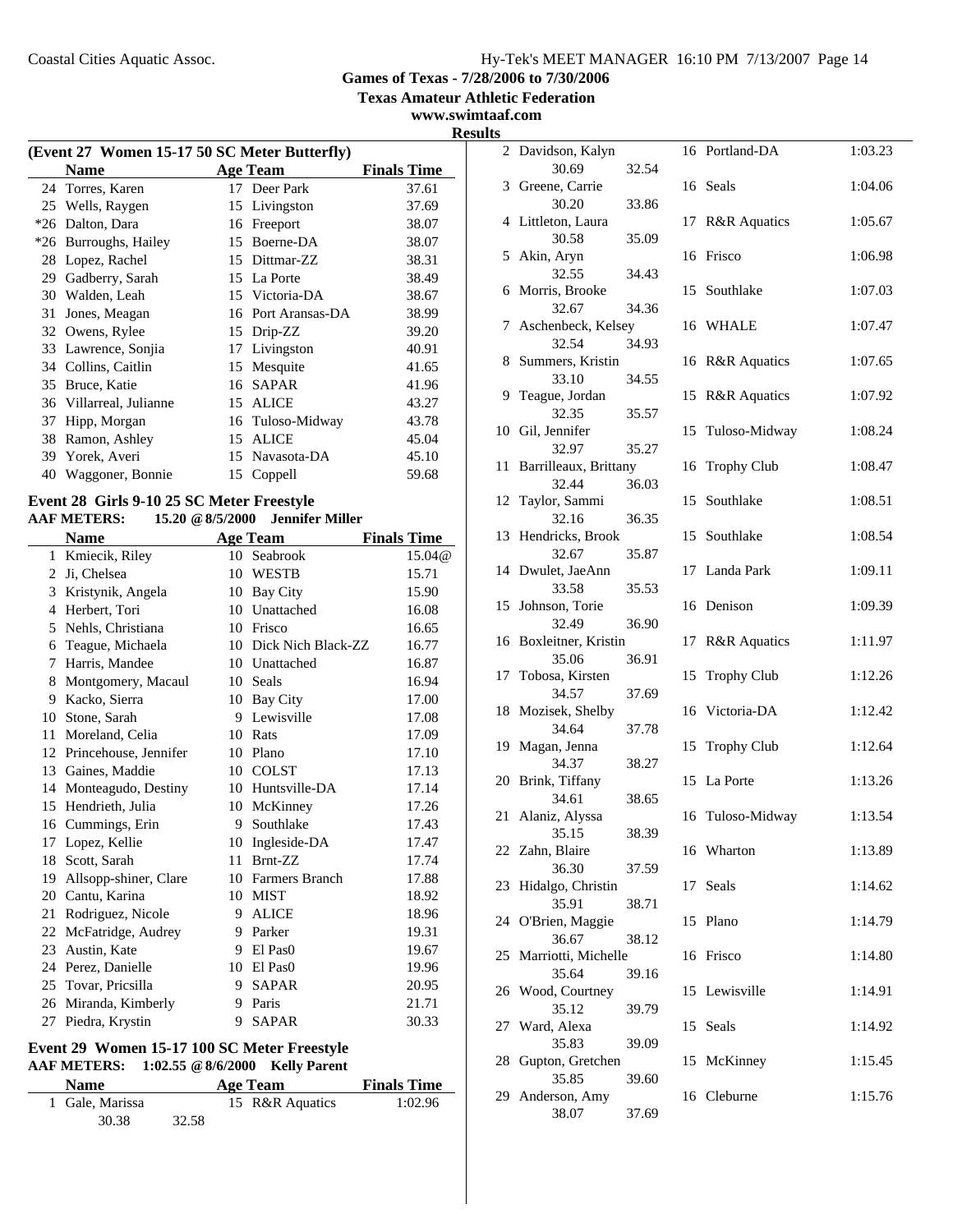**Games of Texas - 7/28/2006 to 7/30/2006**

**Texas Amateur Athletic Federation**

**www.swimtaaf.com**

**Results**

### (Event 27 Women 15-17 50 SC Meter Butterfly)

| | Name | Age | Team | Finals Time |
|---|---|---|---|---|
| 24 | Torres, Karen | 17 | Deer Park | 37.61 |
| 25 | Wells, Raygen | 15 | Livingston | 37.69 |
| *26 | Dalton, Dara | 16 | Freeport | 38.07 |
| *26 | Burroughs, Hailey | 15 | Boerne-DA | 38.07 |
| 28 | Lopez, Rachel | 15 | Dittmar-ZZ | 38.31 |
| 29 | Gadberry, Sarah | 15 | La Porte | 38.49 |
| 30 | Walden, Leah | 15 | Victoria-DA | 38.67 |
| 31 | Jones, Meagan | 16 | Port Aransas-DA | 38.99 |
| 32 | Owens, Rylee | 15 | Drip-ZZ | 39.20 |
| 33 | Lawrence, Sonjia | 17 | Livingston | 40.91 |
| 34 | Collins, Caitlin | 15 | Mesquite | 41.65 |
| 35 | Bruce, Katie | 16 | SAPAR | 41.96 |
| 36 | Villarreal, Julianne | 15 | ALICE | 43.27 |
| 37 | Hipp, Morgan | 16 | Tuloso-Midway | 43.78 |
| 38 | Ramon, Ashley | 15 | ALICE | 45.04 |
| 39 | Yorek, Averi | 15 | Navasota-DA | 45.10 |
| 40 | Waggoner, Bonnie | 15 | Coppell | 59.68 |

### Event 28 Girls 9-10 25 SC Meter Freestyle

**AAF METERS: 15.20 @8/5/2000 Jennifer Miller**

| | Name | Age | Team | Finals Time |
|---|---|---|---|---|
| 1 | Kmiecik, Riley | 10 | Seabrook | 15.04@ |
| 2 | Ji, Chelsea | 10 | WESTB | 15.71 |
| 3 | Kristynik, Angela | 10 | Bay City | 15.90 |
| 4 | Herbert, Tori | 10 | Unattached | 16.08 |
| 5 | Nehls, Christiana | 10 | Frisco | 16.65 |
| 6 | Teague, Michaela | 10 | Dick Nich Black-ZZ | 16.77 |
| 7 | Harris, Mandee | 10 | Unattached | 16.87 |
| 8 | Montgomery, Macaul | 10 | Seals | 16.94 |
| 9 | Kacko, Sierra | 10 | Bay City | 17.00 |
| 10 | Stone, Sarah | 9 | Lewisville | 17.08 |
| 11 | Moreland, Celia | 10 | Rats | 17.09 |
| 12 | Princehouse, Jennifer | 10 | Plano | 17.10 |
| 13 | Gaines, Maddie | 10 | COLST | 17.13 |
| 14 | Monteagudo, Destiny | 10 | Huntsville-DA | 17.14 |
| 15 | Hendrieth, Julia | 10 | McKinney | 17.26 |
| 16 | Cummings, Erin | 9 | Southlake | 17.43 |
| 17 | Lopez, Kellie | 10 | Ingleside-DA | 17.47 |
| 18 | Scott, Sarah | 11 | Brnt-ZZ | 17.74 |
| 19 | Allsopp-shiner, Clare | 10 | Farmers Branch | 17.88 |
| 20 | Cantu, Karina | 10 | MIST | 18.92 |
| 21 | Rodriguez, Nicole | 9 | ALICE | 18.96 |
| 22 | McFatridge, Audrey | 9 | Parker | 19.31 |
| 23 | Austin, Kate | 9 | El Pas0 | 19.67 |
| 24 | Perez, Danielle | 10 | El Pas0 | 19.96 |
| 25 | Tovar, Pricsilla | 9 | SAPAR | 20.95 |
| 26 | Miranda, Kimberly | 9 | Paris | 21.71 |
| 27 | Piedra, Krystin | 9 | SAPAR | 30.33 |

### Event 29 Women 15-17 100 SC Meter Freestyle

**AAF METERS: 1:02.55 @8/6/2000 Kelly Parent**

| | Name | Age | Team | Finals Time |
|---|---|---|---|---|
| 1 | Gale, Marissa | 15 | R&R Aquatics | 1:02.96 |
| | 30.38 32.58 | | | |
| 2 | Davidson, Kalyn | 16 | Portland-DA | 1:03.23 |
| | 30.69 32.54 | | | |
| 3 | Greene, Carrie | 16 | Seals | 1:04.06 |
| | 30.20 33.86 | | | |
| 4 | Littleton, Laura | 17 | R&R Aquatics | 1:05.67 |
| | 30.58 35.09 | | | |
| 5 | Akin, Aryn | 16 | Frisco | 1:06.98 |
| | 32.55 34.43 | | | |
| 6 | Morris, Brooke | 15 | Southlake | 1:07.03 |
| | 32.67 34.36 | | | |
| 7 | Aschenbeck, Kelsey | 16 | WHALE | 1:07.47 |
| | 32.54 34.93 | | | |
| 8 | Summers, Kristin | 16 | R&R Aquatics | 1:07.65 |
| | 33.10 34.55 | | | |
| 9 | Teague, Jordan | 15 | R&R Aquatics | 1:07.92 |
| | 32.35 35.57 | | | |
| 10 | Gil, Jennifer | 15 | Tuloso-Midway | 1:08.24 |
| | 32.97 35.27 | | | |
| 11 | Barrilleaux, Brittany | 16 | Trophy Club | 1:08.47 |
| | 32.44 36.03 | | | |
| 12 | Taylor, Sammi | 15 | Southlake | 1:08.51 |
| | 32.16 36.35 | | | |
| 13 | Hendricks, Brook | 15 | Southlake | 1:08.54 |
| | 32.67 35.87 | | | |
| 14 | Dwulet, JaeAnn | 17 | Landa Park | 1:09.11 |
| | 33.58 35.53 | | | |
| 15 | Johnson, Torie | 16 | Denison | 1:09.39 |
| | 32.49 36.90 | | | |
| 16 | Boxleitner, Kristin | 17 | R&R Aquatics | 1:11.97 |
| | 35.06 36.91 | | | |
| 17 | Tobosa, Kirsten | 15 | Trophy Club | 1:12.26 |
| | 34.57 37.69 | | | |
| 18 | Mozisek, Shelby | 16 | Victoria-DA | 1:12.42 |
| | 34.64 37.78 | | | |
| 19 | Magan, Jenna | 15 | Trophy Club | 1:12.64 |
| | 34.37 38.27 | | | |
| 20 | Brink, Tiffany | 15 | La Porte | 1:13.26 |
| | 34.61 38.65 | | | |
| 21 | Alaniz, Alyssa | 16 | Tuloso-Midway | 1:13.54 |
| | 35.15 38.39 | | | |
| 22 | Zahn, Blaire | 16 | Wharton | 1:13.89 |
| | 36.30 37.59 | | | |
| 23 | Hidalgo, Christin | 17 | Seals | 1:14.62 |
| | 35.91 38.71 | | | |
| 24 | O'Brien, Maggie | 15 | Plano | 1:14.79 |
| | 36.67 38.12 | | | |
| 25 | Marriotti, Michelle | 16 | Frisco | 1:14.80 |
| | 35.64 39.16 | | | |
| 26 | Wood, Courtney | 15 | Lewisville | 1:14.91 |
| | 35.12 39.79 | | | |
| 27 | Ward, Alexa | 15 | Seals | 1:14.92 |
| | 35.83 39.09 | | | |
| 28 | Gupton, Gretchen | 15 | McKinney | 1:15.45 |
| | 35.85 39.60 | | | |
| 29 | Anderson, Amy | 16 | Cleburne | 1:15.76 |
| | 38.07 37.69 | | | |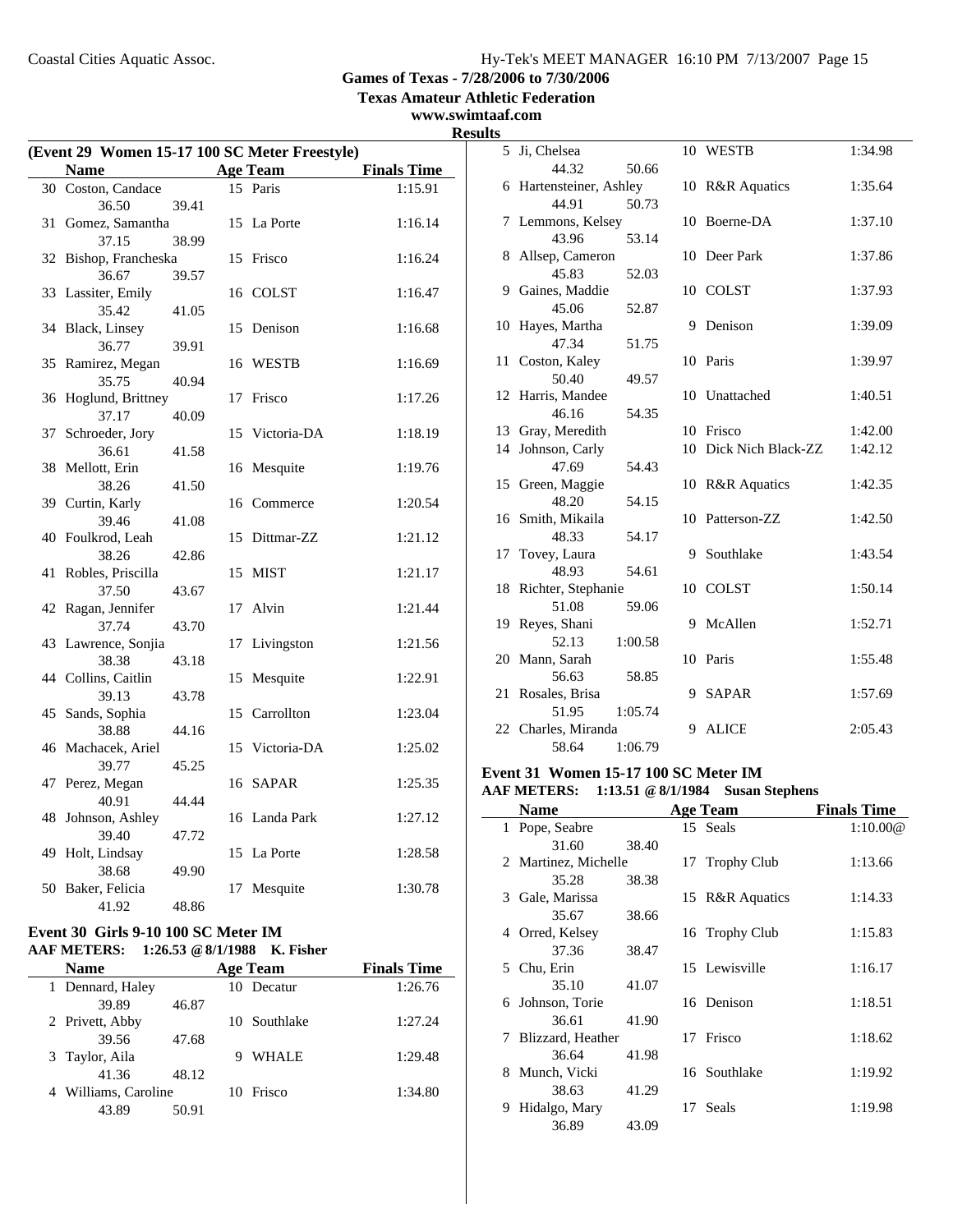## Results

### (Event 29 Women 15-17 100 SC Meter Freestyle)

| | Name | Age | Team | Finals Time |
|---|---|---|---|---|
| 30 | Coston, Candace | 15 | Paris | 1:15.91 |
| | 36.50 39.41 | | | |
| 31 | Gomez, Samantha | 15 | La Porte | 1:16.14 |
| | 37.15 38.99 | | | |
| 32 | Bishop, Francheska | 15 | Frisco | 1:16.24 |
| | 36.67 39.57 | | | |
| 33 | Lassiter, Emily | 16 | COLST | 1:16.47 |
| | 35.42 41.05 | | | |
| 34 | Black, Linsey | 15 | Denison | 1:16.68 |
| | 36.77 39.91 | | | |
| 35 | Ramirez, Megan | 16 | WESTB | 1:16.69 |
| | 35.75 40.94 | | | |
| 36 | Hoglund, Brittney | 17 | Frisco | 1:17.26 |
| | 37.17 40.09 | | | |
| 37 | Schroeder, Jory | 15 | Victoria-DA | 1:18.19 |
| | 36.61 41.58 | | | |
| 38 | Mellott, Erin | 16 | Mesquite | 1:19.76 |
| | 38.26 41.50 | | | |
| 39 | Curtin, Karly | 16 | Commerce | 1:20.54 |
| | 39.46 41.08 | | | |
| 40 | Foulkrod, Leah | 15 | Dittmar-ZZ | 1:21.12 |
| | 38.26 42.86 | | | |
| 41 | Robles, Priscilla | 15 | MIST | 1:21.17 |
| | 37.50 43.67 | | | |
| 42 | Ragan, Jennifer | 17 | Alvin | 1:21.44 |
| | 37.74 43.70 | | | |
| 43 | Lawrence, Sonjia | 17 | Livingston | 1:21.56 |
| | 38.38 43.18 | | | |
| 44 | Collins, Caitlin | 15 | Mesquite | 1:22.91 |
| | 39.13 43.78 | | | |
| 45 | Sands, Sophia | 15 | Carrollton | 1:23.04 |
| | 38.88 44.16 | | | |
| 46 | Machacek, Ariel | 15 | Victoria-DA | 1:25.02 |
| | 39.77 45.25 | | | |
| 47 | Perez, Megan | 16 | SAPAR | 1:25.35 |
| | 40.91 44.44 | | | |
| 48 | Johnson, Ashley | 16 | Landa Park | 1:27.12 |
| | 39.40 47.72 | | | |
| 49 | Holt, Lindsay | 15 | La Porte | 1:28.58 |
| | 38.68 49.90 | | | |
| 50 | Baker, Felicia | 17 | Mesquite | 1:30.78 |
| | 41.92 48.86 | | | |

### Event 30 Girls 9-10 100 SC Meter IM

**AAF METERS: 1:26.53 @ 8/1/1988 K. Fisher**

| | Name | Age | Team | Finals Time |
|---|---|---|---|---|
| 1 | Dennard, Haley | 10 | Decatur | 1:26.76 |
| | 39.89 46.87 | | | |
| 2 | Privett, Abby | 10 | Southlake | 1:27.24 |
| | 39.56 47.68 | | | |
| 3 | Taylor, Aila | 9 | WHALE | 1:29.48 |
| | 41.36 48.12 | | | |
| 4 | Williams, Caroline | 10 | Frisco | 1:34.80 |
| | 43.89 50.91 | | | |
| 5 | Ji, Chelsea | 10 | WESTB | 1:34.98 |
| | 44.32 50.66 | | | |
| 6 | Hartensteiner, Ashley | 10 | R&R Aquatics | 1:35.64 |
| | 44.91 50.73 | | | |
| 7 | Lemmons, Kelsey | 10 | Boerne-DA | 1:37.10 |
| | 43.96 53.14 | | | |
| 8 | Allsep, Cameron | 10 | Deer Park | 1:37.86 |
| | 45.83 52.03 | | | |
| 9 | Gaines, Maddie | 10 | COLST | 1:37.93 |
| | 45.06 52.87 | | | |
| 10 | Hayes, Martha | 9 | Denison | 1:39.09 |
| | 47.34 51.75 | | | |
| 11 | Coston, Kaley | 10 | Paris | 1:39.97 |
| | 50.40 49.57 | | | |
| 12 | Harris, Mandee | 10 | Unattached | 1:40.51 |
| | 46.16 54.35 | | | |
| 13 | Gray, Meredith | 10 | Frisco | 1:42.00 |
| 14 | Johnson, Carly | 10 | Dick Nich Black-ZZ | 1:42.12 |
| | 47.69 54.43 | | | |
| 15 | Green, Maggie | 10 | R&R Aquatics | 1:42.35 |
| | 48.20 54.15 | | | |
| 16 | Smith, Mikaila | 10 | Patterson-ZZ | 1:42.50 |
| | 48.33 54.17 | | | |
| 17 | Tovey, Laura | 9 | Southlake | 1:43.54 |
| | 48.93 54.61 | | | |
| 18 | Richter, Stephanie | 10 | COLST | 1:50.14 |
| | 51.08 59.06 | | | |
| 19 | Reyes, Shani | 9 | McAllen | 1:52.71 |
| | 52.13 1:00.58 | | | |
| 20 | Mann, Sarah | 10 | Paris | 1:55.48 |
| | 56.63 58.85 | | | |
| 21 | Rosales, Brisa | 9 | SAPAR | 1:57.69 |
| | 51.95 1:05.74 | | | |
| 22 | Charles, Miranda | 9 | ALICE | 2:05.43 |
| | 58.64 1:06.79 | | | |

### Event 31 Women 15-17 100 SC Meter IM

**AAF METERS: 1:13.51 @ 8/1/1984 Susan Stephens**

| | Name | Age | Team | Finals Time |
|---|---|---|---|---|
| 1 | Pope, Seabre | 15 | Seals | 1:10.00@ |
| | 31.60 38.40 | | | |
| 2 | Martinez, Michelle | 17 | Trophy Club | 1:13.66 |
| | 35.28 38.38 | | | |
| 3 | Gale, Marissa | 15 | R&R Aquatics | 1:14.33 |
| | 35.67 38.66 | | | |
| 4 | Orred, Kelsey | 16 | Trophy Club | 1:15.83 |
| | 37.36 38.47 | | | |
| 5 | Chu, Erin | 15 | Lewisville | 1:16.17 |
| | 35.10 41.07 | | | |
| 6 | Johnson, Torie | 16 | Denison | 1:18.51 |
| | 36.61 41.90 | | | |
| 7 | Blizzard, Heather | 17 | Frisco | 1:18.62 |
| | 36.64 41.98 | | | |
| 8 | Munch, Vicki | 16 | Southlake | 1:19.92 |
| | 38.63 41.29 | | | |
| 9 | Hidalgo, Mary | 17 | Seals | 1:19.98 |
| | 36.89 43.09 | | | |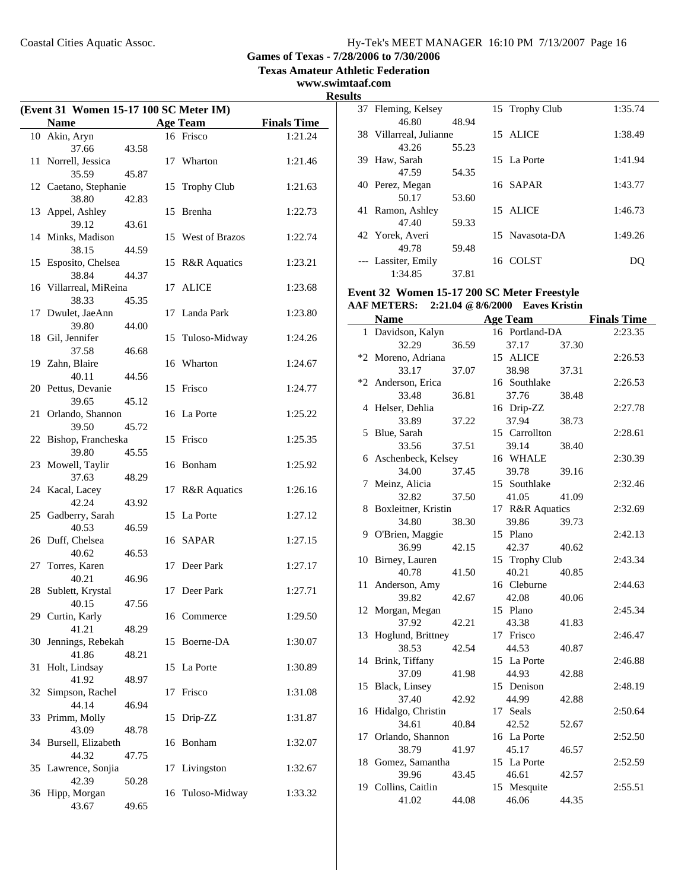**Games of Texas - 7/28/2006 to 7/30/2006**

**Texas Amateur Athletic Federation**

**www.swimtaaf.com**

**Results**

## (Event 31 Women 15-17 100 SC Meter IM)

| | Name | Age | Team | Finals Time |
|---|---|---|---|---|
| 10 | Akin, Aryn | 16 | Frisco | 1:21.24 |
| | 37.66 43.58 | | | |
| 11 | Norrell, Jessica | 17 | Wharton | 1:21.46 |
| | 35.59 45.87 | | | |
| 12 | Caetano, Stephanie | 15 | Trophy Club | 1:21.63 |
| | 38.80 42.83 | | | |
| 13 | Appel, Ashley | 15 | Brenha | 1:22.73 |
| | 39.12 43.61 | | | |
| 14 | Minks, Madison | 15 | West of Brazos | 1:22.74 |
| | 38.15 44.59 | | | |
| 15 | Esposito, Chelsea | 15 | R&R Aquatics | 1:23.21 |
| | 38.84 44.37 | | | |
| 16 | Villarreal, MiReina | 17 | ALICE | 1:23.68 |
| | 38.33 45.35 | | | |
| 17 | Dwulet, JaeAnn | 17 | Landa Park | 1:23.80 |
| | 39.80 44.00 | | | |
| 18 | Gil, Jennifer | 15 | Tuloso-Midway | 1:24.26 |
| | 37.58 46.68 | | | |
| 19 | Zahn, Blaire | 16 | Wharton | 1:24.67 |
| | 40.11 44.56 | | | |
| 20 | Pettus, Devanie | 15 | Frisco | 1:24.77 |
| | 39.65 45.12 | | | |
| 21 | Orlando, Shannon | 16 | La Porte | 1:25.22 |
| | 39.50 45.72 | | | |
| 22 | Bishop, Francheska | 15 | Frisco | 1:25.35 |
| | 39.80 45.55 | | | |
| 23 | Mowell, Taylir | 16 | Bonham | 1:25.92 |
| | 37.63 48.29 | | | |
| 24 | Kacal, Lacey | 17 | R&R Aquatics | 1:26.16 |
| | 42.24 43.92 | | | |
| 25 | Gadberry, Sarah | 15 | La Porte | 1:27.12 |
| | 40.53 46.59 | | | |
| 26 | Duff, Chelsea | 16 | SAPAR | 1:27.15 |
| | 40.62 46.53 | | | |
| 27 | Torres, Karen | 17 | Deer Park | 1:27.17 |
| | 40.21 46.96 | | | |
| 28 | Sublett, Krystal | 17 | Deer Park | 1:27.71 |
| | 40.15 47.56 | | | |
| 29 | Curtin, Karly | 16 | Commerce | 1:29.50 |
| | 41.21 48.29 | | | |
| 30 | Jennings, Rebekah | 15 | Boerne-DA | 1:30.07 |
| | 41.86 48.21 | | | |
| 31 | Holt, Lindsay | 15 | La Porte | 1:30.89 |
| | 41.92 48.97 | | | |
| 32 | Simpson, Rachel | 17 | Frisco | 1:31.08 |
| | 44.14 46.94 | | | |
| 33 | Primm, Molly | 15 | Drip-ZZ | 1:31.87 |
| | 43.09 48.78 | | | |
| 34 | Bursell, Elizabeth | 16 | Bonham | 1:32.07 |
| | 44.32 47.75 | | | |
| 35 | Lawrence, Sonjia | 17 | Livingston | 1:32.67 |
| | 42.39 50.28 | | | |
| 36 | Hipp, Morgan | 16 | Tuloso-Midway | 1:33.32 |
| | 43.67 49.65 | | | |
| 37 | Fleming, Kelsey | 15 | Trophy Club | 1:35.74 |
| | 46.80 48.94 | | | |
| 38 | Villarreal, Julianne | 15 | ALICE | 1:38.49 |
| | 43.26 55.23 | | | |
| 39 | Haw, Sarah | 15 | La Porte | 1:41.94 |
| | 47.59 54.35 | | | |
| 40 | Perez, Megan | 16 | SAPAR | 1:43.77 |
| | 50.17 53.60 | | | |
| 41 | Ramon, Ashley | 15 | ALICE | 1:46.73 |
| | 47.40 59.33 | | | |
| 42 | Yorek, Averi | 15 | Navasota-DA | 1:49.26 |
| | 49.78 59.48 | | | |
| --- | Lassiter, Emily | 16 | COLST | DQ |
| | 1:34.85 37.81 | | | |

## Event 32 Women 15-17 200 SC Meter Freestyle

**AAF METERS: 2:21.04 @ 8/6/2000 Eaves Kristin**

| | Name | Age | Team | Finals Time |
|---|---|---|---|---|
| 1 | Davidson, Kalyn | 16 | Portland-DA | 2:23.35 |
| | 32.29 36.59 37.17 37.30 | | | |
| *2 | Moreno, Adriana | 15 | ALICE | 2:26.53 |
| | 33.17 37.07 38.98 37.31 | | | |
| *2 | Anderson, Erica | 16 | Southlake | 2:26.53 |
| | 33.48 36.81 37.76 38.48 | | | |
| 4 | Helser, Dehlia | 16 | Drip-ZZ | 2:27.78 |
| | 33.89 37.22 37.94 38.73 | | | |
| 5 | Blue, Sarah | 15 | Carrollton | 2:28.61 |
| | 33.56 37.51 39.14 38.40 | | | |
| 6 | Aschenbeck, Kelsey | 16 | WHALE | 2:30.39 |
| | 34.00 37.45 39.78 39.16 | | | |
| 7 | Meinz, Alicia | 15 | Southlake | 2:32.46 |
| | 32.82 37.50 41.05 41.09 | | | |
| 8 | Boxleitner, Kristin | 17 | R&R Aquatics | 2:32.69 |
| | 34.80 38.30 39.86 39.73 | | | |
| 9 | O'Brien, Maggie | 15 | Plano | 2:42.13 |
| | 36.99 42.15 42.37 40.62 | | | |
| 10 | Birney, Lauren | 15 | Trophy Club | 2:43.34 |
| | 40.78 41.50 40.21 40.85 | | | |
| 11 | Anderson, Amy | 16 | Cleburne | 2:44.63 |
| | 39.82 42.67 42.08 40.06 | | | |
| 12 | Morgan, Megan | 15 | Plano | 2:45.34 |
| | 37.92 42.21 43.38 41.83 | | | |
| 13 | Hoglund, Brittney | 17 | Frisco | 2:46.47 |
| | 38.53 42.54 44.53 40.87 | | | |
| 14 | Brink, Tiffany | 15 | La Porte | 2:46.88 |
| | 37.09 41.98 44.93 42.88 | | | |
| 15 | Black, Linsey | 15 | Denison | 2:48.19 |
| | 37.40 42.92 44.99 42.88 | | | |
| 16 | Hidalgo, Christin | 17 | Seals | 2:50.64 |
| | 34.61 40.84 42.52 52.67 | | | |
| 17 | Orlando, Shannon | 16 | La Porte | 2:52.50 |
| | 38.79 41.97 45.17 46.57 | | | |
| 18 | Gomez, Samantha | 15 | La Porte | 2:52.59 |
| | 39.96 43.45 46.61 42.57 | | | |
| 19 | Collins, Caitlin | 15 | Mesquite | 2:55.51 |
| | 41.02 44.08 46.06 44.35 | | | |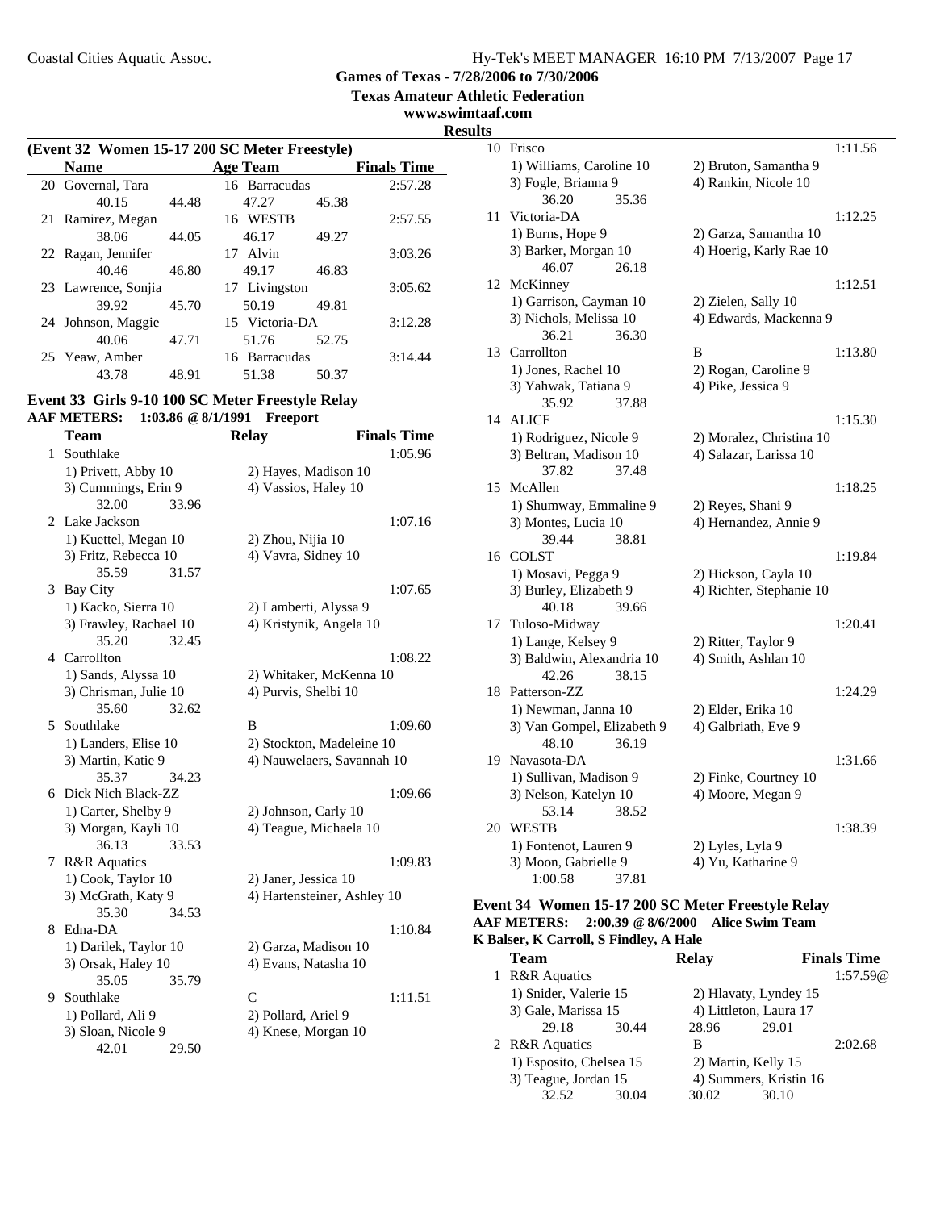Games of Texas - 7/28/2006 to 7/30/2006
Texas Amateur Athletic Federation
www.swimtaaf.com
Results

### (Event 32 Women 15-17 200 SC Meter Freestyle)

| | Name | | Age | Team | | Finals Time |
|---|---|---|---|---|---|---|
| 20 | Governal, Tara | | 16 | Barracudas | | 2:57.28 |
| | 40.15 | 44.48 | | 47.27 | 45.38 | |
| 21 | Ramirez, Megan | | 16 | WESTB | | 2:57.55 |
| | 38.06 | 44.05 | | 46.17 | 49.27 | |
| 22 | Ragan, Jennifer | | 17 | Alvin | | 3:03.26 |
| | 40.46 | 46.80 | | 49.17 | 46.83 | |
| 23 | Lawrence, Sonjia | | 17 | Livingston | | 3:05.62 |
| | 39.92 | 45.70 | | 50.19 | 49.81 | |
| 24 | Johnson, Maggie | | 15 | Victoria-DA | | 3:12.28 |
| | 40.06 | 47.71 | | 51.76 | 52.75 | |
| 25 | Yeaw, Amber | | 16 | Barracudas | | 3:14.44 |
| | 43.78 | 48.91 | | 51.38 | 50.37 | |

### Event 33 Girls 9-10 100 SC Meter Freestyle Relay

**AAF METERS: 1:03.86 @ 8/1/1991 Freeport**

| | Team | | Relay | Finals Time |
|---|---|---|---|---|
| 1 | Southlake | | | 1:05.96 |
| | 1) Privett, Abby 10 | | 2) Hayes, Madison 10 | |
| | 3) Cummings, Erin 9 | | 4) Vassios, Haley 10 | |
| | 32.00 | 33.96 | | |
| 2 | Lake Jackson | | | 1:07.16 |
| | 1) Kuettel, Megan 10 | | 2) Zhou, Nijia 10 | |
| | 3) Fritz, Rebecca 10 | | 4) Vavra, Sidney 10 | |
| | 35.59 | 31.57 | | |
| 3 | Bay City | | | 1:07.65 |
| | 1) Kacko, Sierra 10 | | 2) Lamberti, Alyssa 9 | |
| | 3) Frawley, Rachael 10 | | 4) Kristynik, Angela 10 | |
| | 35.20 | 32.45 | | |
| 4 | Carrollton | | | 1:08.22 |
| | 1) Sands, Alyssa 10 | | 2) Whitaker, McKenna 10 | |
| | 3) Chrisman, Julie 10 | | 4) Purvis, Shelbi 10 | |
| | 35.60 | 32.62 | | |
| 5 | Southlake | | B | 1:09.60 |
| | 1) Landers, Elise 10 | | 2) Stockton, Madeleine 10 | |
| | 3) Martin, Katie 9 | | 4) Nauwelaers, Savannah 10 | |
| | 35.37 | 34.23 | | |
| 6 | Dick Nich Black-ZZ | | | 1:09.66 |
| | 1) Carter, Shelby 9 | | 2) Johnson, Carly 10 | |
| | 3) Morgan, Kayli 10 | | 4) Teague, Michaela 10 | |
| | 36.13 | 33.53 | | |
| 7 | R&R Aquatics | | | 1:09.83 |
| | 1) Cook, Taylor 10 | | 2) Janer, Jessica 10 | |
| | 3) McGrath, Katy 9 | | 4) Hartensteiner, Ashley 10 | |
| | 35.30 | 34.53 | | |
| 8 | Edna-DA | | | 1:10.84 |
| | 1) Darilek, Taylor 10 | | 2) Garza, Madison 10 | |
| | 3) Orsak, Haley 10 | | 4) Evans, Natasha 10 | |
| | 35.05 | 35.79 | | |
| 9 | Southlake | | C | 1:11.51 |
| | 1) Pollard, Ali 9 | | 2) Pollard, Ariel 9 | |
| | 3) Sloan, Nicole 9 | | 4) Knese, Morgan 10 | |
| | 42.01 | 29.50 | | |
| 10 | Frisco | | | 1:11.56 |
| | 1) Williams, Caroline 10 | | 2) Bruton, Samantha 9 | |
| | 3) Fogle, Brianna 9 | | 4) Rankin, Nicole 10 | |
| | 36.20 | 35.36 | | |
| 11 | Victoria-DA | | | 1:12.25 |
| | 1) Burns, Hope 9 | | 2) Garza, Samantha 10 | |
| | 3) Barker, Morgan 10 | | 4) Hoerig, Karly Rae 10 | |
| | 46.07 | 26.18 | | |
| 12 | McKinney | | | 1:12.51 |
| | 1) Garrison, Cayman 10 | | 2) Zielen, Sally 10 | |
| | 3) Nichols, Melissa 10 | | 4) Edwards, Mackenna 9 | |
| | 36.21 | 36.30 | | |
| 13 | Carrollton | | B | 1:13.80 |
| | 1) Jones, Rachel 10 | | 2) Rogan, Caroline 9 | |
| | 3) Yahwak, Tatiana 9 | | 4) Pike, Jessica 9 | |
| | 35.92 | 37.88 | | |
| 14 | ALICE | | | 1:15.30 |
| | 1) Rodriguez, Nicole 9 | | 2) Moralez, Christina 10 | |
| | 3) Beltran, Madison 10 | | 4) Salazar, Larissa 10 | |
| | 37.82 | 37.48 | | |
| 15 | McAllen | | | 1:18.25 |
| | 1) Shumway, Emmaline 9 | | 2) Reyes, Shani 9 | |
| | 3) Montes, Lucia 10 | | 4) Hernandez, Annie 9 | |
| | 39.44 | 38.81 | | |
| 16 | COLST | | | 1:19.84 |
| | 1) Mosavi, Pegga 9 | | 2) Hickson, Cayla 10 | |
| | 3) Burley, Elizabeth 9 | | 4) Richter, Stephanie 10 | |
| | 40.18 | 39.66 | | |
| 17 | Tuloso-Midway | | | 1:20.41 |
| | 1) Lange, Kelsey 9 | | 2) Ritter, Taylor 9 | |
| | 3) Baldwin, Alexandria 10 | | 4) Smith, Ashlan 10 | |
| | 42.26 | 38.15 | | |
| 18 | Patterson-ZZ | | | 1:24.29 |
| | 1) Newman, Janna 10 | | 2) Elder, Erika 10 | |
| | 3) Van Gompel, Elizabeth 9 | | 4) Galbriath, Eve 9 | |
| | 48.10 | 36.19 | | |
| 19 | Navasota-DA | | | 1:31.66 |
| | 1) Sullivan, Madison 9 | | 2) Finke, Courtney 10 | |
| | 3) Nelson, Katelyn 10 | | 4) Moore, Megan 9 | |
| | 53.14 | 38.52 | | |
| 20 | WESTB | | | 1:38.39 |
| | 1) Fontenot, Lauren 9 | | 2) Lyles, Lyla 9 | |
| | 3) Moon, Gabrielle 9 | | 4) Yu, Katharine 9 | |
| | 1:00.58 | 37.81 | | |

### Event 34 Women 15-17 200 SC Meter Freestyle Relay

**AAF METERS: 2:00.39 @ 8/6/2000 Alice Swim Team**
**K Balser, K Carroll, S Findley, A Hale**

| | Team | | Relay | | Finals Time |
|---|---|---|---|---|---|
| 1 | R&R Aquatics | | | | 1:57.59@ |
| | 1) Snider, Valerie 15 | | 2) Hlavaty, Lyndey 15 | | |
| | 3) Gale, Marissa 15 | | 4) Littleton, Laura 17 | | |
| | 29.18 | 30.44 | 28.96 | 29.01 | |
| 2 | R&R Aquatics | | B | | 2:02.68 |
| | 1) Esposito, Chelsea 15 | | 2) Martin, Kelly 15 | | |
| | 3) Teague, Jordan 15 | | 4) Summers, Kristin 16 | | |
| | 32.52 | 30.04 | 30.02 | 30.10 | |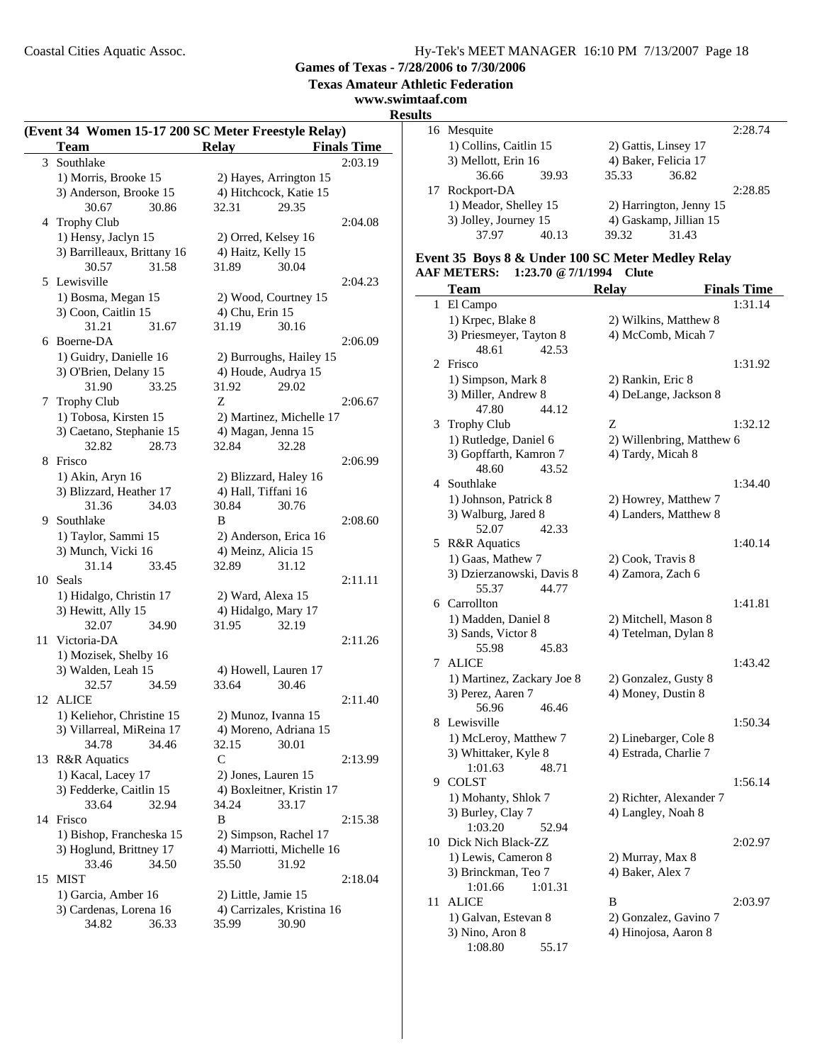**Games of Texas - 7/28/2006 to 7/30/2006**

**Texas Amateur Athletic Federation**

**www.swimtaaf.com**

**Results**

### (Event 34 Women 15-17 200 SC Meter Freestyle Relay)

| | Team | Relay | Finals Time |
|---|---|---|---|
| 3 | Southlake | | 2:03.19 |
| | 1) Morris, Brooke 15 | 2) Hayes, Arrington 15 | |
| | 3) Anderson, Brooke 15 | 4) Hitchcock, Katie 15 | |
| | 30.67 30.86 | 32.31 29.35 | |
| 4 | Trophy Club | | 2:04.08 |
| | 1) Hensy, Jaclyn 15 | 2) Orred, Kelsey 16 | |
| | 3) Barrilleaux, Brittany 16 | 4) Haitz, Kelly 15 | |
| | 30.57 31.58 | 31.89 30.04 | |
| 5 | Lewisville | | 2:04.23 |
| | 1) Bosma, Megan 15 | 2) Wood, Courtney 15 | |
| | 3) Coon, Caitlin 15 | 4) Chu, Erin 15 | |
| | 31.21 31.67 | 31.19 30.16 | |
| 6 | Boerne-DA | | 2:06.09 |
| | 1) Guidry, Danielle 16 | 2) Burroughs, Hailey 15 | |
| | 3) O'Brien, Delany 15 | 4) Houde, Audrya 15 | |
| | 31.90 33.25 | 31.92 29.02 | |
| 7 | Trophy Club | Z | 2:06.67 |
| | 1) Tobosa, Kirsten 15 | 2) Martinez, Michelle 17 | |
| | 3) Caetano, Stephanie 15 | 4) Magan, Jenna 15 | |
| | 32.82 28.73 | 32.84 32.28 | |
| 8 | Frisco | | 2:06.99 |
| | 1) Akin, Aryn 16 | 2) Blizzard, Haley 16 | |
| | 3) Blizzard, Heather 17 | 4) Hall, Tiffani 16 | |
| | 31.36 34.03 | 30.84 30.76 | |
| 9 | Southlake | B | 2:08.60 |
| | 1) Taylor, Sammi 15 | 2) Anderson, Erica 16 | |
| | 3) Munch, Vicki 16 | 4) Meinz, Alicia 15 | |
| | 31.14 33.45 | 32.89 31.12 | |
| 10 | Seals | | 2:11.11 |
| | 1) Hidalgo, Christin 17 | 2) Ward, Alexa 15 | |
| | 3) Hewitt, Ally 15 | 4) Hidalgo, Mary 17 | |
| | 32.07 34.90 | 31.95 32.19 | |
| 11 | Victoria-DA | | 2:11.26 |
| | 1) Mozisek, Shelby 16 | | |
| | 3) Walden, Leah 15 | 4) Howell, Lauren 17 | |
| | 32.57 34.59 | 33.64 30.46 | |
| 12 | ALICE | | 2:11.40 |
| | 1) Keliehor, Christine 15 | 2) Munoz, Ivanna 15 | |
| | 3) Villarreal, MiReina 17 | 4) Moreno, Adriana 15 | |
| | 34.78 34.46 | 32.15 30.01 | |
| 13 | R&R Aquatics | C | 2:13.99 |
| | 1) Kacal, Lacey 17 | 2) Jones, Lauren 15 | |
| | 3) Fedderke, Caitlin 15 | 4) Boxleitner, Kristin 17 | |
| | 33.64 32.94 | 34.24 33.17 | |
| 14 | Frisco | B | 2:15.38 |
| | 1) Bishop, Francheska 15 | 2) Simpson, Rachel 17 | |
| | 3) Hoglund, Brittney 17 | 4) Marriotti, Michelle 16 | |
| | 33.46 34.50 | 35.50 31.92 | |
| 15 | MIST | | 2:18.04 |
| | 1) Garcia, Amber 16 | 2) Little, Jamie 15 | |
| | 3) Cardenas, Lorena 16 | 4) Carrizales, Kristina 16 | |
| | 34.82 36.33 | 35.99 30.90 | |
| 16 | Mesquite | | 2:28.74 |
| | 1) Collins, Caitlin 15 | 2) Gattis, Linsey 17 | |
| | 3) Mellott, Erin 16 | 4) Baker, Felicia 17 | |
| | 36.66 39.93 | 35.33 36.82 | |
| 17 | Rockport-DA | | 2:28.85 |
| | 1) Meador, Shelley 15 | 2) Harrington, Jenny 15 | |
| | 3) Jolley, Journey 15 | 4) Gaskamp, Jillian 15 | |
| | 37.97 40.13 | 39.32 31.43 | |

### Event 35 Boys 8 & Under 100 SC Meter Medley Relay

**AAF METERS: 1:23.70 @ 7/1/1994 Clute**

| | Team | Relay | Finals Time |
|---|---|---|---|
| 1 | El Campo | | 1:31.14 |
| | 1) Krpec, Blake 8 | 2) Wilkins, Matthew 8 | |
| | 3) Priesmeyer, Tayton 8 | 4) McComb, Micah 7 | |
| | 48.61 42.53 | | |
| 2 | Frisco | | 1:31.92 |
| | 1) Simpson, Mark 8 | 2) Rankin, Eric 8 | |
| | 3) Miller, Andrew 8 | 4) DeLange, Jackson 8 | |
| | 47.80 44.12 | | |
| 3 | Trophy Club | Z | 1:32.12 |
| | 1) Rutledge, Daniel 6 | 2) Willenbring, Matthew 6 | |
| | 3) Gopffarth, Kamron 7 | 4) Tardy, Micah 8 | |
| | 48.60 43.52 | | |
| 4 | Southlake | | 1:34.40 |
| | 1) Johnson, Patrick 8 | 2) Howrey, Matthew 7 | |
| | 3) Walburg, Jared 8 | 4) Landers, Matthew 8 | |
| | 52.07 42.33 | | |
| 5 | R&R Aquatics | | 1:40.14 |
| | 1) Gaas, Mathew 7 | 2) Cook, Travis 8 | |
| | 3) Dzierzanowski, Davis 8 | 4) Zamora, Zach 6 | |
| | 55.37 44.77 | | |
| 6 | Carrollton | | 1:41.81 |
| | 1) Madden, Daniel 8 | 2) Mitchell, Mason 8 | |
| | 3) Sands, Victor 8 | 4) Tetelman, Dylan 8 | |
| | 55.98 45.83 | | |
| 7 | ALICE | | 1:43.42 |
| | 1) Martinez, Zackary Joe 8 | 2) Gonzalez, Gusty 8 | |
| | 3) Perez, Aaren 7 | 4) Money, Dustin 8 | |
| | 56.96 46.46 | | |
| 8 | Lewisville | | 1:50.34 |
| | 1) McLeroy, Matthew 7 | 2) Linebarger, Cole 8 | |
| | 3) Whittaker, Kyle 8 | 4) Estrada, Charlie 7 | |
| | 1:01.63 48.71 | | |
| 9 | COLST | | 1:56.14 |
| | 1) Mohanty, Shlok 7 | 2) Richter, Alexander 7 | |
| | 3) Burley, Clay 7 | 4) Langley, Noah 8 | |
| | 1:03.20 52.94 | | |
| 10 | Dick Nich Black-ZZ | | 2:02.97 |
| | 1) Lewis, Cameron 8 | 2) Murray, Max 8 | |
| | 3) Brinckman, Teo 7 | 4) Baker, Alex 7 | |
| | 1:01.66 1:01.31 | | |
| 11 | ALICE | B | 2:03.97 |
| | 1) Galvan, Estevan 8 | 2) Gonzalez, Gavino 7 | |
| | 3) Nino, Aron 8 | 4) Hinojosa, Aaron 8 | |
| | 1:08.80 55.17 | | |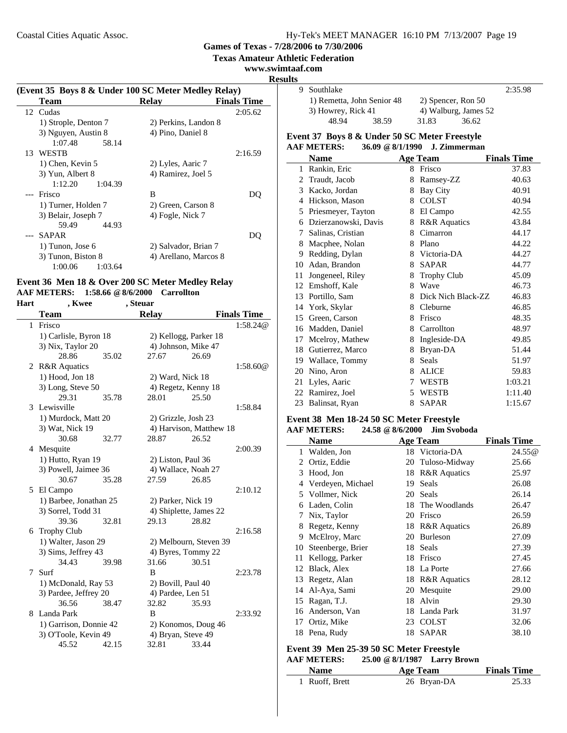Games of Texas - 7/28/2006 to 7/30/2006

Texas Amateur Athletic Federation

www.swimtaaf.com

Results

**(Event 35 Boys 8 & Under 100 SC Meter Medley Relay)**

| | Team | Relay | Finals Time |
|---|---|---|---|
| 12 | Cudas | | 2:05.62 |
| | 1) Strople, Denton 7 | 2) Perkins, Landon 8 | |
| | 3) Nguyen, Austin 8 | 4) Pino, Daniel 8 | |
| | 1:07.48 58.14 | | |
| 13 | WESTB | | 2:16.59 |
| | 1) Chen, Kevin 5 | 2) Lyles, Aaric 7 | |
| | 3) Yun, Albert 8 | 4) Ramirez, Joel 5 | |
| | 1:12.20 1:04.39 | | |
| --- | Frisco | B | DQ |
| | 1) Turner, Holden 7 | 2) Green, Carson 8 | |
| | 3) Belair, Joseph 7 | 4) Fogle, Nick 7 | |
| | 59.49 44.93 | | |
| --- | SAPAR | | DQ |
| | 1) Tunon, Jose 6 | 2) Salvador, Brian 7 | |
| | 3) Tunon, Biston 8 | 4) Arellano, Marcos 8 | |
| | 1:00.06 1:03.64 | | |

## Event 36 Men 18 & Over 200 SC Meter Medley Relay

**AAF METERS: 1:58.66 @ 8/6/2000 Carrollton**

**Hart , Kwee , Steuar**

| | Team | Relay | Finals Time |
|---|---|---|---|
| 1 | Frisco | | 1:58.24@ |
| | 1) Carlisle, Byron 18 | 2) Kellogg, Parker 18 | |
| | 3) Nix, Taylor 20 | 4) Johnson, Mike 47 | |
| | 28.86 35.02 | 27.67 26.69 | |
| 2 | R&R Aquatics | | 1:58.60@ |
| | 1) Hood, Jon 18 | 2) Ward, Nick 18 | |
| | 3) Long, Steve 50 | 4) Regetz, Kenny 18 | |
| | 29.31 35.78 | 28.01 25.50 | |
| 3 | Lewisville | | 1:58.84 |
| | 1) Murdock, Matt 20 | 2) Grizzle, Josh 23 | |
| | 3) Wat, Nick 19 | 4) Harvison, Matthew 18 | |
| | 30.68 32.77 | 28.87 26.52 | |
| 4 | Mesquite | | 2:00.39 |
| | 1) Hutto, Ryan 19 | 2) Liston, Paul 36 | |
| | 3) Powell, Jaimee 36 | 4) Wallace, Noah 27 | |
| | 30.67 35.28 | 27.59 26.85 | |
| 5 | El Campo | | 2:10.12 |
| | 1) Barbee, Jonathan 25 | 2) Parker, Nick 19 | |
| | 3) Sorrel, Todd 31 | 4) Shiplette, James 22 | |
| | 39.36 32.81 | 29.13 28.82 | |
| 6 | Trophy Club | | 2:16.58 |
| | 1) Walter, Jason 29 | 2) Melbourn, Steven 39 | |
| | 3) Sims, Jeffrey 43 | 4) Byres, Tommy 22 | |
| | 34.43 39.98 | 31.66 30.51 | |
| 7 | Surf | B | 2:23.78 |
| | 1) McDonald, Ray 53 | 2) Bovill, Paul 40 | |
| | 3) Pardee, Jeffrey 20 | 4) Pardee, Len 51 | |
| | 36.56 38.47 | 32.82 35.93 | |
| 8 | Landa Park | B | 2:33.92 |
| | 1) Garrison, Donnie 42 | 2) Konomos, Doug 46 | |
| | 3) O'Toole, Kevin 49 | 4) Bryan, Steve 49 | |
| | 45.52 42.15 | 32.81 33.44 | |
| 9 | Southlake | | 2:35.98 |
| | 1) Remetta, John Senior 48 | 2) Spencer, Ron 50 | |
| | 3) Howrey, Rick 41 | 4) Walburg, James 52 | |
| | 48.94 38.59 | 31.83 36.62 | |

## Event 37 Boys 8 & Under 50 SC Meter Freestyle

**AAF METERS: 36.09 @ 8/1/1990 J. Zimmerman**

| | Name | Age | Team | Finals Time |
|---|---|---|---|---|
| 1 | Rankin, Eric | 8 | Frisco | 37.83 |
| 2 | Traudt, Jacob | 8 | Ramsey-ZZ | 40.63 |
| 3 | Kacko, Jordan | 8 | Bay City | 40.91 |
| 4 | Hickson, Mason | 8 | COLST | 40.94 |
| 5 | Priesmeyer, Tayton | 8 | El Campo | 42.55 |
| 6 | Dzierzanowski, Davis | 8 | R&R Aquatics | 43.84 |
| 7 | Salinas, Cristian | 8 | Cimarron | 44.17 |
| 8 | Macphee, Nolan | 8 | Plano | 44.22 |
| 9 | Redding, Dylan | 8 | Victoria-DA | 44.27 |
| 10 | Adan, Brandon | 8 | SAPAR | 44.77 |
| 11 | Jongeneel, Riley | 8 | Trophy Club | 45.09 |
| 12 | Emshoff, Kale | 8 | Wave | 46.73 |
| 13 | Portillo, Sam | 8 | Dick Nich Black-ZZ | 46.83 |
| 14 | York, Skylar | 8 | Cleburne | 46.85 |
| 15 | Green, Carson | 8 | Frisco | 48.35 |
| 16 | Madden, Daniel | 8 | Carrollton | 48.97 |
| 17 | Mcelroy, Mathew | 8 | Ingleside-DA | 49.85 |
| 18 | Gutierrez, Marco | 8 | Bryan-DA | 51.44 |
| 19 | Wallace, Tommy | 8 | Seals | 51.97 |
| 20 | Nino, Aron | 8 | ALICE | 59.83 |
| 21 | Lyles, Aaric | 7 | WESTB | 1:03.21 |
| 22 | Ramirez, Joel | 5 | WESTB | 1:11.40 |
| 23 | Balinsat, Ryan | 8 | SAPAR | 1:15.67 |

## Event 38 Men 18-24 50 SC Meter Freestyle

**AAF METERS: 24.58 @ 8/6/2000 Jim Svoboda**

| | Name | Age | Team | Finals Time |
|---|---|---|---|---|
| 1 | Walden, Jon | 18 | Victoria-DA | 24.55@ |
| 2 | Ortiz, Eddie | 20 | Tuloso-Midway | 25.66 |
| 3 | Hood, Jon | 18 | R&R Aquatics | 25.97 |
| 4 | Verdeyen, Michael | 19 | Seals | 26.08 |
| 5 | Vollmer, Nick | 20 | Seals | 26.14 |
| 6 | Laden, Colin | 18 | The Woodlands | 26.47 |
| 7 | Nix, Taylor | 20 | Frisco | 26.59 |
| 8 | Regetz, Kenny | 18 | R&R Aquatics | 26.89 |
| 9 | McElroy, Marc | 20 | Burleson | 27.09 |
| 10 | Steenberge, Brier | 18 | Seals | 27.39 |
| 11 | Kellogg, Parker | 18 | Frisco | 27.45 |
| 12 | Black, Alex | 18 | La Porte | 27.66 |
| 13 | Regetz, Alan | 18 | R&R Aquatics | 28.12 |
| 14 | Al-Aya, Sami | 20 | Mesquite | 29.00 |
| 15 | Ragan, T.J. | 18 | Alvin | 29.30 |
| 16 | Anderson, Van | 18 | Landa Park | 31.97 |
| 17 | Ortiz, Mike | 23 | COLST | 32.06 |
| 18 | Pena, Rudy | 18 | SAPAR | 38.10 |

## Event 39 Men 25-39 50 SC Meter Freestyle

**AAF METERS: 25.00 @ 8/1/1987 Larry Brown**

| | Name | Age | Team | Finals Time |
|---|---|---|---|---|
| 1 | Ruoff, Brett | 26 | Bryan-DA | 25.33 |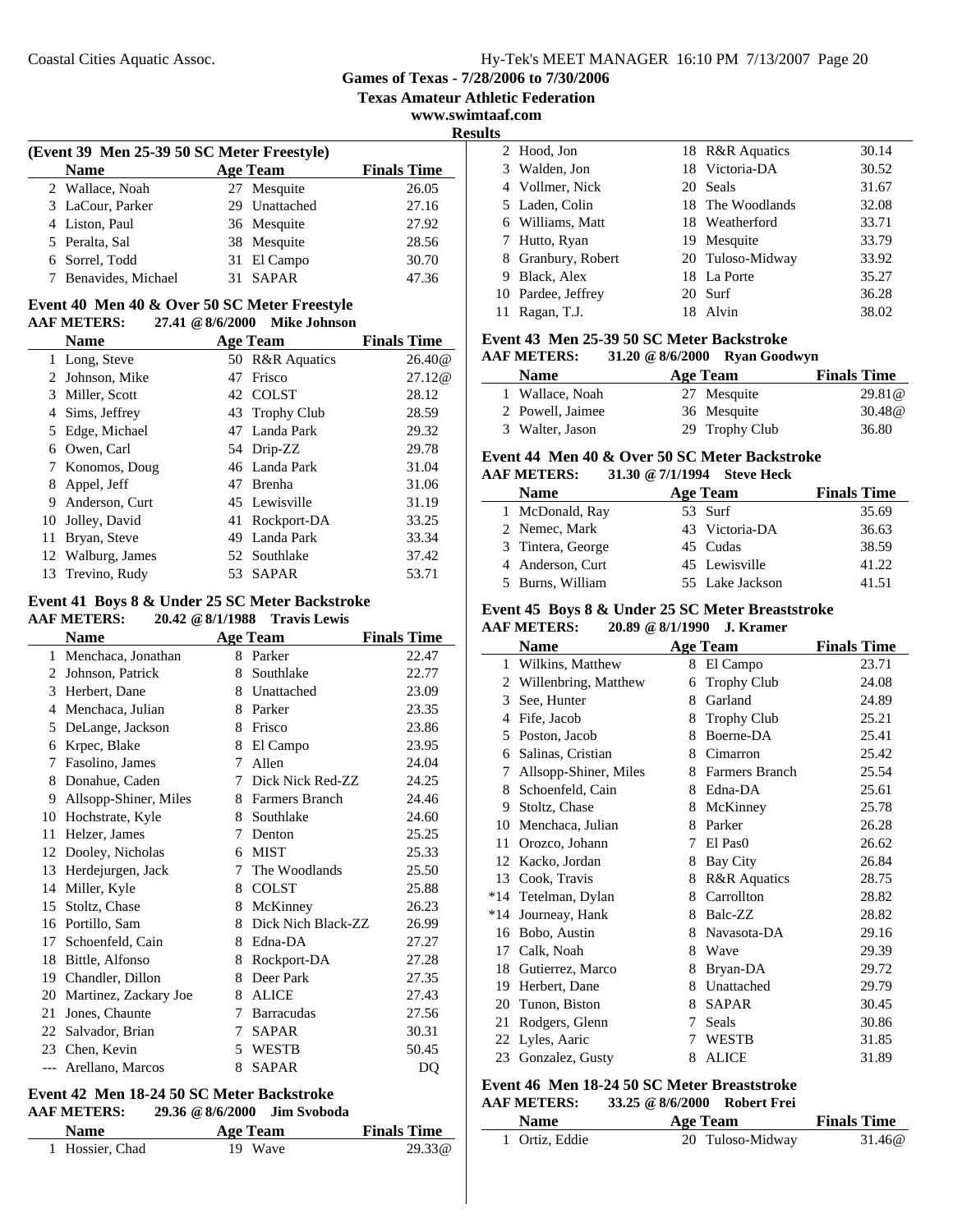Games of Texas - 7/28/2006 to 7/30/2006

Texas Amateur Athletic Federation

www.swimtaaf.com

Results

### (Event 39 Men 25-39 50 SC Meter Freestyle)

| | Name | Age | Team | Finals Time |
|---|---|---|---|---|
| 2 | Wallace, Noah | 27 | Mesquite | 26.05 |
| 3 | LaCour, Parker | 29 | Unattached | 27.16 |
| 4 | Liston, Paul | 36 | Mesquite | 27.92 |
| 5 | Peralta, Sal | 38 | Mesquite | 28.56 |
| 6 | Sorrel, Todd | 31 | El Campo | 30.70 |
| 7 | Benavides, Michael | 31 | SAPAR | 47.36 |

### Event 40 Men 40 & Over 50 SC Meter Freestyle

**AAF METERS: 27.41 @ 8/6/2000 Mike Johnson**

| | Name | Age | Team | Finals Time |
|---|---|---|---|---|
| 1 | Long, Steve | 50 | R&R Aquatics | 26.40@ |
| 2 | Johnson, Mike | 47 | Frisco | 27.12@ |
| 3 | Miller, Scott | 42 | COLST | 28.12 |
| 4 | Sims, Jeffrey | 43 | Trophy Club | 28.59 |
| 5 | Edge, Michael | 47 | Landa Park | 29.32 |
| 6 | Owen, Carl | 54 | Drip-ZZ | 29.78 |
| 7 | Konomos, Doug | 46 | Landa Park | 31.04 |
| 8 | Appel, Jeff | 47 | Brenha | 31.06 |
| 9 | Anderson, Curt | 45 | Lewisville | 31.19 |
| 10 | Jolley, David | 41 | Rockport-DA | 33.25 |
| 11 | Bryan, Steve | 49 | Landa Park | 33.34 |
| 12 | Walburg, James | 52 | Southlake | 37.42 |
| 13 | Trevino, Rudy | 53 | SAPAR | 53.71 |

### Event 41 Boys 8 & Under 25 SC Meter Backstroke

**AAF METERS: 20.42 @ 8/1/1988 Travis Lewis**

| | Name | Age | Team | Finals Time |
|---|---|---|---|---|
| 1 | Menchaca, Jonathan | 8 | Parker | 22.47 |
| 2 | Johnson, Patrick | 8 | Southlake | 22.77 |
| 3 | Herbert, Dane | 8 | Unattached | 23.09 |
| 4 | Menchaca, Julian | 8 | Parker | 23.35 |
| 5 | DeLange, Jackson | 8 | Frisco | 23.86 |
| 6 | Krpec, Blake | 8 | El Campo | 23.95 |
| 7 | Fasolino, James | 7 | Allen | 24.04 |
| 8 | Donahue, Caden | 7 | Dick Nick Red-ZZ | 24.25 |
| 9 | Allsopp-Shiner, Miles | 8 | Farmers Branch | 24.46 |
| 10 | Hochstrate, Kyle | 8 | Southlake | 24.60 |
| 11 | Helzer, James | 7 | Denton | 25.25 |
| 12 | Dooley, Nicholas | 6 | MIST | 25.33 |
| 13 | Herdejurgen, Jack | 7 | The Woodlands | 25.50 |
| 14 | Miller, Kyle | 8 | COLST | 25.88 |
| 15 | Stoltz, Chase | 8 | McKinney | 26.23 |
| 16 | Portillo, Sam | 8 | Dick Nich Black-ZZ | 26.99 |
| 17 | Schoenfeld, Cain | 8 | Edna-DA | 27.27 |
| 18 | Bittle, Alfonso | 8 | Rockport-DA | 27.28 |
| 19 | Chandler, Dillon | 8 | Deer Park | 27.35 |
| 20 | Martinez, Zackary Joe | 8 | ALICE | 27.43 |
| 21 | Jones, Chaunte | 7 | Barracudas | 27.56 |
| 22 | Salvador, Brian | 7 | SAPAR | 30.31 |
| 23 | Chen, Kevin | 5 | WESTB | 50.45 |
| --- | Arellano, Marcos | 8 | SAPAR | DQ |

### Event 42 Men 18-24 50 SC Meter Backstroke

**AAF METERS: 29.36 @ 8/6/2000 Jim Svoboda**

| | Name | Age | Team | Finals Time |
|---|---|---|---|---|
| 1 | Hossier, Chad | 19 | Wave | 29.33@ |
| 2 | Hood, Jon | 18 | R&R Aquatics | 30.14 |
| 3 | Walden, Jon | 18 | Victoria-DA | 30.52 |
| 4 | Vollmer, Nick | 20 | Seals | 31.67 |
| 5 | Laden, Colin | 18 | The Woodlands | 32.08 |
| 6 | Williams, Matt | 18 | Weatherford | 33.71 |
| 7 | Hutto, Ryan | 19 | Mesquite | 33.79 |
| 8 | Granbury, Robert | 20 | Tuloso-Midway | 33.92 |
| 9 | Black, Alex | 18 | La Porte | 35.27 |
| 10 | Pardee, Jeffrey | 20 | Surf | 36.28 |
| 11 | Ragan, T.J. | 18 | Alvin | 38.02 |

### Event 43 Men 25-39 50 SC Meter Backstroke

**AAF METERS: 31.20 @ 8/6/2000 Ryan Goodwyn**

| | Name | Age | Team | Finals Time |
|---|---|---|---|---|
| 1 | Wallace, Noah | 27 | Mesquite | 29.81@ |
| 2 | Powell, Jaimee | 36 | Mesquite | 30.48@ |
| 3 | Walter, Jason | 29 | Trophy Club | 36.80 |

### Event 44 Men 40 & Over 50 SC Meter Backstroke

**AAF METERS: 31.30 @ 7/1/1994 Steve Heck**

| | Name | Age | Team | Finals Time |
|---|---|---|---|---|
| 1 | McDonald, Ray | 53 | Surf | 35.69 |
| 2 | Nemec, Mark | 43 | Victoria-DA | 36.63 |
| 3 | Tintera, George | 45 | Cudas | 38.59 |
| 4 | Anderson, Curt | 45 | Lewisville | 41.22 |
| 5 | Burns, William | 55 | Lake Jackson | 41.51 |

### Event 45 Boys 8 & Under 25 SC Meter Breaststroke

**AAF METERS: 20.89 @ 8/1/1990 J. Kramer**

| | Name | Age | Team | Finals Time |
|---|---|---|---|---|
| 1 | Wilkins, Matthew | 8 | El Campo | 23.71 |
| 2 | Willenbring, Matthew | 6 | Trophy Club | 24.08 |
| 3 | See, Hunter | 8 | Garland | 24.89 |
| 4 | Fife, Jacob | 8 | Trophy Club | 25.21 |
| 5 | Poston, Jacob | 8 | Boerne-DA | 25.41 |
| 6 | Salinas, Cristian | 8 | Cimarron | 25.42 |
| 7 | Allsopp-Shiner, Miles | 8 | Farmers Branch | 25.54 |
| 8 | Schoenfeld, Cain | 8 | Edna-DA | 25.61 |
| 9 | Stoltz, Chase | 8 | McKinney | 25.78 |
| 10 | Menchaca, Julian | 8 | Parker | 26.28 |
| 11 | Orozco, Johann | 7 | El Pas0 | 26.62 |
| 12 | Kacko, Jordan | 8 | Bay City | 26.84 |
| 13 | Cook, Travis | 8 | R&R Aquatics | 28.75 |
| *14 | Tetelman, Dylan | 8 | Carrollton | 28.82 |
| *14 | Journeay, Hank | 8 | Balc-ZZ | 28.82 |
| 16 | Bobo, Austin | 8 | Navasota-DA | 29.16 |
| 17 | Calk, Noah | 8 | Wave | 29.39 |
| 18 | Gutierrez, Marco | 8 | Bryan-DA | 29.72 |
| 19 | Herbert, Dane | 8 | Unattached | 29.79 |
| 20 | Tunon, Biston | 8 | SAPAR | 30.45 |
| 21 | Rodgers, Glenn | 7 | Seals | 30.86 |
| 22 | Lyles, Aaric | 7 | WESTB | 31.85 |
| 23 | Gonzalez, Gusty | 8 | ALICE | 31.89 |

### Event 46 Men 18-24 50 SC Meter Breaststroke

**AAF METERS: 33.25 @ 8/6/2000 Robert Frei**

| | Name | Age | Team | Finals Time |
|---|---|---|---|---|
| 1 | Ortiz, Eddie | 20 | Tuloso-Midway | 31.46@ |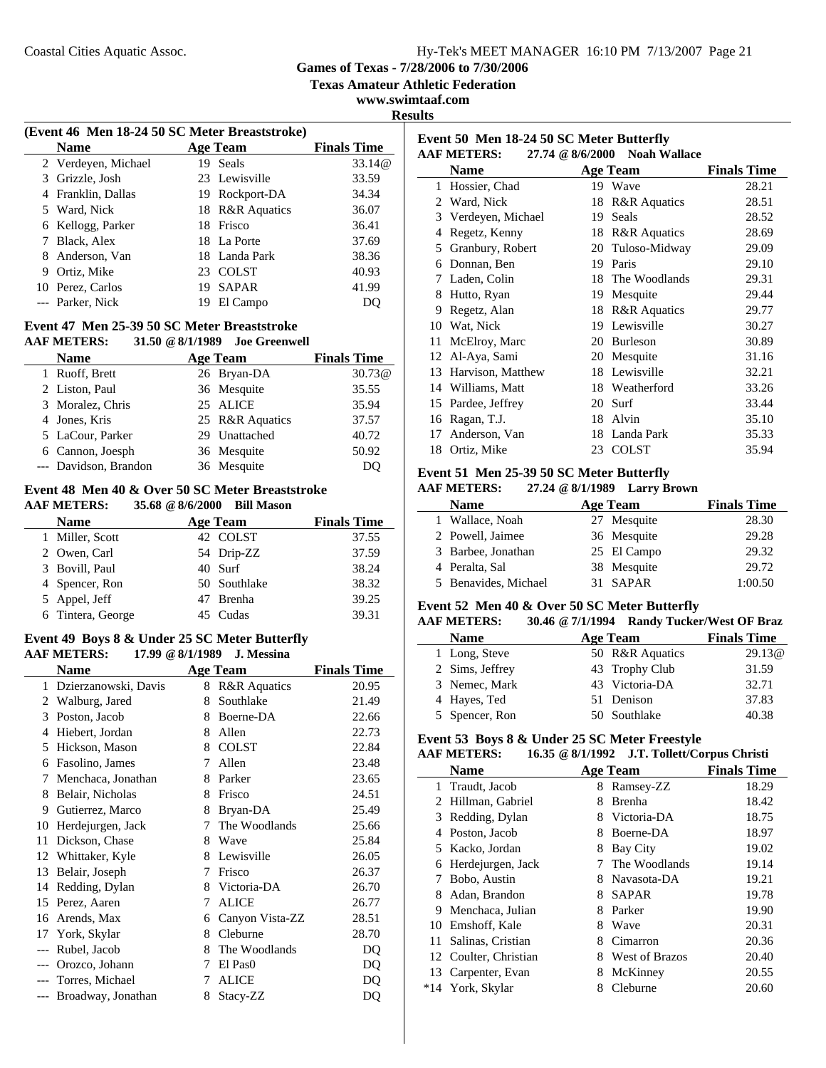## Results

**(Event 46 Men 18-24 50 SC Meter Breaststroke)**

| | Name | Age | Team | Finals Time |
|---|---|---|---|---|
| 2 | Verdeyen, Michael | 19 | Seals | 33.14@ |
| 3 | Grizzle, Josh | 23 | Lewisville | 33.59 |
| 4 | Franklin, Dallas | 19 | Rockport-DA | 34.34 |
| 5 | Ward, Nick | 18 | R&R Aquatics | 36.07 |
| 6 | Kellogg, Parker | 18 | Frisco | 36.41 |
| 7 | Black, Alex | 18 | La Porte | 37.69 |
| 8 | Anderson, Van | 18 | Landa Park | 38.36 |
| 9 | Ortiz, Mike | 23 | COLST | 40.93 |
| 10 | Perez, Carlos | 19 | SAPAR | 41.99 |
| --- | Parker, Nick | 19 | El Campo | DQ |

### Event 47 Men 25-39 50 SC Meter Breaststroke

**AAF METERS: 31.50 @ 8/1/1989 Joe Greenwell**

| | Name | Age | Team | Finals Time |
|---|---|---|---|---|
| 1 | Ruoff, Brett | 26 | Bryan-DA | 30.73@ |
| 2 | Liston, Paul | 36 | Mesquite | 35.55 |
| 3 | Moralez, Chris | 25 | ALICE | 35.94 |
| 4 | Jones, Kris | 25 | R&R Aquatics | 37.57 |
| 5 | LaCour, Parker | 29 | Unattached | 40.72 |
| 6 | Cannon, Joesph | 36 | Mesquite | 50.92 |
| --- | Davidson, Brandon | 36 | Mesquite | DQ |

### Event 48 Men 40 & Over 50 SC Meter Breaststroke

**AAF METERS: 35.68 @ 8/6/2000 Bill Mason**

| | Name | Age | Team | Finals Time |
|---|---|---|---|---|
| 1 | Miller, Scott | 42 | COLST | 37.55 |
| 2 | Owen, Carl | 54 | Drip-ZZ | 37.59 |
| 3 | Bovill, Paul | 40 | Surf | 38.24 |
| 4 | Spencer, Ron | 50 | Southlake | 38.32 |
| 5 | Appel, Jeff | 47 | Brenha | 39.25 |
| 6 | Tintera, George | 45 | Cudas | 39.31 |

### Event 49 Boys 8 & Under 25 SC Meter Butterfly

**AAF METERS: 17.99 @ 8/1/1989 J. Messina**

| | Name | Age | Team | Finals Time |
|---|---|---|---|---|
| 1 | Dzierzanowski, Davis | 8 | R&R Aquatics | 20.95 |
| 2 | Walburg, Jared | 8 | Southlake | 21.49 |
| 3 | Poston, Jacob | 8 | Boerne-DA | 22.66 |
| 4 | Hiebert, Jordan | 8 | Allen | 22.73 |
| 5 | Hickson, Mason | 8 | COLST | 22.84 |
| 6 | Fasolino, James | 7 | Allen | 23.48 |
| 7 | Menchaca, Jonathan | 8 | Parker | 23.65 |
| 8 | Belair, Nicholas | 8 | Frisco | 24.51 |
| 9 | Gutierrez, Marco | 8 | Bryan-DA | 25.49 |
| 10 | Herdejurgen, Jack | 7 | The Woodlands | 25.66 |
| 11 | Dickson, Chase | 8 | Wave | 25.84 |
| 12 | Whittaker, Kyle | 8 | Lewisville | 26.05 |
| 13 | Belair, Joseph | 7 | Frisco | 26.37 |
| 14 | Redding, Dylan | 8 | Victoria-DA | 26.70 |
| 15 | Perez, Aaren | 7 | ALICE | 26.77 |
| 16 | Arends, Max | 6 | Canyon Vista-ZZ | 28.51 |
| 17 | York, Skylar | 8 | Cleburne | 28.70 |
| --- | Rubel, Jacob | 8 | The Woodlands | DQ |
| --- | Orozco, Johann | 7 | El Pas0 | DQ |
| --- | Torres, Michael | 7 | ALICE | DQ |
| --- | Broadway, Jonathan | 8 | Stacy-ZZ | DQ |

### Event 50 Men 18-24 50 SC Meter Butterfly

**AAF METERS: 27.74 @ 8/6/2000 Noah Wallace**

| | Name | Age | Team | Finals Time |
|---|---|---|---|---|
| 1 | Hossier, Chad | 19 | Wave | 28.21 |
| 2 | Ward, Nick | 18 | R&R Aquatics | 28.51 |
| 3 | Verdeyen, Michael | 19 | Seals | 28.52 |
| 4 | Regetz, Kenny | 18 | R&R Aquatics | 28.69 |
| 5 | Granbury, Robert | 20 | Tuloso-Midway | 29.09 |
| 6 | Donnan, Ben | 19 | Paris | 29.10 |
| 7 | Laden, Colin | 18 | The Woodlands | 29.31 |
| 8 | Hutto, Ryan | 19 | Mesquite | 29.44 |
| 9 | Regetz, Alan | 18 | R&R Aquatics | 29.77 |
| 10 | Wat, Nick | 19 | Lewisville | 30.27 |
| 11 | McElroy, Marc | 20 | Burleson | 30.89 |
| 12 | Al-Aya, Sami | 20 | Mesquite | 31.16 |
| 13 | Harvison, Matthew | 18 | Lewisville | 32.21 |
| 14 | Williams, Matt | 18 | Weatherford | 33.26 |
| 15 | Pardee, Jeffrey | 20 | Surf | 33.44 |
| 16 | Ragan, T.J. | 18 | Alvin | 35.10 |
| 17 | Anderson, Van | 18 | Landa Park | 35.33 |
| 18 | Ortiz, Mike | 23 | COLST | 35.94 |

### Event 51 Men 25-39 50 SC Meter Butterfly

**AAF METERS: 27.24 @ 8/1/1989 Larry Brown**

| | Name | Age | Team | Finals Time |
|---|---|---|---|---|
| 1 | Wallace, Noah | 27 | Mesquite | 28.30 |
| 2 | Powell, Jaimee | 36 | Mesquite | 29.28 |
| 3 | Barbee, Jonathan | 25 | El Campo | 29.32 |
| 4 | Peralta, Sal | 38 | Mesquite | 29.72 |
| 5 | Benavides, Michael | 31 | SAPAR | 1:00.50 |

### Event 52 Men 40 & Over 50 SC Meter Butterfly

**AAF METERS: 30.46 @ 7/1/1994 Randy Tucker/West OF Braz**

| | Name | Age | Team | Finals Time |
|---|---|---|---|---|
| 1 | Long, Steve | 50 | R&R Aquatics | 29.13@ |
| 2 | Sims, Jeffrey | 43 | Trophy Club | 31.59 |
| 3 | Nemec, Mark | 43 | Victoria-DA | 32.71 |
| 4 | Hayes, Ted | 51 | Denison | 37.83 |
| 5 | Spencer, Ron | 50 | Southlake | 40.38 |

### Event 53 Boys 8 & Under 25 SC Meter Freestyle

**AAF METERS: 16.35 @ 8/1/1992 J.T. Tollett/Corpus Christi**

| | Name | Age | Team | Finals Time |
|---|---|---|---|---|
| 1 | Traudt, Jacob | 8 | Ramsey-ZZ | 18.29 |
| 2 | Hillman, Gabriel | 8 | Brenha | 18.42 |
| 3 | Redding, Dylan | 8 | Victoria-DA | 18.75 |
| 4 | Poston, Jacob | 8 | Boerne-DA | 18.97 |
| 5 | Kacko, Jordan | 8 | Bay City | 19.02 |
| 6 | Herdejurgen, Jack | 7 | The Woodlands | 19.14 |
| 7 | Bobo, Austin | 8 | Navasota-DA | 19.21 |
| 8 | Adan, Brandon | 8 | SAPAR | 19.78 |
| 9 | Menchaca, Julian | 8 | Parker | 19.90 |
| 10 | Emshoff, Kale | 8 | Wave | 20.31 |
| 11 | Salinas, Cristian | 8 | Cimarron | 20.36 |
| 12 | Coulter, Christian | 8 | West of Brazos | 20.40 |
| 13 | Carpenter, Evan | 8 | McKinney | 20.55 |
| *14 | York, Skylar | 8 | Cleburne | 20.60 |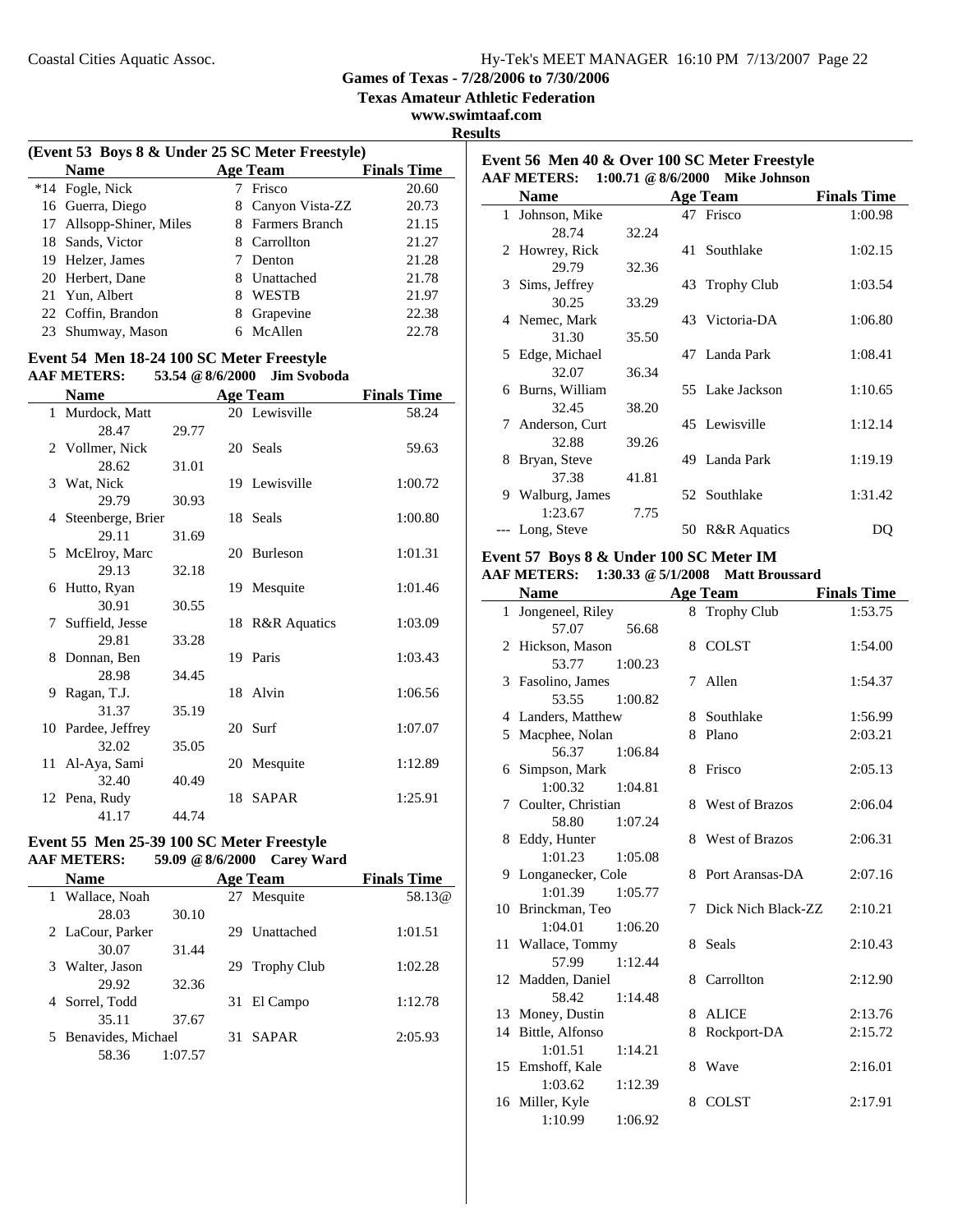## Games of Texas - 7/28/2006 to 7/30/2006

**Texas Amateur Athletic Federation**

**www.swimtaaf.com**

**Results**

### (Event 53 Boys 8 & Under 25 SC Meter Freestyle)

| | Name | Age | Team | Finals Time |
|---|---|---|---|---|
| *14 | Fogle, Nick | 7 | Frisco | 20.60 |
| 16 | Guerra, Diego | 8 | Canyon Vista-ZZ | 20.73 |
| 17 | Allsopp-Shiner, Miles | 8 | Farmers Branch | 21.15 |
| 18 | Sands, Victor | 8 | Carrollton | 21.27 |
| 19 | Helzer, James | 7 | Denton | 21.28 |
| 20 | Herbert, Dane | 8 | Unattached | 21.78 |
| 21 | Yun, Albert | 8 | WESTB | 21.97 |
| 22 | Coffin, Brandon | 8 | Grapevine | 22.38 |
| 23 | Shumway, Mason | 6 | McAllen | 22.78 |

### Event 54 Men 18-24 100 SC Meter Freestyle

**AAF METERS: 53.54 @ 8/6/2000 Jim Svoboda**

| | Name | | Age | Team | Finals Time |
|---|---|---|---|---|---|
| 1 | Murdock, Matt | | 20 | Lewisville | 58.24 |
| | 28.47 | 29.77 | | | |
| 2 | Vollmer, Nick | | 20 | Seals | 59.63 |
| | 28.62 | 31.01 | | | |
| 3 | Wat, Nick | | 19 | Lewisville | 1:00.72 |
| | 29.79 | 30.93 | | | |
| 4 | Steenberge, Brier | | 18 | Seals | 1:00.80 |
| | 29.11 | 31.69 | | | |
| 5 | McElroy, Marc | | 20 | Burleson | 1:01.31 |
| | 29.13 | 32.18 | | | |
| 6 | Hutto, Ryan | | 19 | Mesquite | 1:01.46 |
| | 30.91 | 30.55 | | | |
| 7 | Suffield, Jesse | | 18 | R&R Aquatics | 1:03.09 |
| | 29.81 | 33.28 | | | |
| 8 | Donnan, Ben | | 19 | Paris | 1:03.43 |
| | 28.98 | 34.45 | | | |
| 9 | Ragan, T.J. | | 18 | Alvin | 1:06.56 |
| | 31.37 | 35.19 | | | |
| 10 | Pardee, Jeffrey | | 20 | Surf | 1:07.07 |
| | 32.02 | 35.05 | | | |
| 11 | Al-Aya, Sami | | 20 | Mesquite | 1:12.89 |
| | 32.40 | 40.49 | | | |
| 12 | Pena, Rudy | | 18 | SAPAR | 1:25.91 |
| | 41.17 | 44.74 | | | |

### Event 55 Men 25-39 100 SC Meter Freestyle

**AAF METERS: 59.09 @ 8/6/2000 Carey Ward**

| | Name | | Age | Team | Finals Time |
|---|---|---|---|---|---|
| 1 | Wallace, Noah | | 27 | Mesquite | 58.13@ |
| | 28.03 | 30.10 | | | |
| 2 | LaCour, Parker | | 29 | Unattached | 1:01.51 |
| | 30.07 | 31.44 | | | |
| 3 | Walter, Jason | | 29 | Trophy Club | 1:02.28 |
| | 29.92 | 32.36 | | | |
| 4 | Sorrel, Todd | | 31 | El Campo | 1:12.78 |
| | 35.11 | 37.67 | | | |
| 5 | Benavides, Michael | | 31 | SAPAR | 2:05.93 |
| | 58.36 | 1:07.57 | | | |

### Event 56 Men 40 & Over 100 SC Meter Freestyle

**AAF METERS: 1:00.71 @ 8/6/2000 Mike Johnson**

| | Name | | Age | Team | Finals Time |
|---|---|---|---|---|---|
| 1 | Johnson, Mike | | 47 | Frisco | 1:00.98 |
| | 28.74 | 32.24 | | | |
| 2 | Howrey, Rick | | 41 | Southlake | 1:02.15 |
| | 29.79 | 32.36 | | | |
| 3 | Sims, Jeffrey | | 43 | Trophy Club | 1:03.54 |
| | 30.25 | 33.29 | | | |
| 4 | Nemec, Mark | | 43 | Victoria-DA | 1:06.80 |
| | 31.30 | 35.50 | | | |
| 5 | Edge, Michael | | 47 | Landa Park | 1:08.41 |
| | 32.07 | 36.34 | | | |
| 6 | Burns, William | | 55 | Lake Jackson | 1:10.65 |
| | 32.45 | 38.20 | | | |
| 7 | Anderson, Curt | | 45 | Lewisville | 1:12.14 |
| | 32.88 | 39.26 | | | |
| 8 | Bryan, Steve | | 49 | Landa Park | 1:19.19 |
| | 37.38 | 41.81 | | | |
| 9 | Walburg, James | | 52 | Southlake | 1:31.42 |
| | 1:23.67 | 7.75 | | | |
| --- | Long, Steve | | 50 | R&R Aquatics | DQ |

### Event 57 Boys 8 & Under 100 SC Meter IM

**AAF METERS: 1:30.33 @ 5/1/2008 Matt Broussard**

| | Name | | Age | Team | Finals Time |
|---|---|---|---|---|---|
| 1 | Jongeneel, Riley | | 8 | Trophy Club | 1:53.75 |
| | 57.07 | 56.68 | | | |
| 2 | Hickson, Mason | | 8 | COLST | 1:54.00 |
| | 53.77 | 1:00.23 | | | |
| 3 | Fasolino, James | | 7 | Allen | 1:54.37 |
| | 53.55 | 1:00.82 | | | |
| 4 | Landers, Matthew | | 8 | Southlake | 1:56.99 |
| 5 | Macphee, Nolan | | 8 | Plano | 2:03.21 |
| | 56.37 | 1:06.84 | | | |
| 6 | Simpson, Mark | | 8 | Frisco | 2:05.13 |
| | 1:00.32 | 1:04.81 | | | |
| 7 | Coulter, Christian | | 8 | West of Brazos | 2:06.04 |
| | 58.80 | 1:07.24 | | | |
| 8 | Eddy, Hunter | | 8 | West of Brazos | 2:06.31 |
| | 1:01.23 | 1:05.08 | | | |
| 9 | Longanecker, Cole | | 8 | Port Aransas-DA | 2:07.16 |
| | 1:01.39 | 1:05.77 | | | |
| 10 | Brinckman, Teo | | 7 | Dick Nich Black-ZZ | 2:10.21 |
| | 1:04.01 | 1:06.20 | | | |
| 11 | Wallace, Tommy | | 8 | Seals | 2:10.43 |
| | 57.99 | 1:12.44 | | | |
| 12 | Madden, Daniel | | 8 | Carrollton | 2:12.90 |
| | 58.42 | 1:14.48 | | | |
| 13 | Money, Dustin | | 8 | ALICE | 2:13.76 |
| 14 | Bittle, Alfonso | | 8 | Rockport-DA | 2:15.72 |
| | 1:01.51 | 1:14.21 | | | |
| 15 | Emshoff, Kale | | 8 | Wave | 2:16.01 |
| | 1:03.62 | 1:12.39 | | | |
| 16 | Miller, Kyle | | 8 | COLST | 2:17.91 |
| | 1:10.99 | 1:06.92 | | | |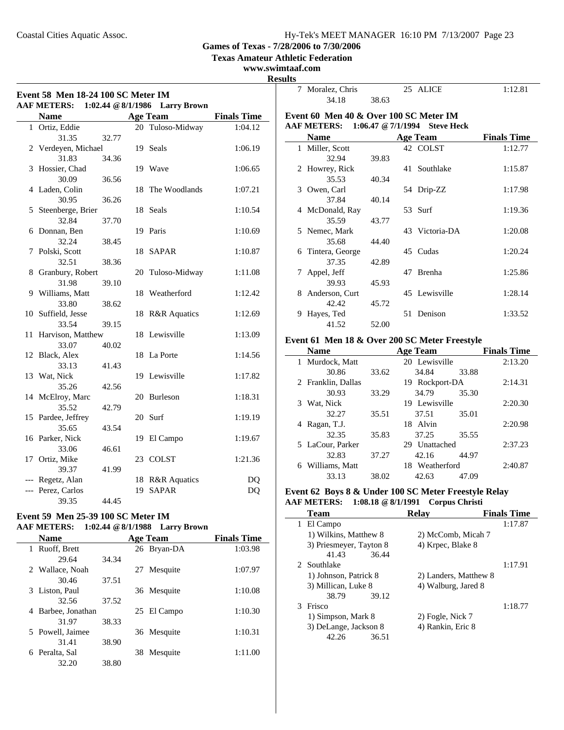Coastal Cities Aquatic Assoc. Hy-Tek's MEET MANAGER 16:10 PM 7/13/2007

**Games of Texas - 7/28/2006 to 7/30/2006**

**Texas Amateur Athletic Federation**

**www.swimtaaf.com**

**Results**

### Event 58 Men 18-24 100 SC Meter IM

**AAF METERS: 1:02.44 @ 8/1/1986 Larry Brown**

| | Name | Age | Team | Finals Time |
|---|---|---|---|---|
| 1 | Ortiz, Eddie | 20 | Tuloso-Midway | 1:04.12 |
| | 31.35 32.77 | | | |
| 2 | Verdeyen, Michael | 19 | Seals | 1:06.19 |
| | 31.83 34.36 | | | |
| 3 | Hossier, Chad | 19 | Wave | 1:06.65 |
| | 30.09 36.56 | | | |
| 4 | Laden, Colin | 18 | The Woodlands | 1:07.21 |
| | 30.95 36.26 | | | |
| 5 | Steenberge, Brier | 18 | Seals | 1:10.54 |
| | 32.84 37.70 | | | |
| 6 | Donnan, Ben | 19 | Paris | 1:10.69 |
| | 32.24 38.45 | | | |
| 7 | Polski, Scott | 18 | SAPAR | 1:10.87 |
| | 32.51 38.36 | | | |
| 8 | Granbury, Robert | 20 | Tuloso-Midway | 1:11.08 |
| | 31.98 39.10 | | | |
| 9 | Williams, Matt | 18 | Weatherford | 1:12.42 |
| | 33.80 38.62 | | | |
| 10 | Suffield, Jesse | 18 | R&R Aquatics | 1:12.69 |
| | 33.54 39.15 | | | |
| 11 | Harvison, Matthew | 18 | Lewisville | 1:13.09 |
| | 33.07 40.02 | | | |
| 12 | Black, Alex | 18 | La Porte | 1:14.56 |
| | 33.13 41.43 | | | |
| 13 | Wat, Nick | 19 | Lewisville | 1:17.82 |
| | 35.26 42.56 | | | |
| 14 | McElroy, Marc | 20 | Burleson | 1:18.31 |
| | 35.52 42.79 | | | |
| 15 | Pardee, Jeffrey | 20 | Surf | 1:19.19 |
| | 35.65 43.54 | | | |
| 16 | Parker, Nick | 19 | El Campo | 1:19.67 |
| | 33.06 46.61 | | | |
| 17 | Ortiz, Mike | 23 | COLST | 1:21.36 |
| | 39.37 41.99 | | | |
| --- | Regetz, Alan | 18 | R&R Aquatics | DQ |
| --- | Perez, Carlos | 19 | SAPAR | DQ |
| | 39.35 44.45 | | | |

### Event 59 Men 25-39 100 SC Meter IM

**AAF METERS: 1:02.44 @ 8/1/1988 Larry Brown**

| | Name | Age | Team | Finals Time |
|---|---|---|---|---|
| 1 | Ruoff, Brett | 26 | Bryan-DA | 1:03.98 |
| | 29.64 34.34 | | | |
| 2 | Wallace, Noah | 27 | Mesquite | 1:07.97 |
| | 30.46 37.51 | | | |
| 3 | Liston, Paul | 36 | Mesquite | 1:10.08 |
| | 32.56 37.52 | | | |
| 4 | Barbee, Jonathan | 25 | El Campo | 1:10.30 |
| | 31.97 38.33 | | | |
| 5 | Powell, Jaimee | 36 | Mesquite | 1:10.31 |
| | 31.41 38.90 | | | |
| 6 | Peralta, Sal | 38 | Mesquite | 1:11.00 |
| | 32.20 38.80 | | | |
| 7 | Moralez, Chris | 25 | ALICE | 1:12.81 |
| | 34.18 38.63 | | | |

### Event 60 Men 40 & Over 100 SC Meter IM

**AAF METERS: 1:06.47 @ 7/1/1994 Steve Heck**

| | Name | Age | Team | Finals Time |
|---|---|---|---|---|
| 1 | Miller, Scott | 42 | COLST | 1:12.77 |
| | 32.94 39.83 | | | |
| 2 | Howrey, Rick | 41 | Southlake | 1:15.87 |
| | 35.53 40.34 | | | |
| 3 | Owen, Carl | 54 | Drip-ZZ | 1:17.98 |
| | 37.84 40.14 | | | |
| 4 | McDonald, Ray | 53 | Surf | 1:19.36 |
| | 35.59 43.77 | | | |
| 5 | Nemec, Mark | 43 | Victoria-DA | 1:20.08 |
| | 35.68 44.40 | | | |
| 6 | Tintera, George | 45 | Cudas | 1:20.24 |
| | 37.35 42.89 | | | |
| 7 | Appel, Jeff | 47 | Brenha | 1:25.86 |
| | 39.93 45.93 | | | |
| 8 | Anderson, Curt | 45 | Lewisville | 1:28.14 |
| | 42.42 45.72 | | | |
| 9 | Hayes, Ted | 51 | Denison | 1:33.52 |
| | 41.52 52.00 | | | |

### Event 61 Men 18 & Over 200 SC Meter Freestyle

| | Name | Age | Team | Finals Time |
|---|---|---|---|---|
| 1 | Murdock, Matt | 20 | Lewisville | 2:13.20 |
| | 30.86 33.62 34.84 33.88 | | | |
| 2 | Franklin, Dallas | 19 | Rockport-DA | 2:14.31 |
| | 30.93 33.29 34.79 35.30 | | | |
| 3 | Wat, Nick | 19 | Lewisville | 2:20.30 |
| | 32.27 35.51 37.51 35.01 | | | |
| 4 | Ragan, T.J. | 18 | Alvin | 2:20.98 |
| | 32.35 35.83 37.25 35.55 | | | |
| 5 | LaCour, Parker | 29 | Unattached | 2:37.23 |
| | 32.83 37.27 42.16 44.97 | | | |
| 6 | Williams, Matt | 18 | Weatherford | 2:40.87 |
| | 33.13 38.02 42.63 47.09 | | | |

### Event 62 Boys 8 & Under 100 SC Meter Freestyle Relay

**AAF METERS: 1:08.18 @ 8/1/1991 Corpus Christi**

| | Team | Relay | Finals Time |
|---|---|---|---|
| 1 | El Campo | | 1:17.87 |
| | 1) Wilkins, Matthew 8 | 2) McComb, Micah 7 | |
| | 3) Priesmeyer, Tayton 8 | 4) Krpec, Blake 8 | |
| | 41.43 36.44 | | |
| 2 | Southlake | | 1:17.91 |
| | 1) Johnson, Patrick 8 | 2) Landers, Matthew 8 | |
| | 3) Millican, Luke 8 | 4) Walburg, Jared 8 | |
| | 38.79 39.12 | | |
| 3 | Frisco | | 1:18.77 |
| | 1) Simpson, Mark 8 | 2) Fogle, Nick 7 | |
| | 3) DeLange, Jackson 8 | 4) Rankin, Eric 8 | |
| | 42.26 36.51 | | |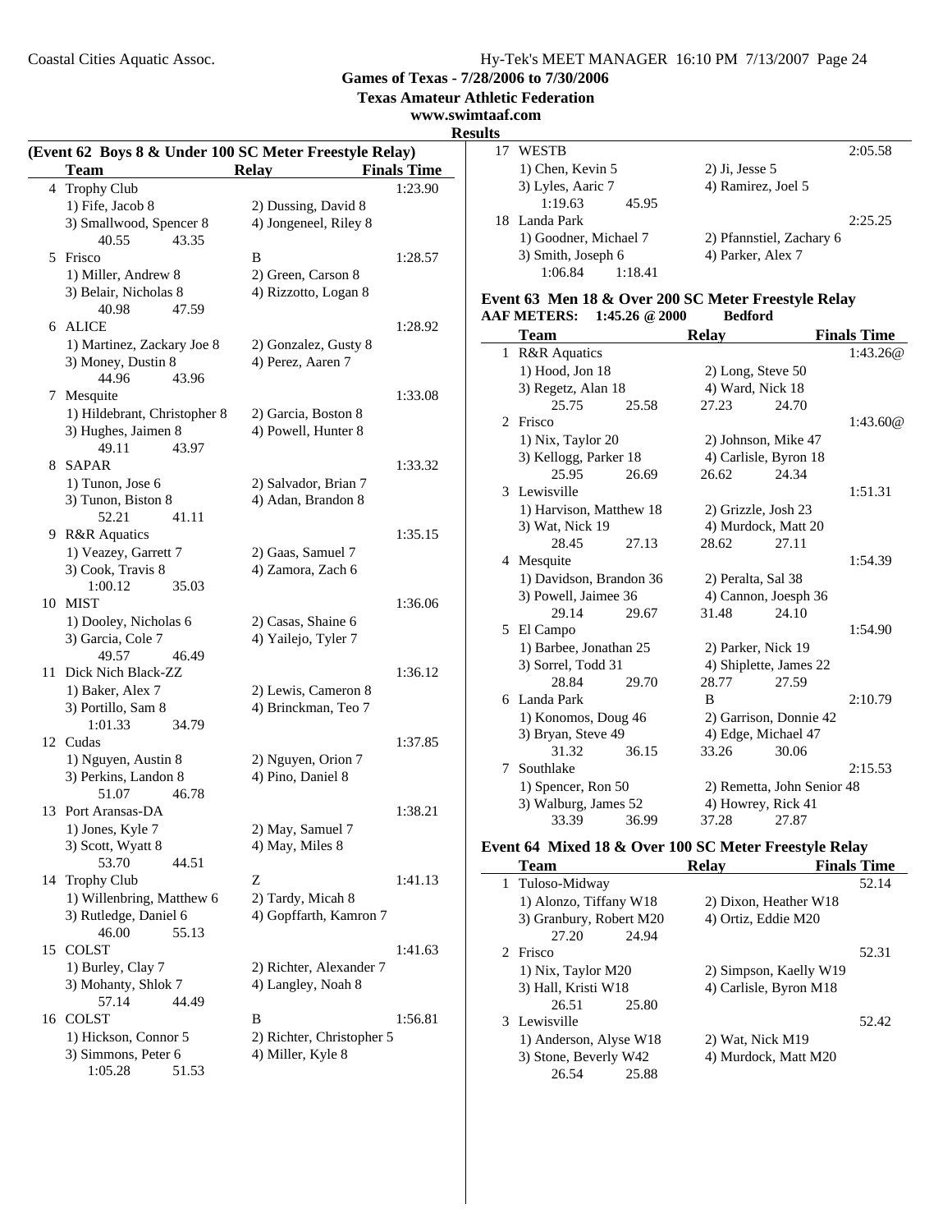**Games of Texas - 7/28/2006 to 7/30/2006**

**Texas Amateur Athletic Federation**

**www.swimtaaf.com**

**Results**

### (Event 62 Boys 8 & Under 100 SC Meter Freestyle Relay)

| | Team | Relay | Finals Time |
|---|---|---|---|
| 4 | Trophy Club | | 1:23.90 |
| | 1) Fife, Jacob 8 | 2) Dussing, David 8 | |
| | 3) Smallwood, Spencer 8 | 4) Jongeneel, Riley 8 | |
| | 40.55 43.35 | | |
| 5 | Frisco | B | 1:28.57 |
| | 1) Miller, Andrew 8 | 2) Green, Carson 8 | |
| | 3) Belair, Nicholas 8 | 4) Rizzotto, Logan 8 | |
| | 40.98 47.59 | | |
| 6 | ALICE | | 1:28.92 |
| | 1) Martinez, Zackary Joe 8 | 2) Gonzalez, Gusty 8 | |
| | 3) Money, Dustin 8 | 4) Perez, Aaren 7 | |
| | 44.96 43.96 | | |
| 7 | Mesquite | | 1:33.08 |
| | 1) Hildebrant, Christopher 8 | 2) Garcia, Boston 8 | |
| | 3) Hughes, Jaimen 8 | 4) Powell, Hunter 8 | |
| | 49.11 43.97 | | |
| 8 | SAPAR | | 1:33.32 |
| | 1) Tunon, Jose 6 | 2) Salvador, Brian 7 | |
| | 3) Tunon, Biston 8 | 4) Adan, Brandon 8 | |
| | 52.21 41.11 | | |
| 9 | R&R Aquatics | | 1:35.15 |
| | 1) Veazey, Garrett 7 | 2) Gaas, Samuel 7 | |
| | 3) Cook, Travis 8 | 4) Zamora, Zach 6 | |
| | 1:00.12 35.03 | | |
| 10 | MIST | | 1:36.06 |
| | 1) Dooley, Nicholas 6 | 2) Casas, Shaine 6 | |
| | 3) Garcia, Cole 7 | 4) Yailejo, Tyler 7 | |
| | 49.57 46.49 | | |
| 11 | Dick Nich Black-ZZ | | 1:36.12 |
| | 1) Baker, Alex 7 | 2) Lewis, Cameron 8 | |
| | 3) Portillo, Sam 8 | 4) Brinckman, Teo 7 | |
| | 1:01.33 34.79 | | |
| 12 | Cudas | | 1:37.85 |
| | 1) Nguyen, Austin 8 | 2) Nguyen, Orion 7 | |
| | 3) Perkins, Landon 8 | 4) Pino, Daniel 8 | |
| | 51.07 46.78 | | |
| 13 | Port Aransas-DA | | 1:38.21 |
| | 1) Jones, Kyle 7 | 2) May, Samuel 7 | |
| | 3) Scott, Wyatt 8 | 4) May, Miles 8 | |
| | 53.70 44.51 | | |
| 14 | Trophy Club | Z | 1:41.13 |
| | 1) Willenbring, Matthew 6 | 2) Tardy, Micah 8 | |
| | 3) Rutledge, Daniel 6 | 4) Gopffarth, Kamron 7 | |
| | 46.00 55.13 | | |
| 15 | COLST | | 1:41.63 |
| | 1) Burley, Clay 7 | 2) Richter, Alexander 7 | |
| | 3) Mohanty, Shlok 7 | 4) Langley, Noah 8 | |
| | 57.14 44.49 | | |
| 16 | COLST | B | 1:56.81 |
| | 1) Hickson, Connor 5 | 2) Richter, Christopher 5 | |
| | 3) Simmons, Peter 6 | 4) Miller, Kyle 8 | |
| | 1:05.28 51.53 | | |
| 17 | WESTB | | 2:05.58 |
| | 1) Chen, Kevin 5 | 2) Ji, Jesse 5 | |
| | 3) Lyles, Aaric 7 | 4) Ramirez, Joel 5 | |
| | 1:19.63 45.95 | | |
| 18 | Landa Park | | 2:25.25 |
| | 1) Goodner, Michael 7 | 2) Pfannstiel, Zachary 6 | |
| | 3) Smith, Joseph 6 | 4) Parker, Alex 7 | |
| | 1:06.84 1:18.41 | | |

### Event 63 Men 18 & Over 200 SC Meter Freestyle Relay

**AAF METERS: 1:45.26 @ 2000 Bedford**

| | Team | Relay | Finals Time |
|---|---|---|---|
| 1 | R&R Aquatics | | 1:43.26@ |
| | 1) Hood, Jon 18 | 2) Long, Steve 50 | |
| | 3) Regetz, Alan 18 | 4) Ward, Nick 18 | |
| | 25.75 25.58 27.23 24.70 | | |
| 2 | Frisco | | 1:43.60@ |
| | 1) Nix, Taylor 20 | 2) Johnson, Mike 47 | |
| | 3) Kellogg, Parker 18 | 4) Carlisle, Byron 18 | |
| | 25.95 26.69 26.62 24.34 | | |
| 3 | Lewisville | | 1:51.31 |
| | 1) Harvison, Matthew 18 | 2) Grizzle, Josh 23 | |
| | 3) Wat, Nick 19 | 4) Murdock, Matt 20 | |
| | 28.45 27.13 28.62 27.11 | | |
| 4 | Mesquite | | 1:54.39 |
| | 1) Davidson, Brandon 36 | 2) Peralta, Sal 38 | |
| | 3) Powell, Jaimee 36 | 4) Cannon, Joesph 36 | |
| | 29.14 29.67 31.48 24.10 | | |
| 5 | El Campo | | 1:54.90 |
| | 1) Barbee, Jonathan 25 | 2) Parker, Nick 19 | |
| | 3) Sorrel, Todd 31 | 4) Shiplette, James 22 | |
| | 28.84 29.70 28.77 27.59 | | |
| 6 | Landa Park | B | 2:10.79 |
| | 1) Konomos, Doug 46 | 2) Garrison, Donnie 42 | |
| | 3) Bryan, Steve 49 | 4) Edge, Michael 47 | |
| | 31.32 36.15 33.26 30.06 | | |
| 7 | Southlake | | 2:15.53 |
| | 1) Spencer, Ron 50 | 2) Remetta, John Senior 48 | |
| | 3) Walburg, James 52 | 4) Howrey, Rick 41 | |
| | 33.39 36.99 37.28 27.87 | | |

### Event 64 Mixed 18 & Over 100 SC Meter Freestyle Relay

| | Team | Relay | Finals Time |
|---|---|---|---|
| 1 | Tuloso-Midway | | 52.14 |
| | 1) Alonzo, Tiffany W18 | 2) Dixon, Heather W18 | |
| | 3) Granbury, Robert M20 | 4) Ortiz, Eddie M20 | |
| | 27.20 24.94 | | |
| 2 | Frisco | | 52.31 |
| | 1) Nix, Taylor M20 | 2) Simpson, Kaelly W19 | |
| | 3) Hall, Kristi W18 | 4) Carlisle, Byron M18 | |
| | 26.51 25.80 | | |
| 3 | Lewisville | | 52.42 |
| | 1) Anderson, Alyse W18 | 2) Wat, Nick M19 | |
| | 3) Stone, Beverly W42 | 4) Murdock, Matt M20 | |
| | 26.54 25.88 | | |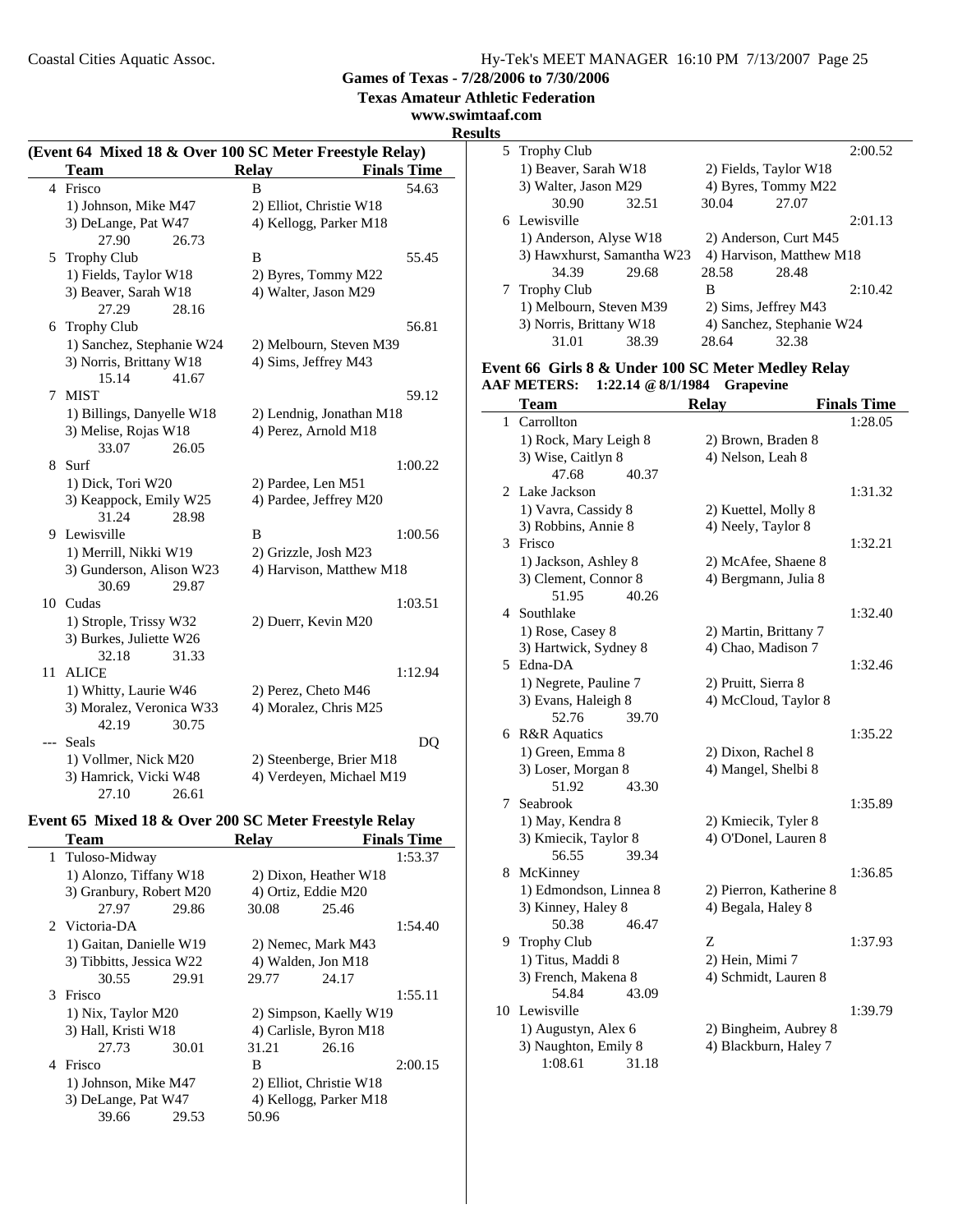Games of Texas - 7/28/2006 to 7/30/2006

Texas Amateur Athletic Federation

www.swimtaaf.com

Results

## (Event 64 Mixed 18 & Over 100 SC Meter Freestyle Relay)

| | Team | Relay | Finals Time |
|---|---|---|---|
| 4 | Frisco | B | 54.63 |
| | 1) Johnson, Mike M47 | 2) Elliot, Christie W18 | |
| | 3) DeLange, Pat W47 | 4) Kellogg, Parker M18 | |
| | 27.90 26.73 | | |
| 5 | Trophy Club | B | 55.45 |
| | 1) Fields, Taylor W18 | 2) Byres, Tommy M22 | |
| | 3) Beaver, Sarah W18 | 4) Walter, Jason M29 | |
| | 27.29 28.16 | | |
| 6 | Trophy Club | | 56.81 |
| | 1) Sanchez, Stephanie W24 | 2) Melbourn, Steven M39 | |
| | 3) Norris, Brittany W18 | 4) Sims, Jeffrey M43 | |
| | 15.14 41.67 | | |
| 7 | MIST | | 59.12 |
| | 1) Billings, Danyelle W18 | 2) Lendnig, Jonathan M18 | |
| | 3) Melise, Rojas W18 | 4) Perez, Arnold M18 | |
| | 33.07 26.05 | | |
| 8 | Surf | | 1:00.22 |
| | 1) Dick, Tori W20 | 2) Pardee, Len M51 | |
| | 3) Keappock, Emily W25 | 4) Pardee, Jeffrey M20 | |
| | 31.24 28.98 | | |
| 9 | Lewisville | B | 1:00.56 |
| | 1) Merrill, Nikki W19 | 2) Grizzle, Josh M23 | |
| | 3) Gunderson, Alison W23 | 4) Harvison, Matthew M18 | |
| | 30.69 29.87 | | |
| 10 | Cudas | | 1:03.51 |
| | 1) Strople, Trissy W32 | 2) Duerr, Kevin M20 | |
| | 3) Burkes, Juliette W26 | | |
| | 32.18 31.33 | | |
| 11 | ALICE | | 1:12.94 |
| | 1) Whitty, Laurie W46 | 2) Perez, Cheto M46 | |
| | 3) Moralez, Veronica W33 | 4) Moralez, Chris M25 | |
| | 42.19 30.75 | | |
| --- | Seals | | DQ |
| | 1) Vollmer, Nick M20 | 2) Steenberge, Brier M18 | |
| | 3) Hamrick, Vicki W48 | 4) Verdeyen, Michael M19 | |
| | 27.10 26.61 | | |

## Event 65 Mixed 18 & Over 200 SC Meter Freestyle Relay

| | Team | Relay | Finals Time |
|---|---|---|---|
| 1 | Tuloso-Midway | | 1:53.37 |
| | 1) Alonzo, Tiffany W18 | 2) Dixon, Heather W18 | |
| | 3) Granbury, Robert M20 | 4) Ortiz, Eddie M20 | |
| | 27.97 29.86 | 30.08 25.46 | |
| 2 | Victoria-DA | | 1:54.40 |
| | 1) Gaitan, Danielle W19 | 2) Nemec, Mark M43 | |
| | 3) Tibbitts, Jessica W22 | 4) Walden, Jon M18 | |
| | 30.55 29.91 | 29.77 24.17 | |
| 3 | Frisco | | 1:55.11 |
| | 1) Nix, Taylor M20 | 2) Simpson, Kaelly W19 | |
| | 3) Hall, Kristi W18 | 4) Carlisle, Byron M18 | |
| | 27.73 30.01 | 31.21 26.16 | |
| 4 | Frisco | B | 2:00.15 |
| | 1) Johnson, Mike M47 | 2) Elliot, Christie W18 | |
| | 3) DeLange, Pat W47 | 4) Kellogg, Parker M18 | |
| | 39.66 29.53 | 50.96 | |
| 5 | Trophy Club | | 2:00.52 |
| | 1) Beaver, Sarah W18 | 2) Fields, Taylor W18 | |
| | 3) Walter, Jason M29 | 4) Byres, Tommy M22 | |
| | 30.90 32.51 | 30.04 27.07 | |
| 6 | Lewisville | | 2:01.13 |
| | 1) Anderson, Alyse W18 | 2) Anderson, Curt M45 | |
| | 3) Hawxhurst, Samantha W23 | 4) Harvison, Matthew M18 | |
| | 34.39 29.68 | 28.58 28.48 | |
| 7 | Trophy Club | B | 2:10.42 |
| | 1) Melbourn, Steven M39 | 2) Sims, Jeffrey M43 | |
| | 3) Norris, Brittany W18 | 4) Sanchez, Stephanie W24 | |
| | 31.01 38.39 | 28.64 32.38 | |

## Event 66 Girls 8 & Under 100 SC Meter Medley Relay

**AAF METERS: 1:22.14 @ 8/1/1984 Grapevine**

| | Team | Relay | Finals Time |
|---|---|---|---|
| 1 | Carrollton | | 1:28.05 |
| | 1) Rock, Mary Leigh 8 | 2) Brown, Braden 8 | |
| | 3) Wise, Caitlyn 8 | 4) Nelson, Leah 8 | |
| | 47.68 40.37 | | |
| 2 | Lake Jackson | | 1:31.32 |
| | 1) Vavra, Cassidy 8 | 2) Kuettel, Molly 8 | |
| | 3) Robbins, Annie 8 | 4) Neely, Taylor 8 | |
| 3 | Frisco | | 1:32.21 |
| | 1) Jackson, Ashley 8 | 2) McAfee, Shaene 8 | |
| | 3) Clement, Connor 8 | 4) Bergmann, Julia 8 | |
| | 51.95 40.26 | | |
| 4 | Southlake | | 1:32.40 |
| | 1) Rose, Casey 8 | 2) Martin, Brittany 7 | |
| | 3) Hartwick, Sydney 8 | 4) Chao, Madison 7 | |
| 5 | Edna-DA | | 1:32.46 |
| | 1) Negrete, Pauline 7 | 2) Pruitt, Sierra 8 | |
| | 3) Evans, Haleigh 8 | 4) McCloud, Taylor 8 | |
| | 52.76 39.70 | | |
| 6 | R&R Aquatics | | 1:35.22 |
| | 1) Green, Emma 8 | 2) Dixon, Rachel 8 | |
| | 3) Loser, Morgan 8 | 4) Mangel, Shelbi 8 | |
| | 51.92 43.30 | | |
| 7 | Seabrook | | 1:35.89 |
| | 1) May, Kendra 8 | 2) Kmiecik, Tyler 8 | |
| | 3) Kmiecik, Taylor 8 | 4) O'Donel, Lauren 8 | |
| | 56.55 39.34 | | |
| 8 | McKinney | | 1:36.85 |
| | 1) Edmondson, Linnea 8 | 2) Pierron, Katherine 8 | |
| | 3) Kinney, Haley 8 | 4) Begala, Haley 8 | |
| | 50.38 46.47 | | |
| 9 | Trophy Club | Z | 1:37.93 |
| | 1) Titus, Maddi 8 | 2) Hein, Mimi 7 | |
| | 3) French, Makena 8 | 4) Schmidt, Lauren 8 | |
| | 54.84 43.09 | | |
| 10 | Lewisville | | 1:39.79 |
| | 1) Augustyn, Alex 6 | 2) Bingheim, Aubrey 8 | |
| | 3) Naughton, Emily 8 | 4) Blackburn, Haley 7 | |
| | 1:08.61 31.18 | | |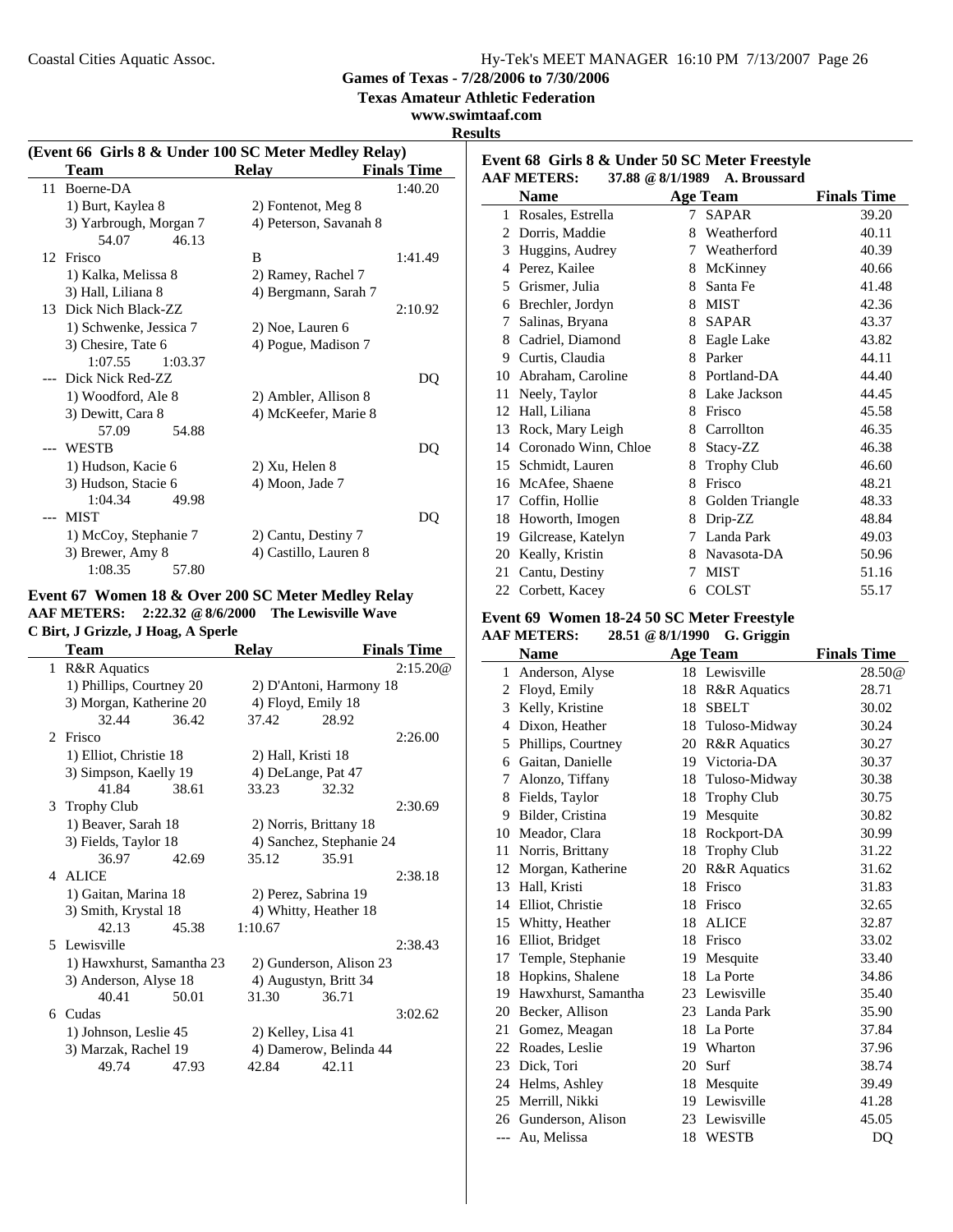Coastal Cities Aquatic Assoc.

Hy-Tek's MEET MANAGER 16:10 PM 7/13/2007

**Games of Texas - 7/28/2006 to 7/30/2006**

**Texas Amateur Athletic Federation**

**www.swimtaaf.com**

**Results**

### (Event 66 Girls 8 & Under 100 SC Meter Medley Relay)

| | Team | Relay | Finals Time |
|---|---|---|---|
| 11 | Boerne-DA | | 1:40.20 |
| | 1) Burt, Kaylea 8 | 2) Fontenot, Meg 8 | |
| | 3) Yarbrough, Morgan 7 | 4) Peterson, Savanah 8 | |
| | 54.07 46.13 | | |
| 12 | Frisco | B | 1:41.49 |
| | 1) Kalka, Melissa 8 | 2) Ramey, Rachel 7 | |
| | 3) Hall, Liliana 8 | 4) Bergmann, Sarah 7 | |
| 13 | Dick Nich Black-ZZ | | 2:10.92 |
| | 1) Schwenke, Jessica 7 | 2) Noe, Lauren 6 | |
| | 3) Chesire, Tate 6 | 4) Pogue, Madison 7 | |
| | 1:07.55 1:03.37 | | |
| --- | Dick Nick Red-ZZ | | DQ |
| | 1) Woodford, Ale 8 | 2) Ambler, Allison 8 | |
| | 3) Dewitt, Cara 8 | 4) McKeefer, Marie 8 | |
| | 57.09 54.88 | | |
| --- | WESTB | | DQ |
| | 1) Hudson, Kacie 6 | 2) Xu, Helen 8 | |
| | 3) Hudson, Stacie 6 | 4) Moon, Jade 7 | |
| | 1:04.34 49.98 | | |
| --- | MIST | | DQ |
| | 1) McCoy, Stephanie 7 | 2) Cantu, Destiny 7 | |
| | 3) Brewer, Amy 8 | 4) Castillo, Lauren 8 | |
| | 1:08.35 57.80 | | |

### Event 67 Women 18 & Over 200 SC Meter Medley Relay

**AAF METERS: 2:22.32 @ 8/6/2000 The Lewisville Wave**
**C Birt, J Grizzle, J Hoag, A Sperle**

| | Team | Relay | Finals Time |
|---|---|---|---|
| 1 | R&R Aquatics | | 2:15.20@ |
| | 1) Phillips, Courtney 20 | 2) D'Antoni, Harmony 18 | |
| | 3) Morgan, Katherine 20 | 4) Floyd, Emily 18 | |
| | 32.44 36.42 | 37.42 28.92 | |
| 2 | Frisco | | 2:26.00 |
| | 1) Elliot, Christie 18 | 2) Hall, Kristi 18 | |
| | 3) Simpson, Kaelly 19 | 4) DeLange, Pat 47 | |
| | 41.84 38.61 | 33.23 32.32 | |
| 3 | Trophy Club | | 2:30.69 |
| | 1) Beaver, Sarah 18 | 2) Norris, Brittany 18 | |
| | 3) Fields, Taylor 18 | 4) Sanchez, Stephanie 24 | |
| | 36.97 42.69 | 35.12 35.91 | |
| 4 | ALICE | | 2:38.18 |
| | 1) Gaitan, Marina 18 | 2) Perez, Sabrina 19 | |
| | 3) Smith, Krystal 18 | 4) Whitty, Heather 18 | |
| | 42.13 45.38 | 1:10.67 | |
| 5 | Lewisville | | 2:38.43 |
| | 1) Hawxhurst, Samantha 23 | 2) Gunderson, Alison 23 | |
| | 3) Anderson, Alyse 18 | 4) Augustyn, Britt 34 | |
| | 40.41 50.01 | 31.30 36.71 | |
| 6 | Cudas | | 3:02.62 |
| | 1) Johnson, Leslie 45 | 2) Kelley, Lisa 41 | |
| | 3) Marzak, Rachel 19 | 4) Damerow, Belinda 44 | |
| | 49.74 47.93 | 42.84 42.11 | |

### Event 68 Girls 8 & Under 50 SC Meter Freestyle

**AAF METERS: 37.88 @ 8/1/1989 A. Broussard**

| | Name | Age | Team | Finals Time |
|---|---|---|---|---|
| 1 | Rosales, Estrella | 7 | SAPAR | 39.20 |
| 2 | Dorris, Maddie | 8 | Weatherford | 40.11 |
| 3 | Huggins, Audrey | 7 | Weatherford | 40.39 |
| 4 | Perez, Kailee | 8 | McKinney | 40.66 |
| 5 | Grismer, Julia | 8 | Santa Fe | 41.48 |
| 6 | Brechler, Jordyn | 8 | MIST | 42.36 |
| 7 | Salinas, Bryana | 8 | SAPAR | 43.37 |
| 8 | Cadriel, Diamond | 8 | Eagle Lake | 43.82 |
| 9 | Curtis, Claudia | 8 | Parker | 44.11 |
| 10 | Abraham, Caroline | 8 | Portland-DA | 44.40 |
| 11 | Neely, Taylor | 8 | Lake Jackson | 44.45 |
| 12 | Hall, Liliana | 8 | Frisco | 45.58 |
| 13 | Rock, Mary Leigh | 8 | Carrollton | 46.35 |
| 14 | Coronado Winn, Chloe | 8 | Stacy-ZZ | 46.38 |
| 15 | Schmidt, Lauren | 8 | Trophy Club | 46.60 |
| 16 | McAfee, Shaene | 8 | Frisco | 48.21 |
| 17 | Coffin, Hollie | 8 | Golden Triangle | 48.33 |
| 18 | Howorth, Imogen | 8 | Drip-ZZ | 48.84 |
| 19 | Gilcrease, Katelyn | 7 | Landa Park | 49.03 |
| 20 | Keally, Kristin | 8 | Navasota-DA | 50.96 |
| 21 | Cantu, Destiny | 7 | MIST | 51.16 |
| 22 | Corbett, Kacey | 6 | COLST | 55.17 |

### Event 69 Women 18-24 50 SC Meter Freestyle

**AAF METERS: 28.51 @ 8/1/1990 G. Griggin**

| | Name | Age | Team | Finals Time |
|---|---|---|---|---|
| 1 | Anderson, Alyse | 18 | Lewisville | 28.50@ |
| 2 | Floyd, Emily | 18 | R&R Aquatics | 28.71 |
| 3 | Kelly, Kristine | 18 | SBELT | 30.02 |
| 4 | Dixon, Heather | 18 | Tuloso-Midway | 30.24 |
| 5 | Phillips, Courtney | 20 | R&R Aquatics | 30.27 |
| 6 | Gaitan, Danielle | 19 | Victoria-DA | 30.37 |
| 7 | Alonzo, Tiffany | 18 | Tuloso-Midway | 30.38 |
| 8 | Fields, Taylor | 18 | Trophy Club | 30.75 |
| 9 | Bilder, Cristina | 19 | Mesquite | 30.82 |
| 10 | Meador, Clara | 18 | Rockport-DA | 30.99 |
| 11 | Norris, Brittany | 18 | Trophy Club | 31.22 |
| 12 | Morgan, Katherine | 20 | R&R Aquatics | 31.62 |
| 13 | Hall, Kristi | 18 | Frisco | 31.83 |
| 14 | Elliot, Christie | 18 | Frisco | 32.65 |
| 15 | Whitty, Heather | 18 | ALICE | 32.87 |
| 16 | Elliot, Bridget | 18 | Frisco | 33.02 |
| 17 | Temple, Stephanie | 19 | Mesquite | 33.40 |
| 18 | Hopkins, Shalene | 18 | La Porte | 34.86 |
| 19 | Hawxhurst, Samantha | 23 | Lewisville | 35.40 |
| 20 | Becker, Allison | 23 | Landa Park | 35.90 |
| 21 | Gomez, Meagan | 18 | La Porte | 37.84 |
| 22 | Roades, Leslie | 19 | Wharton | 37.96 |
| 23 | Dick, Tori | 20 | Surf | 38.74 |
| 24 | Helms, Ashley | 18 | Mesquite | 39.49 |
| 25 | Merrill, Nikki | 19 | Lewisville | 41.28 |
| 26 | Gunderson, Alison | 23 | Lewisville | 45.05 |
| --- | Au, Melissa | 18 | WESTB | DQ |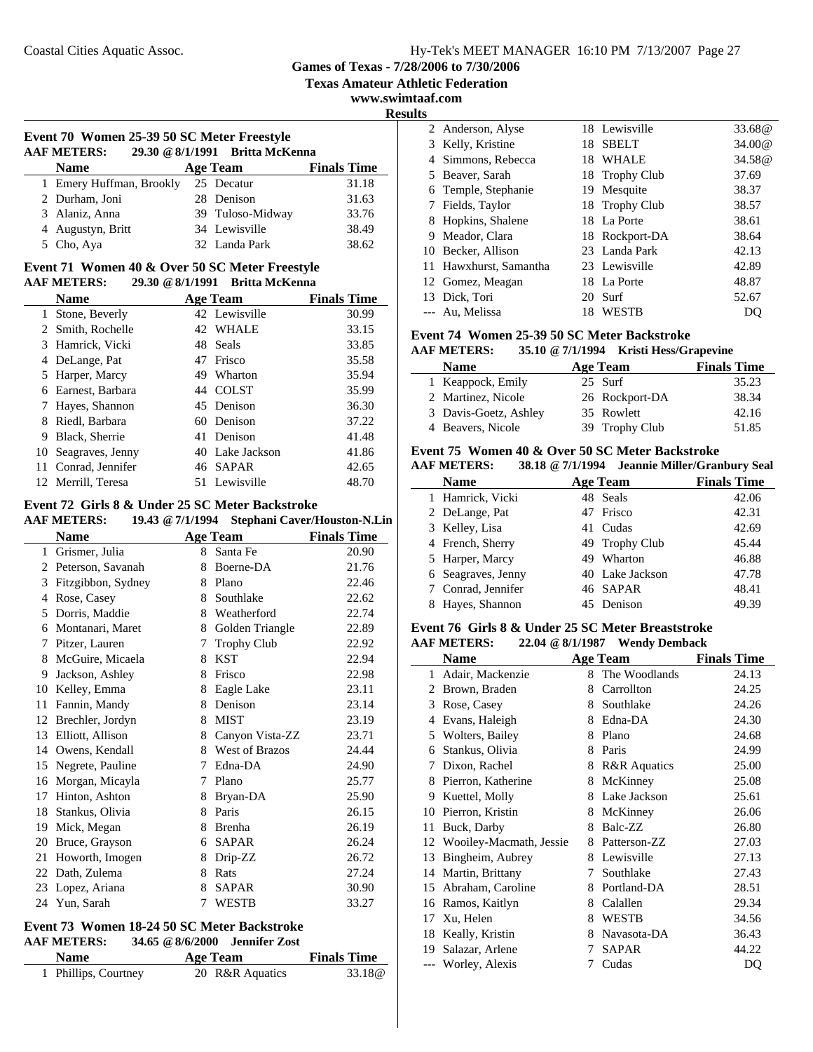**Games of Texas - 7/28/2006 to 7/30/2006**

**Texas Amateur Athletic Federation**

**www.swimtaaf.com**

**Results**

### Event 70 Women 25-39 50 SC Meter Freestyle

**AAF METERS: 29.30 @ 8/1/1991 Britta McKenna**

| | Name | Age | Team | Finals Time |
|---|---|---|---|---|
| 1 | Emery Huffman, Brookly | 25 | Decatur | 31.18 |
| 2 | Durham, Joni | 28 | Denison | 31.63 |
| 3 | Alaniz, Anna | 39 | Tuloso-Midway | 33.76 |
| 4 | Augustyn, Britt | 34 | Lewisville | 38.49 |
| 5 | Cho, Aya | 32 | Landa Park | 38.62 |

### Event 71 Women 40 & Over 50 SC Meter Freestyle

**AAF METERS: 29.30 @ 8/1/1991 Britta McKenna**

| | Name | Age | Team | Finals Time |
|---|---|---|---|---|
| 1 | Stone, Beverly | 42 | Lewisville | 30.99 |
| 2 | Smith, Rochelle | 42 | WHALE | 33.15 |
| 3 | Hamrick, Vicki | 48 | Seals | 33.85 |
| 4 | DeLange, Pat | 47 | Frisco | 35.58 |
| 5 | Harper, Marcy | 49 | Wharton | 35.94 |
| 6 | Earnest, Barbara | 44 | COLST | 35.99 |
| 7 | Hayes, Shannon | 45 | Denison | 36.30 |
| 8 | Riedl, Barbara | 60 | Denison | 37.22 |
| 9 | Black, Sherrie | 41 | Denison | 41.48 |
| 10 | Seagraves, Jenny | 40 | Lake Jackson | 41.86 |
| 11 | Conrad, Jennifer | 46 | SAPAR | 42.65 |
| 12 | Merrill, Teresa | 51 | Lewisville | 48.70 |

### Event 72 Girls 8 & Under 25 SC Meter Backstroke

**AAF METERS: 19.43 @ 7/1/1994 Stephani Caver/Houston-N.Lin**

| | Name | Age | Team | Finals Time |
|---|---|---|---|---|
| 1 | Grismer, Julia | 8 | Santa Fe | 20.90 |
| 2 | Peterson, Savanah | 8 | Boerne-DA | 21.76 |
| 3 | Fitzgibbon, Sydney | 8 | Plano | 22.46 |
| 4 | Rose, Casey | 8 | Southlake | 22.62 |
| 5 | Dorris, Maddie | 8 | Weatherford | 22.74 |
| 6 | Montanari, Maret | 8 | Golden Triangle | 22.89 |
| 7 | Pitzer, Lauren | 7 | Trophy Club | 22.92 |
| 8 | McGuire, Micaela | 8 | KST | 22.94 |
| 9 | Jackson, Ashley | 8 | Frisco | 22.98 |
| 10 | Kelley, Emma | 8 | Eagle Lake | 23.11 |
| 11 | Fannin, Mandy | 8 | Denison | 23.14 |
| 12 | Brechler, Jordyn | 8 | MIST | 23.19 |
| 13 | Elliott, Allison | 8 | Canyon Vista-ZZ | 23.71 |
| 14 | Owens, Kendall | 8 | West of Brazos | 24.44 |
| 15 | Negrete, Pauline | 7 | Edna-DA | 24.90 |
| 16 | Morgan, Micayla | 7 | Plano | 25.77 |
| 17 | Hinton, Ashton | 8 | Bryan-DA | 25.90 |
| 18 | Stankus, Olivia | 8 | Paris | 26.15 |
| 19 | Mick, Megan | 8 | Brenha | 26.19 |
| 20 | Bruce, Grayson | 6 | SAPAR | 26.24 |
| 21 | Howorth, Imogen | 8 | Drip-ZZ | 26.72 |
| 22 | Dath, Zulema | 8 | Rats | 27.24 |
| 23 | Lopez, Ariana | 8 | SAPAR | 30.90 |
| 24 | Yun, Sarah | 7 | WESTB | 33.27 |

### Event 73 Women 18-24 50 SC Meter Backstroke

**AAF METERS: 34.65 @ 8/6/2000 Jennifer Zost**

| | Name | Age | Team | Finals Time |
|---|---|---|---|---|
| 1 | Phillips, Courtney | 20 | R&R Aquatics | 33.18@ |
| 2 | Anderson, Alyse | 18 | Lewisville | 33.68@ |
| 3 | Kelly, Kristine | 18 | SBELT | 34.00@ |
| 4 | Simmons, Rebecca | 18 | WHALE | 34.58@ |
| 5 | Beaver, Sarah | 18 | Trophy Club | 37.69 |
| 6 | Temple, Stephanie | 19 | Mesquite | 38.37 |
| 7 | Fields, Taylor | 18 | Trophy Club | 38.57 |
| 8 | Hopkins, Shalene | 18 | La Porte | 38.61 |
| 9 | Meador, Clara | 18 | Rockport-DA | 38.64 |
| 10 | Becker, Allison | 23 | Landa Park | 42.13 |
| 11 | Hawxhurst, Samantha | 23 | Lewisville | 42.89 |
| 12 | Gomez, Meagan | 18 | La Porte | 48.87 |
| 13 | Dick, Tori | 20 | Surf | 52.67 |
| --- | Au, Melissa | 18 | WESTB | DQ |

### Event 74 Women 25-39 50 SC Meter Backstroke

**AAF METERS: 35.10 @ 7/1/1994 Kristi Hess/Grapevine**

| | Name | Age | Team | Finals Time |
|---|---|---|---|---|
| 1 | Keappock, Emily | 25 | Surf | 35.23 |
| 2 | Martinez, Nicole | 26 | Rockport-DA | 38.34 |
| 3 | Davis-Goetz, Ashley | 35 | Rowlett | 42.16 |
| 4 | Beavers, Nicole | 39 | Trophy Club | 51.85 |

### Event 75 Women 40 & Over 50 SC Meter Backstroke

**AAF METERS: 38.18 @ 7/1/1994 Jeannie Miller/Granbury Seal**

| | Name | Age | Team | Finals Time |
|---|---|---|---|---|
| 1 | Hamrick, Vicki | 48 | Seals | 42.06 |
| 2 | DeLange, Pat | 47 | Frisco | 42.31 |
| 3 | Kelley, Lisa | 41 | Cudas | 42.69 |
| 4 | French, Sherry | 49 | Trophy Club | 45.44 |
| 5 | Harper, Marcy | 49 | Wharton | 46.88 |
| 6 | Seagraves, Jenny | 40 | Lake Jackson | 47.78 |
| 7 | Conrad, Jennifer | 46 | SAPAR | 48.41 |
| 8 | Hayes, Shannon | 45 | Denison | 49.39 |

### Event 76 Girls 8 & Under 25 SC Meter Breaststroke

**AAF METERS: 22.04 @ 8/1/1987 Wendy Demback**

| | Name | Age | Team | Finals Time |
|---|---|---|---|---|
| 1 | Adair, Mackenzie | 8 | The Woodlands | 24.13 |
| 2 | Brown, Braden | 8 | Carrollton | 24.25 |
| 3 | Rose, Casey | 8 | Southlake | 24.26 |
| 4 | Evans, Haleigh | 8 | Edna-DA | 24.30 |
| 5 | Wolters, Bailey | 8 | Plano | 24.68 |
| 6 | Stankus, Olivia | 8 | Paris | 24.99 |
| 7 | Dixon, Rachel | 8 | R&R Aquatics | 25.00 |
| 8 | Pierron, Katherine | 8 | McKinney | 25.08 |
| 9 | Kuettel, Molly | 8 | Lake Jackson | 25.61 |
| 10 | Pierron, Kristin | 8 | McKinney | 26.06 |
| 11 | Buck, Darby | 8 | Balc-ZZ | 26.80 |
| 12 | Wooiley-Macmath, Jessie | 8 | Patterson-ZZ | 27.03 |
| 13 | Bingheim, Aubrey | 8 | Lewisville | 27.13 |
| 14 | Martin, Brittany | 7 | Southlake | 27.43 |
| 15 | Abraham, Caroline | 8 | Portland-DA | 28.51 |
| 16 | Ramos, Kaitlyn | 8 | Calallen | 29.34 |
| 17 | Xu, Helen | 8 | WESTB | 34.56 |
| 18 | Keally, Kristin | 8 | Navasota-DA | 36.43 |
| 19 | Salazar, Arlene | 7 | SAPAR | 44.22 |
| --- | Worley, Alexis | 7 | Cudas | DQ |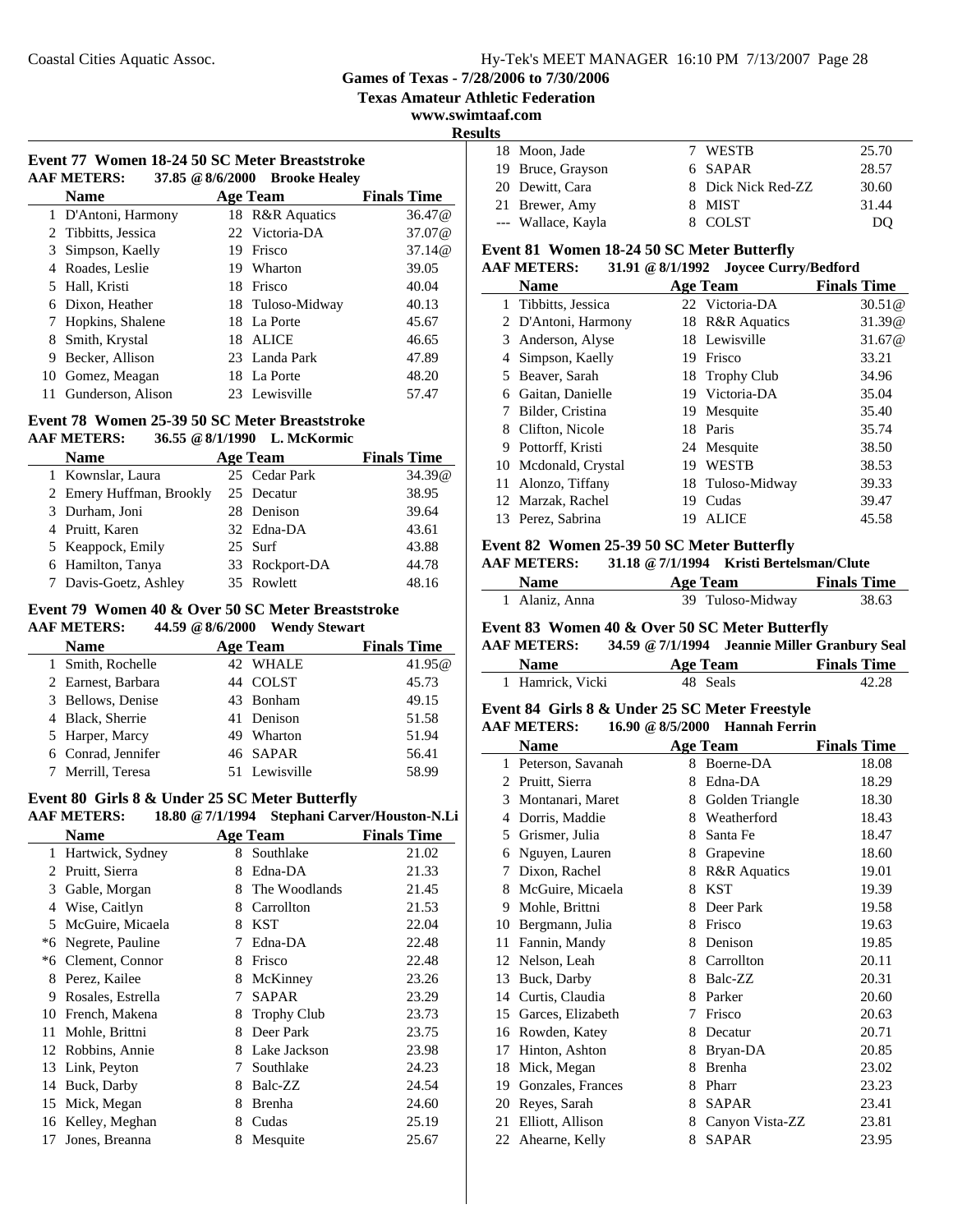Games of Texas - 7/28/2006 to 7/30/2006

Texas Amateur Athletic Federation

www.swimtaaf.com

**Results**

### Event 77 Women 18-24 50 SC Meter Breaststroke

AAF METERS: 37.85 @ 8/6/2000 Brooke Healey

| | Name | Age | Team | Finals Time |
|---|---|---|---|---|
| 1 | D'Antoni, Harmony | 18 | R&R Aquatics | 36.47@ |
| 2 | Tibbitts, Jessica | 22 | Victoria-DA | 37.07@ |
| 3 | Simpson, Kaelly | 19 | Frisco | 37.14@ |
| 4 | Roades, Leslie | 19 | Wharton | 39.05 |
| 5 | Hall, Kristi | 18 | Frisco | 40.04 |
| 6 | Dixon, Heather | 18 | Tuloso-Midway | 40.13 |
| 7 | Hopkins, Shalene | 18 | La Porte | 45.67 |
| 8 | Smith, Krystal | 18 | ALICE | 46.65 |
| 9 | Becker, Allison | 23 | Landa Park | 47.89 |
| 10 | Gomez, Meagan | 18 | La Porte | 48.20 |
| 11 | Gunderson, Alison | 23 | Lewisville | 57.47 |

### Event 78 Women 25-39 50 SC Meter Breaststroke

AAF METERS: 36.55 @ 8/1/1990 L. McKormic

| | Name | Age | Team | Finals Time |
|---|---|---|---|---|
| 1 | Kownslar, Laura | 25 | Cedar Park | 34.39@ |
| 2 | Emery Huffman, Brookly | 25 | Decatur | 38.95 |
| 3 | Durham, Joni | 28 | Denison | 39.64 |
| 4 | Pruitt, Karen | 32 | Edna-DA | 43.61 |
| 5 | Keappock, Emily | 25 | Surf | 43.88 |
| 6 | Hamilton, Tanya | 33 | Rockport-DA | 44.78 |
| 7 | Davis-Goetz, Ashley | 35 | Rowlett | 48.16 |

### Event 79 Women 40 & Over 50 SC Meter Breaststroke

AAF METERS: 44.59 @ 8/6/2000 Wendy Stewart

| | Name | Age | Team | Finals Time |
|---|---|---|---|---|
| 1 | Smith, Rochelle | 42 | WHALE | 41.95@ |
| 2 | Earnest, Barbara | 44 | COLST | 45.73 |
| 3 | Bellows, Denise | 43 | Bonham | 49.15 |
| 4 | Black, Sherrie | 41 | Denison | 51.58 |
| 5 | Harper, Marcy | 49 | Wharton | 51.94 |
| 6 | Conrad, Jennifer | 46 | SAPAR | 56.41 |
| 7 | Merrill, Teresa | 51 | Lewisville | 58.99 |

### Event 80 Girls 8 & Under 25 SC Meter Butterfly

AAF METERS: 18.80 @ 7/1/1994 Stephani Carver/Houston-N.Li

| | Name | Age | Team | Finals Time |
|---|---|---|---|---|
| 1 | Hartwick, Sydney | 8 | Southlake | 21.02 |
| 2 | Pruitt, Sierra | 8 | Edna-DA | 21.33 |
| 3 | Gable, Morgan | 8 | The Woodlands | 21.45 |
| 4 | Wise, Caitlyn | 8 | Carrollton | 21.53 |
| 5 | McGuire, Micaela | 8 | KST | 22.04 |
| *6 | Negrete, Pauline | 7 | Edna-DA | 22.48 |
| *6 | Clement, Connor | 8 | Frisco | 22.48 |
| 8 | Perez, Kailee | 8 | McKinney | 23.26 |
| 9 | Rosales, Estrella | 7 | SAPAR | 23.29 |
| 10 | French, Makena | 8 | Trophy Club | 23.73 |
| 11 | Mohle, Brittni | 8 | Deer Park | 23.75 |
| 12 | Robbins, Annie | 8 | Lake Jackson | 23.98 |
| 13 | Link, Peyton | 7 | Southlake | 24.23 |
| 14 | Buck, Darby | 8 | Balc-ZZ | 24.54 |
| 15 | Mick, Megan | 8 | Brenha | 24.60 |
| 16 | Kelley, Meghan | 8 | Cudas | 25.19 |
| 17 | Jones, Breanna | 8 | Mesquite | 25.67 |
| 18 | Moon, Jade | 7 | WESTB | 25.70 |
| 19 | Bruce, Grayson | 6 | SAPAR | 28.57 |
| 20 | Dewitt, Cara | 8 | Dick Nick Red-ZZ | 30.60 |
| 21 | Brewer, Amy | 8 | MIST | 31.44 |
| --- | Wallace, Kayla | 8 | COLST | DQ |

### Event 81 Women 18-24 50 SC Meter Butterfly

AAF METERS: 31.91 @ 8/1/1992 Joycee Curry/Bedford

| | Name | Age | Team | Finals Time |
|---|---|---|---|---|
| 1 | Tibbitts, Jessica | 22 | Victoria-DA | 30.51@ |
| 2 | D'Antoni, Harmony | 18 | R&R Aquatics | 31.39@ |
| 3 | Anderson, Alyse | 18 | Lewisville | 31.67@ |
| 4 | Simpson, Kaelly | 19 | Frisco | 33.21 |
| 5 | Beaver, Sarah | 18 | Trophy Club | 34.96 |
| 6 | Gaitan, Danielle | 19 | Victoria-DA | 35.04 |
| 7 | Bilder, Cristina | 19 | Mesquite | 35.40 |
| 8 | Clifton, Nicole | 18 | Paris | 35.74 |
| 9 | Pottorff, Kristi | 24 | Mesquite | 38.50 |
| 10 | Mcdonald, Crystal | 19 | WESTB | 38.53 |
| 11 | Alonzo, Tiffany | 18 | Tuloso-Midway | 39.33 |
| 12 | Marzak, Rachel | 19 | Cudas | 39.47 |
| 13 | Perez, Sabrina | 19 | ALICE | 45.58 |

### Event 82 Women 25-39 50 SC Meter Butterfly

AAF METERS: 31.18 @ 7/1/1994 Kristi Bertelsman/Clute

| | Name | Age | Team | Finals Time |
|---|---|---|---|---|
| 1 | Alaniz, Anna | 39 | Tuloso-Midway | 38.63 |

### Event 83 Women 40 & Over 50 SC Meter Butterfly

AAF METERS: 34.59 @ 7/1/1994 Jeannie Miller Granbury Seal

| | Name | Age | Team | Finals Time |
|---|---|---|---|---|
| 1 | Hamrick, Vicki | 48 | Seals | 42.28 |

### Event 84 Girls 8 & Under 25 SC Meter Freestyle

AAF METERS: 16.90 @ 8/5/2000 Hannah Ferrin

| | Name | Age | Team | Finals Time |
|---|---|---|---|---|
| 1 | Peterson, Savanah | 8 | Boerne-DA | 18.08 |
| 2 | Pruitt, Sierra | 8 | Edna-DA | 18.29 |
| 3 | Montanari, Maret | 8 | Golden Triangle | 18.30 |
| 4 | Dorris, Maddie | 8 | Weatherford | 18.43 |
| 5 | Grismer, Julia | 8 | Santa Fe | 18.47 |
| 6 | Nguyen, Lauren | 8 | Grapevine | 18.60 |
| 7 | Dixon, Rachel | 8 | R&R Aquatics | 19.01 |
| 8 | McGuire, Micaela | 8 | KST | 19.39 |
| 9 | Mohle, Brittni | 8 | Deer Park | 19.58 |
| 10 | Bergmann, Julia | 8 | Frisco | 19.63 |
| 11 | Fannin, Mandy | 8 | Denison | 19.85 |
| 12 | Nelson, Leah | 8 | Carrollton | 20.11 |
| 13 | Buck, Darby | 8 | Balc-ZZ | 20.31 |
| 14 | Curtis, Claudia | 8 | Parker | 20.60 |
| 15 | Garces, Elizabeth | 7 | Frisco | 20.63 |
| 16 | Rowden, Katey | 8 | Decatur | 20.71 |
| 17 | Hinton, Ashton | 8 | Bryan-DA | 20.85 |
| 18 | Mick, Megan | 8 | Brenha | 23.02 |
| 19 | Gonzales, Frances | 8 | Pharr | 23.23 |
| 20 | Reyes, Sarah | 8 | SAPAR | 23.41 |
| 21 | Elliott, Allison | 8 | Canyon Vista-ZZ | 23.81 |
| 22 | Ahearne, Kelly | 8 | SAPAR | 23.95 |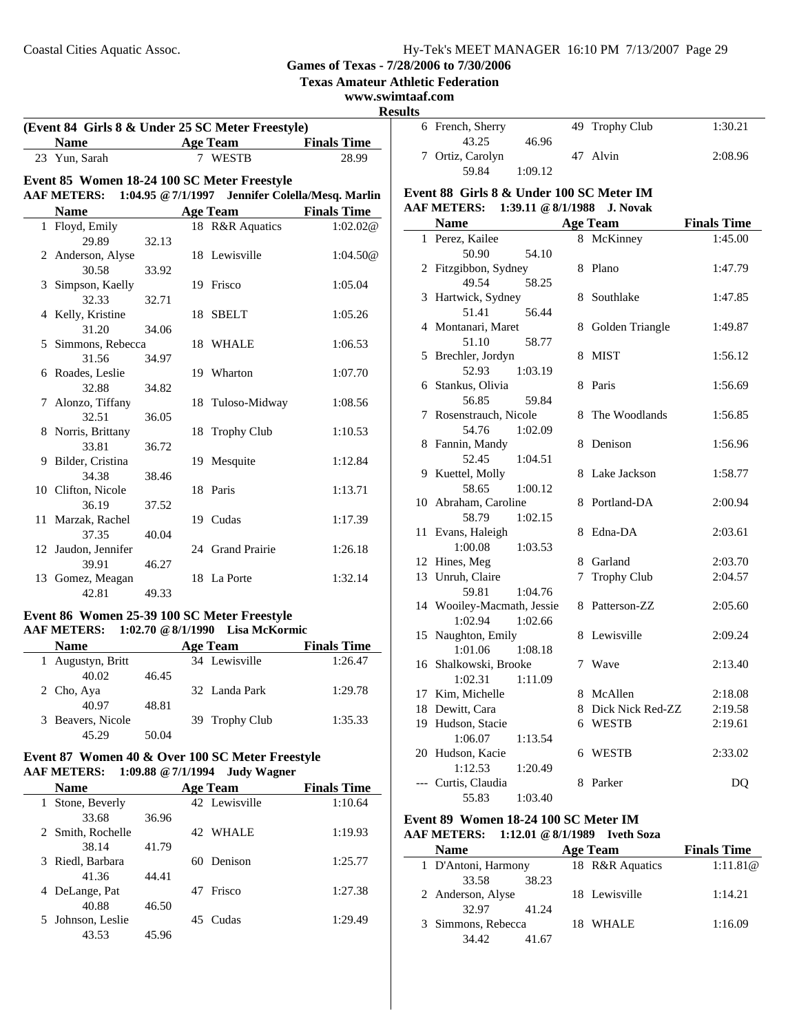Coastal Cities Aquatic Assoc.

**Games of Texas - 7/28/2006 to 7/30/2006**

**Texas Amateur Athletic Federation**

**www.swimtaaf.com**

**Results**

### (Event 84 Girls 8 & Under 25 SC Meter Freestyle)

| | Name | Age | Team | Finals Time |
|---|---|---|---|---|
| 23 | Yun, Sarah | 7 | WESTB | 28.99 |

### Event 85 Women 18-24 100 SC Meter Freestyle

**AAF METERS: 1:04.95 @ 7/1/1997 Jennifer Colella/Mesq. Marlin**

| | Name | Age | Team | Finals Time |
|---|---|---|---|---|
| 1 | Floyd, Emily | 18 | R&R Aquatics | 1:02.02@ |
| | 29.89 32.13 | | | |
| 2 | Anderson, Alyse | 18 | Lewisville | 1:04.50@ |
| | 30.58 33.92 | | | |
| 3 | Simpson, Kaelly | 19 | Frisco | 1:05.04 |
| | 32.33 32.71 | | | |
| 4 | Kelly, Kristine | 18 | SBELT | 1:05.26 |
| | 31.20 34.06 | | | |
| 5 | Simmons, Rebecca | 18 | WHALE | 1:06.53 |
| | 31.56 34.97 | | | |
| 6 | Roades, Leslie | 19 | Wharton | 1:07.70 |
| | 32.88 34.82 | | | |
| 7 | Alonzo, Tiffany | 18 | Tuloso-Midway | 1:08.56 |
| | 32.51 36.05 | | | |
| 8 | Norris, Brittany | 18 | Trophy Club | 1:10.53 |
| | 33.81 36.72 | | | |
| 9 | Bilder, Cristina | 19 | Mesquite | 1:12.84 |
| | 34.38 38.46 | | | |
| 10 | Clifton, Nicole | 18 | Paris | 1:13.71 |
| | 36.19 37.52 | | | |
| 11 | Marzak, Rachel | 19 | Cudas | 1:17.39 |
| | 37.35 40.04 | | | |
| 12 | Jaudon, Jennifer | 24 | Grand Prairie | 1:26.18 |
| | 39.91 46.27 | | | |
| 13 | Gomez, Meagan | 18 | La Porte | 1:32.14 |
| | 42.81 49.33 | | | |

### Event 86 Women 25-39 100 SC Meter Freestyle

**AAF METERS: 1:02.70 @ 8/1/1990 Lisa McKormic**

| | Name | Age | Team | Finals Time |
|---|---|---|---|---|
| 1 | Augustyn, Britt | 34 | Lewisville | 1:26.47 |
| | 40.02 46.45 | | | |
| 2 | Cho, Aya | 32 | Landa Park | 1:29.78 |
| | 40.97 48.81 | | | |
| 3 | Beavers, Nicole | 39 | Trophy Club | 1:35.33 |
| | 45.29 50.04 | | | |

### Event 87 Women 40 & Over 100 SC Meter Freestyle

**AAF METERS: 1:09.88 @ 7/1/1994 Judy Wagner**

| | Name | Age | Team | Finals Time |
|---|---|---|---|---|
| 1 | Stone, Beverly | 42 | Lewisville | 1:10.64 |
| | 33.68 36.96 | | | |
| 2 | Smith, Rochelle | 42 | WHALE | 1:19.93 |
| | 38.14 41.79 | | | |
| 3 | Riedl, Barbara | 60 | Denison | 1:25.77 |
| | 41.36 44.41 | | | |
| 4 | DeLange, Pat | 47 | Frisco | 1:27.38 |
| | 40.88 46.50 | | | |
| 5 | Johnson, Leslie | 45 | Cudas | 1:29.49 |
| | 43.53 45.96 | | | |
| 6 | French, Sherry | 49 | Trophy Club | 1:30.21 |
| | 43.25 46.96 | | | |
| 7 | Ortiz, Carolyn | 47 | Alvin | 2:08.96 |
| | 59.84 1:09.12 | | | |

### Event 88 Girls 8 & Under 100 SC Meter IM

**AAF METERS: 1:39.11 @ 8/1/1988 J. Novak**

| | Name | Age | Team | Finals Time |
|---|---|---|---|---|
| 1 | Perez, Kailee | 8 | McKinney | 1:45.00 |
| | 50.90 54.10 | | | |
| 2 | Fitzgibbon, Sydney | 8 | Plano | 1:47.79 |
| | 49.54 58.25 | | | |
| 3 | Hartwick, Sydney | 8 | Southlake | 1:47.85 |
| | 51.41 56.44 | | | |
| 4 | Montanari, Maret | 8 | Golden Triangle | 1:49.87 |
| | 51.10 58.77 | | | |
| 5 | Brechler, Jordyn | 8 | MIST | 1:56.12 |
| | 52.93 1:03.19 | | | |
| 6 | Stankus, Olivia | 8 | Paris | 1:56.69 |
| | 56.85 59.84 | | | |
| 7 | Rosenstrauch, Nicole | 8 | The Woodlands | 1:56.85 |
| | 54.76 1:02.09 | | | |
| 8 | Fannin, Mandy | 8 | Denison | 1:56.96 |
| | 52.45 1:04.51 | | | |
| 9 | Kuettel, Molly | 8 | Lake Jackson | 1:58.77 |
| | 58.65 1:00.12 | | | |
| 10 | Abraham, Caroline | 8 | Portland-DA | 2:00.94 |
| | 58.79 1:02.15 | | | |
| 11 | Evans, Haleigh | 8 | Edna-DA | 2:03.61 |
| | 1:00.08 1:03.53 | | | |
| 12 | Hines, Meg | 8 | Garland | 2:03.70 |
| 13 | Unruh, Claire | 7 | Trophy Club | 2:04.57 |
| | 59.81 1:04.76 | | | |
| 14 | Wooiley-Macmath, Jessie | 8 | Patterson-ZZ | 2:05.60 |
| | 1:02.94 1:02.66 | | | |
| 15 | Naughton, Emily | 8 | Lewisville | 2:09.24 |
| | 1:01.06 1:08.18 | | | |
| 16 | Shalkowski, Brooke | 7 | Wave | 2:13.40 |
| | 1:02.31 1:11.09 | | | |
| 17 | Kim, Michelle | 8 | McAllen | 2:18.08 |
| 18 | Dewitt, Cara | 8 | Dick Nick Red-ZZ | 2:19.58 |
| 19 | Hudson, Stacie | 6 | WESTB | 2:19.61 |
| | 1:06.07 1:13.54 | | | |
| 20 | Hudson, Kacie | 6 | WESTB | 2:33.02 |
| | 1:12.53 1:20.49 | | | |
| --- | Curtis, Claudia | 8 | Parker | DQ |
| | 55.83 1:03.40 | | | |

### Event 89 Women 18-24 100 SC Meter IM

**AAF METERS: 1:12.01 @ 8/1/1989 Iveth Soza**

| | Name | Age | Team | Finals Time |
|---|---|---|---|---|
| 1 | D'Antoni, Harmony | 18 | R&R Aquatics | 1:11.81@ |
| | 33.58 38.23 | | | |
| 2 | Anderson, Alyse | 18 | Lewisville | 1:14.21 |
| | 32.97 41.24 | | | |
| 3 | Simmons, Rebecca | 18 | WHALE | 1:16.09 |
| | 34.42 41.67 | | | |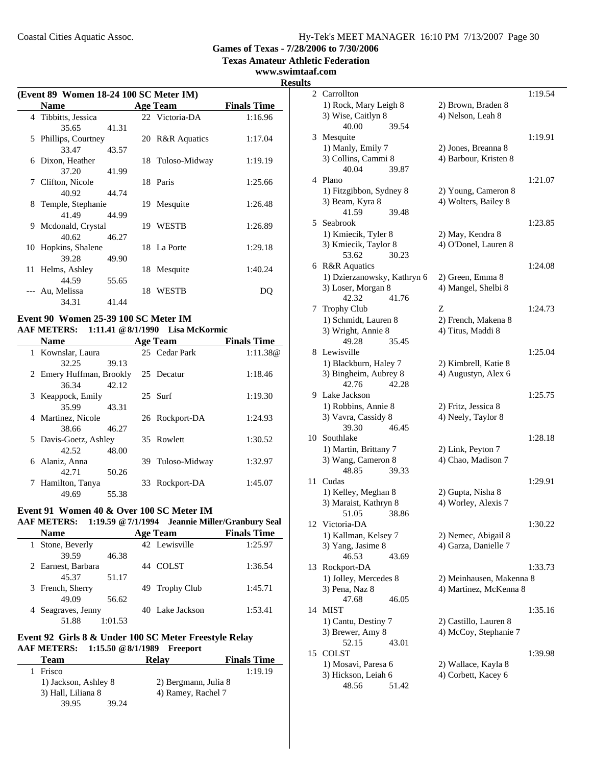## (Event 89 Women 18-24 100 SC Meter IM)

| | Name | Age | Team | Finals Time |
|---|---|---|---|---|
| 4 | Tibbitts, Jessica | 22 | Victoria-DA | 1:16.96 |
| | 35.65 41.31 | | | |
| 5 | Phillips, Courtney | 20 | R&R Aquatics | 1:17.04 |
| | 33.47 43.57 | | | |
| 6 | Dixon, Heather | 18 | Tuloso-Midway | 1:19.19 |
| | 37.20 41.99 | | | |
| 7 | Clifton, Nicole | 18 | Paris | 1:25.66 |
| | 40.92 44.74 | | | |
| 8 | Temple, Stephanie | 19 | Mesquite | 1:26.48 |
| | 41.49 44.99 | | | |
| 9 | Mcdonald, Crystal | 19 | WESTB | 1:26.89 |
| | 40.62 46.27 | | | |
| 10 | Hopkins, Shalene | 18 | La Porte | 1:29.18 |
| | 39.28 49.90 | | | |
| 11 | Helms, Ashley | 18 | Mesquite | 1:40.24 |
| | 44.59 55.65 | | | |
| --- | Au, Melissa | 18 | WESTB | DQ |
| | 34.31 41.44 | | | |

## Event 90 Women 25-39 100 SC Meter IM

AAF METERS: 1:11.41 @ 8/1/1990 Lisa McKormic

| | Name | Age | Team | Finals Time |
|---|---|---|---|---|
| 1 | Kownslar, Laura | 25 | Cedar Park | 1:11.38@ |
| | 32.25 39.13 | | | |
| 2 | Emery Huffman, Brookly | 25 | Decatur | 1:18.46 |
| | 36.34 42.12 | | | |
| 3 | Keappock, Emily | 25 | Surf | 1:19.30 |
| | 35.99 43.31 | | | |
| 4 | Martinez, Nicole | 26 | Rockport-DA | 1:24.93 |
| | 38.66 46.27 | | | |
| 5 | Davis-Goetz, Ashley | 35 | Rowlett | 1:30.52 |
| | 42.52 48.00 | | | |
| 6 | Alaniz, Anna | 39 | Tuloso-Midway | 1:32.97 |
| | 42.71 50.26 | | | |
| 7 | Hamilton, Tanya | 33 | Rockport-DA | 1:45.07 |
| | 49.69 55.38 | | | |

## Event 91 Women 40 & Over 100 SC Meter IM

AAF METERS: 1:19.59 @ 7/1/1994 Jeannie Miller/Granbury Seal

| | Name | Age | Team | Finals Time |
|---|---|---|---|---|
| 1 | Stone, Beverly | 42 | Lewisville | 1:25.97 |
| | 39.59 46.38 | | | |
| 2 | Earnest, Barbara | 44 | COLST | 1:36.54 |
| | 45.37 51.17 | | | |
| 3 | French, Sherry | 49 | Trophy Club | 1:45.71 |
| | 49.09 56.62 | | | |
| 4 | Seagraves, Jenny | 40 | Lake Jackson | 1:53.41 |
| | 51.88 1:01.53 | | | |

## Event 92 Girls 8 & Under 100 SC Meter Freestyle Relay

AAF METERS: 1:15.50 @ 8/1/1989 Freeport

| | Team | Relay | Finals Time |
|---|---|---|---|
| 1 | Frisco | | 1:19.19 |
| | 1) Jackson, Ashley 8 | 2) Bergmann, Julia 8 | |
| | 3) Hall, Liliana 8 | 4) Ramey, Rachel 7 | |
| | 39.95 39.24 | | |
| 2 | Carrollton | | 1:19.54 |
| | 1) Rock, Mary Leigh 8 | 2) Brown, Braden 8 | |
| | 3) Wise, Caitlyn 8 | 4) Nelson, Leah 8 | |
| | 40.00 39.54 | | |
| 3 | Mesquite | | 1:19.91 |
| | 1) Manly, Emily 7 | 2) Jones, Breanna 8 | |
| | 3) Collins, Cammi 8 | 4) Barbour, Kristen 8 | |
| | 40.04 39.87 | | |
| 4 | Plano | | 1:21.07 |
| | 1) Fitzgibbon, Sydney 8 | 2) Young, Cameron 8 | |
| | 3) Beam, Kyra 8 | 4) Wolters, Bailey 8 | |
| | 41.59 39.48 | | |
| 5 | Seabrook | | 1:23.85 |
| | 1) Kmiecik, Tyler 8 | 2) May, Kendra 8 | |
| | 3) Kmiecik, Taylor 8 | 4) O'Donel, Lauren 8 | |
| | 53.62 30.23 | | |
| 6 | R&R Aquatics | | 1:24.08 |
| | 1) Dzierzanowsky, Kathryn 6 | 2) Green, Emma 8 | |
| | 3) Loser, Morgan 8 | 4) Mangel, Shelbi 8 | |
| | 42.32 41.76 | | |
| 7 | Trophy Club | Z | 1:24.73 |
| | 1) Schmidt, Lauren 8 | 2) French, Makena 8 | |
| | 3) Wright, Annie 8 | 4) Titus, Maddi 8 | |
| | 49.28 35.45 | | |
| 8 | Lewisville | | 1:25.04 |
| | 1) Blackburn, Haley 7 | 2) Kimbrell, Katie 8 | |
| | 3) Bingheim, Aubrey 8 | 4) Augustyn, Alex 6 | |
| | 42.76 42.28 | | |
| 9 | Lake Jackson | | 1:25.75 |
| | 1) Robbins, Annie 8 | 2) Fritz, Jessica 8 | |
| | 3) Vavra, Cassidy 8 | 4) Neely, Taylor 8 | |
| | 39.30 46.45 | | |
| 10 | Southlake | | 1:28.18 |
| | 1) Martin, Brittany 7 | 2) Link, Peyton 7 | |
| | 3) Wang, Cameron 8 | 4) Chao, Madison 7 | |
| | 48.85 39.33 | | |
| 11 | Cudas | | 1:29.91 |
| | 1) Kelley, Meghan 8 | 2) Gupta, Nisha 8 | |
| | 3) Maraist, Kathryn 8 | 4) Worley, Alexis 7 | |
| | 51.05 38.86 | | |
| 12 | Victoria-DA | | 1:30.22 |
| | 1) Kallman, Kelsey 7 | 2) Nemec, Abigail 8 | |
| | 3) Yang, Jasime 8 | 4) Garza, Danielle 7 | |
| | 46.53 43.69 | | |
| 13 | Rockport-DA | | 1:33.73 |
| | 1) Jolley, Mercedes 8 | 2) Meinhausen, Makenna 8 | |
| | 3) Pena, Naz 8 | 4) Martinez, McKenna 8 | |
| | 47.68 46.05 | | |
| 14 | MIST | | 1:35.16 |
| | 1) Cantu, Destiny 7 | 2) Castillo, Lauren 8 | |
| | 3) Brewer, Amy 8 | 4) McCoy, Stephanie 7 | |
| | 52.15 43.01 | | |
| 15 | COLST | | 1:39.98 |
| | 1) Mosavi, Paresa 6 | 2) Wallace, Kayla 8 | |
| | 3) Hickson, Leiah 6 | 4) Corbett, Kacey 6 | |
| | 48.56 51.42 | | |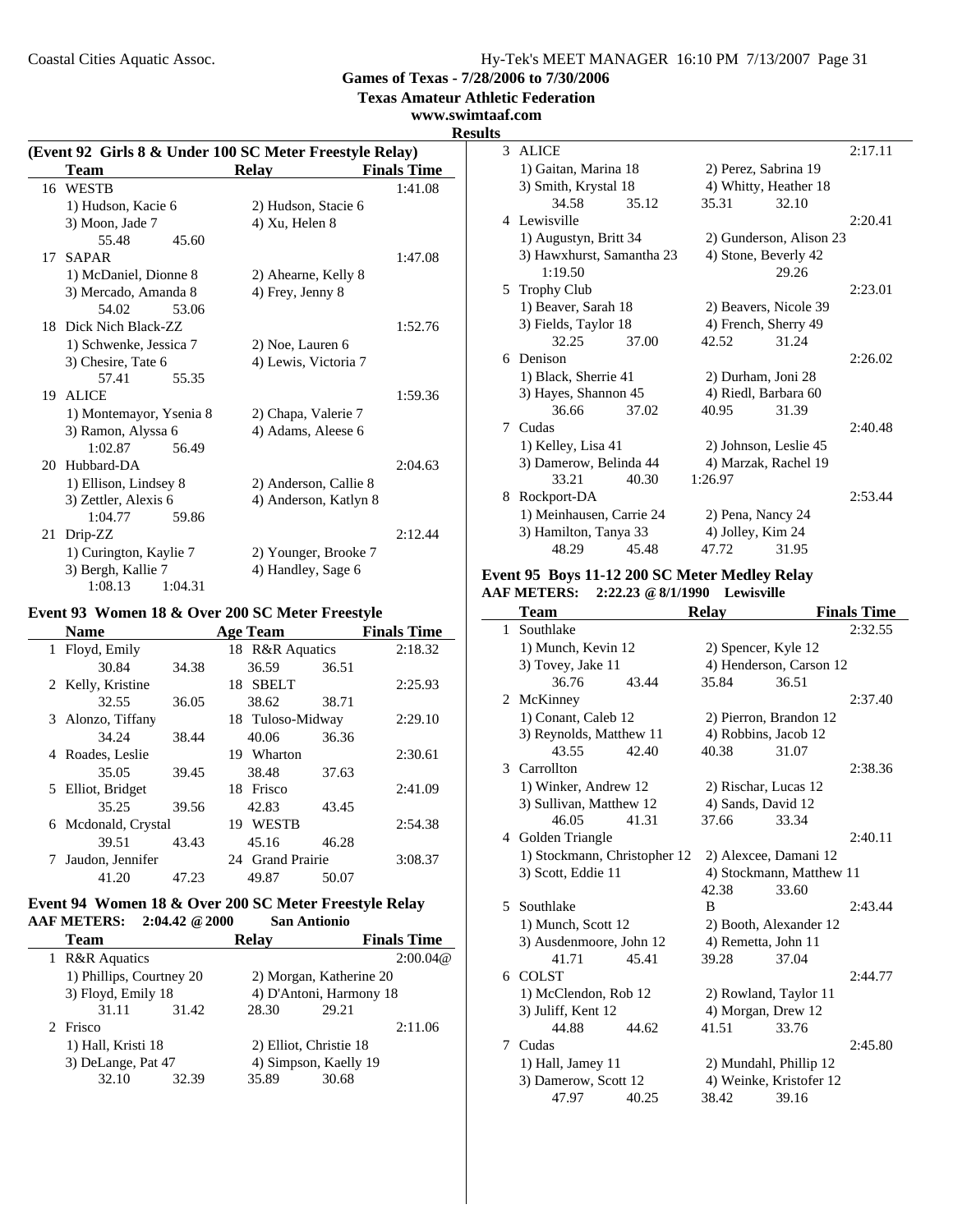**Games of Texas - 7/28/2006 to 7/30/2006**

**Texas Amateur Athletic Federation**

**www.swimtaaf.com**

**Results**

### (Event 92 Girls 8 & Under 100 SC Meter Freestyle Relay)

| | Team | Relay | Finals Time |
|---|---|---|---|
| 16 | WESTB | | 1:41.08 |
| | 1) Hudson, Kacie 6 | 2) Hudson, Stacie 6 | |
| | 3) Moon, Jade 7 | 4) Xu, Helen 8 | |
| | 55.48 45.60 | | |
| 17 | SAPAR | | 1:47.08 |
| | 1) McDaniel, Dionne 8 | 2) Ahearne, Kelly 8 | |
| | 3) Mercado, Amanda 8 | 4) Frey, Jenny 8 | |
| | 54.02 53.06 | | |
| 18 | Dick Nich Black-ZZ | | 1:52.76 |
| | 1) Schwenke, Jessica 7 | 2) Noe, Lauren 6 | |
| | 3) Chesire, Tate 6 | 4) Lewis, Victoria 7 | |
| | 57.41 55.35 | | |
| 19 | ALICE | | 1:59.36 |
| | 1) Montemayor, Ysenia 8 | 2) Chapa, Valerie 7 | |
| | 3) Ramon, Alyssa 6 | 4) Adams, Aleese 6 | |
| | 1:02.87 56.49 | | |
| 20 | Hubbard-DA | | 2:04.63 |
| | 1) Ellison, Lindsey 8 | 2) Anderson, Callie 8 | |
| | 3) Zettler, Alexis 6 | 4) Anderson, Katlyn 8 | |
| | 1:04.77 59.86 | | |
| 21 | Drip-ZZ | | 2:12.44 |
| | 1) Curington, Kaylie 7 | 2) Younger, Brooke 7 | |
| | 3) Bergh, Kallie 7 | 4) Handley, Sage 6 | |
| | 1:08.13 1:04.31 | | |

### Event 93 Women 18 & Over 200 SC Meter Freestyle

| | Name | Age | Team | Finals Time |
|---|---|---|---|---|
| 1 | Floyd, Emily | 18 | R&R Aquatics | 2:18.32 |
| | 30.84 34.38 | | 36.59 36.51 | |
| 2 | Kelly, Kristine | 18 | SBELT | 2:25.93 |
| | 32.55 36.05 | | 38.62 38.71 | |
| 3 | Alonzo, Tiffany | 18 | Tuloso-Midway | 2:29.10 |
| | 34.24 38.44 | | 40.06 36.36 | |
| 4 | Roades, Leslie | 19 | Wharton | 2:30.61 |
| | 35.05 39.45 | | 38.48 37.63 | |
| 5 | Elliot, Bridget | 18 | Frisco | 2:41.09 |
| | 35.25 39.56 | | 42.83 43.45 | |
| 6 | Mcdonald, Crystal | 19 | WESTB | 2:54.38 |
| | 39.51 43.43 | | 45.16 46.28 | |
| 7 | Jaudon, Jennifer | 24 | Grand Prairie | 3:08.37 |
| | 41.20 47.23 | | 49.87 50.07 | |

### Event 94 Women 18 & Over 200 SC Meter Freestyle Relay

**AAF METERS: 2:04.42 @2000 San Antonio**

| | Team | Relay | Finals Time |
|---|---|---|---|
| 1 | R&R Aquatics | | 2:00.04@ |
| | 1) Phillips, Courtney 20 | 2) Morgan, Katherine 20 | |
| | 3) Floyd, Emily 18 | 4) D'Antoni, Harmony 18 | |
| | 31.11 31.42 | 28.30 29.21 | |
| 2 | Frisco | | 2:11.06 |
| | 1) Hall, Kristi 18 | 2) Elliot, Christie 18 | |
| | 3) DeLange, Pat 47 | 4) Simpson, Kaelly 19 | |
| | 32.10 32.39 | 35.89 30.68 | |
| 3 | ALICE | | 2:17.11 |
| | 1) Gaitan, Marina 18 | 2) Perez, Sabrina 19 | |
| | 3) Smith, Krystal 18 | 4) Whitty, Heather 18 | |
| | 34.58 35.12 | 35.31 32.10 | |
| 4 | Lewisville | | 2:20.41 |
| | 1) Augustyn, Britt 34 | 2) Gunderson, Alison 23 | |
| | 3) Hawxhurst, Samantha 23 | 4) Stone, Beverly 42 | |
| | 1:19.50 | 29.26 | |
| 5 | Trophy Club | | 2:23.01 |
| | 1) Beaver, Sarah 18 | 2) Beavers, Nicole 39 | |
| | 3) Fields, Taylor 18 | 4) French, Sherry 49 | |
| | 32.25 37.00 | 42.52 31.24 | |
| 6 | Denison | | 2:26.02 |
| | 1) Black, Sherrie 41 | 2) Durham, Joni 28 | |
| | 3) Hayes, Shannon 45 | 4) Riedl, Barbara 60 | |
| | 36.66 37.02 | 40.95 31.39 | |
| 7 | Cudas | | 2:40.48 |
| | 1) Kelley, Lisa 41 | 2) Johnson, Leslie 45 | |
| | 3) Damerow, Belinda 44 | 4) Marzak, Rachel 19 | |
| | 33.21 40.30 | 1:26.97 | |
| 8 | Rockport-DA | | 2:53.44 |
| | 1) Meinhausen, Carrie 24 | 2) Pena, Nancy 24 | |
| | 3) Hamilton, Tanya 33 | 4) Jolley, Kim 24 | |
| | 48.29 45.48 | 47.72 31.95 | |

### Event 95 Boys 11-12 200 SC Meter Medley Relay

**AAF METERS: 2:22.23 @ 8/1/1990 Lewisville**

| | Team | Relay | Finals Time |
|---|---|---|---|
| 1 | Southlake | | 2:32.55 |
| | 1) Munch, Kevin 12 | 2) Spencer, Kyle 12 | |
| | 3) Tovey, Jake 11 | 4) Henderson, Carson 12 | |
| | 36.76 43.44 | 35.84 36.51 | |
| 2 | McKinney | | 2:37.40 |
| | 1) Conant, Caleb 12 | 2) Pierron, Brandon 12 | |
| | 3) Reynolds, Matthew 11 | 4) Robbins, Jacob 12 | |
| | 43.55 42.40 | 40.38 31.07 | |
| 3 | Carrollton | | 2:38.36 |
| | 1) Winker, Andrew 12 | 2) Rischar, Lucas 12 | |
| | 3) Sullivan, Matthew 12 | 4) Sands, David 12 | |
| | 46.05 41.31 | 37.66 33.34 | |
| 4 | Golden Triangle | | 2:40.11 |
| | 1) Stockmann, Christopher 12 | 2) Alexcee, Damani 12 | |
| | 3) Scott, Eddie 11 | 4) Stockmann, Matthew 11 | |
| | | 42.38 33.60 | |
| 5 | Southlake | B | 2:43.44 |
| | 1) Munch, Scott 12 | 2) Booth, Alexander 12 | |
| | 3) Ausdenmoore, John 12 | 4) Remetta, John 11 | |
| | 41.71 45.41 | 39.28 37.04 | |
| 6 | COLST | | 2:44.77 |
| | 1) McClendon, Rob 12 | 2) Rowland, Taylor 11 | |
| | 3) Juliff, Kent 12 | 4) Morgan, Drew 12 | |
| | 44.88 44.62 | 41.51 33.76 | |
| 7 | Cudas | | 2:45.80 |
| | 1) Hall, Jamey 11 | 2) Mundahl, Phillip 12 | |
| | 3) Damerow, Scott 12 | 4) Weinke, Kristofer 12 | |
| | 47.97 40.25 | 38.42 39.16 | |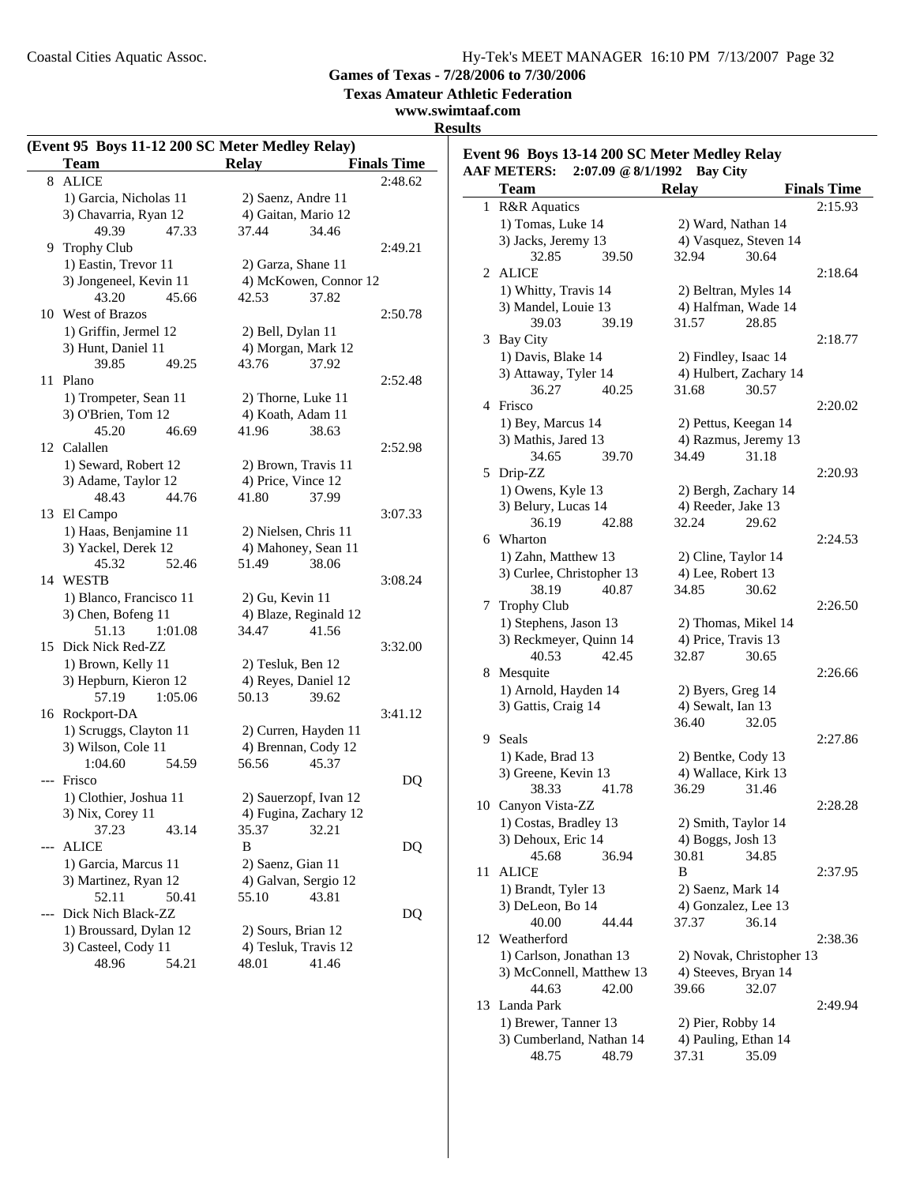Coastal Cities Aquatic Assoc.

**Games of Texas - 7/28/2006 to 7/30/2006**

**Texas Amateur Athletic Federation**

**www.swimtaaf.com**

**Results**

### (Event 95 Boys 11-12 200 SC Meter Medley Relay)

| | Team | Relay | Finals Time |
|---|---|---|---|
| 8 | ALICE | | 2:48.62 |
| | 1) Garcia, Nicholas 11 | 2) Saenz, Andre 11 | |
| | 3) Chavarria, Ryan 12 | 4) Gaitan, Mario 12 | |
| | 49.39 47.33 | 37.44 34.46 | |
| 9 | Trophy Club | | 2:49.21 |
| | 1) Eastin, Trevor 11 | 2) Garza, Shane 11 | |
| | 3) Jongeneel, Kevin 11 | 4) McKowen, Connor 12 | |
| | 43.20 45.66 | 42.53 37.82 | |
| 10 | West of Brazos | | 2:50.78 |
| | 1) Griffin, Jermel 12 | 2) Bell, Dylan 11 | |
| | 3) Hunt, Daniel 11 | 4) Morgan, Mark 12 | |
| | 39.85 49.25 | 43.76 37.92 | |
| 11 | Plano | | 2:52.48 |
| | 1) Trompeter, Sean 11 | 2) Thorne, Luke 11 | |
| | 3) O'Brien, Tom 12 | 4) Koath, Adam 11 | |
| | 45.20 46.69 | 41.96 38.63 | |
| 12 | Calallen | | 2:52.98 |
| | 1) Seward, Robert 12 | 2) Brown, Travis 11 | |
| | 3) Adame, Taylor 12 | 4) Price, Vince 12 | |
| | 48.43 44.76 | 41.80 37.99 | |
| 13 | El Campo | | 3:07.33 |
| | 1) Haas, Benjamine 11 | 2) Nielsen, Chris 11 | |
| | 3) Yackel, Derek 12 | 4) Mahoney, Sean 11 | |
| | 45.32 52.46 | 51.49 38.06 | |
| 14 | WESTB | | 3:08.24 |
| | 1) Blanco, Francisco 11 | 2) Gu, Kevin 11 | |
| | 3) Chen, Bofeng 11 | 4) Blaze, Reginald 12 | |
| | 51.13 1:01.08 | 34.47 41.56 | |
| 15 | Dick Nick Red-ZZ | | 3:32.00 |
| | 1) Brown, Kelly 11 | 2) Tesluk, Ben 12 | |
| | 3) Hepburn, Kieron 12 | 4) Reyes, Daniel 12 | |
| | 57.19 1:05.06 | 50.13 39.62 | |
| 16 | Rockport-DA | | 3:41.12 |
| | 1) Scruggs, Clayton 11 | 2) Curren, Hayden 11 | |
| | 3) Wilson, Cole 11 | 4) Brennan, Cody 12 | |
| | 1:04.60 54.59 | 56.56 45.37 | |
| --- | Frisco | | DQ |
| | 1) Clothier, Joshua 11 | 2) Sauerzopf, Ivan 12 | |
| | 3) Nix, Corey 11 | 4) Fugina, Zachary 12 | |
| | 37.23 43.14 | 35.37 32.21 | |
| --- | ALICE | B | DQ |
| | 1) Garcia, Marcus 11 | 2) Saenz, Gian 11 | |
| | 3) Martinez, Ryan 12 | 4) Galvan, Sergio 12 | |
| | 52.11 50.41 | 55.10 43.81 | |
| --- | Dick Nich Black-ZZ | | DQ |
| | 1) Broussard, Dylan 12 | 2) Sours, Brian 12 | |
| | 3) Casteel, Cody 11 | 4) Tesluk, Travis 12 | |
| | 48.96 54.21 | 48.01 41.46 | |

### Event 96 Boys 13-14 200 SC Meter Medley Relay

**AAF METERS: 2:07.09 @ 8/1/1992 Bay City**

| | Team | Relay | Finals Time |
|---|---|---|---|
| 1 | R&R Aquatics | | 2:15.93 |
| | 1) Tomas, Luke 14 | 2) Ward, Nathan 14 | |
| | 3) Jacks, Jeremy 13 | 4) Vasquez, Steven 14 | |
| | 32.85 39.50 | 32.94 30.64 | |
| 2 | ALICE | | 2:18.64 |
| | 1) Whitty, Travis 14 | 2) Beltran, Myles 14 | |
| | 3) Mandel, Louie 13 | 4) Halfman, Wade 14 | |
| | 39.03 39.19 | 31.57 28.85 | |
| 3 | Bay City | | 2:18.77 |
| | 1) Davis, Blake 14 | 2) Findley, Isaac 14 | |
| | 3) Attaway, Tyler 14 | 4) Hulbert, Zachary 14 | |
| | 36.27 40.25 | 31.68 30.57 | |
| 4 | Frisco | | 2:20.02 |
| | 1) Bey, Marcus 14 | 2) Pettus, Keegan 14 | |
| | 3) Mathis, Jared 13 | 4) Razmus, Jeremy 13 | |
| | 34.65 39.70 | 34.49 31.18 | |
| 5 | Drip-ZZ | | 2:20.93 |
| | 1) Owens, Kyle 13 | 2) Bergh, Zachary 14 | |
| | 3) Belury, Lucas 14 | 4) Reeder, Jake 13 | |
| | 36.19 42.88 | 32.24 29.62 | |
| 6 | Wharton | | 2:24.53 |
| | 1) Zahn, Matthew 13 | 2) Cline, Taylor 14 | |
| | 3) Curlee, Christopher 13 | 4) Lee, Robert 13 | |
| | 38.19 40.87 | 34.85 30.62 | |
| 7 | Trophy Club | | 2:26.50 |
| | 1) Stephens, Jason 13 | 2) Thomas, Mikel 14 | |
| | 3) Reckmeyer, Quinn 14 | 4) Price, Travis 13 | |
| | 40.53 42.45 | 32.87 30.65 | |
| 8 | Mesquite | | 2:26.66 |
| | 1) Arnold, Hayden 14 | 2) Byers, Greg 14 | |
| | 3) Gattis, Craig 14 | 4) Sewalt, Ian 13 | |
| | | 36.40 32.05 | |
| 9 | Seals | | 2:27.86 |
| | 1) Kade, Brad 13 | 2) Bentke, Cody 13 | |
| | 3) Greene, Kevin 13 | 4) Wallace, Kirk 13 | |
| | 38.33 41.78 | 36.29 31.46 | |
| 10 | Canyon Vista-ZZ | | 2:28.28 |
| | 1) Costas, Bradley 13 | 2) Smith, Taylor 14 | |
| | 3) Dehoux, Eric 14 | 4) Boggs, Josh 13 | |
| | 45.68 36.94 | 30.81 34.85 | |
| 11 | ALICE | B | 2:37.95 |
| | 1) Brandt, Tyler 13 | 2) Saenz, Mark 14 | |
| | 3) DeLeon, Bo 14 | 4) Gonzalez, Lee 13 | |
| | 40.00 44.44 | 37.37 36.14 | |
| 12 | Weatherford | | 2:38.36 |
| | 1) Carlson, Jonathan 13 | 2) Novak, Christopher 13 | |
| | 3) McConnell, Matthew 13 | 4) Steeves, Bryan 14 | |
| | 44.63 42.00 | 39.66 32.07 | |
| 13 | Landa Park | | 2:49.94 |
| | 1) Brewer, Tanner 13 | 2) Pier, Robby 14 | |
| | 3) Cumberland, Nathan 14 | 4) Pauling, Ethan 14 | |
| | 48.75 48.79 | 37.31 35.09 | |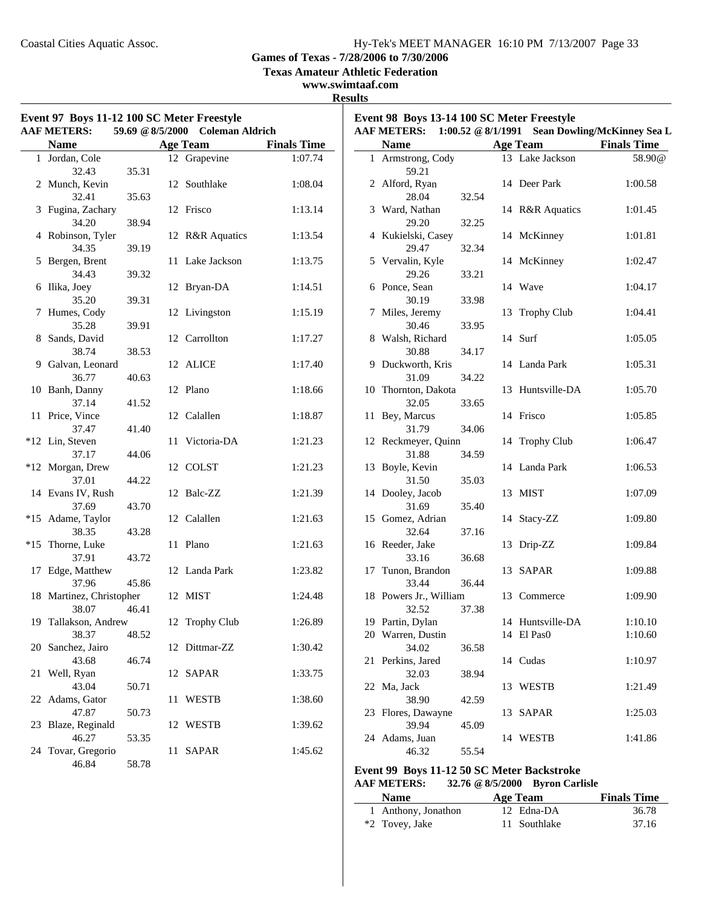Coastal Cities Aquatic Assoc.

**Games of Texas - 7/28/2006 to 7/30/2006**

**Texas Amateur Athletic Federation**

**www.swimtaaf.com**

**Results**

### Event 97 Boys 11-12 100 SC Meter Freestyle

**AAF METERS: 59.69 @ 8/5/2000 Coleman Aldrich**

| | Name | Age | Team | Finals Time |
|---|---|---|---|---|
| 1 | Jordan, Cole | 12 | Grapevine | 1:07.74 |
| | 32.43 35.31 | | | |
| 2 | Munch, Kevin | 12 | Southlake | 1:08.04 |
| | 32.41 35.63 | | | |
| 3 | Fugina, Zachary | 12 | Frisco | 1:13.14 |
| | 34.20 38.94 | | | |
| 4 | Robinson, Tyler | 12 | R&R Aquatics | 1:13.54 |
| | 34.35 39.19 | | | |
| 5 | Bergen, Brent | 11 | Lake Jackson | 1:13.75 |
| | 34.43 39.32 | | | |
| 6 | Ilika, Joey | 12 | Bryan-DA | 1:14.51 |
| | 35.20 39.31 | | | |
| 7 | Humes, Cody | 12 | Livingston | 1:15.19 |
| | 35.28 39.91 | | | |
| 8 | Sands, David | 12 | Carrollton | 1:17.27 |
| | 38.74 38.53 | | | |
| 9 | Galvan, Leonard | 12 | ALICE | 1:17.40 |
| | 36.77 40.63 | | | |
| 10 | Banh, Danny | 12 | Plano | 1:18.66 |
| | 37.14 41.52 | | | |
| 11 | Price, Vince | 12 | Calallen | 1:18.87 |
| | 37.47 41.40 | | | |
| *12 | Lin, Steven | 11 | Victoria-DA | 1:21.23 |
| | 37.17 44.06 | | | |
| *12 | Morgan, Drew | 12 | COLST | 1:21.23 |
| | 37.01 44.22 | | | |
| 14 | Evans IV, Rush | 12 | Balc-ZZ | 1:21.39 |
| | 37.69 43.70 | | | |
| *15 | Adame, Taylor | 12 | Calallen | 1:21.63 |
| | 38.35 43.28 | | | |
| *15 | Thorne, Luke | 11 | Plano | 1:21.63 |
| | 37.91 43.72 | | | |
| 17 | Edge, Matthew | 12 | Landa Park | 1:23.82 |
| | 37.96 45.86 | | | |
| 18 | Martinez, Christopher | 12 | MIST | 1:24.48 |
| | 38.07 46.41 | | | |
| 19 | Tallakson, Andrew | 12 | Trophy Club | 1:26.89 |
| | 38.37 48.52 | | | |
| 20 | Sanchez, Jairo | 12 | Dittmar-ZZ | 1:30.42 |
| | 43.68 46.74 | | | |
| 21 | Well, Ryan | 12 | SAPAR | 1:33.75 |
| | 43.04 50.71 | | | |
| 22 | Adams, Gator | 11 | WESTB | 1:38.60 |
| | 47.87 50.73 | | | |
| 23 | Blaze, Reginald | 12 | WESTB | 1:39.62 |
| | 46.27 53.35 | | | |
| 24 | Tovar, Gregorio | 11 | SAPAR | 1:45.62 |
| | 46.84 58.78 | | | |

### Event 98 Boys 13-14 100 SC Meter Freestyle

**AAF METERS: 1:00.52 @ 8/1/1991 Sean Dowling/McKinney Sea L**

| | Name | Age | Team | Finals Time |
|---|---|---|---|---|
| 1 | Armstrong, Cody | 13 | Lake Jackson | 58.90@ |
| | 59.21 | | | |
| 2 | Alford, Ryan | 14 | Deer Park | 1:00.58 |
| | 28.04 32.54 | | | |
| 3 | Ward, Nathan | 14 | R&R Aquatics | 1:01.45 |
| | 29.20 32.25 | | | |
| 4 | Kukielski, Casey | 14 | McKinney | 1:01.81 |
| | 29.47 32.34 | | | |
| 5 | Vervalin, Kyle | 14 | McKinney | 1:02.47 |
| | 29.26 33.21 | | | |
| 6 | Ponce, Sean | 14 | Wave | 1:04.17 |
| | 30.19 33.98 | | | |
| 7 | Miles, Jeremy | 13 | Trophy Club | 1:04.41 |
| | 30.46 33.95 | | | |
| 8 | Walsh, Richard | 14 | Surf | 1:05.05 |
| | 30.88 34.17 | | | |
| 9 | Duckworth, Kris | 14 | Landa Park | 1:05.31 |
| | 31.09 34.22 | | | |
| 10 | Thornton, Dakota | 13 | Huntsville-DA | 1:05.70 |
| | 32.05 33.65 | | | |
| 11 | Bey, Marcus | 14 | Frisco | 1:05.85 |
| | 31.79 34.06 | | | |
| 12 | Reckmeyer, Quinn | 14 | Trophy Club | 1:06.47 |
| | 31.88 34.59 | | | |
| 13 | Boyle, Kevin | 14 | Landa Park | 1:06.53 |
| | 31.50 35.03 | | | |
| 14 | Dooley, Jacob | 13 | MIST | 1:07.09 |
| | 31.69 35.40 | | | |
| 15 | Gomez, Adrian | 14 | Stacy-ZZ | 1:09.80 |
| | 32.64 37.16 | | | |
| 16 | Reeder, Jake | 13 | Drip-ZZ | 1:09.84 |
| | 33.16 36.68 | | | |
| 17 | Tunon, Brandon | 13 | SAPAR | 1:09.88 |
| | 33.44 36.44 | | | |
| 18 | Powers Jr., William | 13 | Commerce | 1:09.90 |
| | 32.52 37.38 | | | |
| 19 | Partin, Dylan | 14 | Huntsville-DA | 1:10.10 |
| 20 | Warren, Dustin | 14 | El Pas0 | 1:10.60 |
| | 34.02 36.58 | | | |
| 21 | Perkins, Jared | 14 | Cudas | 1:10.97 |
| | 32.03 38.94 | | | |
| 22 | Ma, Jack | 13 | WESTB | 1:21.49 |
| | 38.90 42.59 | | | |
| 23 | Flores, Dawayne | 13 | SAPAR | 1:25.03 |
| | 39.94 45.09 | | | |
| 24 | Adams, Juan | 14 | WESTB | 1:41.86 |
| | 46.32 55.54 | | | |

### Event 99 Boys 11-12 50 SC Meter Backstroke

**AAF METERS: 32.76 @ 8/5/2000 Byron Carlisle**

| | Name | Age | Team | Finals Time |
|---|---|---|---|---|
| 1 | Anthony, Jonathon | 12 | Edna-DA | 36.78 |
| *2 | Tovey, Jake | 11 | Southlake | 37.16 |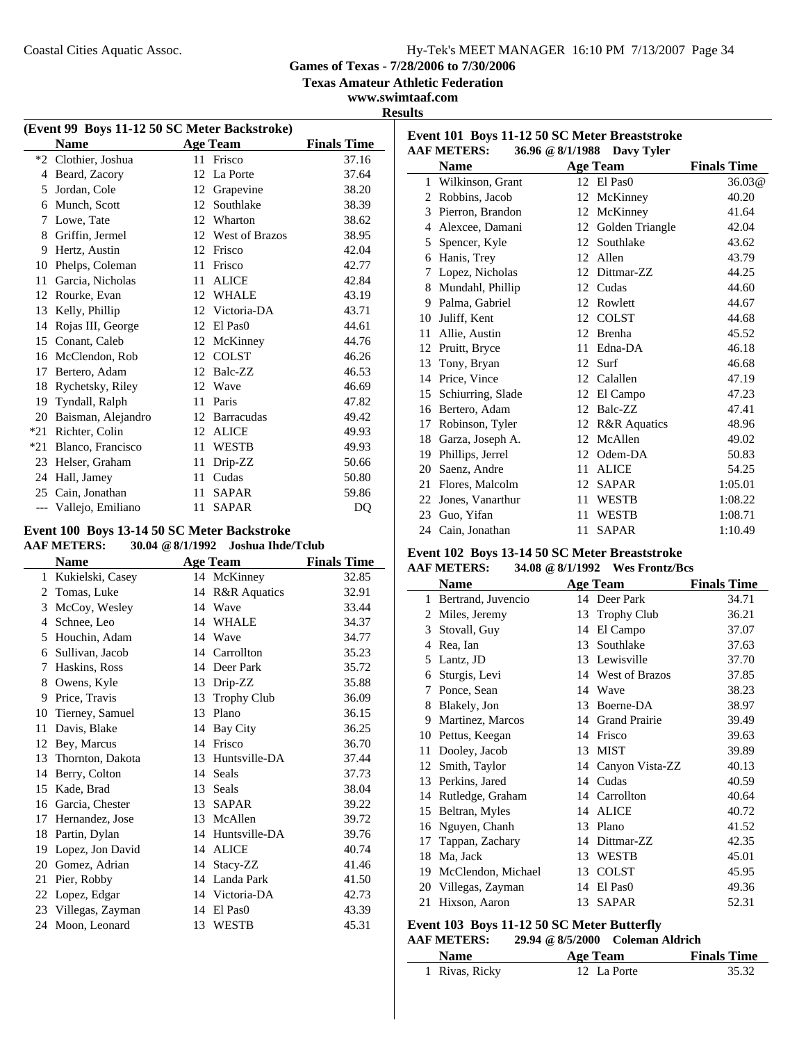**Games of Texas - 7/28/2006 to 7/30/2006**

**Texas Amateur Athletic Federation**

**www.swimtaaf.com**

**Results**

### (Event 99 Boys 11-12 50 SC Meter Backstroke)

| | Name | Age | Team | Finals Time |
|---|---|---|---|---|
| *2 | Clothier, Joshua | 11 | Frisco | 37.16 |
| 4 | Beard, Zacory | 12 | La Porte | 37.64 |
| 5 | Jordan, Cole | 12 | Grapevine | 38.20 |
| 6 | Munch, Scott | 12 | Southlake | 38.39 |
| 7 | Lowe, Tate | 12 | Wharton | 38.62 |
| 8 | Griffin, Jermel | 12 | West of Brazos | 38.95 |
| 9 | Hertz, Austin | 12 | Frisco | 42.04 |
| 10 | Phelps, Coleman | 11 | Frisco | 42.77 |
| 11 | Garcia, Nicholas | 11 | ALICE | 42.84 |
| 12 | Rourke, Evan | 12 | WHALE | 43.19 |
| 13 | Kelly, Phillip | 12 | Victoria-DA | 43.71 |
| 14 | Rojas III, George | 12 | El Pas0 | 44.61 |
| 15 | Conant, Caleb | 12 | McKinney | 44.76 |
| 16 | McClendon, Rob | 12 | COLST | 46.26 |
| 17 | Bertero, Adam | 12 | Balc-ZZ | 46.53 |
| 18 | Rychetsky, Riley | 12 | Wave | 46.69 |
| 19 | Tyndall, Ralph | 11 | Paris | 47.82 |
| 20 | Baisman, Alejandro | 12 | Barracudas | 49.42 |
| *21 | Richter, Colin | 12 | ALICE | 49.93 |
| *21 | Blanco, Francisco | 11 | WESTB | 49.93 |
| 23 | Helser, Graham | 11 | Drip-ZZ | 50.66 |
| 24 | Hall, Jamey | 11 | Cudas | 50.80 |
| 25 | Cain, Jonathan | 11 | SAPAR | 59.86 |
| --- | Vallejo, Emiliano | 11 | SAPAR | DQ |

### Event 100 Boys 13-14 50 SC Meter Backstroke

**AAF METERS: 30.04 @ 8/1/1992 Joshua Ihde/Tclub**

| | Name | Age | Team | Finals Time |
|---|---|---|---|---|
| 1 | Kukielski, Casey | 14 | McKinney | 32.85 |
| 2 | Tomas, Luke | 14 | R&R Aquatics | 32.91 |
| 3 | McCoy, Wesley | 14 | Wave | 33.44 |
| 4 | Schnee, Leo | 14 | WHALE | 34.37 |
| 5 | Houchin, Adam | 14 | Wave | 34.77 |
| 6 | Sullivan, Jacob | 14 | Carrollton | 35.23 |
| 7 | Haskins, Ross | 14 | Deer Park | 35.72 |
| 8 | Owens, Kyle | 13 | Drip-ZZ | 35.88 |
| 9 | Price, Travis | 13 | Trophy Club | 36.09 |
| 10 | Tierney, Samuel | 13 | Plano | 36.15 |
| 11 | Davis, Blake | 14 | Bay City | 36.25 |
| 12 | Bey, Marcus | 14 | Frisco | 36.70 |
| 13 | Thornton, Dakota | 13 | Huntsville-DA | 37.44 |
| 14 | Berry, Colton | 14 | Seals | 37.73 |
| 15 | Kade, Brad | 13 | Seals | 38.04 |
| 16 | Garcia, Chester | 13 | SAPAR | 39.22 |
| 17 | Hernandez, Jose | 13 | McAllen | 39.72 |
| 18 | Partin, Dylan | 14 | Huntsville-DA | 39.76 |
| 19 | Lopez, Jon David | 14 | ALICE | 40.74 |
| 20 | Gomez, Adrian | 14 | Stacy-ZZ | 41.46 |
| 21 | Pier, Robby | 14 | Landa Park | 41.50 |
| 22 | Lopez, Edgar | 14 | Victoria-DA | 42.73 |
| 23 | Villegas, Zayman | 14 | El Pas0 | 43.39 |
| 24 | Moon, Leonard | 13 | WESTB | 45.31 |

### Event 101 Boys 11-12 50 SC Meter Breaststroke

**AAF METERS: 36.96 @ 8/1/1988 Davy Tyler**

| | Name | Age | Team | Finals Time |
|---|---|---|---|---|
| 1 | Wilkinson, Grant | 12 | El Pas0 | 36.03@ |
| 2 | Robbins, Jacob | 12 | McKinney | 40.20 |
| 3 | Pierron, Brandon | 12 | McKinney | 41.64 |
| 4 | Alexcee, Damani | 12 | Golden Triangle | 42.04 |
| 5 | Spencer, Kyle | 12 | Southlake | 43.62 |
| 6 | Hanis, Trey | 12 | Allen | 43.79 |
| 7 | Lopez, Nicholas | 12 | Dittmar-ZZ | 44.25 |
| 8 | Mundahl, Phillip | 12 | Cudas | 44.60 |
| 9 | Palma, Gabriel | 12 | Rowlett | 44.67 |
| 10 | Juliff, Kent | 12 | COLST | 44.68 |
| 11 | Allie, Austin | 12 | Brenha | 45.52 |
| 12 | Pruitt, Bryce | 11 | Edna-DA | 46.18 |
| 13 | Tony, Bryan | 12 | Surf | 46.68 |
| 14 | Price, Vince | 12 | Calallen | 47.19 |
| 15 | Schiurring, Slade | 12 | El Campo | 47.23 |
| 16 | Bertero, Adam | 12 | Balc-ZZ | 47.41 |
| 17 | Robinson, Tyler | 12 | R&R Aquatics | 48.96 |
| 18 | Garza, Joseph A. | 12 | McAllen | 49.02 |
| 19 | Phillips, Jerrel | 12 | Odem-DA | 50.83 |
| 20 | Saenz, Andre | 11 | ALICE | 54.25 |
| 21 | Flores, Malcolm | 12 | SAPAR | 1:05.01 |
| 22 | Jones, Vanarthur | 11 | WESTB | 1:08.22 |
| 23 | Guo, Yifan | 11 | WESTB | 1:08.71 |
| 24 | Cain, Jonathan | 11 | SAPAR | 1:10.49 |

### Event 102 Boys 13-14 50 SC Meter Breaststroke

**AAF METERS: 34.08 @ 8/1/1992 Wes Frontz/Bcs**

| | Name | Age | Team | Finals Time |
|---|---|---|---|---|
| 1 | Bertrand, Juvencio | 14 | Deer Park | 34.71 |
| 2 | Miles, Jeremy | 13 | Trophy Club | 36.21 |
| 3 | Stovall, Guy | 14 | El Campo | 37.07 |
| 4 | Rea, Ian | 13 | Southlake | 37.63 |
| 5 | Lantz, JD | 13 | Lewisville | 37.70 |
| 6 | Sturgis, Levi | 14 | West of Brazos | 37.85 |
| 7 | Ponce, Sean | 14 | Wave | 38.23 |
| 8 | Blakely, Jon | 13 | Boerne-DA | 38.97 |
| 9 | Martinez, Marcos | 14 | Grand Prairie | 39.49 |
| 10 | Pettus, Keegan | 14 | Frisco | 39.63 |
| 11 | Dooley, Jacob | 13 | MIST | 39.89 |
| 12 | Smith, Taylor | 14 | Canyon Vista-ZZ | 40.13 |
| 13 | Perkins, Jared | 14 | Cudas | 40.59 |
| 14 | Rutledge, Graham | 14 | Carrollton | 40.64 |
| 15 | Beltran, Myles | 14 | ALICE | 40.72 |
| 16 | Nguyen, Chanh | 13 | Plano | 41.52 |
| 17 | Tappan, Zachary | 14 | Dittmar-ZZ | 42.35 |
| 18 | Ma, Jack | 13 | WESTB | 45.01 |
| 19 | McClendon, Michael | 13 | COLST | 45.95 |
| 20 | Villegas, Zayman | 14 | El Pas0 | 49.36 |
| 21 | Hixson, Aaron | 13 | SAPAR | 52.31 |

### Event 103 Boys 11-12 50 SC Meter Butterfly

**AAF METERS: 29.94 @ 8/5/2000 Coleman Aldrich**

| | Name | Age | Team | Finals Time |
|---|---|---|---|---|
| 1 | Rivas, Ricky | 12 | La Porte | 35.32 |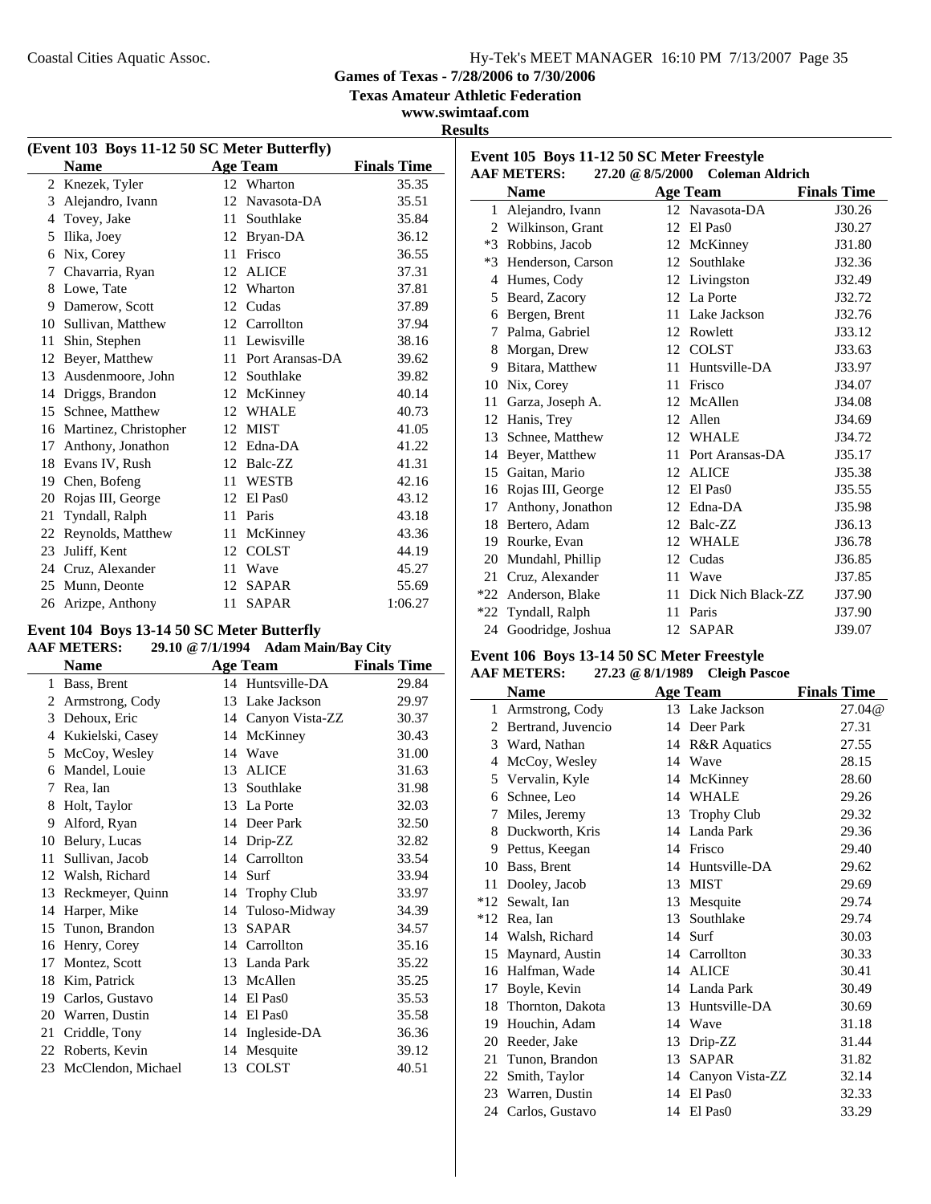Coastal Cities Aquatic Assoc.

**Games of Texas - 7/28/2006 to 7/30/2006**

**Texas Amateur Athletic Federation**

**www.swimtaaf.com**

**Results**

### (Event 103 Boys 11-12 50 SC Meter Butterfly)

| | Name | Age | Team | Finals Time |
|---|---|---|---|---|
| 2 | Knezek, Tyler | 12 | Wharton | 35.35 |
| 3 | Alejandro, Ivann | 12 | Navasota-DA | 35.51 |
| 4 | Tovey, Jake | 11 | Southlake | 35.84 |
| 5 | Ilika, Joey | 12 | Bryan-DA | 36.12 |
| 6 | Nix, Corey | 11 | Frisco | 36.55 |
| 7 | Chavarria, Ryan | 12 | ALICE | 37.31 |
| 8 | Lowe, Tate | 12 | Wharton | 37.81 |
| 9 | Damerow, Scott | 12 | Cudas | 37.89 |
| 10 | Sullivan, Matthew | 12 | Carrollton | 37.94 |
| 11 | Shin, Stephen | 11 | Lewisville | 38.16 |
| 12 | Beyer, Matthew | 11 | Port Aransas-DA | 39.62 |
| 13 | Ausdenmoore, John | 12 | Southlake | 39.82 |
| 14 | Driggs, Brandon | 12 | McKinney | 40.14 |
| 15 | Schnee, Matthew | 12 | WHALE | 40.73 |
| 16 | Martinez, Christopher | 12 | MIST | 41.05 |
| 17 | Anthony, Jonathon | 12 | Edna-DA | 41.22 |
| 18 | Evans IV, Rush | 12 | Balc-ZZ | 41.31 |
| 19 | Chen, Bofeng | 11 | WESTB | 42.16 |
| 20 | Rojas III, George | 12 | El Pas0 | 43.12 |
| 21 | Tyndall, Ralph | 11 | Paris | 43.18 |
| 22 | Reynolds, Matthew | 11 | McKinney | 43.36 |
| 23 | Juliff, Kent | 12 | COLST | 44.19 |
| 24 | Cruz, Alexander | 11 | Wave | 45.27 |
| 25 | Munn, Deonte | 12 | SAPAR | 55.69 |
| 26 | Arizpe, Anthony | 11 | SAPAR | 1:06.27 |

### Event 104 Boys 13-14 50 SC Meter Butterfly

**AAF METERS: 29.10 @ 7/1/1994 Adam Main/Bay City**

| | Name | Age | Team | Finals Time |
|---|---|---|---|---|
| 1 | Bass, Brent | 14 | Huntsville-DA | 29.84 |
| 2 | Armstrong, Cody | 13 | Lake Jackson | 29.97 |
| 3 | Dehoux, Eric | 14 | Canyon Vista-ZZ | 30.37 |
| 4 | Kukielski, Casey | 14 | McKinney | 30.43 |
| 5 | McCoy, Wesley | 14 | Wave | 31.00 |
| 6 | Mandel, Louie | 13 | ALICE | 31.63 |
| 7 | Rea, Ian | 13 | Southlake | 31.98 |
| 8 | Holt, Taylor | 13 | La Porte | 32.03 |
| 9 | Alford, Ryan | 14 | Deer Park | 32.50 |
| 10 | Belury, Lucas | 14 | Drip-ZZ | 32.82 |
| 11 | Sullivan, Jacob | 14 | Carrollton | 33.54 |
| 12 | Walsh, Richard | 14 | Surf | 33.94 |
| 13 | Reckmeyer, Quinn | 14 | Trophy Club | 33.97 |
| 14 | Harper, Mike | 14 | Tuloso-Midway | 34.39 |
| 15 | Tunon, Brandon | 13 | SAPAR | 34.57 |
| 16 | Henry, Corey | 14 | Carrollton | 35.16 |
| 17 | Montez, Scott | 13 | Landa Park | 35.22 |
| 18 | Kim, Patrick | 13 | McAllen | 35.25 |
| 19 | Carlos, Gustavo | 14 | El Pas0 | 35.53 |
| 20 | Warren, Dustin | 14 | El Pas0 | 35.58 |
| 21 | Criddle, Tony | 14 | Ingleside-DA | 36.36 |
| 22 | Roberts, Kevin | 14 | Mesquite | 39.12 |
| 23 | McClendon, Michael | 13 | COLST | 40.51 |

### Event 105 Boys 11-12 50 SC Meter Freestyle

**AAF METERS: 27.20 @ 8/5/2000 Coleman Aldrich**

| | Name | Age | Team | Finals Time |
|---|---|---|---|---|
| 1 | Alejandro, Ivann | 12 | Navasota-DA | J30.26 |
| 2 | Wilkinson, Grant | 12 | El Pas0 | J30.27 |
| *3 | Robbins, Jacob | 12 | McKinney | J31.80 |
| *3 | Henderson, Carson | 12 | Southlake | J32.36 |
| 4 | Humes, Cody | 12 | Livingston | J32.49 |
| 5 | Beard, Zacory | 12 | La Porte | J32.72 |
| 6 | Bergen, Brent | 11 | Lake Jackson | J32.76 |
| 7 | Palma, Gabriel | 12 | Rowlett | J33.12 |
| 8 | Morgan, Drew | 12 | COLST | J33.63 |
| 9 | Bitara, Matthew | 11 | Huntsville-DA | J33.97 |
| 10 | Nix, Corey | 11 | Frisco | J34.07 |
| 11 | Garza, Joseph A. | 12 | McAllen | J34.08 |
| 12 | Hanis, Trey | 12 | Allen | J34.69 |
| 13 | Schnee, Matthew | 12 | WHALE | J34.72 |
| 14 | Beyer, Matthew | 11 | Port Aransas-DA | J35.17 |
| 15 | Gaitan, Mario | 12 | ALICE | J35.38 |
| 16 | Rojas III, George | 12 | El Pas0 | J35.55 |
| 17 | Anthony, Jonathon | 12 | Edna-DA | J35.98 |
| 18 | Bertero, Adam | 12 | Balc-ZZ | J36.13 |
| 19 | Rourke, Evan | 12 | WHALE | J36.78 |
| 20 | Mundahl, Phillip | 12 | Cudas | J36.85 |
| 21 | Cruz, Alexander | 11 | Wave | J37.85 |
| *22 | Anderson, Blake | 11 | Dick Nich Black-ZZ | J37.90 |
| *22 | Tyndall, Ralph | 11 | Paris | J37.90 |
| 24 | Goodridge, Joshua | 12 | SAPAR | J39.07 |

### Event 106 Boys 13-14 50 SC Meter Freestyle

**AAF METERS: 27.23 @ 8/1/1989 Cleigh Pascoe**

| | Name | Age | Team | Finals Time |
|---|---|---|---|---|
| 1 | Armstrong, Cody | 13 | Lake Jackson | 27.04@ |
| 2 | Bertrand, Juvencio | 14 | Deer Park | 27.31 |
| 3 | Ward, Nathan | 14 | R&R Aquatics | 27.55 |
| 4 | McCoy, Wesley | 14 | Wave | 28.15 |
| 5 | Vervalin, Kyle | 14 | McKinney | 28.60 |
| 6 | Schnee, Leo | 14 | WHALE | 29.26 |
| 7 | Miles, Jeremy | 13 | Trophy Club | 29.32 |
| 8 | Duckworth, Kris | 14 | Landa Park | 29.36 |
| 9 | Pettus, Keegan | 14 | Frisco | 29.40 |
| 10 | Bass, Brent | 14 | Huntsville-DA | 29.62 |
| 11 | Dooley, Jacob | 13 | MIST | 29.69 |
| *12 | Sewalt, Ian | 13 | Mesquite | 29.74 |
| *12 | Rea, Ian | 13 | Southlake | 29.74 |
| 14 | Walsh, Richard | 14 | Surf | 30.03 |
| 15 | Maynard, Austin | 14 | Carrollton | 30.33 |
| 16 | Halfman, Wade | 14 | ALICE | 30.41 |
| 17 | Boyle, Kevin | 14 | Landa Park | 30.49 |
| 18 | Thornton, Dakota | 13 | Huntsville-DA | 30.69 |
| 19 | Houchin, Adam | 14 | Wave | 31.18 |
| 20 | Reeder, Jake | 13 | Drip-ZZ | 31.44 |
| 21 | Tunon, Brandon | 13 | SAPAR | 31.82 |
| 22 | Smith, Taylor | 14 | Canyon Vista-ZZ | 32.14 |
| 23 | Warren, Dustin | 14 | El Pas0 | 32.33 |
| 24 | Carlos, Gustavo | 14 | El Pas0 | 33.29 |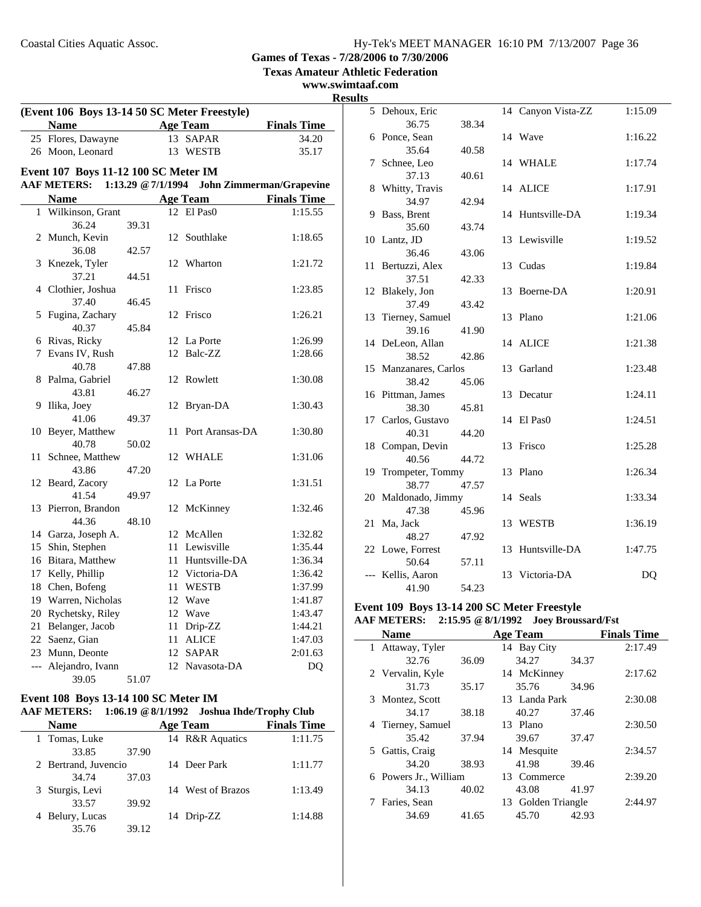**Games of Texas - 7/28/2006 to 7/30/2006**

**Texas Amateur Athletic Federation**

**www.swimtaaf.com**

**Results**

### (Event 106 Boys 13-14 50 SC Meter Freestyle)

| | Name | Age | Team | Finals Time |
|---|---|---|---|---|
| 25 | Flores, Dawayne | 13 | SAPAR | 34.20 |
| 26 | Moon, Leonard | 13 | WESTB | 35.17 |

### Event 107 Boys 11-12 100 SC Meter IM

**AAF METERS: 1:13.29 @ 7/1/1994 John Zimmerman/Grapevine**

| | Name | Age | Team | Finals Time |
|---|---|---|---|---|
| 1 | Wilkinson, Grant | 12 | El Pas0 | 1:15.55 |
| | 36.24 39.31 | | | |
| 2 | Munch, Kevin | 12 | Southlake | 1:18.65 |
| | 36.08 42.57 | | | |
| 3 | Knezek, Tyler | 12 | Wharton | 1:21.72 |
| | 37.21 44.51 | | | |
| 4 | Clothier, Joshua | 11 | Frisco | 1:23.85 |
| | 37.40 46.45 | | | |
| 5 | Fugina, Zachary | 12 | Frisco | 1:26.21 |
| | 40.37 45.84 | | | |
| 6 | Rivas, Ricky | 12 | La Porte | 1:26.99 |
| 7 | Evans IV, Rush | 12 | Balc-ZZ | 1:28.66 |
| | 40.78 47.88 | | | |
| 8 | Palma, Gabriel | 12 | Rowlett | 1:30.08 |
| | 43.81 46.27 | | | |
| 9 | Ilika, Joey | 12 | Bryan-DA | 1:30.43 |
| | 41.06 49.37 | | | |
| 10 | Beyer, Matthew | 11 | Port Aransas-DA | 1:30.80 |
| | 40.78 50.02 | | | |
| 11 | Schnee, Matthew | 12 | WHALE | 1:31.06 |
| | 43.86 47.20 | | | |
| 12 | Beard, Zacory | 12 | La Porte | 1:31.51 |
| | 41.54 49.97 | | | |
| 13 | Pierron, Brandon | 12 | McKinney | 1:32.46 |
| | 44.36 48.10 | | | |
| 14 | Garza, Joseph A. | 12 | McAllen | 1:32.82 |
| 15 | Shin, Stephen | 11 | Lewisville | 1:35.44 |
| 16 | Bitara, Matthew | 11 | Huntsville-DA | 1:36.34 |
| 17 | Kelly, Phillip | 12 | Victoria-DA | 1:36.42 |
| 18 | Chen, Bofeng | 11 | WESTB | 1:37.99 |
| 19 | Warren, Nicholas | 12 | Wave | 1:41.87 |
| 20 | Rychetsky, Riley | 12 | Wave | 1:43.47 |
| 21 | Belanger, Jacob | 11 | Drip-ZZ | 1:44.21 |
| 22 | Saenz, Gian | 11 | ALICE | 1:47.03 |
| 23 | Munn, Deonte | 12 | SAPAR | 2:01.63 |
| --- | Alejandro, Ivann | 12 | Navasota-DA | DQ |
| | 39.05 51.07 | | | |

### Event 108 Boys 13-14 100 SC Meter IM

**AAF METERS: 1:06.19 @ 8/1/1992 Joshua Ihde/Trophy Club**

| | Name | Age | Team | Finals Time |
|---|---|---|---|---|
| 1 | Tomas, Luke | 14 | R&R Aquatics | 1:11.75 |
| | 33.85 37.90 | | | |
| 2 | Bertrand, Juvencio | 14 | Deer Park | 1:11.77 |
| | 34.74 37.03 | | | |
| 3 | Sturgis, Levi | 14 | West of Brazos | 1:13.49 |
| | 33.57 39.92 | | | |
| 4 | Belury, Lucas | 14 | Drip-ZZ | 1:14.88 |
| | 35.76 39.12 | | | |
| 5 | Dehoux, Eric | 14 | Canyon Vista-ZZ | 1:15.09 |
| | 36.75 38.34 | | | |
| 6 | Ponce, Sean | 14 | Wave | 1:16.22 |
| | 35.64 40.58 | | | |
| 7 | Schnee, Leo | 14 | WHALE | 1:17.74 |
| | 37.13 40.61 | | | |
| 8 | Whitty, Travis | 14 | ALICE | 1:17.91 |
| | 34.97 42.94 | | | |
| 9 | Bass, Brent | 14 | Huntsville-DA | 1:19.34 |
| | 35.60 43.74 | | | |
| 10 | Lantz, JD | 13 | Lewisville | 1:19.52 |
| | 36.46 43.06 | | | |
| 11 | Bertuzzi, Alex | 13 | Cudas | 1:19.84 |
| | 37.51 42.33 | | | |
| 12 | Blakely, Jon | 13 | Boerne-DA | 1:20.91 |
| | 37.49 43.42 | | | |
| 13 | Tierney, Samuel | 13 | Plano | 1:21.06 |
| | 39.16 41.90 | | | |
| 14 | DeLeon, Allan | 14 | ALICE | 1:21.38 |
| | 38.52 42.86 | | | |
| 15 | Manzanares, Carlos | 13 | Garland | 1:23.48 |
| | 38.42 45.06 | | | |
| 16 | Pittman, James | 13 | Decatur | 1:24.11 |
| | 38.30 45.81 | | | |
| 17 | Carlos, Gustavo | 14 | El Pas0 | 1:24.51 |
| | 40.31 44.20 | | | |
| 18 | Compan, Devin | 13 | Frisco | 1:25.28 |
| | 40.56 44.72 | | | |
| 19 | Trompeter, Tommy | 13 | Plano | 1:26.34 |
| | 38.77 47.57 | | | |
| 20 | Maldonado, Jimmy | 14 | Seals | 1:33.34 |
| | 47.38 45.96 | | | |
| 21 | Ma, Jack | 13 | WESTB | 1:36.19 |
| | 48.27 47.92 | | | |
| 22 | Lowe, Forrest | 13 | Huntsville-DA | 1:47.75 |
| | 50.64 57.11 | | | |
| --- | Kellis, Aaron | 13 | Victoria-DA | DQ |
| | 41.90 54.23 | | | |

### Event 109 Boys 13-14 200 SC Meter Freestyle

**AAF METERS: 2:15.95 @ 8/1/1992 Joey Broussard/Fst**

| | Name | Age | Team | Finals Time |
|---|---|---|---|---|
| 1 | Attaway, Tyler | 14 | Bay City | 2:17.49 |
| | 32.76 36.09 | | 34.27 34.37 | |
| 2 | Vervalin, Kyle | 14 | McKinney | 2:17.62 |
| | 31.73 35.17 | | 35.76 34.96 | |
| 3 | Montez, Scott | 13 | Landa Park | 2:30.08 |
| | 34.17 38.18 | | 40.27 37.46 | |
| 4 | Tierney, Samuel | 13 | Plano | 2:30.50 |
| | 35.42 37.94 | | 39.67 37.47 | |
| 5 | Gattis, Craig | 14 | Mesquite | 2:34.57 |
| | 34.20 38.93 | | 41.98 39.46 | |
| 6 | Powers Jr., William | 13 | Commerce | 2:39.20 |
| | 34.13 40.02 | | 43.08 41.97 | |
| 7 | Faries, Sean | 13 | Golden Triangle | 2:44.97 |
| | 34.69 41.65 | | 45.70 42.93 | |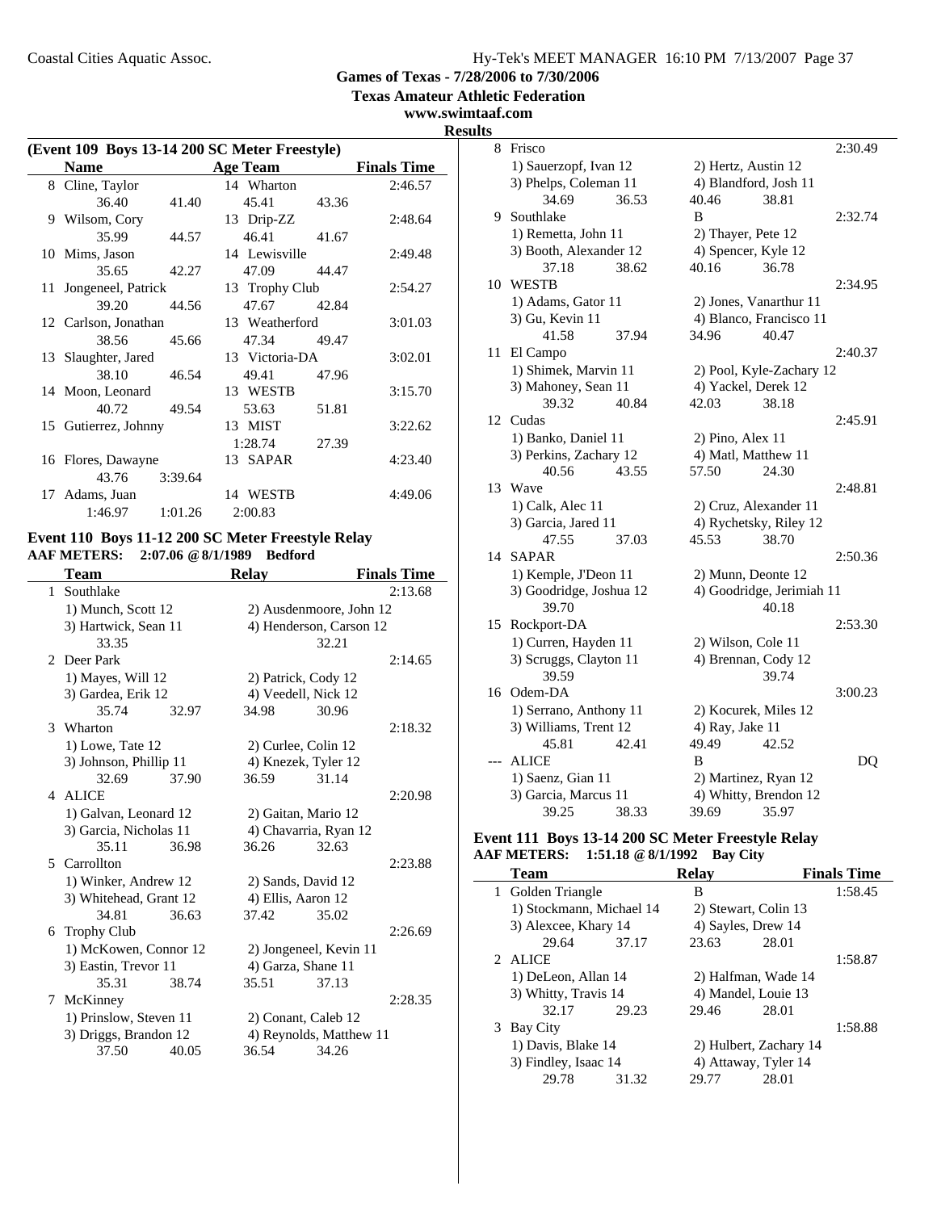Games of Texas - 7/28/2006 to 7/30/2006

Texas Amateur Athletic Federation

www.swimtaaf.com

Results

**(Event 109 Boys 13-14 200 SC Meter Freestyle)**

| | Name | Age | Team | Finals Time |
|---|---|---|---|---|
| 8 | Cline, Taylor | 14 | Wharton | 2:46.57 |
| | 36.40 41.40 45.41 43.36 | | | |
| 9 | Wilsom, Cory | 13 | Drip-ZZ | 2:48.64 |
| | 35.99 44.57 46.41 41.67 | | | |
| 10 | Mims, Jason | 14 | Lewisville | 2:49.48 |
| | 35.65 42.27 47.09 44.47 | | | |
| 11 | Jongeneel, Patrick | 13 | Trophy Club | 2:54.27 |
| | 39.20 44.56 47.67 42.84 | | | |
| 12 | Carlson, Jonathan | 13 | Weatherford | 3:01.03 |
| | 38.56 45.66 47.34 49.47 | | | |
| 13 | Slaughter, Jared | 13 | Victoria-DA | 3:02.01 |
| | 38.10 46.54 49.41 47.96 | | | |
| 14 | Moon, Leonard | 13 | WESTB | 3:15.70 |
| | 40.72 49.54 53.63 51.81 | | | |
| 15 | Gutierrez, Johnny | 13 | MIST | 3:22.62 |
| | 1:28.74 27.39 | | | |
| 16 | Flores, Dawayne | 13 | SAPAR | 4:23.40 |
| | 43.76 3:39.64 | | | |
| 17 | Adams, Juan | 14 | WESTB | 4:49.06 |
| | 1:46.97 1:01.26 2:00.83 | | | |

## Event 110 Boys 11-12 200 SC Meter Freestyle Relay

**AAF METERS: 2:07.06 @8/1/1989 Bedford**

| | Team | Relay | Finals Time |
|---|---|---|---|
| 1 | Southlake | | 2:13.68 |
| | 1) Munch, Scott 12; 2) Ausdenmoore, John 12; 3) Hartwick, Sean 11; 4) Henderson, Carson 12 | | |
| | 33.35 32.21 | | |
| 2 | Deer Park | | 2:14.65 |
| | 1) Mayes, Will 12; 2) Patrick, Cody 12; 3) Gardea, Erik 12; 4) Veedell, Nick 12 | | |
| | 35.74 32.97 34.98 30.96 | | |
| 3 | Wharton | | 2:18.32 |
| | 1) Lowe, Tate 12; 2) Curlee, Colin 12; 3) Johnson, Phillip 11; 4) Knezek, Tyler 12 | | |
| | 32.69 37.90 36.59 31.14 | | |
| 4 | ALICE | | 2:20.98 |
| | 1) Galvan, Leonard 12; 2) Gaitan, Mario 12; 3) Garcia, Nicholas 11; 4) Chavarria, Ryan 12 | | |
| | 35.11 36.98 36.26 32.63 | | |
| 5 | Carrollton | | 2:23.88 |
| | 1) Winker, Andrew 12; 2) Sands, David 12; 3) Whitehead, Grant 12; 4) Ellis, Aaron 12 | | |
| | 34.81 36.63 37.42 35.02 | | |
| 6 | Trophy Club | | 2:26.69 |
| | 1) McKowen, Connor 12; 2) Jongeneel, Kevin 11; 3) Eastin, Trevor 11; 4) Garza, Shane 11 | | |
| | 35.31 38.74 35.51 37.13 | | |
| 7 | McKinney | | 2:28.35 |
| | 1) Prinslow, Steven 11; 2) Conant, Caleb 12; 3) Driggs, Brandon 12; 4) Reynolds, Matthew 11 | | |
| | 37.50 40.05 36.54 34.26 | | |
| 8 | Frisco | | 2:30.49 |
| | 1) Sauerzopf, Ivan 12; 2) Hertz, Austin 12; 3) Phelps, Coleman 11; 4) Blandford, Josh 11 | | |
| | 34.69 36.53 40.46 38.81 | | |
| 9 | Southlake | B | 2:32.74 |
| | 1) Remetta, John 11; 2) Thayer, Pete 12; 3) Booth, Alexander 12; 4) Spencer, Kyle 12 | | |
| | 37.18 38.62 40.16 36.78 | | |
| 10 | WESTB | | 2:34.95 |
| | 1) Adams, Gator 11; 2) Jones, Vanarthur 11; 3) Gu, Kevin 11; 4) Blanco, Francisco 11 | | |
| | 41.58 37.94 34.96 40.47 | | |
| 11 | El Campo | | 2:40.37 |
| | 1) Shimek, Marvin 11; 2) Pool, Kyle-Zachary 12; 3) Mahoney, Sean 11; 4) Yackel, Derek 12 | | |
| | 39.32 40.84 42.03 38.18 | | |
| 12 | Cudas | | 2:45.91 |
| | 1) Banko, Daniel 11; 2) Pino, Alex 11; 3) Perkins, Zachary 12; 4) Matl, Matthew 11 | | |
| | 40.56 43.55 57.50 24.30 | | |
| 13 | Wave | | 2:48.81 |
| | 1) Calk, Alec 11; 2) Cruz, Alexander 11; 3) Garcia, Jared 11; 4) Rychetsky, Riley 12 | | |
| | 47.55 37.03 45.53 38.70 | | |
| 14 | SAPAR | | 2:50.36 |
| | 1) Kemple, J'Deon 11; 2) Munn, Deonte 12; 3) Goodridge, Joshua 12; 4) Goodridge, Jerimiah 11 | | |
| | 39.70 40.18 | | |
| 15 | Rockport-DA | | 2:53.30 |
| | 1) Curren, Hayden 11; 2) Wilson, Cole 11; 3) Scruggs, Clayton 11; 4) Brennan, Cody 12 | | |
| | 39.59 39.74 | | |
| 16 | Odem-DA | | 3:00.23 |
| | 1) Serrano, Anthony 11; 2) Kocurek, Miles 12; 3) Williams, Trent 12; 4) Ray, Jake 11 | | |
| | 45.81 42.41 49.49 42.52 | | |
| --- | ALICE | B | DQ |
| | 1) Saenz, Gian 11; 2) Martinez, Ryan 12; 3) Garcia, Marcus 11; 4) Whitty, Brendon 12 | | |
| | 39.25 38.33 39.69 35.97 | | |

## Event 111 Boys 13-14 200 SC Meter Freestyle Relay

**AAF METERS: 1:51.18 @ 8/1/1992 Bay City**

| | Team | Relay | Finals Time |
|---|---|---|---|
| 1 | Golden Triangle | B | 1:58.45 |
| | 1) Stockmann, Michael 14; 2) Stewart, Colin 13; 3) Alexcee, Khary 14; 4) Sayles, Drew 14 | | |
| | 29.64 37.17 23.63 28.01 | | |
| 2 | ALICE | | 1:58.87 |
| | 1) DeLeon, Allan 14; 2) Halfman, Wade 14; 3) Whitty, Travis 14; 4) Mandel, Louie 13 | | |
| | 32.17 29.23 29.46 28.01 | | |
| 3 | Bay City | | 1:58.88 |
| | 1) Davis, Blake 14; 2) Hulbert, Zachary 14; 3) Findley, Isaac 14; 4) Attaway, Tyler 14 | | |
| | 29.78 31.32 29.77 28.01 | | |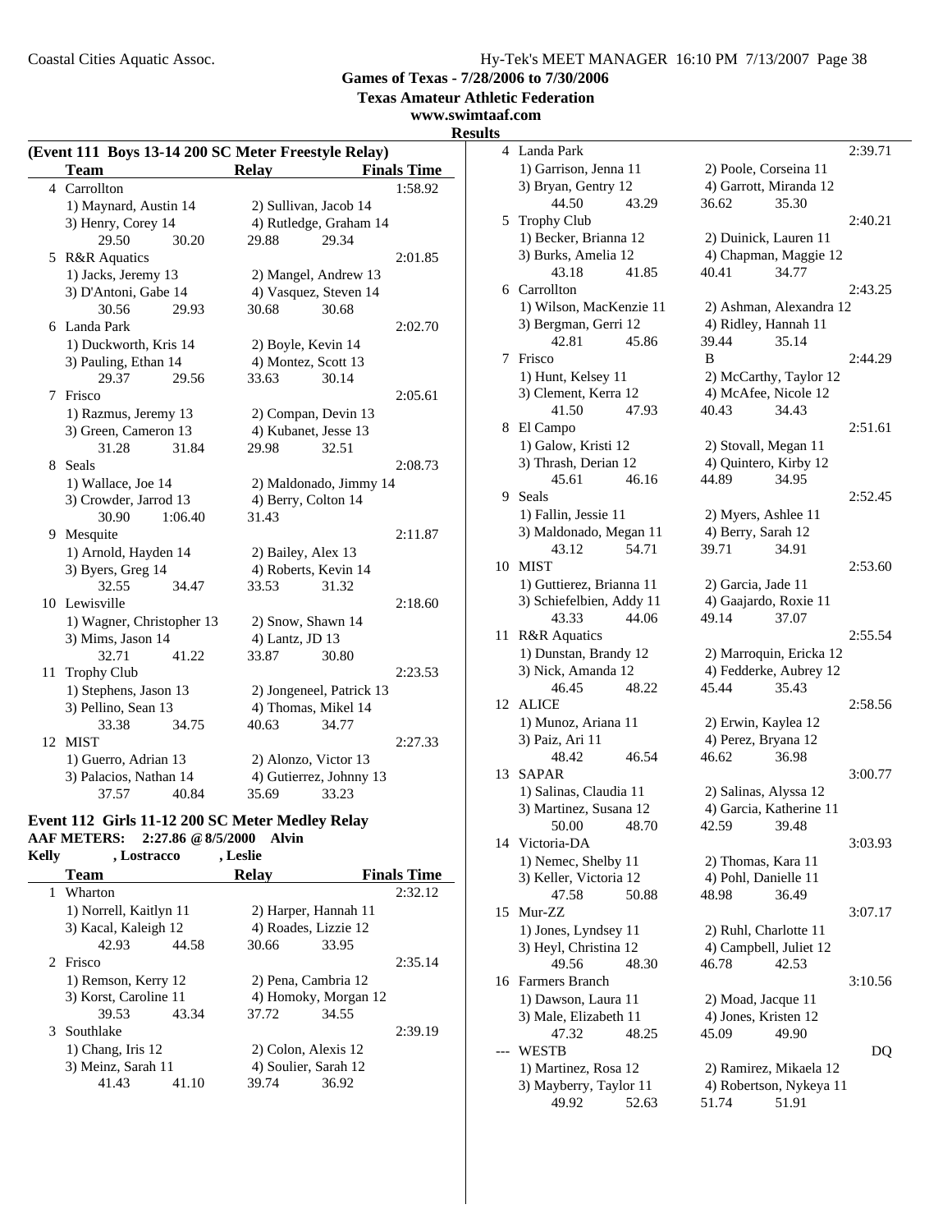**Games of Texas - 7/28/2006 to 7/30/2006**

**Texas Amateur Athletic Federation**

**www.swimtaaf.com**

**Results**

### (Event 111 Boys 13-14 200 SC Meter Freestyle Relay)

| | Team | Relay | Finals Time |
|---|---|---|---|
| 4 | Carrollton | | 1:58.92 |
| | 1) Maynard, Austin 14 | 2) Sullivan, Jacob 14 | |
| | 3) Henry, Corey 14 | 4) Rutledge, Graham 14 | |
| | 29.50  30.20 | 29.88  29.34 | |
| 5 | R&R Aquatics | | 2:01.85 |
| | 1) Jacks, Jeremy 13 | 2) Mangel, Andrew 13 | |
| | 3) D'Antoni, Gabe 14 | 4) Vasquez, Steven 14 | |
| | 30.56  29.93 | 30.68  30.68 | |
| 6 | Landa Park | | 2:02.70 |
| | 1) Duckworth, Kris 14 | 2) Boyle, Kevin 14 | |
| | 3) Pauling, Ethan 14 | 4) Montez, Scott 13 | |
| | 29.37  29.56 | 33.63  30.14 | |
| 7 | Frisco | | 2:05.61 |
| | 1) Razmus, Jeremy 13 | 2) Compan, Devin 13 | |
| | 3) Green, Cameron 13 | 4) Kubanet, Jesse 13 | |
| | 31.28  31.84 | 29.98  32.51 | |
| 8 | Seals | | 2:08.73 |
| | 1) Wallace, Joe 14 | 2) Maldonado, Jimmy 14 | |
| | 3) Crowder, Jarrod 13 | 4) Berry, Colton 14 | |
| | 30.90  1:06.40 | 31.43 | |
| 9 | Mesquite | | 2:11.87 |
| | 1) Arnold, Hayden 14 | 2) Bailey, Alex 13 | |
| | 3) Byers, Greg 14 | 4) Roberts, Kevin 14 | |
| | 32.55  34.47 | 33.53  31.32 | |
| 10 | Lewisville | | 2:18.60 |
| | 1) Wagner, Christopher 13 | 2) Snow, Shawn 14 | |
| | 3) Mims, Jason 14 | 4) Lantz, JD 13 | |
| | 32.71  41.22 | 33.87  30.80 | |
| 11 | Trophy Club | | 2:23.53 |
| | 1) Stephens, Jason 13 | 2) Jongeneel, Patrick 13 | |
| | 3) Pellino, Sean 13 | 4) Thomas, Mikel 14 | |
| | 33.38  34.75 | 40.63  34.77 | |
| 12 | MIST | | 2:27.33 |
| | 1) Guerro, Adrian 13 | 2) Alonzo, Victor 13 | |
| | 3) Palacios, Nathan 14 | 4) Gutierrez, Johnny 13 | |
| | 37.57  40.84 | 35.69  33.23 | |

### Event 112 Girls 11-12 200 SC Meter Medley Relay

**AAF METERS: 2:27.86 @8/5/2000 Alvin**
**Kelly , Lostracco , Leslie**

| | Team | Relay | Finals Time |
|---|---|---|---|
| 1 | Wharton | | 2:32.12 |
| | 1) Norrell, Kaitlyn 11 | 2) Harper, Hannah 11 | |
| | 3) Kacal, Kaleigh 12 | 4) Roades, Lizzie 12 | |
| | 42.93  44.58 | 30.66  33.95 | |
| 2 | Frisco | | 2:35.14 |
| | 1) Remson, Kerry 12 | 2) Pena, Cambria 12 | |
| | 3) Korst, Caroline 11 | 4) Homoky, Morgan 12 | |
| | 39.53  43.34 | 37.72  34.55 | |
| 3 | Southlake | | 2:39.19 |
| | 1) Chang, Iris 12 | 2) Colon, Alexis 12 | |
| | 3) Meinz, Sarah 11 | 4) Soulier, Sarah 12 | |
| | 41.43  41.10 | 39.74  36.92 | |
| 4 | Landa Park | | 2:39.71 |
| | 1) Garrison, Jenna 11 | 2) Poole, Corseina 11 | |
| | 3) Bryan, Gentry 12 | 4) Garrott, Miranda 12 | |
| | 44.50  43.29 | 36.62  35.30 | |
| 5 | Trophy Club | | 2:40.21 |
| | 1) Becker, Brianna 12 | 2) Duinick, Lauren 11 | |
| | 3) Burks, Amelia 12 | 4) Chapman, Maggie 12 | |
| | 43.18  41.85 | 40.41  34.77 | |
| 6 | Carrollton | | 2:43.25 |
| | 1) Wilson, MacKenzie 11 | 2) Ashman, Alexandra 12 | |
| | 3) Bergman, Gerri 12 | 4) Ridley, Hannah 11 | |
| | 42.81  45.86 | 39.44  35.14 | |
| 7 | Frisco | B | 2:44.29 |
| | 1) Hunt, Kelsey 11 | 2) McCarthy, Taylor 12 | |
| | 3) Clement, Kerra 12 | 4) McAfee, Nicole 12 | |
| | 41.50  47.93 | 40.43  34.43 | |
| 8 | El Campo | | 2:51.61 |
| | 1) Galow, Kristi 12 | 2) Stovall, Megan 11 | |
| | 3) Thrash, Derian 12 | 4) Quintero, Kirby 12 | |
| | 45.61  46.16 | 44.89  34.95 | |
| 9 | Seals | | 2:52.45 |
| | 1) Fallin, Jessie 11 | 2) Myers, Ashlee 11 | |
| | 3) Maldonado, Megan 11 | 4) Berry, Sarah 12 | |
| | 43.12  54.71 | 39.71  34.91 | |
| 10 | MIST | | 2:53.60 |
| | 1) Guttierez, Brianna 11 | 2) Garcia, Jade 11 | |
| | 3) Schiefelbien, Addy 11 | 4) Gaajardo, Roxie 11 | |
| | 43.33  44.06 | 49.14  37.07 | |
| 11 | R&R Aquatics | | 2:55.54 |
| | 1) Dunstan, Brandy 12 | 2) Marroquin, Ericka 12 | |
| | 3) Nick, Amanda 12 | 4) Fedderke, Aubrey 12 | |
| | 46.45  48.22 | 45.44  35.43 | |
| 12 | ALICE | | 2:58.56 |
| | 1) Munoz, Ariana 11 | 2) Erwin, Kaylea 12 | |
| | 3) Paiz, Ari 11 | 4) Perez, Bryana 12 | |
| | 48.42  46.54 | 46.62  36.98 | |
| 13 | SAPAR | | 3:00.77 |
| | 1) Salinas, Claudia 11 | 2) Salinas, Alyssa 12 | |
| | 3) Martinez, Susana 12 | 4) Garcia, Katherine 11 | |
| | 50.00  48.70 | 42.59  39.48 | |
| 14 | Victoria-DA | | 3:03.93 |
| | 1) Nemec, Shelby 11 | 2) Thomas, Kara 11 | |
| | 3) Keller, Victoria 12 | 4) Pohl, Danielle 11 | |
| | 47.58  50.88 | 48.98  36.49 | |
| 15 | Mur-ZZ | | 3:07.17 |
| | 1) Jones, Lyndsey 11 | 2) Ruhl, Charlotte 11 | |
| | 3) Heyl, Christina 12 | 4) Campbell, Juliet 12 | |
| | 49.56  48.30 | 46.78  42.53 | |
| 16 | Farmers Branch | | 3:10.56 |
| | 1) Dawson, Laura 11 | 2) Moad, Jacque 11 | |
| | 3) Male, Elizabeth 11 | 4) Jones, Kristen 12 | |
| | 47.32  48.25 | 45.09  49.90 | |
| --- | WESTB | | DQ |
| | 1) Martinez, Rosa 12 | 2) Ramirez, Mikaela 12 | |
| | 3) Mayberry, Taylor 11 | 4) Robertson, Nykeya 11 | |
| | 49.92  52.63 | 51.74  51.91 | |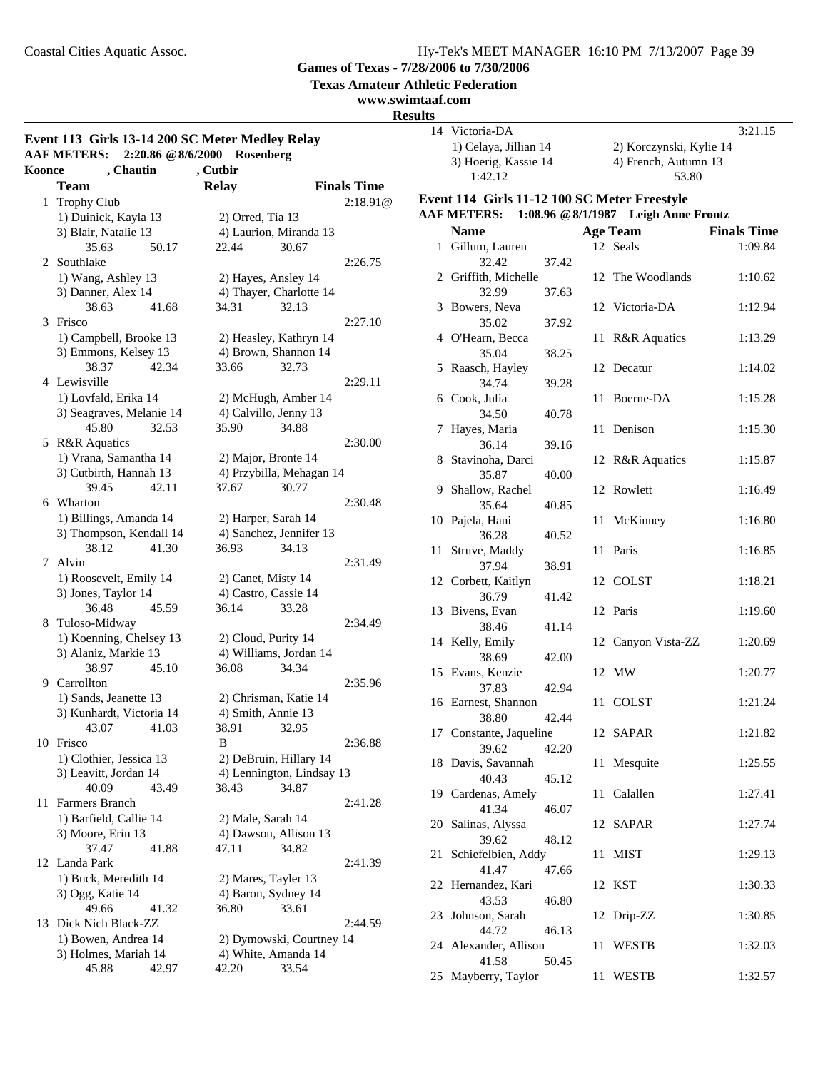Games of Texas - 7/28/2006 to 7/30/2006

Texas Amateur Athletic Federation

www.swimtaaf.com

**Results**

### Event 113 Girls 13-14 200 SC Meter Medley Relay

**AAF METERS: 2:20.86 @ 8/6/2000 Rosenberg**
**Koonce , Chautin , Cutbir**

| | Team | Relay | Finals Time |
|---|---|---|---|
| 1 | Trophy Club | | 2:18.91@ |
| | 1) Duinick, Kayla 13 | 2) Orred, Tia 13 | |
| | 3) Blair, Natalie 13 | 4) Laurion, Miranda 13 | |
| | 35.63 50.17 | 22.44 30.67 | |
| 2 | Southlake | | 2:26.75 |
| | 1) Wang, Ashley 13 | 2) Hayes, Ansley 14 | |
| | 3) Danner, Alex 14 | 4) Thayer, Charlotte 14 | |
| | 38.63 41.68 | 34.31 32.13 | |
| 3 | Frisco | | 2:27.10 |
| | 1) Campbell, Brooke 13 | 2) Heasley, Kathryn 14 | |
| | 3) Emmons, Kelsey 13 | 4) Brown, Shannon 14 | |
| | 38.37 42.34 | 33.66 32.73 | |
| 4 | Lewisville | | 2:29.11 |
| | 1) Lovfald, Erika 14 | 2) McHugh, Amber 14 | |
| | 3) Seagraves, Melanie 14 | 4) Calvillo, Jenny 13 | |
| | 45.80 32.53 | 35.90 34.88 | |
| 5 | R&R Aquatics | | 2:30.00 |
| | 1) Vrana, Samantha 14 | 2) Major, Bronte 14 | |
| | 3) Cutbirth, Hannah 13 | 4) Przybilla, Mehagan 14 | |
| | 39.45 42.11 | 37.67 30.77 | |
| 6 | Wharton | | 2:30.48 |
| | 1) Billings, Amanda 14 | 2) Harper, Sarah 14 | |
| | 3) Thompson, Kendall 14 | 4) Sanchez, Jennifer 13 | |
| | 38.12 41.30 | 36.93 34.13 | |
| 7 | Alvin | | 2:31.49 |
| | 1) Roosevelt, Emily 14 | 2) Canet, Misty 14 | |
| | 3) Jones, Taylor 14 | 4) Castro, Cassie 14 | |
| | 36.48 45.59 | 36.14 33.28 | |
| 8 | Tuloso-Midway | | 2:34.49 |
| | 1) Koenning, Chelsey 13 | 2) Cloud, Purity 14 | |
| | 3) Alaniz, Markie 13 | 4) Williams, Jordan 14 | |
| | 38.97 45.10 | 36.08 34.34 | |
| 9 | Carrollton | | 2:35.96 |
| | 1) Sands, Jeanette 13 | 2) Chrisman, Katie 14 | |
| | 3) Kunhardt, Victoria 14 | 4) Smith, Annie 13 | |
| | 43.07 41.03 | 38.91 32.95 | |
| 10 | Frisco | B | 2:36.88 |
| | 1) Clothier, Jessica 13 | 2) DeBruin, Hillary 14 | |
| | 3) Leavitt, Jordan 14 | 4) Lennington, Lindsay 13 | |
| | 40.09 43.49 | 38.43 34.87 | |
| 11 | Farmers Branch | | 2:41.28 |
| | 1) Barfield, Callie 14 | 2) Male, Sarah 14 | |
| | 3) Moore, Erin 13 | 4) Dawson, Allison 13 | |
| | 37.47 41.88 | 47.11 34.82 | |
| 12 | Landa Park | | 2:41.39 |
| | 1) Buck, Meredith 14 | 2) Mares, Tayler 13 | |
| | 3) Ogg, Katie 14 | 4) Baron, Sydney 14 | |
| | 49.66 41.32 | 36.80 33.61 | |
| 13 | Dick Nich Black-ZZ | | 2:44.59 |
| | 1) Bowen, Andrea 14 | 2) Dymowski, Courtney 14 | |
| | 3) Holmes, Mariah 14 | 4) White, Amanda 14 | |
| | 45.88 42.97 | 42.20 33.54 | |
| 14 | Victoria-DA | | 3:21.15 |
| | 1) Celaya, Jillian 14 | 2) Korczynski, Kylie 14 | |
| | 3) Hoerig, Kassie 14 | 4) French, Autumn 13 | |
| | 1:42.12 | 53.80 | |

### Event 114 Girls 11-12 100 SC Meter Freestyle

**AAF METERS: 1:08.96 @ 8/1/1987 Leigh Anne Frontz**

| | Name | Age | Team | Finals Time |
|---|---|---|---|---|
| 1 | Gillum, Lauren | 12 | Seals | 1:09.84 |
| | 32.42 37.42 | | | |
| 2 | Griffith, Michelle | 12 | The Woodlands | 1:10.62 |
| | 32.99 37.63 | | | |
| 3 | Bowers, Neva | 12 | Victoria-DA | 1:12.94 |
| | 35.02 37.92 | | | |
| 4 | O'Hearn, Becca | 11 | R&R Aquatics | 1:13.29 |
| | 35.04 38.25 | | | |
| 5 | Raasch, Hayley | 12 | Decatur | 1:14.02 |
| | 34.74 39.28 | | | |
| 6 | Cook, Julia | 11 | Boerne-DA | 1:15.28 |
| | 34.50 40.78 | | | |
| 7 | Hayes, Maria | 11 | Denison | 1:15.30 |
| | 36.14 39.16 | | | |
| 8 | Stavinoha, Darci | 12 | R&R Aquatics | 1:15.87 |
| | 35.87 40.00 | | | |
| 9 | Shallow, Rachel | 12 | Rowlett | 1:16.49 |
| | 35.64 40.85 | | | |
| 10 | Pajela, Hani | 11 | McKinney | 1:16.80 |
| | 36.28 40.52 | | | |
| 11 | Struve, Maddy | 11 | Paris | 1:16.85 |
| | 37.94 38.91 | | | |
| 12 | Corbett, Kaitlyn | 12 | COLST | 1:18.21 |
| | 36.79 41.42 | | | |
| 13 | Bivens, Evan | 12 | Paris | 1:19.60 |
| | 38.46 41.14 | | | |
| 14 | Kelly, Emily | 12 | Canyon Vista-ZZ | 1:20.69 |
| | 38.69 42.00 | | | |
| 15 | Evans, Kenzie | 12 | MW | 1:20.77 |
| | 37.83 42.94 | | | |
| 16 | Earnest, Shannon | 11 | COLST | 1:21.24 |
| | 38.80 42.44 | | | |
| 17 | Constante, Jaqueline | 12 | SAPAR | 1:21.82 |
| | 39.62 42.20 | | | |
| 18 | Davis, Savannah | 11 | Mesquite | 1:25.55 |
| | 40.43 45.12 | | | |
| 19 | Cardenas, Amely | 11 | Calallen | 1:27.41 |
| | 41.34 46.07 | | | |
| 20 | Salinas, Alyssa | 12 | SAPAR | 1:27.74 |
| | 39.62 48.12 | | | |
| 21 | Schiefelbien, Addy | 11 | MIST | 1:29.13 |
| | 41.47 47.66 | | | |
| 22 | Hernandez, Kari | 12 | KST | 1:30.33 |
| | 43.53 46.80 | | | |
| 23 | Johnson, Sarah | 12 | Drip-ZZ | 1:30.85 |
| | 44.72 46.13 | | | |
| 24 | Alexander, Allison | 11 | WESTB | 1:32.03 |
| | 41.58 50.45 | | | |
| 25 | Mayberry, Taylor | 11 | WESTB | 1:32.57 |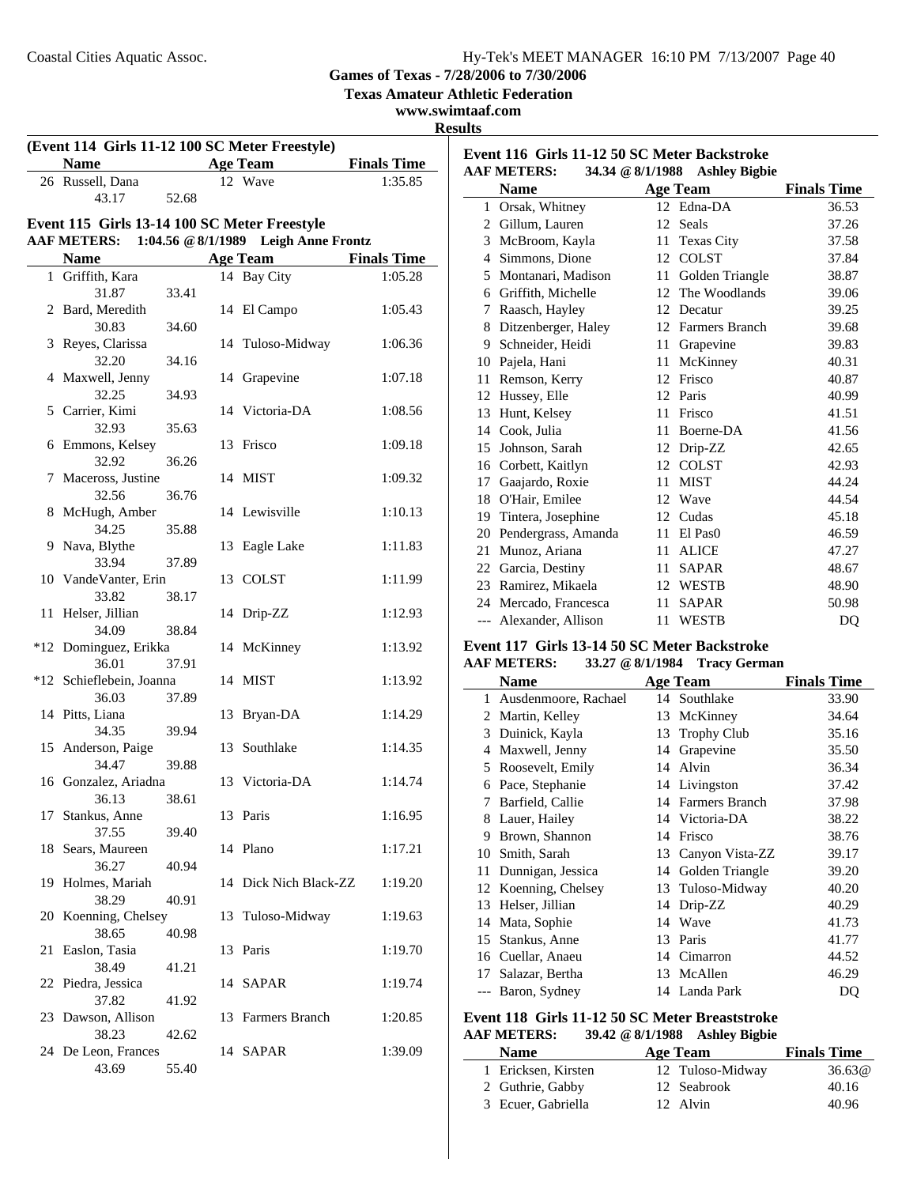**Games of Texas - 7/28/2006 to 7/30/2006**

**Texas Amateur Athletic Federation**

**www.swimtaaf.com**

**Results**

### (Event 114 Girls 11-12 100 SC Meter Freestyle)

| | Name | Age | Team | Finals Time |
|---|---|---|---|---|
| 26 | Russell, Dana | 12 | Wave | 1:35.85 |
| | 43.17 52.68 | | | |

### Event 115 Girls 13-14 100 SC Meter Freestyle

**AAF METERS: 1:04.56 @ 8/1/1989 Leigh Anne Frontz**

| | Name | Age | Team | Finals Time |
|---|---|---|---|---|
| 1 | Griffith, Kara | 14 | Bay City | 1:05.28 |
| | 31.87 33.41 | | | |
| 2 | Bard, Meredith | 14 | El Campo | 1:05.43 |
| | 30.83 34.60 | | | |
| 3 | Reyes, Clarissa | 14 | Tuloso-Midway | 1:06.36 |
| | 32.20 34.16 | | | |
| 4 | Maxwell, Jenny | 14 | Grapevine | 1:07.18 |
| | 32.25 34.93 | | | |
| 5 | Carrier, Kimi | 14 | Victoria-DA | 1:08.56 |
| | 32.93 35.63 | | | |
| 6 | Emmons, Kelsey | 13 | Frisco | 1:09.18 |
| | 32.92 36.26 | | | |
| 7 | Maceross, Justine | 14 | MIST | 1:09.32 |
| | 32.56 36.76 | | | |
| 8 | McHugh, Amber | 14 | Lewisville | 1:10.13 |
| | 34.25 35.88 | | | |
| 9 | Nava, Blythe | 13 | Eagle Lake | 1:11.83 |
| | 33.94 37.89 | | | |
| 10 | VandeVanter, Erin | 13 | COLST | 1:11.99 |
| | 33.82 38.17 | | | |
| 11 | Helser, Jillian | 14 | Drip-ZZ | 1:12.93 |
| | 34.09 38.84 | | | |
| *12 | Dominguez, Erikka | 14 | McKinney | 1:13.92 |
| | 36.01 37.91 | | | |
| *12 | Schieflebein, Joanna | 14 | MIST | 1:13.92 |
| | 36.03 37.89 | | | |
| 14 | Pitts, Liana | 13 | Bryan-DA | 1:14.29 |
| | 34.35 39.94 | | | |
| 15 | Anderson, Paige | 13 | Southlake | 1:14.35 |
| | 34.47 39.88 | | | |
| 16 | Gonzalez, Ariadna | 13 | Victoria-DA | 1:14.74 |
| | 36.13 38.61 | | | |
| 17 | Stankus, Anne | 13 | Paris | 1:16.95 |
| | 37.55 39.40 | | | |
| 18 | Sears, Maureen | 14 | Plano | 1:17.21 |
| | 36.27 40.94 | | | |
| 19 | Holmes, Mariah | 14 | Dick Nich Black-ZZ | 1:19.20 |
| | 38.29 40.91 | | | |
| 20 | Koenning, Chelsey | 13 | Tuloso-Midway | 1:19.63 |
| | 38.65 40.98 | | | |
| 21 | Easlon, Tasia | 13 | Paris | 1:19.70 |
| | 38.49 41.21 | | | |
| 22 | Piedra, Jessica | 14 | SAPAR | 1:19.74 |
| | 37.82 41.92 | | | |
| 23 | Dawson, Allison | 13 | Farmers Branch | 1:20.85 |
| | 38.23 42.62 | | | |
| 24 | De Leon, Frances | 14 | SAPAR | 1:39.09 |
| | 43.69 55.40 | | | |

### Event 116 Girls 11-12 50 SC Meter Backstroke

**AAF METERS: 34.34 @ 8/1/1988 Ashley Bigbie**

| | Name | Age | Team | Finals Time |
|---|---|---|---|---|
| 1 | Orsak, Whitney | 12 | Edna-DA | 36.53 |
| 2 | Gillum, Lauren | 12 | Seals | 37.26 |
| 3 | McBroom, Kayla | 11 | Texas City | 37.58 |
| 4 | Simmons, Dione | 12 | COLST | 37.84 |
| 5 | Montanari, Madison | 11 | Golden Triangle | 38.87 |
| 6 | Griffith, Michelle | 12 | The Woodlands | 39.06 |
| 7 | Raasch, Hayley | 12 | Decatur | 39.25 |
| 8 | Ditzenberger, Haley | 12 | Farmers Branch | 39.68 |
| 9 | Schneider, Heidi | 11 | Grapevine | 39.83 |
| 10 | Pajela, Hani | 11 | McKinney | 40.31 |
| 11 | Remson, Kerry | 12 | Frisco | 40.87 |
| 12 | Hussey, Elle | 12 | Paris | 40.99 |
| 13 | Hunt, Kelsey | 11 | Frisco | 41.51 |
| 14 | Cook, Julia | 11 | Boerne-DA | 41.56 |
| 15 | Johnson, Sarah | 12 | Drip-ZZ | 42.65 |
| 16 | Corbett, Kaitlyn | 12 | COLST | 42.93 |
| 17 | Gaajardo, Roxie | 11 | MIST | 44.24 |
| 18 | O'Hair, Emilee | 12 | Wave | 44.54 |
| 19 | Tintera, Josephine | 12 | Cudas | 45.18 |
| 20 | Pendergrass, Amanda | 11 | El Pas0 | 46.59 |
| 21 | Munoz, Ariana | 11 | ALICE | 47.27 |
| 22 | Garcia, Destiny | 11 | SAPAR | 48.67 |
| 23 | Ramirez, Mikaela | 12 | WESTB | 48.90 |
| 24 | Mercado, Francesca | 11 | SAPAR | 50.98 |
| --- | Alexander, Allison | 11 | WESTB | DQ |

### Event 117 Girls 13-14 50 SC Meter Backstroke

**AAF METERS: 33.27 @ 8/1/1984 Tracy German**

| | Name | Age | Team | Finals Time |
|---|---|---|---|---|
| 1 | Ausdenmoore, Rachael | 14 | Southlake | 33.90 |
| 2 | Martin, Kelley | 13 | McKinney | 34.64 |
| 3 | Duinick, Kayla | 13 | Trophy Club | 35.16 |
| 4 | Maxwell, Jenny | 14 | Grapevine | 35.50 |
| 5 | Roosevelt, Emily | 14 | Alvin | 36.34 |
| 6 | Pace, Stephanie | 14 | Livingston | 37.42 |
| 7 | Barfield, Callie | 14 | Farmers Branch | 37.98 |
| 8 | Lauer, Hailey | 14 | Victoria-DA | 38.22 |
| 9 | Brown, Shannon | 14 | Frisco | 38.76 |
| 10 | Smith, Sarah | 13 | Canyon Vista-ZZ | 39.17 |
| 11 | Dunnigan, Jessica | 14 | Golden Triangle | 39.20 |
| 12 | Koenning, Chelsey | 13 | Tuloso-Midway | 40.20 |
| 13 | Helser, Jillian | 14 | Drip-ZZ | 40.29 |
| 14 | Mata, Sophie | 14 | Wave | 41.73 |
| 15 | Stankus, Anne | 13 | Paris | 41.77 |
| 16 | Cuellar, Anaeu | 14 | Cimarron | 44.52 |
| 17 | Salazar, Bertha | 13 | McAllen | 46.29 |
| --- | Baron, Sydney | 14 | Landa Park | DQ |

### Event 118 Girls 11-12 50 SC Meter Breaststroke

**AAF METERS: 39.42 @ 8/1/1988 Ashley Bigbie**

| | Name | Age | Team | Finals Time |
|---|---|---|---|---|
| 1 | Ericksen, Kirsten | 12 | Tuloso-Midway | 36.63@ |
| 2 | Guthrie, Gabby | 12 | Seabrook | 40.16 |
| 3 | Ecuer, Gabriella | 12 | Alvin | 40.96 |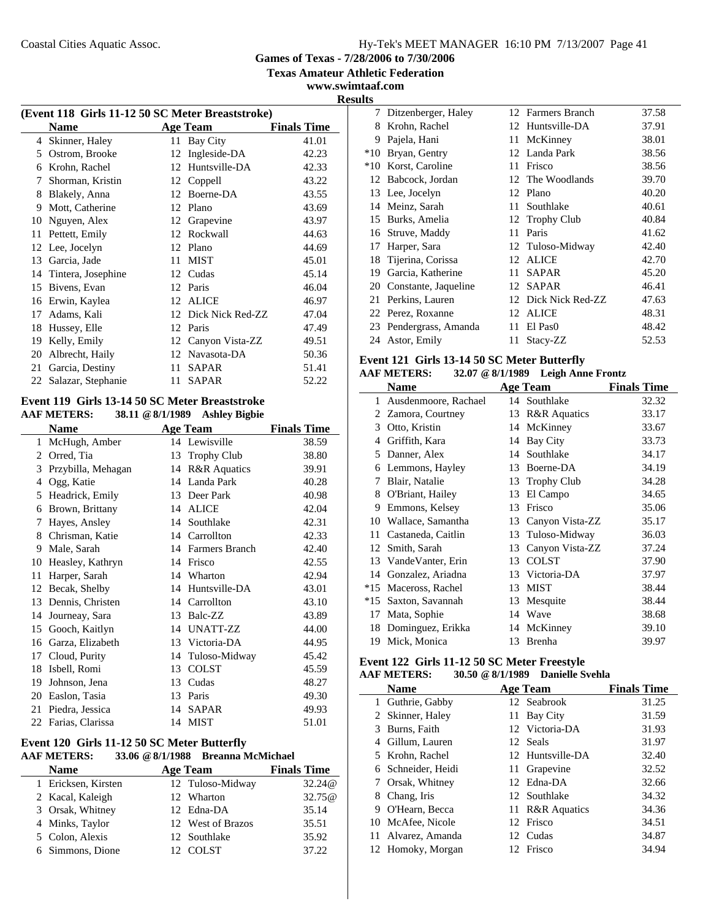**Games of Texas - 7/28/2006 to 7/30/2006**

**Texas Amateur Athletic Federation**

**www.swimtaaf.com**

**Results**

### (Event 118 Girls 11-12 50 SC Meter Breaststroke)

| | Name | Age | Team | Finals Time |
|---|---|---|---|---|
| 4 | Skinner, Haley | 11 | Bay City | 41.01 |
| 5 | Ostrom, Brooke | 12 | Ingleside-DA | 42.23 |
| 6 | Krohn, Rachel | 12 | Huntsville-DA | 42.33 |
| 7 | Shorman, Kristin | 12 | Coppell | 43.22 |
| 8 | Blakely, Anna | 12 | Boerne-DA | 43.55 |
| 9 | Mott, Catherine | 12 | Plano | 43.69 |
| 10 | Nguyen, Alex | 12 | Grapevine | 43.97 |
| 11 | Pettett, Emily | 12 | Rockwall | 44.63 |
| 12 | Lee, Jocelyn | 12 | Plano | 44.69 |
| 13 | Garcia, Jade | 11 | MIST | 45.01 |
| 14 | Tintera, Josephine | 12 | Cudas | 45.14 |
| 15 | Bivens, Evan | 12 | Paris | 46.04 |
| 16 | Erwin, Kaylea | 12 | ALICE | 46.97 |
| 17 | Adams, Kali | 12 | Dick Nick Red-ZZ | 47.04 |
| 18 | Hussey, Elle | 12 | Paris | 47.49 |
| 19 | Kelly, Emily | 12 | Canyon Vista-ZZ | 49.51 |
| 20 | Albrecht, Haily | 12 | Navasota-DA | 50.36 |
| 21 | Garcia, Destiny | 11 | SAPAR | 51.41 |
| 22 | Salazar, Stephanie | 11 | SAPAR | 52.22 |

### Event 119 Girls 13-14 50 SC Meter Breaststroke

**AAF METERS: 38.11 @ 8/1/1989 Ashley Bigbie**

| | Name | Age | Team | Finals Time |
|---|---|---|---|---|
| 1 | McHugh, Amber | 14 | Lewisville | 38.59 |
| 2 | Orred, Tia | 13 | Trophy Club | 38.80 |
| 3 | Przybilla, Mehagan | 14 | R&R Aquatics | 39.91 |
| 4 | Ogg, Katie | 14 | Landa Park | 40.28 |
| 5 | Headrick, Emily | 13 | Deer Park | 40.98 |
| 6 | Brown, Brittany | 14 | ALICE | 42.04 |
| 7 | Hayes, Ansley | 14 | Southlake | 42.31 |
| 8 | Chrisman, Katie | 14 | Carrollton | 42.33 |
| 9 | Male, Sarah | 14 | Farmers Branch | 42.40 |
| 10 | Heasley, Kathryn | 14 | Frisco | 42.55 |
| 11 | Harper, Sarah | 14 | Wharton | 42.94 |
| 12 | Becak, Shelby | 14 | Huntsville-DA | 43.01 |
| 13 | Dennis, Christen | 14 | Carrollton | 43.10 |
| 14 | Journeay, Sara | 13 | Balc-ZZ | 43.89 |
| 15 | Gooch, Kaitlyn | 14 | UNATT-ZZ | 44.00 |
| 16 | Garza, Elizabeth | 13 | Victoria-DA | 44.95 |
| 17 | Cloud, Purity | 14 | Tuloso-Midway | 45.42 |
| 18 | Isbell, Romi | 13 | COLST | 45.59 |
| 19 | Johnson, Jena | 13 | Cudas | 48.27 |
| 20 | Easlon, Tasia | 13 | Paris | 49.30 |
| 21 | Piedra, Jessica | 14 | SAPAR | 49.93 |
| 22 | Farias, Clarissa | 14 | MIST | 51.01 |

### Event 120 Girls 11-12 50 SC Meter Butterfly

**AAF METERS: 33.06 @ 8/1/1988 Breanna McMichael**

| | Name | Age | Team | Finals Time |
|---|---|---|---|---|
| 1 | Ericksen, Kirsten | 12 | Tuloso-Midway | 32.24@ |
| 2 | Kacal, Kaleigh | 12 | Wharton | 32.75@ |
| 3 | Orsak, Whitney | 12 | Edna-DA | 35.14 |
| 4 | Minks, Taylor | 12 | West of Brazos | 35.51 |
| 5 | Colon, Alexis | 12 | Southlake | 35.92 |
| 6 | Simmons, Dione | 12 | COLST | 37.22 |
| 7 | Ditzenberger, Haley | 12 | Farmers Branch | 37.58 |
| 8 | Krohn, Rachel | 12 | Huntsville-DA | 37.91 |
| 9 | Pajela, Hani | 11 | McKinney | 38.01 |
| *10 | Bryan, Gentry | 12 | Landa Park | 38.56 |
| *10 | Korst, Caroline | 11 | Frisco | 38.56 |
| 12 | Babcock, Jordan | 12 | The Woodlands | 39.70 |
| 13 | Lee, Jocelyn | 12 | Plano | 40.20 |
| 14 | Meinz, Sarah | 11 | Southlake | 40.61 |
| 15 | Burks, Amelia | 12 | Trophy Club | 40.84 |
| 16 | Struve, Maddy | 11 | Paris | 41.62 |
| 17 | Harper, Sara | 12 | Tuloso-Midway | 42.40 |
| 18 | Tijerina, Corissa | 12 | ALICE | 42.70 |
| 19 | Garcia, Katherine | 11 | SAPAR | 45.20 |
| 20 | Constante, Jaqueline | 12 | SAPAR | 46.41 |
| 21 | Perkins, Lauren | 12 | Dick Nick Red-ZZ | 47.63 |
| 22 | Perez, Roxanne | 12 | ALICE | 48.31 |
| 23 | Pendergrass, Amanda | 11 | El Pas0 | 48.42 |
| 24 | Astor, Emily | 11 | Stacy-ZZ | 52.53 |

### Event 121 Girls 13-14 50 SC Meter Butterfly

**AAF METERS: 32.07 @ 8/1/1989 Leigh Anne Frontz**

| | Name | Age | Team | Finals Time |
|---|---|---|---|---|
| 1 | Ausdenmoore, Rachael | 14 | Southlake | 32.32 |
| 2 | Zamora, Courtney | 13 | R&R Aquatics | 33.17 |
| 3 | Otto, Kristin | 14 | McKinney | 33.67 |
| 4 | Griffith, Kara | 14 | Bay City | 33.73 |
| 5 | Danner, Alex | 14 | Southlake | 34.17 |
| 6 | Lemmons, Hayley | 13 | Boerne-DA | 34.19 |
| 7 | Blair, Natalie | 13 | Trophy Club | 34.28 |
| 8 | O'Briant, Hailey | 13 | El Campo | 34.65 |
| 9 | Emmons, Kelsey | 13 | Frisco | 35.06 |
| 10 | Wallace, Samantha | 13 | Canyon Vista-ZZ | 35.17 |
| 11 | Castaneda, Caitlin | 13 | Tuloso-Midway | 36.03 |
| 12 | Smith, Sarah | 13 | Canyon Vista-ZZ | 37.24 |
| 13 | VandeVanter, Erin | 13 | COLST | 37.90 |
| 14 | Gonzalez, Ariadna | 13 | Victoria-DA | 37.97 |
| *15 | Maceross, Rachel | 13 | MIST | 38.44 |
| *15 | Saxton, Savannah | 13 | Mesquite | 38.44 |
| 17 | Mata, Sophie | 14 | Wave | 38.68 |
| 18 | Dominguez, Erikka | 14 | McKinney | 39.10 |
| 19 | Mick, Monica | 13 | Brenha | 39.97 |

### Event 122 Girls 11-12 50 SC Meter Freestyle

**AAF METERS: 30.50 @ 8/1/1989 Danielle Svehla**

| | Name | Age | Team | Finals Time |
|---|---|---|---|---|
| 1 | Guthrie, Gabby | 12 | Seabrook | 31.25 |
| 2 | Skinner, Haley | 11 | Bay City | 31.59 |
| 3 | Burns, Faith | 12 | Victoria-DA | 31.93 |
| 4 | Gillum, Lauren | 12 | Seals | 31.97 |
| 5 | Krohn, Rachel | 12 | Huntsville-DA | 32.40 |
| 6 | Schneider, Heidi | 11 | Grapevine | 32.52 |
| 7 | Orsak, Whitney | 12 | Edna-DA | 32.66 |
| 8 | Chang, Iris | 12 | Southlake | 34.32 |
| 9 | O'Hearn, Becca | 11 | R&R Aquatics | 34.36 |
| 10 | McAfee, Nicole | 12 | Frisco | 34.51 |
| 11 | Alvarez, Amanda | 12 | Cudas | 34.87 |
| 12 | Homoky, Morgan | 12 | Frisco | 34.94 |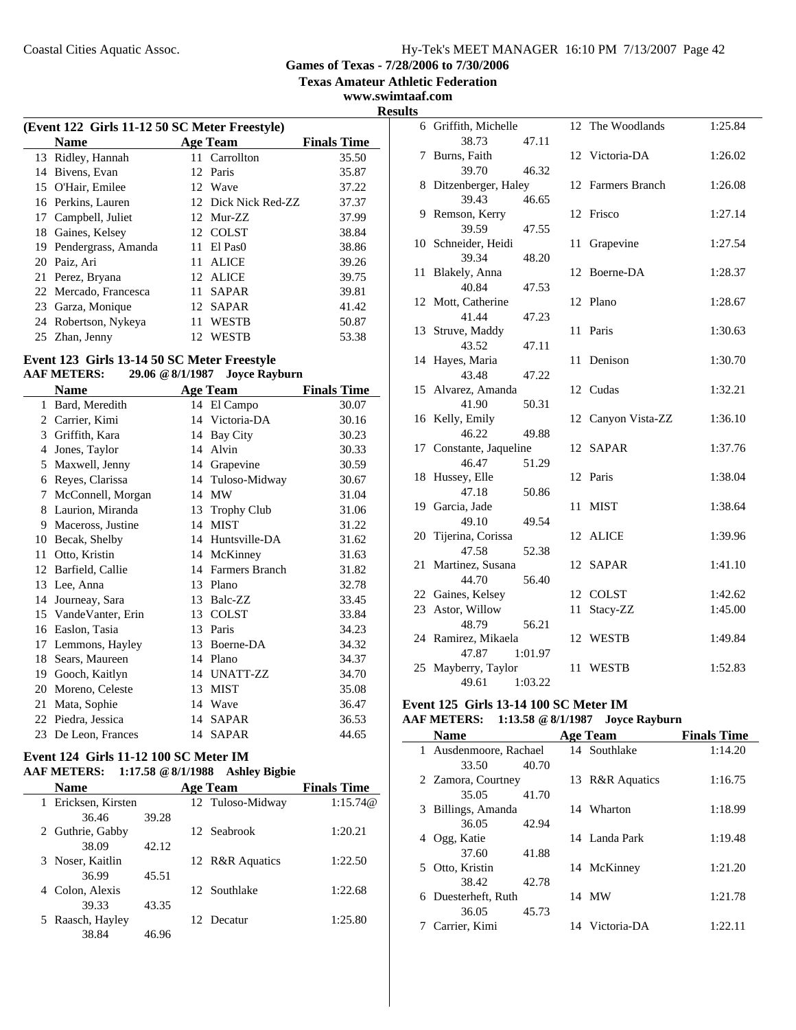**Games of Texas - 7/28/2006 to 7/30/2006**

**Texas Amateur Athletic Federation**

**www.swimtaaf.com**

**Results**

### (Event 122 Girls 11-12 50 SC Meter Freestyle)

| | Name | Age | Team | Finals Time |
|---|---|---|---|---|
| 13 | Ridley, Hannah | 11 | Carrollton | 35.50 |
| 14 | Bivens, Evan | 12 | Paris | 35.87 |
| 15 | O'Hair, Emilee | 12 | Wave | 37.22 |
| 16 | Perkins, Lauren | 12 | Dick Nick Red-ZZ | 37.37 |
| 17 | Campbell, Juliet | 12 | Mur-ZZ | 37.99 |
| 18 | Gaines, Kelsey | 12 | COLST | 38.84 |
| 19 | Pendergrass, Amanda | 11 | El Pas0 | 38.86 |
| 20 | Paiz, Ari | 11 | ALICE | 39.26 |
| 21 | Perez, Bryana | 12 | ALICE | 39.75 |
| 22 | Mercado, Francesca | 11 | SAPAR | 39.81 |
| 23 | Garza, Monique | 12 | SAPAR | 41.42 |
| 24 | Robertson, Nykeya | 11 | WESTB | 50.87 |
| 25 | Zhan, Jenny | 12 | WESTB | 53.38 |

### Event 123 Girls 13-14 50 SC Meter Freestyle

**AAF METERS: 29.06 @ 8/1/1987 Joyce Rayburn**

| | Name | Age | Team | Finals Time |
|---|---|---|---|---|
| 1 | Bard, Meredith | 14 | El Campo | 30.07 |
| 2 | Carrier, Kimi | 14 | Victoria-DA | 30.16 |
| 3 | Griffith, Kara | 14 | Bay City | 30.23 |
| 4 | Jones, Taylor | 14 | Alvin | 30.33 |
| 5 | Maxwell, Jenny | 14 | Grapevine | 30.59 |
| 6 | Reyes, Clarissa | 14 | Tuloso-Midway | 30.67 |
| 7 | McConnell, Morgan | 14 | MW | 31.04 |
| 8 | Laurion, Miranda | 13 | Trophy Club | 31.06 |
| 9 | Maceross, Justine | 14 | MIST | 31.22 |
| 10 | Becak, Shelby | 14 | Huntsville-DA | 31.62 |
| 11 | Otto, Kristin | 14 | McKinney | 31.63 |
| 12 | Barfield, Callie | 14 | Farmers Branch | 31.82 |
| 13 | Lee, Anna | 13 | Plano | 32.78 |
| 14 | Journeay, Sara | 13 | Balc-ZZ | 33.45 |
| 15 | VandeVanter, Erin | 13 | COLST | 33.84 |
| 16 | Easlon, Tasia | 13 | Paris | 34.23 |
| 17 | Lemmons, Hayley | 13 | Boerne-DA | 34.32 |
| 18 | Sears, Maureen | 14 | Plano | 34.37 |
| 19 | Gooch, Kaitlyn | 14 | UNATT-ZZ | 34.70 |
| 20 | Moreno, Celeste | 13 | MIST | 35.08 |
| 21 | Mata, Sophie | 14 | Wave | 36.47 |
| 22 | Piedra, Jessica | 14 | SAPAR | 36.53 |
| 23 | De Leon, Frances | 14 | SAPAR | 44.65 |

### Event 124 Girls 11-12 100 SC Meter IM

**AAF METERS: 1:17.58 @ 8/1/1988 Ashley Bigbie**

| | Name | Split 1 | Split 2 | Age | Team | Finals Time |
|---|---|---|---|---|---|---|
| 1 | Ericksen, Kirsten | 36.46 | 39.28 | 12 | Tuloso-Midway | 1:15.74@ |
| 2 | Guthrie, Gabby | 38.09 | 42.12 | 12 | Seabrook | 1:20.21 |
| 3 | Noser, Kaitlin | 36.99 | 45.51 | 12 | R&R Aquatics | 1:22.50 |
| 4 | Colon, Alexis | 39.33 | 43.35 | 12 | Southlake | 1:22.68 |
| 5 | Raasch, Hayley | 38.84 | 46.96 | 12 | Decatur | 1:25.80 |
| 6 | Griffith, Michelle | 38.73 | 47.11 | 12 | The Woodlands | 1:25.84 |
| 7 | Burns, Faith | 39.70 | 46.32 | 12 | Victoria-DA | 1:26.02 |
| 8 | Ditzenberger, Haley | 39.43 | 46.65 | 12 | Farmers Branch | 1:26.08 |
| 9 | Remson, Kerry | 39.59 | 47.55 | 12 | Frisco | 1:27.14 |
| 10 | Schneider, Heidi | 39.34 | 48.20 | 11 | Grapevine | 1:27.54 |
| 11 | Blakely, Anna | 40.84 | 47.53 | 12 | Boerne-DA | 1:28.37 |
| 12 | Mott, Catherine | 41.44 | 47.23 | 12 | Plano | 1:28.67 |
| 13 | Struve, Maddy | 43.52 | 47.11 | 11 | Paris | 1:30.63 |
| 14 | Hayes, Maria | 43.48 | 47.22 | 11 | Denison | 1:30.70 |
| 15 | Alvarez, Amanda | 41.90 | 50.31 | 12 | Cudas | 1:32.21 |
| 16 | Kelly, Emily | 46.22 | 49.88 | 12 | Canyon Vista-ZZ | 1:36.10 |
| 17 | Constante, Jaqueline | 46.47 | 51.29 | 12 | SAPAR | 1:37.76 |
| 18 | Hussey, Elle | 47.18 | 50.86 | 12 | Paris | 1:38.04 |
| 19 | Garcia, Jade | 49.10 | 49.54 | 11 | MIST | 1:38.64 |
| 20 | Tijerina, Corissa | 47.58 | 52.38 | 12 | ALICE | 1:39.96 |
| 21 | Martinez, Susana | 44.70 | 56.40 | 12 | SAPAR | 1:41.10 |
| 22 | Gaines, Kelsey | | | 12 | COLST | 1:42.62 |
| 23 | Astor, Willow | 48.79 | 56.21 | 11 | Stacy-ZZ | 1:45.00 |
| 24 | Ramirez, Mikaela | 47.87 | 1:01.97 | 12 | WESTB | 1:49.84 |
| 25 | Mayberry, Taylor | 49.61 | 1:03.22 | 11 | WESTB | 1:52.83 |

### Event 125 Girls 13-14 100 SC Meter IM

**AAF METERS: 1:13.58 @ 8/1/1987 Joyce Rayburn**

| | Name | Split 1 | Split 2 | Age | Team | Finals Time |
|---|---|---|---|---|---|---|
| 1 | Ausdenmoore, Rachael | 33.50 | 40.70 | 14 | Southlake | 1:14.20 |
| 2 | Zamora, Courtney | 35.05 | 41.70 | 13 | R&R Aquatics | 1:16.75 |
| 3 | Billings, Amanda | 36.05 | 42.94 | 14 | Wharton | 1:18.99 |
| 4 | Ogg, Katie | 37.60 | 41.88 | 14 | Landa Park | 1:19.48 |
| 5 | Otto, Kristin | 38.42 | 42.78 | 14 | McKinney | 1:21.20 |
| 6 | Duesterheft, Ruth | 36.05 | 45.73 | 14 | MW | 1:21.78 |
| 7 | Carrier, Kimi | | | 14 | Victoria-DA | 1:22.11 |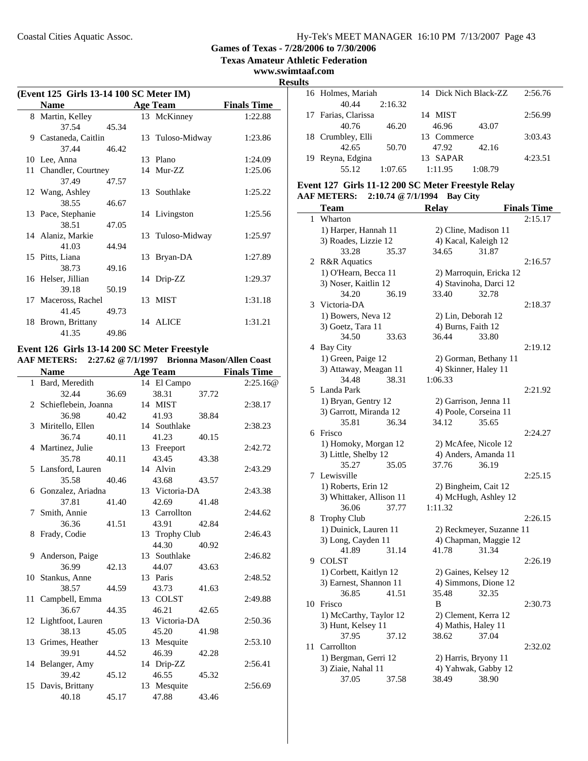**Games of Texas - 7/28/2006 to 7/30/2006**

**Texas Amateur Athletic Federation**

**www.swimtaaf.com**

**Results**

### (Event 125 Girls 13-14 100 SC Meter IM)

| | Name | Age | Team | Finals Time |
|---|---|---|---|---|
| 8 | Martin, Kelley | 13 | McKinney | 1:22.88 |
| | 37.54 45.34 | | | |
| 9 | Castaneda, Caitlin | 13 | Tuloso-Midway | 1:23.86 |
| | 37.44 46.42 | | | |
| 10 | Lee, Anna | 13 | Plano | 1:24.09 |
| 11 | Chandler, Courtney | 14 | Mur-ZZ | 1:25.06 |
| | 37.49 47.57 | | | |
| 12 | Wang, Ashley | 13 | Southlake | 1:25.22 |
| | 38.55 46.67 | | | |
| 13 | Pace, Stephanie | 14 | Livingston | 1:25.56 |
| | 38.51 47.05 | | | |
| 14 | Alaniz, Markie | 13 | Tuloso-Midway | 1:25.97 |
| | 41.03 44.94 | | | |
| 15 | Pitts, Liana | 13 | Bryan-DA | 1:27.89 |
| | 38.73 49.16 | | | |
| 16 | Helser, Jillian | 14 | Drip-ZZ | 1:29.37 |
| | 39.18 50.19 | | | |
| 17 | Maceross, Rachel | 13 | MIST | 1:31.18 |
| | 41.45 49.73 | | | |
| 18 | Brown, Brittany | 14 | ALICE | 1:31.21 |
| | 41.35 49.86 | | | |

### Event 126 Girls 13-14 200 SC Meter Freestyle

**AAF METERS: 2:27.62 @7/1/1997 Brionna Mason/Allen Coast**

| | Name | Age | Team | Finals Time |
|---|---|---|---|---|
| 1 | Bard, Meredith | 14 | El Campo | 2:25.16@ |
| | 32.44 36.69 38.31 37.72 | | | |
| 2 | Schieflebein, Joanna | 14 | MIST | 2:38.17 |
| | 36.98 40.42 41.93 38.84 | | | |
| 3 | Miritello, Ellen | 14 | Southlake | 2:38.23 |
| | 36.74 40.11 41.23 40.15 | | | |
| 4 | Martinez, Julie | 13 | Freeport | 2:42.72 |
| | 35.78 40.11 43.45 43.38 | | | |
| 5 | Lansford, Lauren | 14 | Alvin | 2:43.29 |
| | 35.58 40.46 43.68 43.57 | | | |
| 6 | Gonzalez, Ariadna | 13 | Victoria-DA | 2:43.38 |
| | 37.81 41.40 42.69 41.48 | | | |
| 7 | Smith, Annie | 13 | Carrollton | 2:44.62 |
| | 36.36 41.51 43.91 42.84 | | | |
| 8 | Frady, Codie | 13 | Trophy Club | 2:46.43 |
| | 44.30 40.92 | | | |
| 9 | Anderson, Paige | 13 | Southlake | 2:46.82 |
| | 36.99 42.13 44.07 43.63 | | | |
| 10 | Stankus, Anne | 13 | Paris | 2:48.52 |
| | 38.57 44.59 43.73 41.63 | | | |
| 11 | Campbell, Emma | 13 | COLST | 2:49.88 |
| | 36.67 44.35 46.21 42.65 | | | |
| 12 | Lightfoot, Lauren | 13 | Victoria-DA | 2:50.36 |
| | 38.13 45.05 45.20 41.98 | | | |
| 13 | Grimes, Heather | 13 | Mesquite | 2:53.10 |
| | 39.91 44.52 46.39 42.28 | | | |
| 14 | Belanger, Amy | 14 | Drip-ZZ | 2:56.41 |
| | 39.42 45.12 46.55 45.32 | | | |
| 15 | Davis, Brittany | 13 | Mesquite | 2:56.69 |
| | 40.18 45.17 47.88 43.46 | | | |
| 16 | Holmes, Mariah | 14 | Dick Nich Black-ZZ | 2:56.76 |
| | 40.44 2:16.32 | | | |
| 17 | Farias, Clarissa | 14 | MIST | 2:56.99 |
| | 40.76 46.20 46.96 43.07 | | | |
| 18 | Crumbley, Elli | 13 | Commerce | 3:03.43 |
| | 42.65 50.70 47.92 42.16 | | | |
| 19 | Reyna, Edgina | 13 | SAPAR | 4:23.51 |
| | 55.12 1:07.65 1:11.95 1:08.79 | | | |

### Event 127 Girls 11-12 200 SC Meter Freestyle Relay

**AAF METERS: 2:10.74 @ 7/1/1994 Bay City**

| | Team | Relay | Finals Time |
|---|---|---|---|
| 1 | Wharton | | 2:15.17 |
| | 1) Harper, Hannah 11; 2) Cline, Madison 11; 3) Roades, Lizzie 12; 4) Kacal, Kaleigh 12 | | |
| | 33.28 35.37 34.65 31.87 | | |
| 2 | R&R Aquatics | | 2:16.57 |
| | 1) O'Hearn, Becca 11; 2) Marroquin, Ericka 12; 3) Noser, Kaitlin 12; 4) Stavinoha, Darci 12 | | |
| | 34.20 36.19 33.40 32.78 | | |
| 3 | Victoria-DA | | 2:18.37 |
| | 1) Bowers, Neva 12; 2) Lin, Deborah 12; 3) Goetz, Tara 11; 4) Burns, Faith 12 | | |
| | 34.50 33.63 36.44 33.80 | | |
| 4 | Bay City | | 2:19.12 |
| | 1) Green, Paige 12; 2) Gorman, Bethany 11; 3) Attaway, Meagan 11; 4) Skinner, Haley 11 | | |
| | 34.48 38.31 1:06.33 | | |
| 5 | Landa Park | | 2:21.92 |
| | 1) Bryan, Gentry 12; 2) Garrison, Jenna 11; 3) Garrott, Miranda 12; 4) Poole, Corseina 11 | | |
| | 35.81 36.34 34.12 35.65 | | |
| 6 | Frisco | | 2:24.27 |
| | 1) Homoky, Morgan 12; 2) McAfee, Nicole 12; 3) Little, Shelby 12; 4) Anders, Amanda 11 | | |
| | 35.27 35.05 37.76 36.19 | | |
| 7 | Lewisville | | 2:25.15 |
| | 1) Roberts, Erin 12; 2) Bingheim, Cait 12; 3) Whittaker, Allison 11; 4) McHugh, Ashley 12 | | |
| | 36.06 37.77 1:11.32 | | |
| 8 | Trophy Club | | 2:26.15 |
| | 1) Duinick, Lauren 11; 2) Reckmeyer, Suzanne 11; 3) Long, Cayden 11; 4) Chapman, Maggie 12 | | |
| | 41.89 31.14 41.78 31.34 | | |
| 9 | COLST | | 2:26.19 |
| | 1) Corbett, Kaitlyn 12; 2) Gaines, Kelsey 12; 3) Earnest, Shannon 11; 4) Simmons, Dione 12 | | |
| | 36.85 41.51 35.48 32.35 | | |
| 10 | Frisco | B | 2:30.73 |
| | 1) McCarthy, Taylor 12; 2) Clement, Kerra 12; 3) Hunt, Kelsey 11; 4) Mathis, Haley 11 | | |
| | 37.95 37.12 38.62 37.04 | | |
| 11 | Carrollton | | 2:32.02 |
| | 1) Bergman, Gerri 12; 2) Harris, Bryony 11; 3) Ziaie, Nahal 11; 4) Yahwak, Gabby 12 | | |
| | 37.05 37.58 38.49 38.90 | | |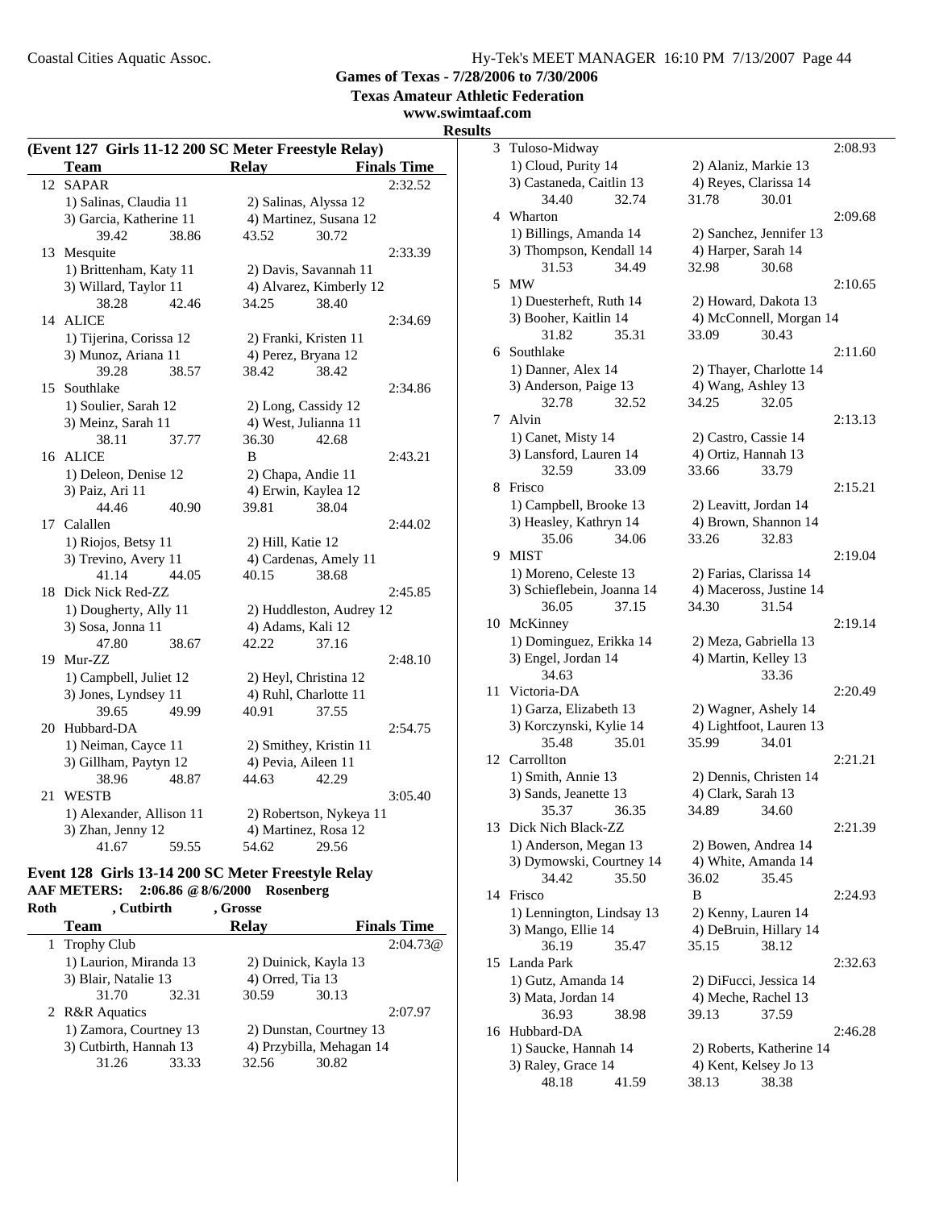Coastal Cities Aquatic Assoc.

Hy-Tek's MEET MANAGER 16:10 PM 7/13/2007 Page 44

**Games of Texas - 7/28/2006 to 7/30/2006**

**Texas Amateur Athletic Federation**

**www.swimtaaf.com**

**Results**

**(Event 127 Girls 11-12 200 SC Meter Freestyle Relay)**

| | Team | Relay | Finals Time |
|---|---|---|---|
| 12 | SAPAR | | 2:32.52 |
| | 1) Salinas, Claudia 11 | 2) Salinas, Alyssa 12 | |
| | 3) Garcia, Katherine 11 | 4) Martinez, Susana 12 | |
| | 39.42 38.86 | 43.52 30.72 | |
| 13 | Mesquite | | 2:33.39 |
| | 1) Brittenham, Katy 11 | 2) Davis, Savannah 11 | |
| | 3) Willard, Taylor 11 | 4) Alvarez, Kimberly 12 | |
| | 38.28 42.46 | 34.25 38.40 | |
| 14 | ALICE | | 2:34.69 |
| | 1) Tijerina, Corissa 12 | 2) Franki, Kristen 11 | |
| | 3) Munoz, Ariana 11 | 4) Perez, Bryana 12 | |
| | 39.28 38.57 | 38.42 38.42 | |
| 15 | Southlake | | 2:34.86 |
| | 1) Soulier, Sarah 12 | 2) Long, Cassidy 12 | |
| | 3) Meinz, Sarah 11 | 4) West, Julianna 11 | |
| | 38.11 37.77 | 36.30 42.68 | |
| 16 | ALICE | B | 2:43.21 |
| | 1) Deleon, Denise 12 | 2) Chapa, Andie 11 | |
| | 3) Paiz, Ari 11 | 4) Erwin, Kaylea 12 | |
| | 44.46 40.90 | 39.81 38.04 | |
| 17 | Calallen | | 2:44.02 |
| | 1) Riojos, Betsy 11 | 2) Hill, Katie 12 | |
| | 3) Trevino, Avery 11 | 4) Cardenas, Amely 11 | |
| | 41.14 44.05 | 40.15 38.68 | |
| 18 | Dick Nick Red-ZZ | | 2:45.85 |
| | 1) Dougherty, Ally 11 | 2) Huddleston, Audrey 12 | |
| | 3) Sosa, Jonna 11 | 4) Adams, Kali 12 | |
| | 47.80 38.67 | 42.22 37.16 | |
| 19 | Mur-ZZ | | 2:48.10 |
| | 1) Campbell, Juliet 12 | 2) Heyl, Christina 12 | |
| | 3) Jones, Lyndsey 11 | 4) Ruhl, Charlotte 11 | |
| | 39.65 49.99 | 40.91 37.55 | |
| 20 | Hubbard-DA | | 2:54.75 |
| | 1) Neiman, Cayce 11 | 2) Smithey, Kristin 11 | |
| | 3) Gillham, Paytyn 12 | 4) Pevia, Aileen 11 | |
| | 38.96 48.87 | 44.63 42.29 | |
| 21 | WESTB | | 3:05.40 |
| | 1) Alexander, Allison 11 | 2) Robertson, Nykeya 11 | |
| | 3) Zhan, Jenny 12 | 4) Martinez, Rosa 12 | |
| | 41.67 59.55 | 54.62 29.56 | |

**Event 128 Girls 13-14 200 SC Meter Freestyle Relay**

**AAF METERS: 2:06.86 @ 8/6/2000 Rosenberg**

**Roth , Cutbirth , Grosse**

| | Team | Relay | Finals Time |
|---|---|---|---|
| 1 | Trophy Club | | 2:04.73@ |
| | 1) Laurion, Miranda 13 | 2) Duinick, Kayla 13 | |
| | 3) Blair, Natalie 13 | 4) Orred, Tia 13 | |
| | 31.70 32.31 | 30.59 30.13 | |
| 2 | R&R Aquatics | | 2:07.97 |
| | 1) Zamora, Courtney 13 | 2) Dunstan, Courtney 13 | |
| | 3) Cutbirth, Hannah 13 | 4) Przybilla, Mehagan 14 | |
| | 31.26 33.33 | 32.56 30.82 | |
| 3 | Tuloso-Midway | | 2:08.93 |
| | 1) Cloud, Purity 14 | 2) Alaniz, Markie 13 | |
| | 3) Castaneda, Caitlin 13 | 4) Reyes, Clarissa 14 | |
| | 34.40 32.74 | 31.78 30.01 | |
| 4 | Wharton | | 2:09.68 |
| | 1) Billings, Amanda 14 | 2) Sanchez, Jennifer 13 | |
| | 3) Thompson, Kendall 14 | 4) Harper, Sarah 14 | |
| | 31.53 34.49 | 32.98 30.68 | |
| 5 | MW | | 2:10.65 |
| | 1) Duesterheft, Ruth 14 | 2) Howard, Dakota 13 | |
| | 3) Booher, Kaitlin 14 | 4) McConnell, Morgan 14 | |
| | 31.82 35.31 | 33.09 30.43 | |
| 6 | Southlake | | 2:11.60 |
| | 1) Danner, Alex 14 | 2) Thayer, Charlotte 14 | |
| | 3) Anderson, Paige 13 | 4) Wang, Ashley 13 | |
| | 32.78 32.52 | 34.25 32.05 | |
| 7 | Alvin | | 2:13.13 |
| | 1) Canet, Misty 14 | 2) Castro, Cassie 14 | |
| | 3) Lansford, Lauren 14 | 4) Ortiz, Hannah 13 | |
| | 32.59 33.09 | 33.66 33.79 | |
| 8 | Frisco | | 2:15.21 |
| | 1) Campbell, Brooke 13 | 2) Leavitt, Jordan 14 | |
| | 3) Heasley, Kathryn 14 | 4) Brown, Shannon 14 | |
| | 35.06 34.06 | 33.26 32.83 | |
| 9 | MIST | | 2:19.04 |
| | 1) Moreno, Celeste 13 | 2) Farias, Clarissa 14 | |
| | 3) Schieflebein, Joanna 14 | 4) Maceross, Justine 14 | |
| | 36.05 37.15 | 34.30 31.54 | |
| 10 | McKinney | | 2:19.14 |
| | 1) Dominguez, Erikka 14 | 2) Meza, Gabriella 13 | |
| | 3) Engel, Jordan 14 | 4) Martin, Kelley 13 | |
| | 34.63 | 33.36 | |
| 11 | Victoria-DA | | 2:20.49 |
| | 1) Garza, Elizabeth 13 | 2) Wagner, Ashely 14 | |
| | 3) Korczynski, Kylie 14 | 4) Lightfoot, Lauren 13 | |
| | 35.48 35.01 | 35.99 34.01 | |
| 12 | Carrollton | | 2:21.21 |
| | 1) Smith, Annie 13 | 2) Dennis, Christen 14 | |
| | 3) Sands, Jeanette 13 | 4) Clark, Sarah 13 | |
| | 35.37 36.35 | 34.89 34.60 | |
| 13 | Dick Nich Black-ZZ | | 2:21.39 |
| | 1) Anderson, Megan 13 | 2) Bowen, Andrea 14 | |
| | 3) Dymowski, Courtney 14 | 4) White, Amanda 14 | |
| | 34.42 35.50 | 36.02 35.45 | |
| 14 | Frisco | B | 2:24.93 |
| | 1) Lennington, Lindsay 13 | 2) Kenny, Lauren 14 | |
| | 3) Mango, Ellie 14 | 4) DeBruin, Hillary 14 | |
| | 36.19 35.47 | 35.15 38.12 | |
| 15 | Landa Park | | 2:32.63 |
| | 1) Gutz, Amanda 14 | 2) DiFucci, Jessica 14 | |
| | 3) Mata, Jordan 14 | 4) Meche, Rachel 13 | |
| | 36.93 38.98 | 39.13 37.59 | |
| 16 | Hubbard-DA | | 2:46.28 |
| | 1) Saucke, Hannah 14 | 2) Roberts, Katherine 14 | |
| | 3) Raley, Grace 14 | 4) Kent, Kelsey Jo 13 | |
| | 48.18 41.59 | 38.13 38.38 | |